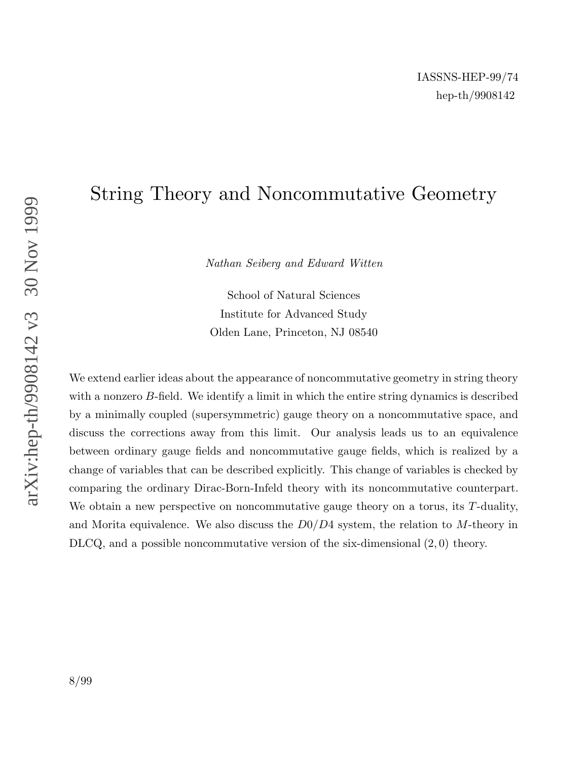IASSNS-HEP-99/74

hep-th/9908142

# String Theory and Noncommutative Geometry

*Nathan Seiberg and Edward Witten*

School of Natural Sciences
Institute for Advanced Study
Olden Lane, Princeton, NJ 08540

We extend earlier ideas about the appearance of noncommutative geometry in string theory with a nonzero $B$-field. We identify a limit in which the entire string dynamics is described by a minimally coupled (supersymmetric) gauge theory on a noncommutative space, and discuss the corrections away from this limit. Our analysis leads us to an equivalence between ordinary gauge fields and noncommutative gauge fields, which is realized by a change of variables that can be described explicitly. This change of variables is checked by comparing the ordinary Dirac-Born-Infeld theory with its noncommutative counterpart. We obtain a new perspective on noncommutative gauge theory on a torus, its $T$-duality, and Morita equivalence. We also discuss the $D0/D4$ system, the relation to $M$-theory in DLCQ, and a possible noncommutative version of the six-dimensional $(2,0)$ theory.

8/99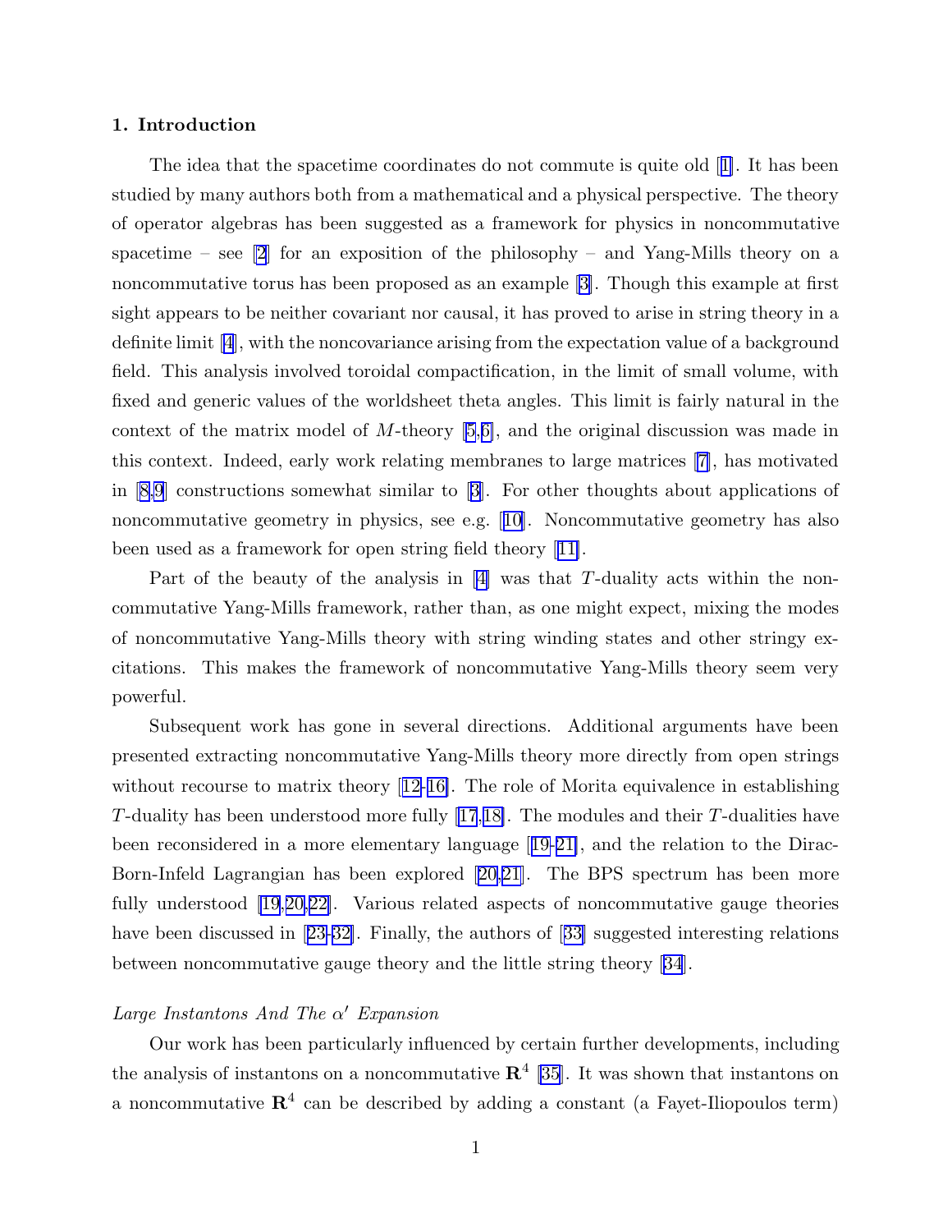## 1. Introduction

The idea that the spacetime coordinates do not commute is quite old [1]. It has been studied by many authors both from a mathematical and a physical perspective. The theory of operator algebras has been suggested as a framework for physics in noncommutative spacetime – see [2] for an exposition of the philosophy – and Yang-Mills theory on a noncommutative torus has been proposed as an example [3]. Though this example at first sight appears to be neither covariant nor causal, it has proved to arise in string theory in a definite limit [4], with the noncovariance arising from the expectation value of a background field. This analysis involved toroidal compactification, in the limit of small volume, with fixed and generic values of the worldsheet theta angles. This limit is fairly natural in the context of the matrix model of $M$-theory [5,6], and the original discussion was made in this context. Indeed, early work relating membranes to large matrices [7], has motivated in [8,9] constructions somewhat similar to [3]. For other thoughts about applications of noncommutative geometry in physics, see e.g. [10]. Noncommutative geometry has also been used as a framework for open string field theory [11].

Part of the beauty of the analysis in [4] was that $T$-duality acts within the noncommutative Yang-Mills framework, rather than, as one might expect, mixing the modes of noncommutative Yang-Mills theory with string winding states and other stringy excitations. This makes the framework of noncommutative Yang-Mills theory seem very powerful.

Subsequent work has gone in several directions. Additional arguments have been presented extracting noncommutative Yang-Mills theory more directly from open strings without recourse to matrix theory [12-16]. The role of Morita equivalence in establishing $T$-duality has been understood more fully [17,18]. The modules and their $T$-dualities have been reconsidered in a more elementary language [19-21], and the relation to the Dirac-Born-Infeld Lagrangian has been explored [20,21]. The BPS spectrum has been more fully understood [19,20,22]. Various related aspects of noncommutative gauge theories have been discussed in [23-32]. Finally, the authors of [33] suggested interesting relations between noncommutative gauge theory and the little string theory [34].

*Large Instantons And The $\alpha'$ Expansion*

Our work has been particularly influenced by certain further developments, including the analysis of instantons on a noncommutative $\mathbf{R}^4$ [35]. It was shown that instantons on a noncommutative $\mathbf{R}^4$ can be described by adding a constant (a Fayet-Iliopoulos term)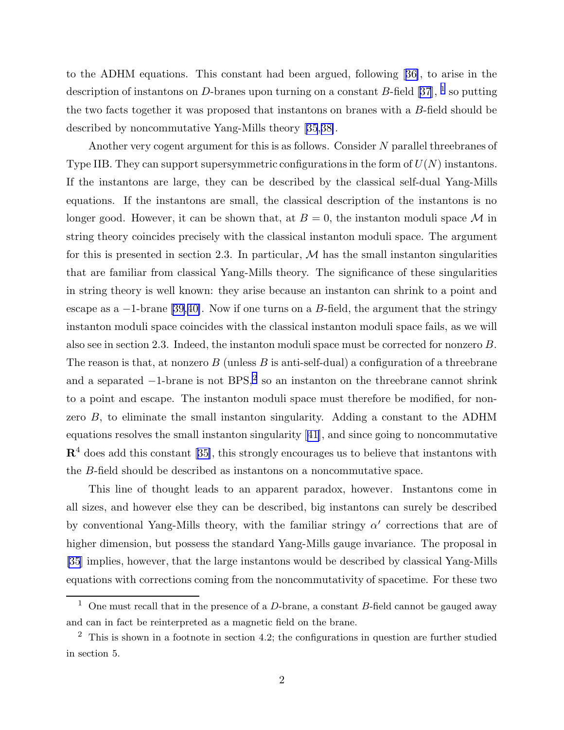to the ADHM equations. This constant had been argued, following [36], to arise in the description of instantons on $D$-branes upon turning on a constant $B$-field [37], [1] so putting the two facts together it was proposed that instantons on branes with a $B$-field should be described by noncommutative Yang-Mills theory [35,38].

Another very cogent argument for this is as follows. Consider $N$ parallel threebranes of Type IIB. They can support supersymmetric configurations in the form of $U(N)$ instantons. If the instantons are large, they can be described by the classical self-dual Yang-Mills equations. If the instantons are small, the classical description of the instantons is no longer good. However, it can be shown that, at $B = 0$, the instanton moduli space $\mathcal{M}$ in string theory coincides precisely with the classical instanton moduli space. The argument for this is presented in section 2.3. In particular, $\mathcal{M}$ has the small instanton singularities that are familiar from classical Yang-Mills theory. The significance of these singularities in string theory is well known: they arise because an instanton can shrink to a point and escape as a $-1$-brane [39,40]. Now if one turns on a $B$-field, the argument that the stringy instanton moduli space coincides with the classical instanton moduli space fails, as we will also see in section 2.3. Indeed, the instanton moduli space must be corrected for nonzero $B$. The reason is that, at nonzero $B$ (unless $B$ is anti-self-dual) a configuration of a threebrane and a separated $-1$-brane is not BPS,[2] so an instanton on the threebrane cannot shrink to a point and escape. The instanton moduli space must therefore be modified, for nonzero $B$, to eliminate the small instanton singularity. Adding a constant to the ADHM equations resolves the small instanton singularity [41], and since going to noncommutative $\mathbf{R}^4$ does add this constant [35], this strongly encourages us to believe that instantons with the $B$-field should be described as instantons on a noncommutative space.

This line of thought leads to an apparent paradox, however. Instantons come in all sizes, and however else they can be described, big instantons can surely be described by conventional Yang-Mills theory, with the familiar stringy $\alpha'$ corrections that are of higher dimension, but possess the standard Yang-Mills gauge invariance. The proposal in [35] implies, however, that the large instantons would be described by classical Yang-Mills equations with corrections coming from the noncommutativity of spacetime. For these two

---

[1] One must recall that in the presence of a $D$-brane, a constant $B$-field cannot be gauged away and can in fact be reinterpreted as a magnetic field on the brane.

[2] This is shown in a footnote in section 4.2; the configurations in question are further studied in section 5.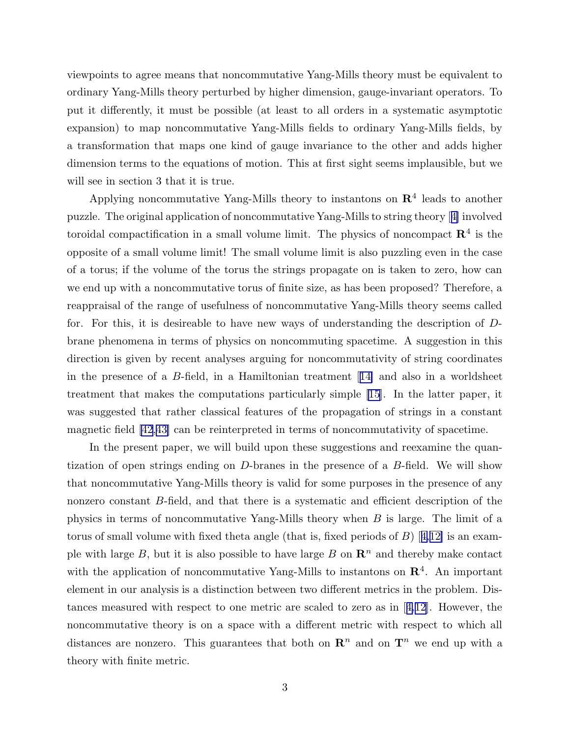viewpoints to agree means that noncommutative Yang-Mills theory must be equivalent to ordinary Yang-Mills theory perturbed by higher dimension, gauge-invariant operators. To put it differently, it must be possible (at least to all orders in a systematic asymptotic expansion) to map noncommutative Yang-Mills fields to ordinary Yang-Mills fields, by a transformation that maps one kind of gauge invariance to the other and adds higher dimension terms to the equations of motion. This at first sight seems implausible, but we will see in section 3 that it is true.

Applying noncommutative Yang-Mills theory to instantons on $\mathbf{R}^4$ leads to another puzzle. The original application of noncommutative Yang-Mills to string theory [4] involved toroidal compactification in a small volume limit. The physics of noncompact $\mathbf{R}^4$ is the opposite of a small volume limit! The small volume limit is also puzzling even in the case of a torus; if the volume of the torus the strings propagate on is taken to zero, how can we end up with a noncommutative torus of finite size, as has been proposed? Therefore, a reappraisal of the range of usefulness of noncommutative Yang-Mills theory seems called for. For this, it is desireable to have new ways of understanding the description of $D$-brane phenomena in terms of physics on noncommuting spacetime. A suggestion in this direction is given by recent analyses arguing for noncommutativity of string coordinates in the presence of a $B$-field, in a Hamiltonian treatment [14] and also in a worldsheet treatment that makes the computations particularly simple [15]. In the latter paper, it was suggested that rather classical features of the propagation of strings in a constant magnetic field [42,43] can be reinterpreted in terms of noncommutativity of spacetime.

In the present paper, we will build upon these suggestions and reexamine the quantization of open strings ending on $D$-branes in the presence of a $B$-field. We will show that noncommutative Yang-Mills theory is valid for some purposes in the presence of any nonzero constant $B$-field, and that there is a systematic and efficient description of the physics in terms of noncommutative Yang-Mills theory when $B$ is large. The limit of a torus of small volume with fixed theta angle (that is, fixed periods of $B$) [4,12] is an example with large $B$, but it is also possible to have large $B$ on $\mathbf{R}^n$ and thereby make contact with the application of noncommutative Yang-Mills to instantons on $\mathbf{R}^4$. An important element in our analysis is a distinction between two different metrics in the problem. Distances measured with respect to one metric are scaled to zero as in [4,12]. However, the noncommutative theory is on a space with a different metric with respect to which all distances are nonzero. This guarantees that both on $\mathbf{R}^n$ and on $\mathbf{T}^n$ we end up with a theory with finite metric.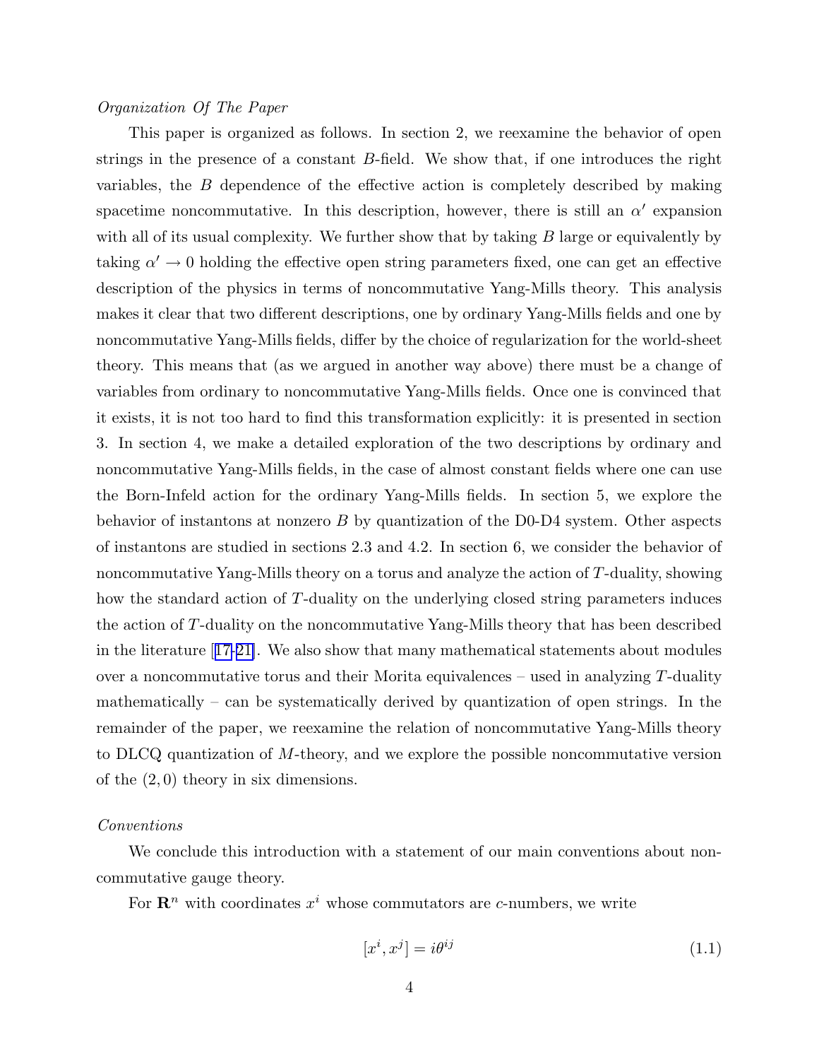*Organization Of The Paper*

This paper is organized as follows. In section 2, we reexamine the behavior of open strings in the presence of a constant $B$-field. We show that, if one introduces the right variables, the $B$ dependence of the effective action is completely described by making spacetime noncommutative. In this description, however, there is still an $\alpha'$ expansion with all of its usual complexity. We further show that by taking $B$ large or equivalently by taking $\alpha' \to 0$ holding the effective open string parameters fixed, one can get an effective description of the physics in terms of noncommutative Yang-Mills theory. This analysis makes it clear that two different descriptions, one by ordinary Yang-Mills fields and one by noncommutative Yang-Mills fields, differ by the choice of regularization for the world-sheet theory. This means that (as we argued in another way above) there must be a change of variables from ordinary to noncommutative Yang-Mills fields. Once one is convinced that it exists, it is not too hard to find this transformation explicitly: it is presented in section 3. In section 4, we make a detailed exploration of the two descriptions by ordinary and noncommutative Yang-Mills fields, in the case of almost constant fields where one can use the Born-Infeld action for the ordinary Yang-Mills fields. In section 5, we explore the behavior of instantons at nonzero $B$ by quantization of the D0-D4 system. Other aspects of instantons are studied in sections 2.3 and 4.2. In section 6, we consider the behavior of noncommutative Yang-Mills theory on a torus and analyze the action of $T$-duality, showing how the standard action of $T$-duality on the underlying closed string parameters induces the action of $T$-duality on the noncommutative Yang-Mills theory that has been described in the literature [17-21]. We also show that many mathematical statements about modules over a noncommutative torus and their Morita equivalences – used in analyzing $T$-duality mathematically – can be systematically derived by quantization of open strings. In the remainder of the paper, we reexamine the relation of noncommutative Yang-Mills theory to DLCQ quantization of $M$-theory, and we explore the possible noncommutative version of the $(2,0)$ theory in six dimensions.

*Conventions*

We conclude this introduction with a statement of our main conventions about noncommutative gauge theory.

For $\mathbf{R}^n$ with coordinates $x^i$ whose commutators are $c$-numbers, we write

$$[x^i, x^j] = i\theta^{ij} \tag{1.1}$$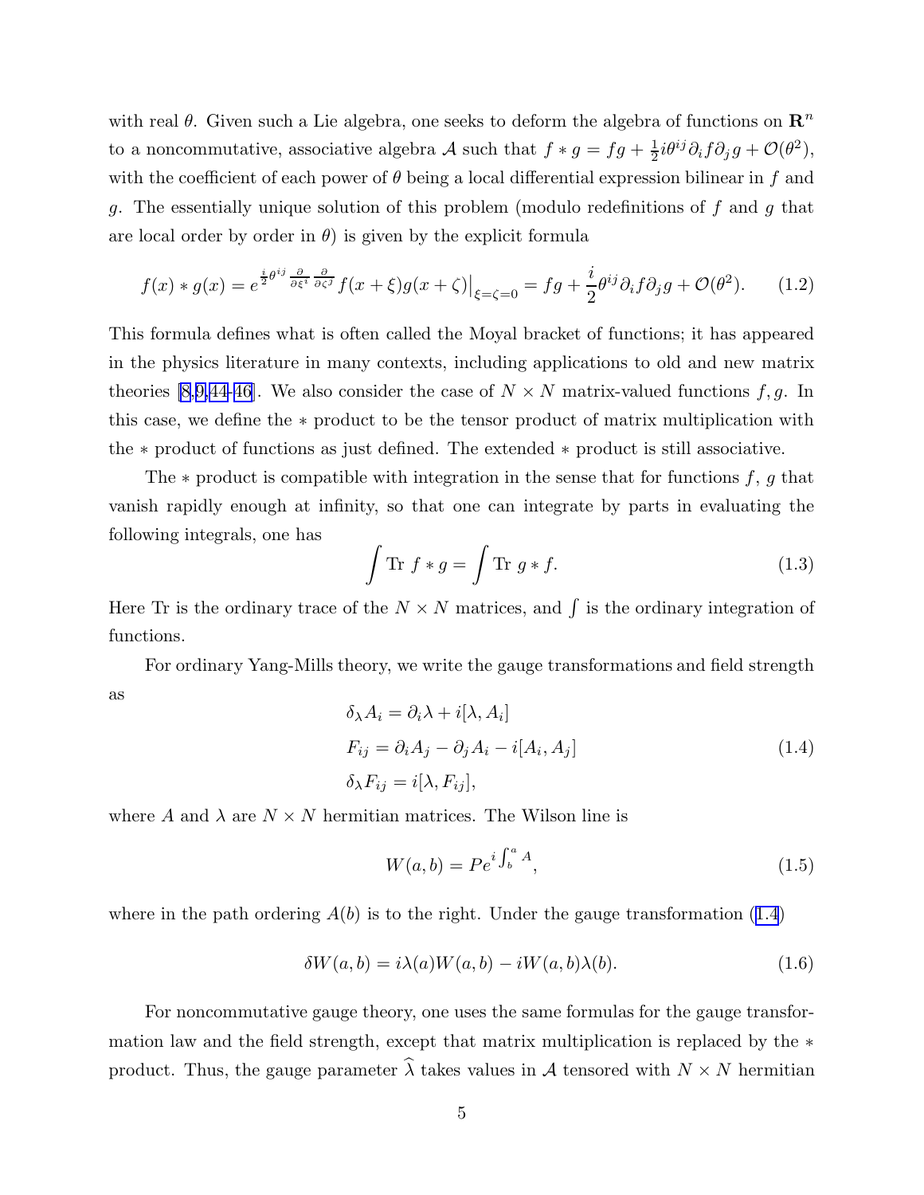with real $\theta$. Given such a Lie algebra, one seeks to deform the algebra of functions on $\mathbf{R}^n$ to a noncommutative, associative algebra $\mathcal{A}$ such that $f * g = fg + \frac{1}{2}i\theta^{ij}\partial_i f \partial_j g + \mathcal{O}(\theta^2)$, with the coefficient of each power of $\theta$ being a local differential expression bilinear in $f$ and $g$. The essentially unique solution of this problem (modulo redefinitions of $f$ and $g$ that are local order by order in $\theta$) is given by the explicit formula

$$f(x) * g(x) = e^{\frac{i}{2}\theta^{ij}\frac{\partial}{\partial \xi^i}\frac{\partial}{\partial \zeta^j}} f(x+\xi) g(x+\zeta)\big|_{\xi=\zeta=0} = fg + \frac{i}{2}\theta^{ij}\partial_i f \partial_j g + \mathcal{O}(\theta^2). \tag{1.2}$$

This formula defines what is often called the Moyal bracket of functions; it has appeared in the physics literature in many contexts, including applications to old and new matrix theories [8,9,44–46]. We also consider the case of $N \times N$ matrix-valued functions $f, g$. In this case, we define the $*$ product to be the tensor product of matrix multiplication with the $*$ product of functions as just defined. The extended $*$ product is still associative.

The $*$ product is compatible with integration in the sense that for functions $f$, $g$ that vanish rapidly enough at infinity, so that one can integrate by parts in evaluating the following integrals, one has

$$\int \mathrm{Tr}\; f * g = \int \mathrm{Tr}\; g * f. \tag{1.3}$$

Here Tr is the ordinary trace of the $N \times N$ matrices, and $\int$ is the ordinary integration of functions.

For ordinary Yang-Mills theory, we write the gauge transformations and field strength as

$$\begin{aligned} \delta_\lambda A_i &= \partial_i \lambda + i[\lambda, A_i] \\ F_{ij} &= \partial_i A_j - \partial_j A_i - i[A_i, A_j] \\ \delta_\lambda F_{ij} &= i[\lambda, F_{ij}], \end{aligned} \tag{1.4}$$

where $A$ and $\lambda$ are $N \times N$ hermitian matrices. The Wilson line is

$$W(a,b) = Pe^{i\int_b^a A}, \tag{1.5}$$

where in the path ordering $A(b)$ is to the right. Under the gauge transformation (1.4)

$$\delta W(a,b) = i\lambda(a) W(a,b) - iW(a,b)\lambda(b). \tag{1.6}$$

For noncommutative gauge theory, one uses the same formulas for the gauge transformation law and the field strength, except that matrix multiplication is replaced by the $*$ product. Thus, the gauge parameter $\widehat{\lambda}$ takes values in $\mathcal{A}$ tensored with $N \times N$ hermitian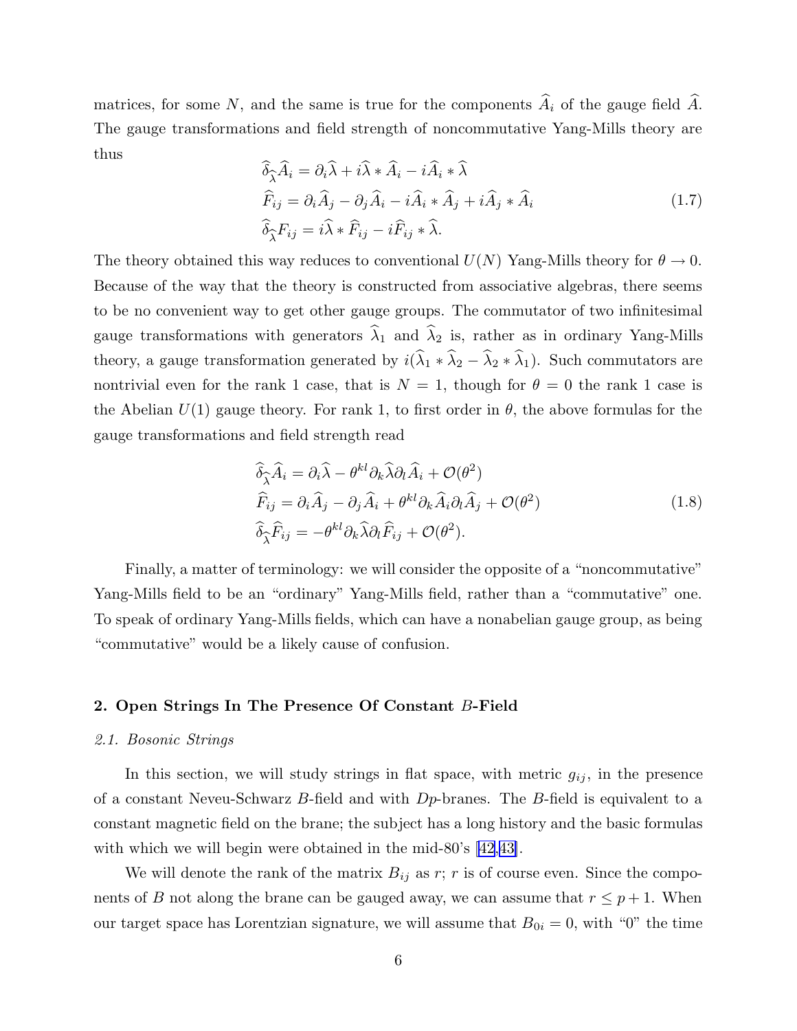matrices, for some $N$, and the same is true for the components $\widehat{A}_i$ of the gauge field $\widehat{A}$. The gauge transformations and field strength of noncommutative Yang-Mills theory are thus

$$
\begin{aligned}
&\widehat{\delta}_{\widehat{\lambda}}\widehat{A}_i = \partial_i\widehat{\lambda} + i\widehat{\lambda} * \widehat{A}_i - i\widehat{A}_i * \widehat{\lambda} \\
&\widehat{F}_{ij} = \partial_i\widehat{A}_j - \partial_j\widehat{A}_i - i\widehat{A}_i * \widehat{A}_j + i\widehat{A}_j * \widehat{A}_i \\
&\widehat{\delta}_{\widehat{\lambda}}F_{ij} = i\widehat{\lambda} * \widehat{F}_{ij} - i\widehat{F}_{ij} * \widehat{\lambda}.
\end{aligned}
\tag{1.7}
$$

The theory obtained this way reduces to conventional $U(N)$ Yang-Mills theory for $\theta \to 0$. Because of the way that the theory is constructed from associative algebras, there seems to be no convenient way to get other gauge groups. The commutator of two infinitesimal gauge transformations with generators $\widehat{\lambda}_1$ and $\widehat{\lambda}_2$ is, rather as in ordinary Yang-Mills theory, a gauge transformation generated by $i(\widehat{\lambda}_1 * \widehat{\lambda}_2 - \widehat{\lambda}_2 * \widehat{\lambda}_1)$. Such commutators are nontrivial even for the rank 1 case, that is $N = 1$, though for $\theta = 0$ the rank 1 case is the Abelian $U(1)$ gauge theory. For rank 1, to first order in $\theta$, the above formulas for the gauge transformations and field strength read

$$
\begin{aligned}
&\widehat{\delta}_{\widehat{\lambda}}\widehat{A}_i = \partial_i\widehat{\lambda} - \theta^{kl}\partial_k\widehat{\lambda}\partial_l\widehat{A}_i + \mathcal{O}(\theta^2) \\
&\widehat{F}_{ij} = \partial_i\widehat{A}_j - \partial_j\widehat{A}_i + \theta^{kl}\partial_k\widehat{A}_i\partial_l\widehat{A}_j + \mathcal{O}(\theta^2) \\
&\widehat{\delta}_{\widehat{\lambda}}\widehat{F}_{ij} = -\theta^{kl}\partial_k\widehat{\lambda}\partial_l\widehat{F}_{ij} + \mathcal{O}(\theta^2).
\end{aligned}
\tag{1.8}
$$

Finally, a matter of terminology: we will consider the opposite of a "noncommutative" Yang-Mills field to be an "ordinary" Yang-Mills field, rather than a "commutative" one. To speak of ordinary Yang-Mills fields, which can have a nonabelian gauge group, as being "commutative" would be a likely cause of confusion.

## 2. Open Strings In The Presence Of Constant $B$-Field

### *2.1. Bosonic Strings*

In this section, we will study strings in flat space, with metric $g_{ij}$, in the presence of a constant Neveu-Schwarz $B$-field and with $Dp$-branes. The $B$-field is equivalent to a constant magnetic field on the brane; the subject has a long history and the basic formulas with which we will begin were obtained in the mid-80's [42,43].

We will denote the rank of the matrix $B_{ij}$ as $r$; $r$ is of course even. Since the components of $B$ not along the brane can be gauged away, we can assume that $r \leq p+1$. When our target space has Lorentzian signature, we will assume that $B_{0i} = 0$, with "0" the time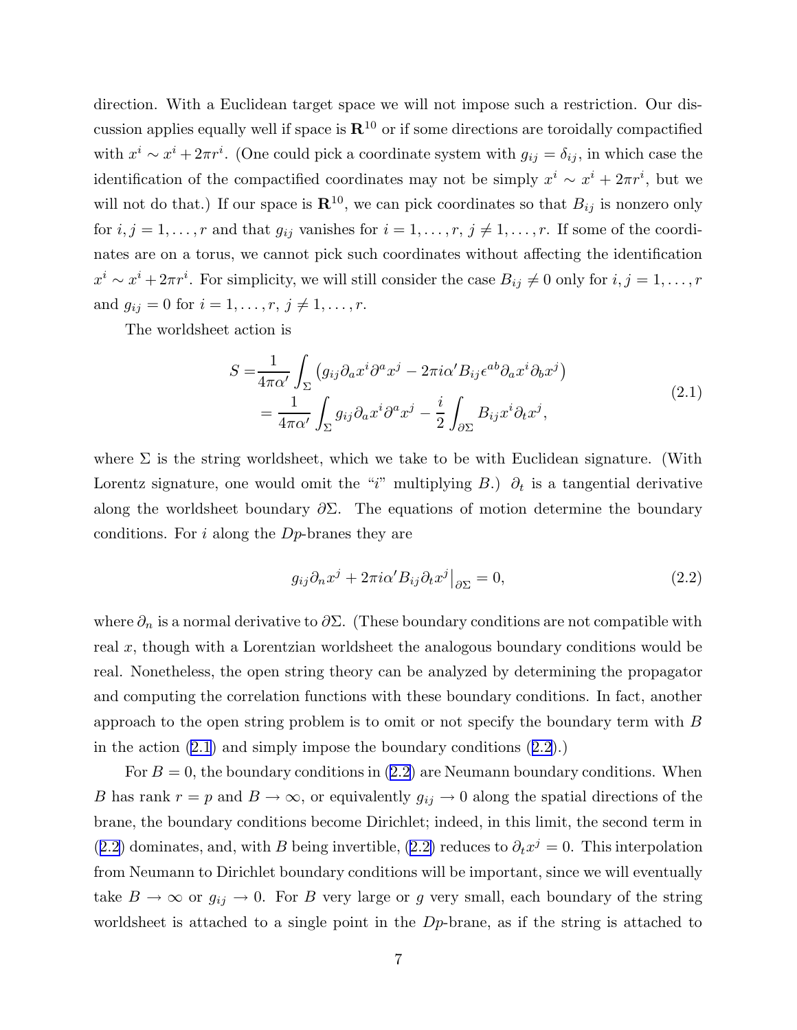direction. With a Euclidean target space we will not impose such a restriction. Our discussion applies equally well if space is $\mathbf{R}^{10}$ or if some directions are toroidally compactified with $x^i \sim x^i + 2\pi r^i$. (One could pick a coordinate system with $g_{ij} = \delta_{ij}$, in which case the identification of the compactified coordinates may not be simply $x^i \sim x^i + 2\pi r^i$, but we will not do that.) If our space is $\mathbf{R}^{10}$, we can pick coordinates so that $B_{ij}$ is nonzero only for $i, j = 1, \ldots, r$ and that $g_{ij}$ vanishes for $i = 1, \ldots, r$, $j \neq 1, \ldots, r$. If some of the coordinates are on a torus, we cannot pick such coordinates without affecting the identification $x^i \sim x^i + 2\pi r^i$. For simplicity, we will still consider the case $B_{ij} \neq 0$ only for $i, j = 1, \ldots, r$ and $g_{ij} = 0$ for $i = 1, \ldots, r$, $j \neq 1, \ldots, r$.

The worldsheet action is

$$
\begin{aligned}
S =& \frac{1}{4\pi\alpha'} \int_\Sigma \left( g_{ij} \partial_a x^i \partial^a x^j - 2\pi i \alpha' B_{ij} \epsilon^{ab} \partial_a x^i \partial_b x^j \right) \\
=& \frac{1}{4\pi\alpha'} \int_\Sigma g_{ij} \partial_a x^i \partial^a x^j - \frac{i}{2} \int_{\partial\Sigma} B_{ij} x^i \partial_t x^j,
\end{aligned}
\tag{2.1}
$$

where $\Sigma$ is the string worldsheet, which we take to be with Euclidean signature. (With Lorentz signature, one would omit the "$i$" multiplying $B$.) $\partial_t$ is a tangential derivative along the worldsheet boundary $\partial\Sigma$. The equations of motion determine the boundary conditions. For $i$ along the $Dp$-branes they are

$$
g_{ij} \partial_n x^j + 2\pi i \alpha' B_{ij} \partial_t x^j \big|_{\partial\Sigma} = 0,
\tag{2.2}
$$

where $\partial_n$ is a normal derivative to $\partial\Sigma$. (These boundary conditions are not compatible with real $x$, though with a Lorentzian worldsheet the analogous boundary conditions would be real. Nonetheless, the open string theory can be analyzed by determining the propagator and computing the correlation functions with these boundary conditions. In fact, another approach to the open string problem is to omit or not specify the boundary term with $B$ in the action (2.1) and simply impose the boundary conditions (2.2).)

For $B = 0$, the boundary conditions in (2.2) are Neumann boundary conditions. When $B$ has rank $r = p$ and $B \to \infty$, or equivalently $g_{ij} \to 0$ along the spatial directions of the brane, the boundary conditions become Dirichlet; indeed, in this limit, the second term in (2.2) dominates, and, with $B$ being invertible, (2.2) reduces to $\partial_t x^j = 0$. This interpolation from Neumann to Dirichlet boundary conditions will be important, since we will eventually take $B \to \infty$ or $g_{ij} \to 0$. For $B$ very large or $g$ very small, each boundary of the string worldsheet is attached to a single point in the $Dp$-brane, as if the string is attached to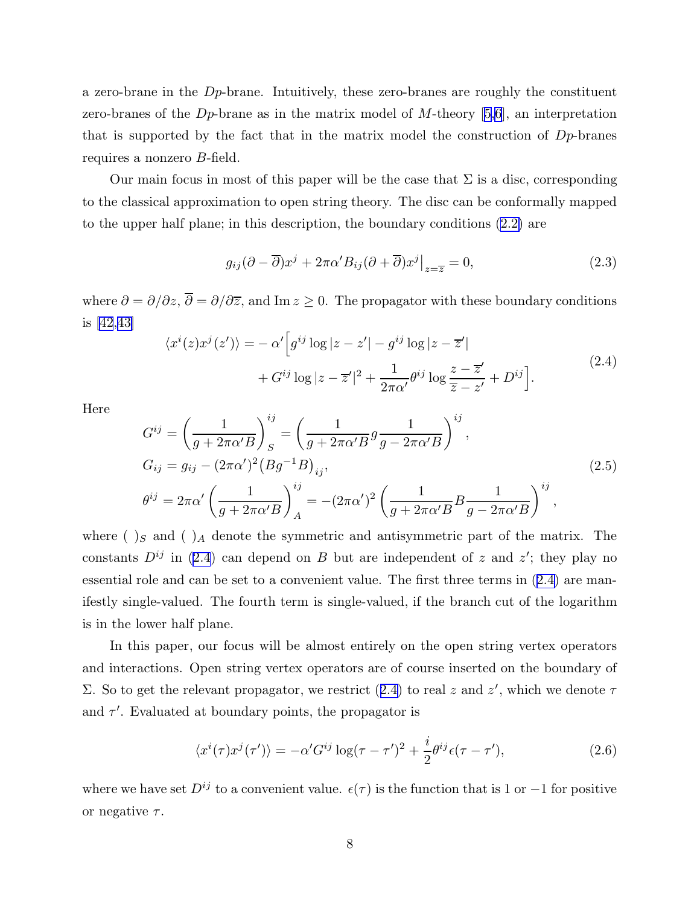a zero-brane in the $Dp$-brane. Intuitively, these zero-branes are roughly the constituent zero-branes of the $Dp$-brane as in the matrix model of $M$-theory [5,6], an interpretation that is supported by the fact that in the matrix model the construction of $Dp$-branes requires a nonzero $B$-field.

Our main focus in most of this paper will be the case that $\Sigma$ is a disc, corresponding to the classical approximation to open string theory. The disc can be conformally mapped to the upper half plane; in this description, the boundary conditions (2.2) are

$$g_{ij}(\partial - \overline{\partial})x^j + 2\pi\alpha' B_{ij}(\partial + \overline{\partial})x^j\big|_{z=\overline{z}} = 0, \tag{2.3}$$

where $\partial = \partial/\partial z$, $\overline{\partial} = \partial/\partial\overline{z}$, and $\mathrm{Im}\, z \geq 0$. The propagator with these boundary conditions is [42,43]

$$\begin{aligned}\langle x^i(z)x^j(z')\rangle = &-\alpha'\Big[g^{ij}\log|z-z'| - g^{ij}\log|z-\overline{z}'| \\ &+ G^{ij}\log|z-\overline{z}'|^2 + \frac{1}{2\pi\alpha'}\theta^{ij}\log\frac{z-\overline{z}'}{\overline{z}-z'} + D^{ij}\Big].\end{aligned} \tag{2.4}$$

Here

$$\begin{aligned}
G^{ij} &= \left(\frac{1}{g+2\pi\alpha' B}\right)^{ij}_S = \left(\frac{1}{g+2\pi\alpha' B}\, g\, \frac{1}{g-2\pi\alpha' B}\right)^{ij},\\
G_{ij} &= g_{ij} - (2\pi\alpha')^2\big(Bg^{-1}B\big)_{ij},\\
\theta^{ij} &= 2\pi\alpha'\left(\frac{1}{g+2\pi\alpha' B}\right)^{ij}_A = -(2\pi\alpha')^2\left(\frac{1}{g+2\pi\alpha' B}\, B\, \frac{1}{g-2\pi\alpha' B}\right)^{ij},
\end{aligned} \tag{2.5}$$

where $(\ )_S$ and $(\ )_A$ denote the symmetric and antisymmetric part of the matrix. The constants $D^{ij}$ in (2.4) can depend on $B$ but are independent of $z$ and $z'$; they play no essential role and can be set to a convenient value. The first three terms in (2.4) are manifestly single-valued. The fourth term is single-valued, if the branch cut of the logarithm is in the lower half plane.

In this paper, our focus will be almost entirely on the open string vertex operators and interactions. Open string vertex operators are of course inserted on the boundary of $\Sigma$. So to get the relevant propagator, we restrict (2.4) to real $z$ and $z'$, which we denote $\tau$ and $\tau'$. Evaluated at boundary points, the propagator is

$$\langle x^i(\tau)x^j(\tau')\rangle = -\alpha' G^{ij}\log(\tau-\tau')^2 + \frac{i}{2}\theta^{ij}\epsilon(\tau-\tau'), \tag{2.6}$$

where we have set $D^{ij}$ to a convenient value. $\epsilon(\tau)$ is the function that is 1 or $-1$ for positive or negative $\tau$.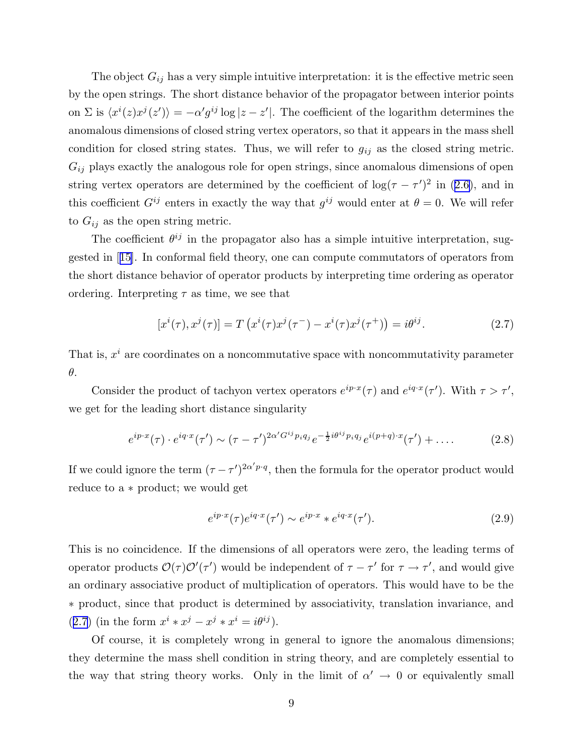The object $G_{ij}$ has a very simple intuitive interpretation: it is the effective metric seen by the open strings. The short distance behavior of the propagator between interior points on $\Sigma$ is $\langle x^i(z)x^j(z')\rangle = -\alpha' g^{ij}\log|z-z'|$. The coefficient of the logarithm determines the anomalous dimensions of closed string vertex operators, so that it appears in the mass shell condition for closed string states. Thus, we will refer to $g_{ij}$ as the closed string metric. $G_{ij}$ plays exactly the analogous role for open strings, since anomalous dimensions of open string vertex operators are determined by the coefficient of $\log(\tau-\tau')^2$ in (2.6), and in this coefficient $G^{ij}$ enters in exactly the way that $g^{ij}$ would enter at $\theta=0$. We will refer to $G_{ij}$ as the open string metric.

The coefficient $\theta^{ij}$ in the propagator also has a simple intuitive interpretation, suggested in [15]. In conformal field theory, one can compute commutators of operators from the short distance behavior of operator products by interpreting time ordering as operator ordering. Interpreting $\tau$ as time, we see that

$$[x^i(\tau),x^j(\tau)] = T\left(x^i(\tau)x^j(\tau^-) - x^i(\tau)x^j(\tau^+)\right) = i\theta^{ij}. \tag{2.7}$$

That is, $x^i$ are coordinates on a noncommutative space with noncommutativity parameter $\theta$.

Consider the product of tachyon vertex operators $e^{ip\cdot x}(\tau)$ and $e^{iq\cdot x}(\tau')$. With $\tau>\tau'$, we get for the leading short distance singularity

$$e^{ip\cdot x}(\tau)\cdot e^{iq\cdot x}(\tau') \sim (\tau-\tau')^{2\alpha' G^{ij}p_iq_j}e^{-\frac{1}{2}i\theta^{ij}p_iq_j}e^{i(p+q)\cdot x}(\tau') + \dots. \tag{2.8}$$

If we could ignore the term $(\tau-\tau')^{2\alpha' p\cdot q}$, then the formula for the operator product would reduce to a $*$ product; we would get

$$e^{ip\cdot x}(\tau)e^{iq\cdot x}(\tau') \sim e^{ip\cdot x} * e^{iq\cdot x}(\tau'). \tag{2.9}$$

This is no coincidence. If the dimensions of all operators were zero, the leading terms of operator products $\mathcal{O}(\tau)\mathcal{O}'(\tau')$ would be independent of $\tau-\tau'$ for $\tau\to\tau'$, and would give an ordinary associative product of multiplication of operators. This would have to be the $*$ product, since that product is determined by associativity, translation invariance, and (2.7) (in the form $x^i * x^j - x^j * x^i = i\theta^{ij}$).

Of course, it is completely wrong in general to ignore the anomalous dimensions; they determine the mass shell condition in string theory, and are completely essential to the way that string theory works. Only in the limit of $\alpha'\to 0$ or equivalently small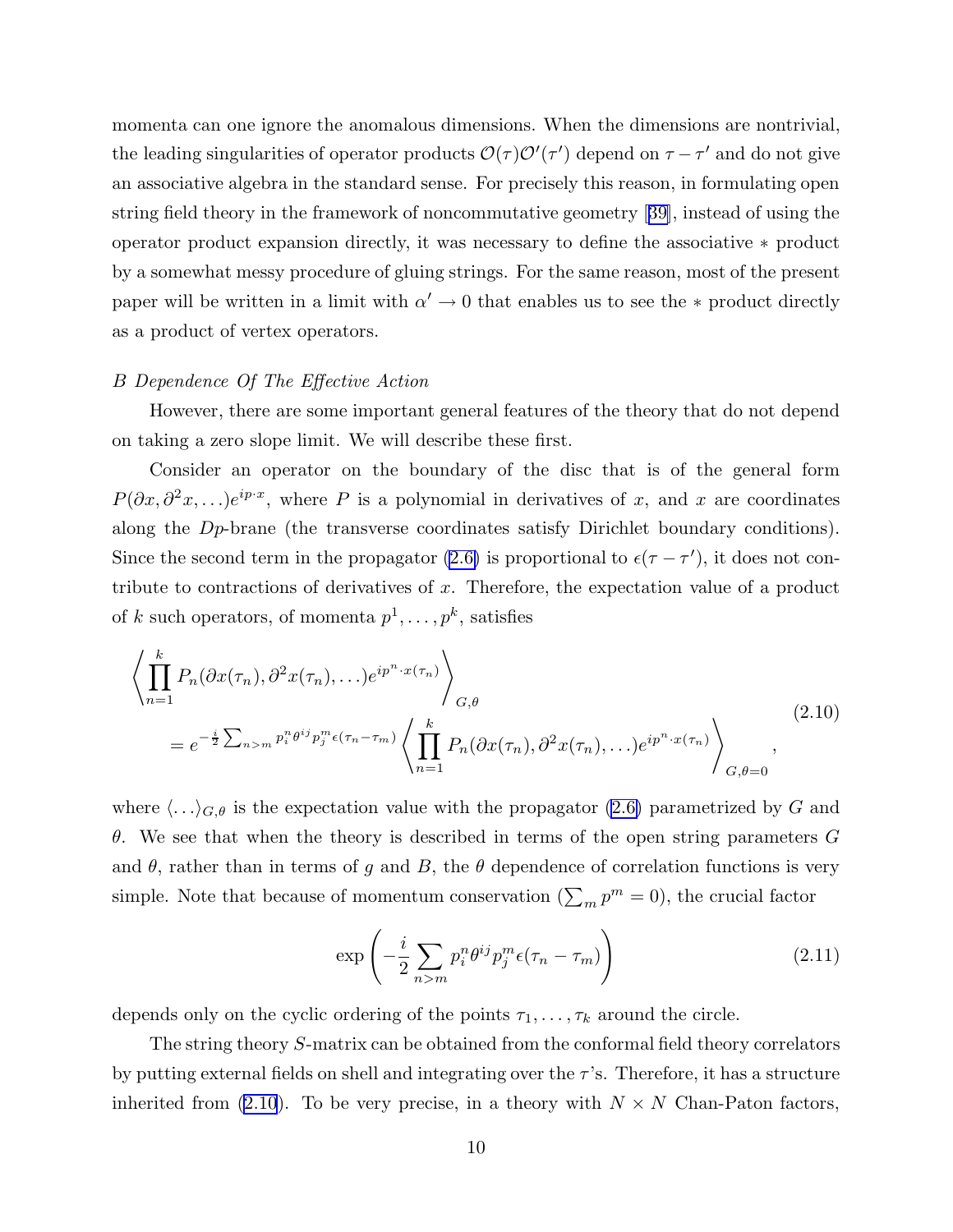momenta can one ignore the anomalous dimensions. When the dimensions are nontrivial, the leading singularities of operator products $\mathcal{O}(\tau)\mathcal{O}'(\tau')$ depend on $\tau-\tau'$ and do not give an associative algebra in the standard sense. For precisely this reason, in formulating open string field theory in the framework of noncommutative geometry [39], instead of using the operator product expansion directly, it was necessary to define the associative $*$ product by a somewhat messy procedure of gluing strings. For the same reason, most of the present paper will be written in a limit with $\alpha'\to 0$ that enables us to see the $*$ product directly as a product of vertex operators.

*B Dependence Of The Effective Action*

However, there are some important general features of the theory that do not depend on taking a zero slope limit. We will describe these first.

Consider an operator on the boundary of the disc that is of the general form $P(\partial x, \partial^2 x, \ldots)e^{ip\cdot x}$, where $P$ is a polynomial in derivatives of $x$, and $x$ are coordinates along the $Dp$-brane (the transverse coordinates satisfy Dirichlet boundary conditions). Since the second term in the propagator (2.6) is proportional to $\epsilon(\tau-\tau')$, it does not contribute to contractions of derivatives of $x$. Therefore, the expectation value of a product of $k$ such operators, of momenta $p^1,\ldots,p^k$, satisfies

$$\begin{aligned}\left\langle \prod_{n=1}^{k} P_n(\partial x(\tau_n), \partial^2 x(\tau_n), \ldots) e^{ip^n\cdot x(\tau_n)}\right\rangle_{G,\theta} \\ = e^{-\frac{i}{2}\sum_{n>m} p_i^n\theta^{ij}p_j^m\epsilon(\tau_n-\tau_m)}\left\langle \prod_{n=1}^{k} P_n(\partial x(\tau_n), \partial^2 x(\tau_n), \ldots) e^{ip^n\cdot x(\tau_n)}\right\rangle_{G,\theta=0},\end{aligned} \tag{2.10}$$

where $\langle\ldots\rangle_{G,\theta}$ is the expectation value with the propagator (2.6) parametrized by $G$ and $\theta$. We see that when the theory is described in terms of the open string parameters $G$ and $\theta$, rather than in terms of $g$ and $B$, the $\theta$ dependence of correlation functions is very simple. Note that because of momentum conservation ($\sum_m p^m = 0$), the crucial factor

$$\exp\left(-\frac{i}{2}\sum_{n>m} p_i^n\theta^{ij}p_j^m\epsilon(\tau_n-\tau_m)\right) \tag{2.11}$$

depends only on the cyclic ordering of the points $\tau_1,\ldots,\tau_k$ around the circle.

The string theory $S$-matrix can be obtained from the conformal field theory correlators by putting external fields on shell and integrating over the $\tau$'s. Therefore, it has a structure inherited from (2.10). To be very precise, in a theory with $N\times N$ Chan-Paton factors,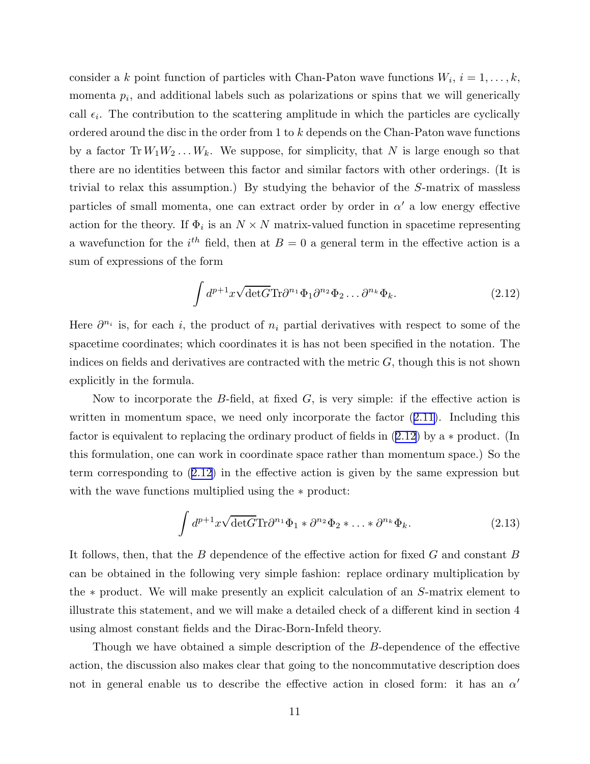consider a $k$ point function of particles with Chan-Paton wave functions $W_i$, $i = 1, \ldots, k$, momenta $p_i$, and additional labels such as polarizations or spins that we will generically call $\epsilon_i$. The contribution to the scattering amplitude in which the particles are cyclically ordered around the disc in the order from 1 to $k$ depends on the Chan-Paton wave functions by a factor $\mathrm{Tr}\, W_1 W_2 \ldots W_k$. We suppose, for simplicity, that $N$ is large enough so that there are no identities between this factor and similar factors with other orderings. (It is trivial to relax this assumption.) By studying the behavior of the $S$-matrix of massless particles of small momenta, one can extract order by order in $\alpha'$ a low energy effective action for the theory. If $\Phi_i$ is an $N \times N$ matrix-valued function in spacetime representing a wavefunction for the $i^{th}$ field, then at $B = 0$ a general term in the effective action is a sum of expressions of the form

$$\int d^{p+1}x \sqrt{\det G} \mathrm{Tr} \partial^{n_1} \Phi_1 \partial^{n_2} \Phi_2 \ldots \partial^{n_k} \Phi_k. \tag{2.12}$$

Here $\partial^{n_i}$ is, for each $i$, the product of $n_i$ partial derivatives with respect to some of the spacetime coordinates; which coordinates it is has not been specified in the notation. The indices on fields and derivatives are contracted with the metric $G$, though this is not shown explicitly in the formula.

Now to incorporate the $B$-field, at fixed $G$, is very simple: if the effective action is written in momentum space, we need only incorporate the factor (2.11). Including this factor is equivalent to replacing the ordinary product of fields in (2.12) by a $*$ product. (In this formulation, one can work in coordinate space rather than momentum space.) So the term corresponding to (2.12) in the effective action is given by the same expression but with the wave functions multiplied using the $*$ product:

$$\int d^{p+1}x \sqrt{\det G} \mathrm{Tr} \partial^{n_1} \Phi_1 * \partial^{n_2} \Phi_2 * \ldots * \partial^{n_k} \Phi_k. \tag{2.13}$$

It follows, then, that the $B$ dependence of the effective action for fixed $G$ and constant $B$ can be obtained in the following very simple fashion: replace ordinary multiplication by the $*$ product. We will make presently an explicit calculation of an $S$-matrix element to illustrate this statement, and we will make a detailed check of a different kind in section 4 using almost constant fields and the Dirac-Born-Infeld theory.

Though we have obtained a simple description of the $B$-dependence of the effective action, the discussion also makes clear that going to the noncommutative description does not in general enable us to describe the effective action in closed form: it has an $\alpha'$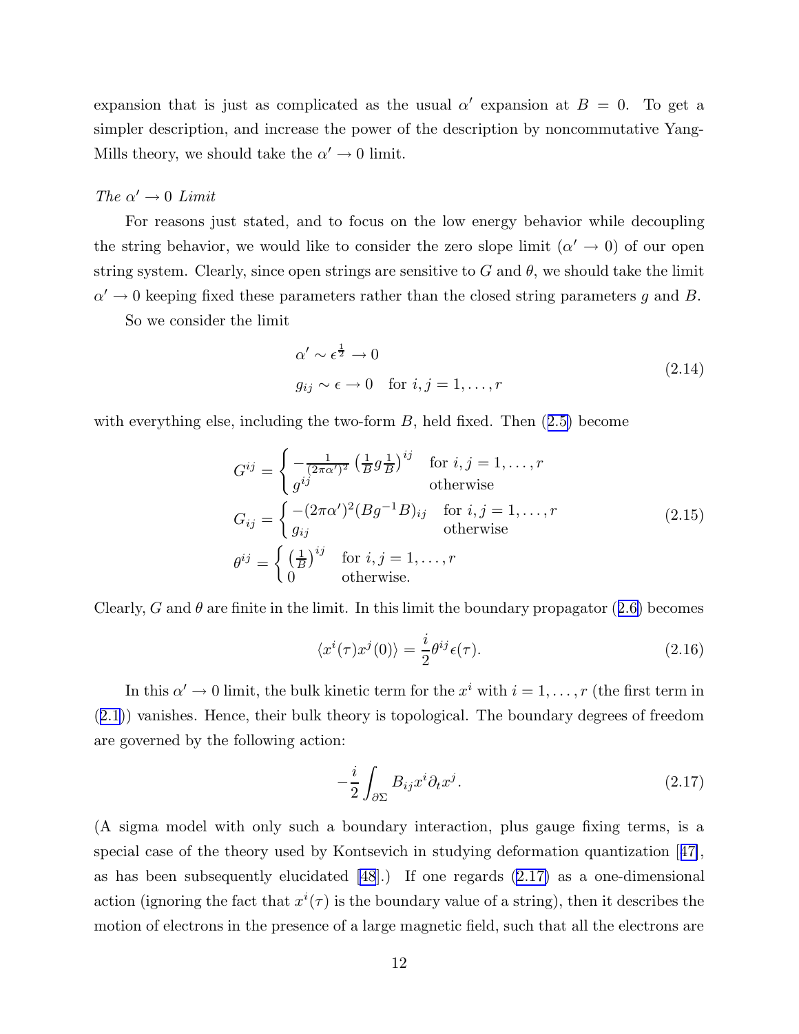expansion that is just as complicated as the usual $\alpha'$ expansion at $B = 0$. To get a simpler description, and increase the power of the description by noncommutative Yang-Mills theory, we should take the $\alpha' \to 0$ limit.

*The $\alpha' \to 0$ Limit*

For reasons just stated, and to focus on the low energy behavior while decoupling the string behavior, we would like to consider the zero slope limit ($\alpha' \to 0$) of our open string system. Clearly, since open strings are sensitive to $G$ and $\theta$, we should take the limit $\alpha' \to 0$ keeping fixed these parameters rather than the closed string parameters $g$ and $B$.

So we consider the limit

$$
\begin{aligned}
&\alpha' \sim \epsilon^{\frac{1}{2}} \to 0 \\
&g_{ij} \sim \epsilon \to 0 \quad \text{for } i,j = 1,\ldots,r
\end{aligned}
\tag{2.14}
$$

with everything else, including the two-form $B$, held fixed. Then (2.5) become

$$
\begin{aligned}
G^{ij} &= \begin{cases} -\frac{1}{(2\pi\alpha')^2}\left(\frac{1}{B} g \frac{1}{B}\right)^{ij} & \text{for } i,j = 1,\ldots,r \\ g^{ij} & \text{otherwise} \end{cases} \\
G_{ij} &= \begin{cases} -(2\pi\alpha')^2 (Bg^{-1}B)_{ij} & \text{for } i,j = 1,\ldots,r \\ g_{ij} & \text{otherwise} \end{cases} \\
\theta^{ij} &= \begin{cases} \left(\frac{1}{B}\right)^{ij} & \text{for } i,j = 1,\ldots,r \\ 0 & \text{otherwise.} \end{cases}
\end{aligned}
\tag{2.15}
$$

Clearly, $G$ and $\theta$ are finite in the limit. In this limit the boundary propagator (2.6) becomes

$$
\langle x^i(\tau) x^j(0) \rangle = \frac{i}{2} \theta^{ij} \epsilon(\tau).
\tag{2.16}
$$

In this $\alpha' \to 0$ limit, the bulk kinetic term for the $x^i$ with $i = 1,\ldots,r$ (the first term in (2.1)) vanishes. Hence, their bulk theory is topological. The boundary degrees of freedom are governed by the following action:

$$
-\frac{i}{2} \int_{\partial\Sigma} B_{ij} x^i \partial_t x^j.
\tag{2.17}
$$

(A sigma model with only such a boundary interaction, plus gauge fixing terms, is a special case of the theory used by Kontsevich in studying deformation quantization [47], as has been subsequently elucidated [48].) If one regards (2.17) as a one-dimensional action (ignoring the fact that $x^i(\tau)$ is the boundary value of a string), then it describes the motion of electrons in the presence of a large magnetic field, such that all the electrons are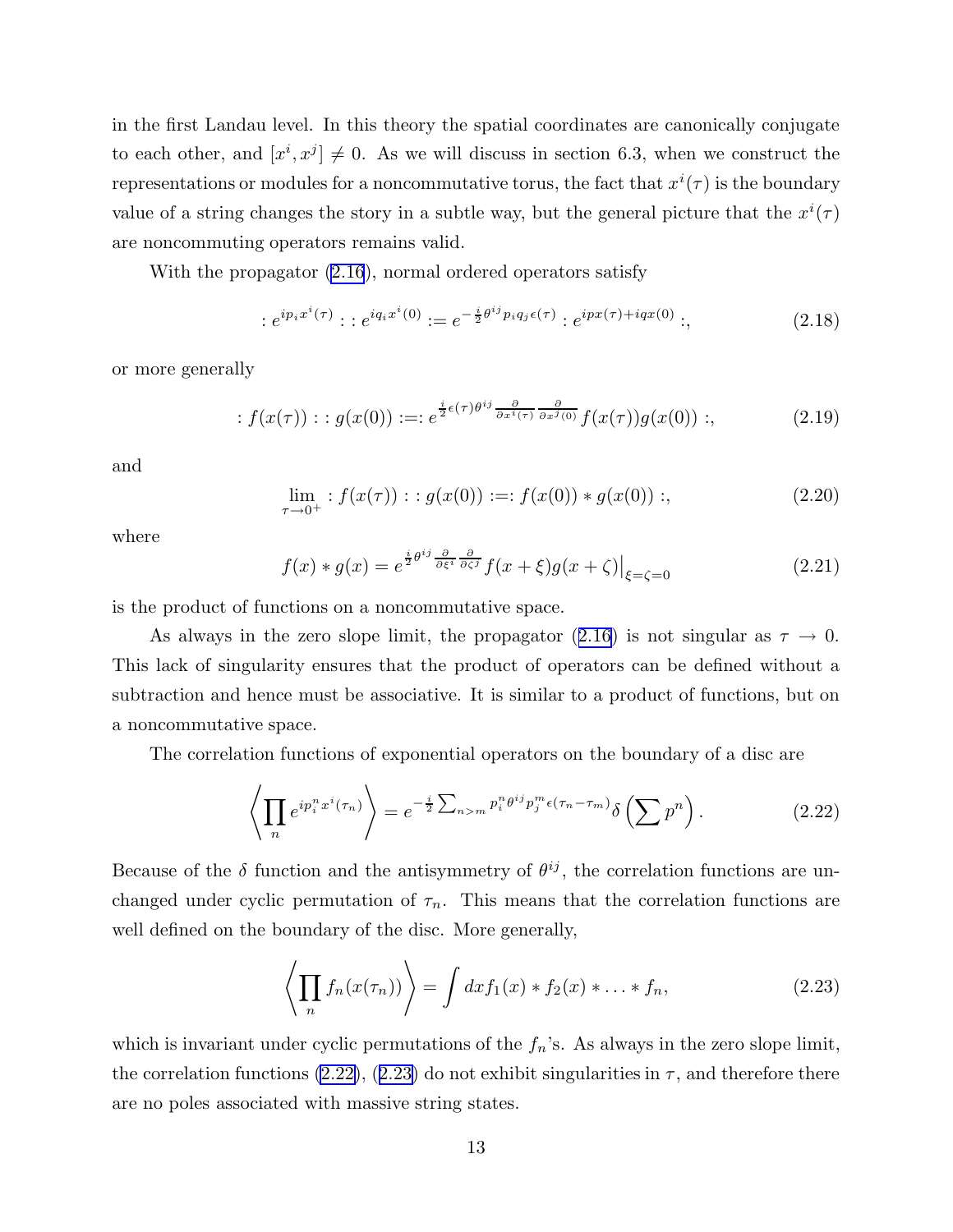in the first Landau level. In this theory the spatial coordinates are canonically conjugate to each other, and $[x^i, x^j] \neq 0$. As we will discuss in section 6.3, when we construct the representations or modules for a noncommutative torus, the fact that $x^i(\tau)$ is the boundary value of a string changes the story in a subtle way, but the general picture that the $x^i(\tau)$ are noncommuting operators remains valid.

With the propagator (2.16), normal ordered operators satisfy

$$: e^{ip_i x^i(\tau)} : : e^{iq_i x^i(0)} := e^{-\frac{i}{2}\theta^{ij} p_i q_j \epsilon(\tau)} : e^{ipx(\tau)+iqx(0)} :, \tag{2.18}$$

or more generally

$$: f(x(\tau)) : : g(x(0)) :=: e^{\frac{i}{2}\epsilon(\tau)\theta^{ij}\frac{\partial}{\partial x^i(\tau)}\frac{\partial}{\partial x^j(0)}} f(x(\tau))g(x(0)) :, \tag{2.19}$$

and

$$\lim_{\tau\to 0^+} : f(x(\tau)) : : g(x(0)) :=: f(x(0)) * g(x(0)) :, \tag{2.20}$$

where

$$f(x) * g(x) = e^{\frac{i}{2}\theta^{ij}\frac{\partial}{\partial \xi^i}\frac{\partial}{\partial \zeta^j}} f(x+\xi)g(x+\zeta)\big|_{\xi=\zeta=0} \tag{2.21}$$

is the product of functions on a noncommutative space.

As always in the zero slope limit, the propagator (2.16) is not singular as $\tau \to 0$. This lack of singularity ensures that the product of operators can be defined without a subtraction and hence must be associative. It is similar to a product of functions, but on a noncommutative space.

The correlation functions of exponential operators on the boundary of a disc are

$$\left\langle \prod_n e^{ip_i^n x^i(\tau_n)} \right\rangle = e^{-\frac{i}{2}\sum_{n>m} p_i^n \theta^{ij} p_j^m \epsilon(\tau_n - \tau_m)} \delta\left(\sum p^n\right). \tag{2.22}$$

Because of the $\delta$ function and the antisymmetry of $\theta^{ij}$, the correlation functions are unchanged under cyclic permutation of $\tau_n$. This means that the correlation functions are well defined on the boundary of the disc. More generally,

$$\left\langle \prod_n f_n(x(\tau_n)) \right\rangle = \int dx f_1(x) * f_2(x) * \ldots * f_n, \tag{2.23}$$

which is invariant under cyclic permutations of the $f_n$'s. As always in the zero slope limit, the correlation functions (2.22), (2.23) do not exhibit singularities in $\tau$, and therefore there are no poles associated with massive string states.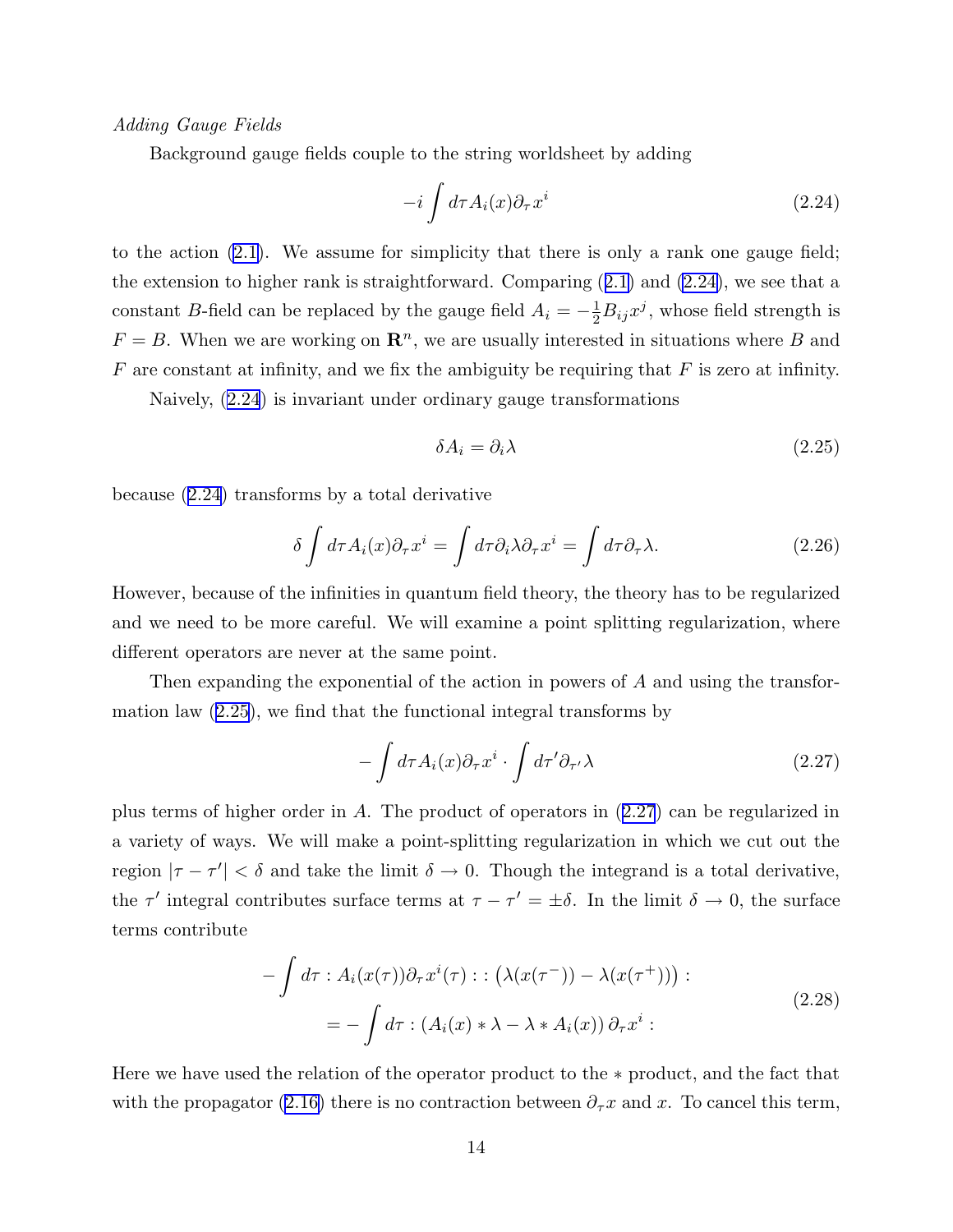*Adding Gauge Fields*

Background gauge fields couple to the string worldsheet by adding

$$-i \int d\tau A_i(x) \partial_\tau x^i \tag{2.24}$$

to the action (2.1). We assume for simplicity that there is only a rank one gauge field; the extension to higher rank is straightforward. Comparing (2.1) and (2.24), we see that a constant $B$-field can be replaced by the gauge field $A_i = -\frac{1}{2} B_{ij} x^j$, whose field strength is $F = B$. When we are working on $\mathbf{R}^n$, we are usually interested in situations where $B$ and $F$ are constant at infinity, and we fix the ambiguity be requiring that $F$ is zero at infinity.

Naively, (2.24) is invariant under ordinary gauge transformations

$$\delta A_i = \partial_i \lambda \tag{2.25}$$

because (2.24) transforms by a total derivative

$$\delta \int d\tau A_i(x) \partial_\tau x^i = \int d\tau \partial_i \lambda \partial_\tau x^i = \int d\tau \partial_\tau \lambda. \tag{2.26}$$

However, because of the infinities in quantum field theory, the theory has to be regularized and we need to be more careful. We will examine a point splitting regularization, where different operators are never at the same point.

Then expanding the exponential of the action in powers of $A$ and using the transformation law (2.25), we find that the functional integral transforms by

$$-\int d\tau A_i(x) \partial_\tau x^i \cdot \int d\tau' \partial_{\tau'} \lambda \tag{2.27}$$

plus terms of higher order in $A$. The product of operators in (2.27) can be regularized in a variety of ways. We will make a point-splitting regularization in which we cut out the region $|\tau - \tau'| < \delta$ and take the limit $\delta \to 0$. Though the integrand is a total derivative, the $\tau'$ integral contributes surface terms at $\tau - \tau' = \pm\delta$. In the limit $\delta \to 0$, the surface terms contribute

$$\begin{aligned}
-\int d\tau : A_i(x(\tau)) \partial_\tau x^i(\tau) : : \left( \lambda(x(\tau^-)) - \lambda(x(\tau^+)) \right) : \\
= -\int d\tau : \left( A_i(x) * \lambda - \lambda * A_i(x) \right) \partial_\tau x^i :
\end{aligned} \tag{2.28}$$

Here we have used the relation of the operator product to the $*$ product, and the fact that with the propagator (2.16) there is no contraction between $\partial_\tau x$ and $x$. To cancel this term,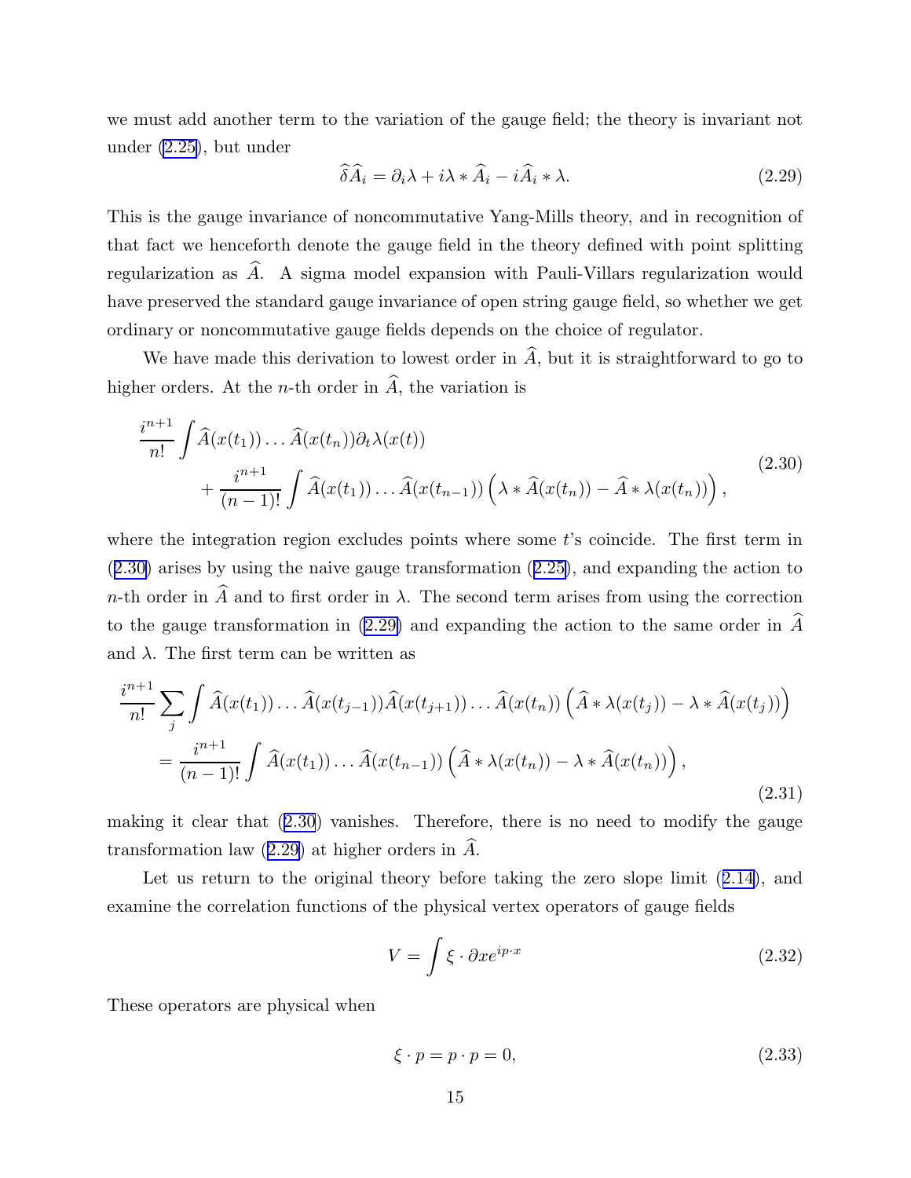we must add another term to the variation of the gauge field; the theory is invariant not under (2.25), but under

$$\widehat{\delta}\widehat{A}_i = \partial_i \lambda + i\lambda * \widehat{A}_i - i\widehat{A}_i * \lambda. \tag{2.29}$$

This is the gauge invariance of noncommutative Yang-Mills theory, and in recognition of that fact we henceforth denote the gauge field in the theory defined with point splitting regularization as $\widehat{A}$. A sigma model expansion with Pauli-Villars regularization would have preserved the standard gauge invariance of open string gauge field, so whether we get ordinary or noncommutative gauge fields depends on the choice of regulator.

We have made this derivation to lowest order in $\widehat{A}$, but it is straightforward to go to higher orders. At the $n$-th order in $\widehat{A}$, the variation is

$$\begin{aligned} &\frac{i^{n+1}}{n!}\int \widehat{A}(x(t_1))\dots\widehat{A}(x(t_n))\partial_t\lambda(x(t)) \\ &\qquad + \frac{i^{n+1}}{(n-1)!}\int \widehat{A}(x(t_1))\dots\widehat{A}(x(t_{n-1}))\left(\lambda * \widehat{A}(x(t_n)) - \widehat{A} * \lambda(x(t_n))\right), \end{aligned} \tag{2.30}$$

where the integration region excludes points where some $t$'s coincide. The first term in (2.30) arises by using the naive gauge transformation (2.25), and expanding the action to $n$-th order in $\widehat{A}$ and to first order in $\lambda$. The second term arises from using the correction to the gauge transformation in (2.29) and expanding the action to the same order in $\widehat{A}$ and $\lambda$. The first term can be written as

$$\begin{aligned} &\frac{i^{n+1}}{n!}\sum_j \int \widehat{A}(x(t_1))\dots\widehat{A}(x(t_{j-1}))\widehat{A}(x(t_{j+1}))\dots\widehat{A}(x(t_n))\left(\widehat{A} * \lambda(x(t_j)) - \lambda * \widehat{A}(x(t_j))\right) \\ &\qquad = \frac{i^{n+1}}{(n-1)!}\int \widehat{A}(x(t_1))\dots\widehat{A}(x(t_{n-1}))\left(\widehat{A} * \lambda(x(t_n)) - \lambda * \widehat{A}(x(t_n))\right), \end{aligned} \tag{2.31}$$

making it clear that (2.30) vanishes. Therefore, there is no need to modify the gauge transformation law (2.29) at higher orders in $\widehat{A}$.

Let us return to the original theory before taking the zero slope limit (2.14), and examine the correlation functions of the physical vertex operators of gauge fields

$$V = \int \xi \cdot \partial x e^{ip\cdot x} \tag{2.32}$$

These operators are physical when

$$\xi \cdot p = p \cdot p = 0, \tag{2.33}$$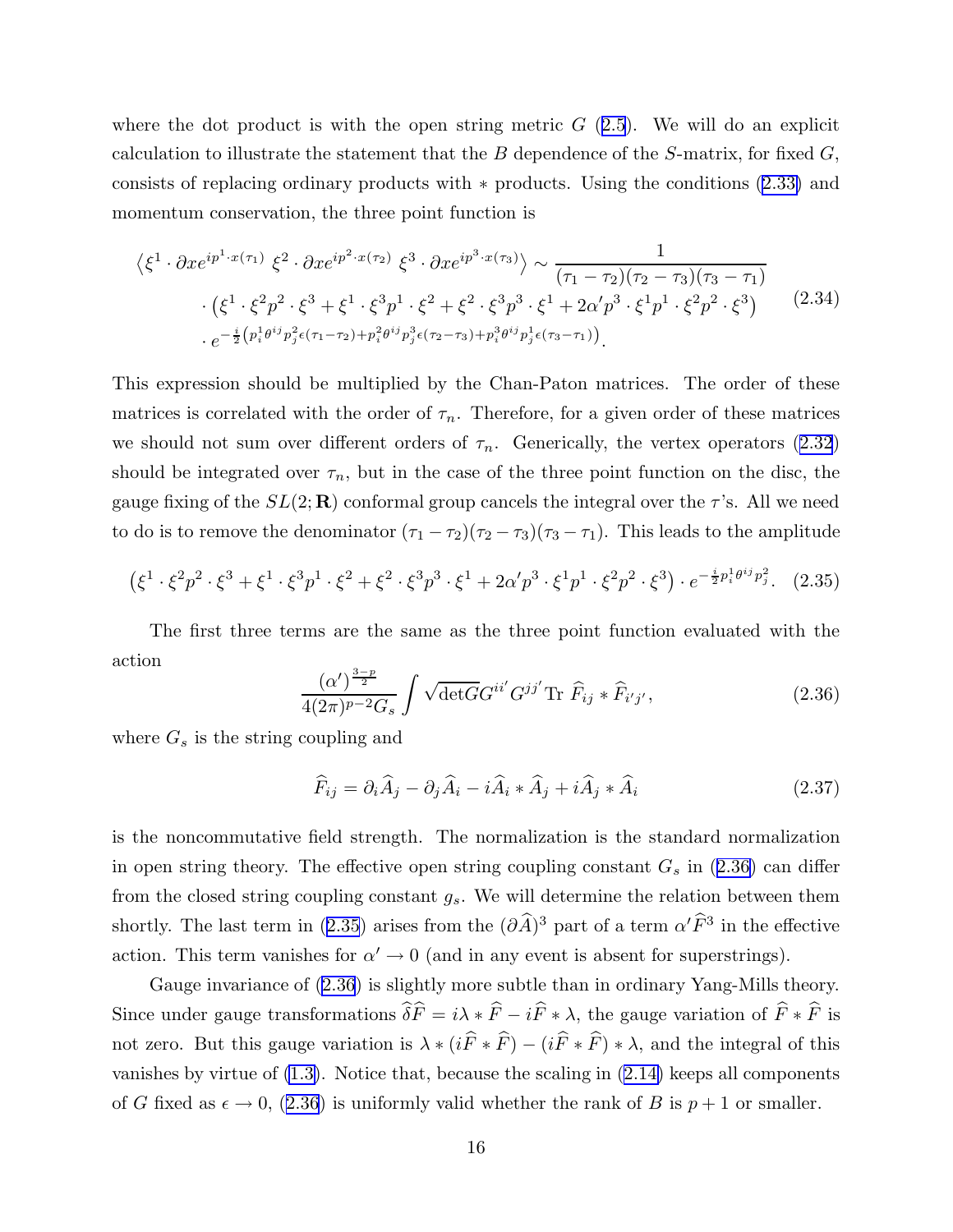where the dot product is with the open string metric $G$ (2.5). We will do an explicit calculation to illustrate the statement that the $B$ dependence of the $S$-matrix, for fixed $G$, consists of replacing ordinary products with $*$ products. Using the conditions (2.33) and momentum conservation, the three point function is

$$
\begin{aligned}
\left\langle \xi^1 \cdot \partial x e^{ip^1\cdot x(\tau_1)}\ \xi^2 \cdot \partial x e^{ip^2\cdot x(\tau_2)}\ \xi^3 \cdot \partial x e^{ip^3\cdot x(\tau_3)} \right\rangle &\sim \frac{1}{(\tau_1-\tau_2)(\tau_2-\tau_3)(\tau_3-\tau_1)} \\
&\cdot \left(\xi^1\cdot\xi^2 p^2\cdot\xi^3 + \xi^1\cdot\xi^3 p^1\cdot\xi^2 + \xi^2\cdot\xi^3 p^3\cdot\xi^1 + 2\alpha' p^3\cdot\xi^1 p^1\cdot\xi^2 p^2\cdot\xi^3\right) \\
&\cdot e^{-\frac{i}{2}\left(p^1_i\theta^{ij}p^2_j\epsilon(\tau_1-\tau_2)+p^2_i\theta^{ij}p^3_j\epsilon(\tau_2-\tau_3)+p^3_i\theta^{ij}p^1_j\epsilon(\tau_3-\tau_1)\right)}.
\end{aligned}
\tag{2.34}
$$

This expression should be multiplied by the Chan-Paton matrices. The order of these matrices is correlated with the order of $\tau_n$. Therefore, for a given order of these matrices we should not sum over different orders of $\tau_n$. Generically, the vertex operators (2.32) should be integrated over $\tau_n$, but in the case of the three point function on the disc, the gauge fixing of the $SL(2;\mathbf{R})$ conformal group cancels the integral over the $\tau$'s. All we need to do is to remove the denominator $(\tau_1-\tau_2)(\tau_2-\tau_3)(\tau_3-\tau_1)$. This leads to the amplitude

$$
\left(\xi^1\cdot\xi^2 p^2\cdot\xi^3 + \xi^1\cdot\xi^3 p^1\cdot\xi^2 + \xi^2\cdot\xi^3 p^3\cdot\xi^1 + 2\alpha' p^3\cdot\xi^1 p^1\cdot\xi^2 p^2\cdot\xi^3\right)\cdot e^{-\frac{i}{2}p^1_i\theta^{ij}p^2_j}. \tag{2.35}
$$

The first three terms are the same as the three point function evaluated with the action

$$
\frac{(\alpha')^{\frac{3-p}{2}}}{4(2\pi)^{p-2}G_s}\int\sqrt{\det G}G^{ii'}G^{jj'}\,\mathrm{Tr}\ \widehat{F}_{ij}*\widehat{F}_{i'j'}, \tag{2.36}
$$

where $G_s$ is the string coupling and

$$
\widehat{F}_{ij} = \partial_i\widehat{A}_j - \partial_j\widehat{A}_i - i\widehat{A}_i*\widehat{A}_j + i\widehat{A}_j*\widehat{A}_i \tag{2.37}
$$

is the noncommutative field strength. The normalization is the standard normalization in open string theory. The effective open string coupling constant $G_s$ in (2.36) can differ from the closed string coupling constant $g_s$. We will determine the relation between them shortly. The last term in (2.35) arises from the $(\partial\widehat{A})^3$ part of a term $\alpha'\widehat{F}^3$ in the effective action. This term vanishes for $\alpha'\to 0$ (and in any event is absent for superstrings).

Gauge invariance of (2.36) is slightly more subtle than in ordinary Yang-Mills theory. Since under gauge transformations $\widehat{\delta}\widehat{F} = i\lambda*\widehat{F} - i\widehat{F}*\lambda$, the gauge variation of $\widehat{F}*\widehat{F}$ is not zero. But this gauge variation is $\lambda*(i\widehat{F}*\widehat{F}) - (i\widehat{F}*\widehat{F})*\lambda$, and the integral of this vanishes by virtue of (1.3). Notice that, because the scaling in (2.14) keeps all components of $G$ fixed as $\epsilon\to 0$, (2.36) is uniformly valid whether the rank of $B$ is $p+1$ or smaller.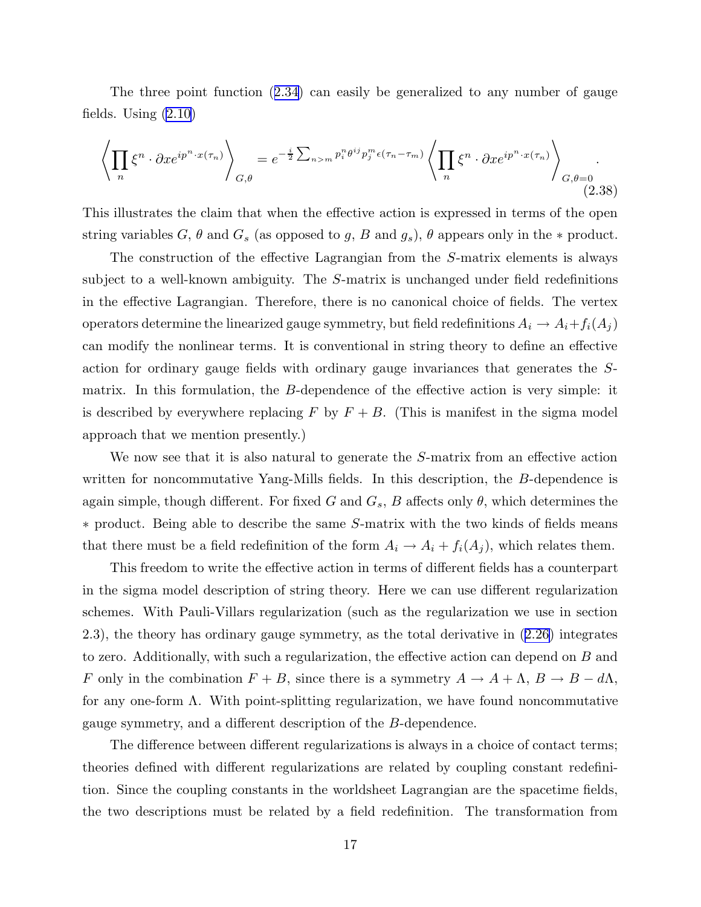The three point function (2.34) can easily be generalized to any number of gauge fields. Using (2.10)

$$\left\langle \prod_n \xi^n \cdot \partial x e^{ip^n \cdot x(\tau_n)} \right\rangle_{G,\theta} = e^{-\frac{i}{2}\sum_{n>m} p_i^n \theta^{ij} p_j^m \epsilon(\tau_n - \tau_m)} \left\langle \prod_n \xi^n \cdot \partial x e^{ip^n \cdot x(\tau_n)} \right\rangle_{G,\theta=0}. \tag{2.38}$$

This illustrates the claim that when the effective action is expressed in terms of the open string variables $G$, $\theta$ and $G_s$ (as opposed to $g$, $B$ and $g_s$), $\theta$ appears only in the $*$ product.

The construction of the effective Lagrangian from the $S$-matrix elements is always subject to a well-known ambiguity. The $S$-matrix is unchanged under field redefinitions in the effective Lagrangian. Therefore, there is no canonical choice of fields. The vertex operators determine the linearized gauge symmetry, but field redefinitions $A_i \to A_i + f_i(A_j)$ can modify the nonlinear terms. It is conventional in string theory to define an effective action for ordinary gauge fields with ordinary gauge invariances that generates the $S$-matrix. In this formulation, the $B$-dependence of the effective action is very simple: it is described by everywhere replacing $F$ by $F + B$. (This is manifest in the sigma model approach that we mention presently.)

We now see that it is also natural to generate the $S$-matrix from an effective action written for noncommutative Yang-Mills fields. In this description, the $B$-dependence is again simple, though different. For fixed $G$ and $G_s$, $B$ affects only $\theta$, which determines the $*$ product. Being able to describe the same $S$-matrix with the two kinds of fields means that there must be a field redefinition of the form $A_i \to A_i + f_i(A_j)$, which relates them.

This freedom to write the effective action in terms of different fields has a counterpart in the sigma model description of string theory. Here we can use different regularization schemes. With Pauli-Villars regularization (such as the regularization we use in section 2.3), the theory has ordinary gauge symmetry, as the total derivative in (2.26) integrates to zero. Additionally, with such a regularization, the effective action can depend on $B$ and $F$ only in the combination $F + B$, since there is a symmetry $A \to A + \Lambda$, $B \to B - d\Lambda$, for any one-form $\Lambda$. With point-splitting regularization, we have found noncommutative gauge symmetry, and a different description of the $B$-dependence.

The difference between different regularizations is always in a choice of contact terms; theories defined with different regularizations are related by coupling constant redefinition. Since the coupling constants in the worldsheet Lagrangian are the spacetime fields, the two descriptions must be related by a field redefinition. The transformation from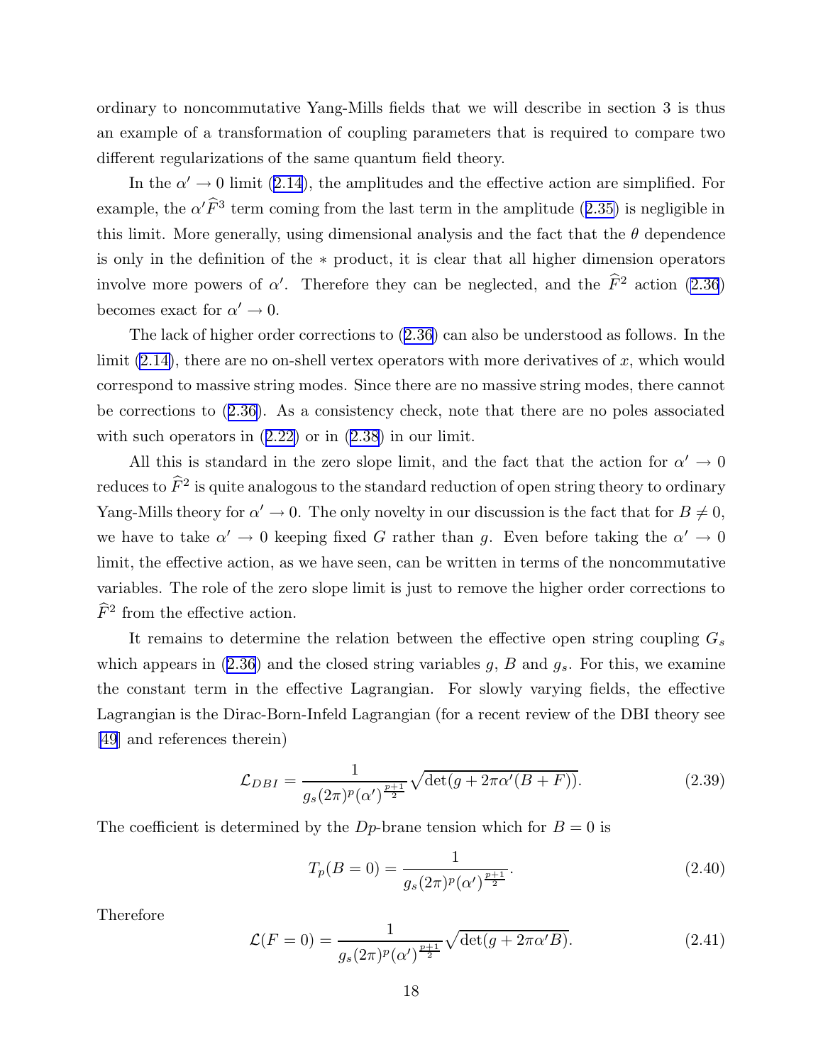ordinary to noncommutative Yang-Mills fields that we will describe in section 3 is thus an example of a transformation of coupling parameters that is required to compare two different regularizations of the same quantum field theory.

In the $\alpha' \to 0$ limit (2.14), the amplitudes and the effective action are simplified. For example, the $\alpha' \widehat{F}^3$ term coming from the last term in the amplitude (2.35) is negligible in this limit. More generally, using dimensional analysis and the fact that the $\theta$ dependence is only in the definition of the $*$ product, it is clear that all higher dimension operators involve more powers of $\alpha'$. Therefore they can be neglected, and the $\widehat{F}^2$ action (2.36) becomes exact for $\alpha' \to 0$.

The lack of higher order corrections to (2.36) can also be understood as follows. In the limit (2.14), there are no on-shell vertex operators with more derivatives of $x$, which would correspond to massive string modes. Since there are no massive string modes, there cannot be corrections to (2.36). As a consistency check, note that there are no poles associated with such operators in (2.22) or in (2.38) in our limit.

All this is standard in the zero slope limit, and the fact that the action for $\alpha' \to 0$ reduces to $\widehat{F}^2$ is quite analogous to the standard reduction of open string theory to ordinary Yang-Mills theory for $\alpha' \to 0$. The only novelty in our discussion is the fact that for $B \neq 0$, we have to take $\alpha' \to 0$ keeping fixed $G$ rather than $g$. Even before taking the $\alpha' \to 0$ limit, the effective action, as we have seen, can be written in terms of the noncommutative variables. The role of the zero slope limit is just to remove the higher order corrections to $\widehat{F}^2$ from the effective action.

It remains to determine the relation between the effective open string coupling $G_s$ which appears in (2.36) and the closed string variables $g$, $B$ and $g_s$. For this, we examine the constant term in the effective Lagrangian. For slowly varying fields, the effective Lagrangian is the Dirac-Born-Infeld Lagrangian (for a recent review of the DBI theory see [49] and references therein)

$$\mathcal{L}_{DBI} = \frac{1}{g_s (2\pi)^p (\alpha')^{\frac{p+1}{2}}} \sqrt{\det(g + 2\pi\alpha'(B+F))}. \tag{2.39}$$

The coefficient is determined by the $Dp$-brane tension which for $B = 0$ is

$$T_p(B=0) = \frac{1}{g_s (2\pi)^p (\alpha')^{\frac{p+1}{2}}}. \tag{2.40}$$

Therefore

$$\mathcal{L}(F=0) = \frac{1}{g_s (2\pi)^p (\alpha')^{\frac{p+1}{2}}} \sqrt{\det(g + 2\pi\alpha' B)}. \tag{2.41}$$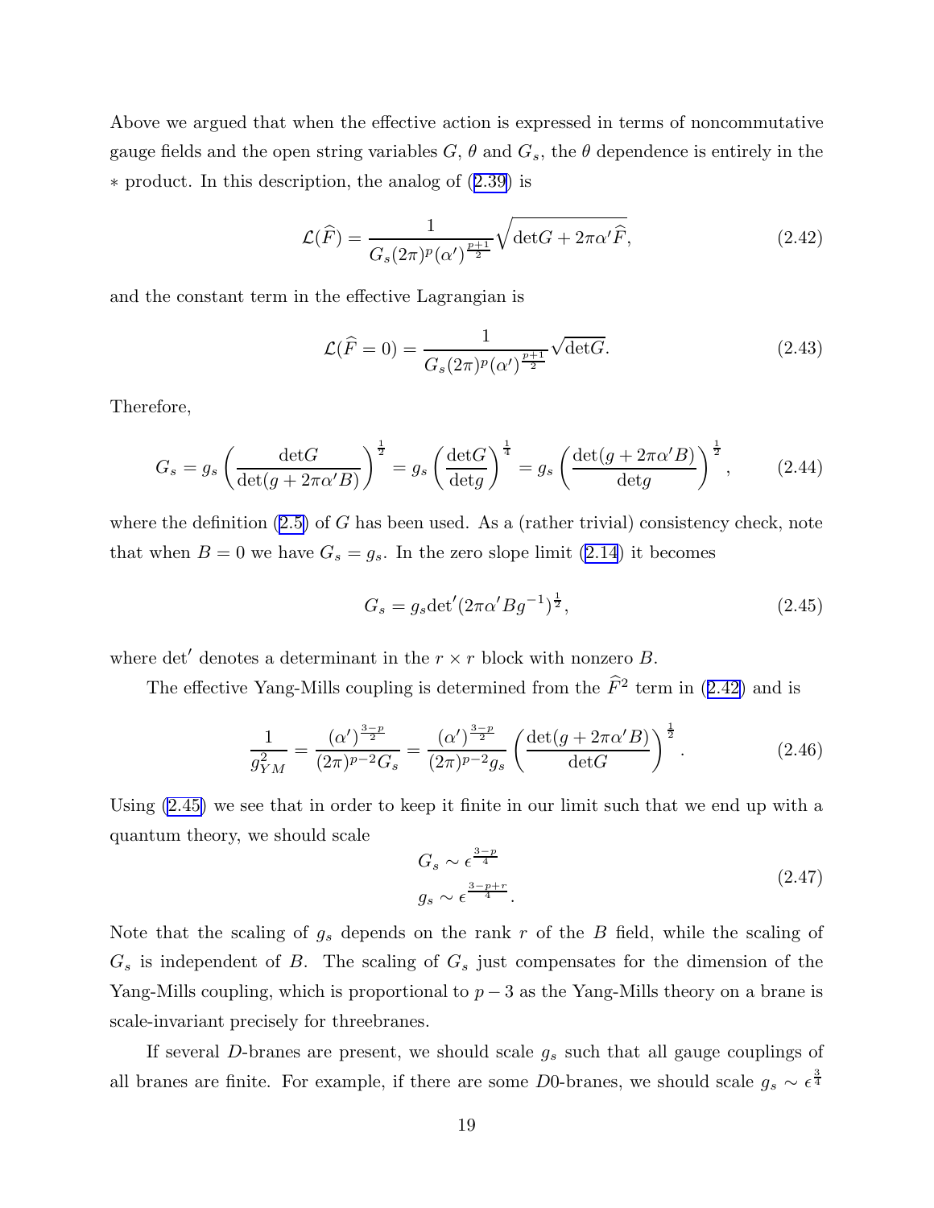Above we argued that when the effective action is expressed in terms of noncommutative gauge fields and the open string variables $G$, $\theta$ and $G_s$, the $\theta$ dependence is entirely in the $*$ product. In this description, the analog of (2.39) is

$$
\mathcal{L}(\widehat{F}) = \frac{1}{G_s (2\pi)^p (\alpha')^{\frac{p+1}{2}}} \sqrt{\det G + 2\pi\alpha' \widehat{F}}, \tag{2.42}
$$

and the constant term in the effective Lagrangian is

$$
\mathcal{L}(\widehat{F} = 0) = \frac{1}{G_s (2\pi)^p (\alpha')^{\frac{p+1}{2}}} \sqrt{\det G}. \tag{2.43}
$$

Therefore,

$$
G_s = g_s \left( \frac{\det G}{\det(g + 2\pi\alpha' B)} \right)^{\frac{1}{2}} = g_s \left( \frac{\det G}{\det g} \right)^{\frac{1}{4}} = g_s \left( \frac{\det(g + 2\pi\alpha' B)}{\det g} \right)^{\frac{1}{2}}, \tag{2.44}
$$

where the definition (2.5) of $G$ has been used. As a (rather trivial) consistency check, note that when $B = 0$ we have $G_s = g_s$. In the zero slope limit (2.14) it becomes

$$
G_s = g_s {\det}'(2\pi\alpha' B g^{-1})^{\frac{1}{2}}, \tag{2.45}
$$

where $\det'$ denotes a determinant in the $r \times r$ block with nonzero $B$.

The effective Yang-Mills coupling is determined from the $\widehat{F}^2$ term in (2.42) and is

$$
\frac{1}{g_{YM}^2} = \frac{(\alpha')^{\frac{3-p}{2}}}{(2\pi)^{p-2} G_s} = \frac{(\alpha')^{\frac{3-p}{2}}}{(2\pi)^{p-2} g_s} \left( \frac{\det(g + 2\pi\alpha' B)}{\det G} \right)^{\frac{1}{2}}. \tag{2.46}
$$

Using (2.45) we see that in order to keep it finite in our limit such that we end up with a quantum theory, we should scale

$$
\begin{aligned}
G_s &\sim \epsilon^{\frac{3-p}{4}} \\
g_s &\sim \epsilon^{\frac{3-p+r}{4}}.
\end{aligned} \tag{2.47}
$$

Note that the scaling of $g_s$ depends on the rank $r$ of the $B$ field, while the scaling of $G_s$ is independent of $B$. The scaling of $G_s$ just compensates for the dimension of the Yang-Mills coupling, which is proportional to $p - 3$ as the Yang-Mills theory on a brane is scale-invariant precisely for threebranes.

If several $D$-branes are present, we should scale $g_s$ such that all gauge couplings of all branes are finite. For example, if there are some $D0$-branes, we should scale $g_s \sim \epsilon^{\frac{3}{4}}$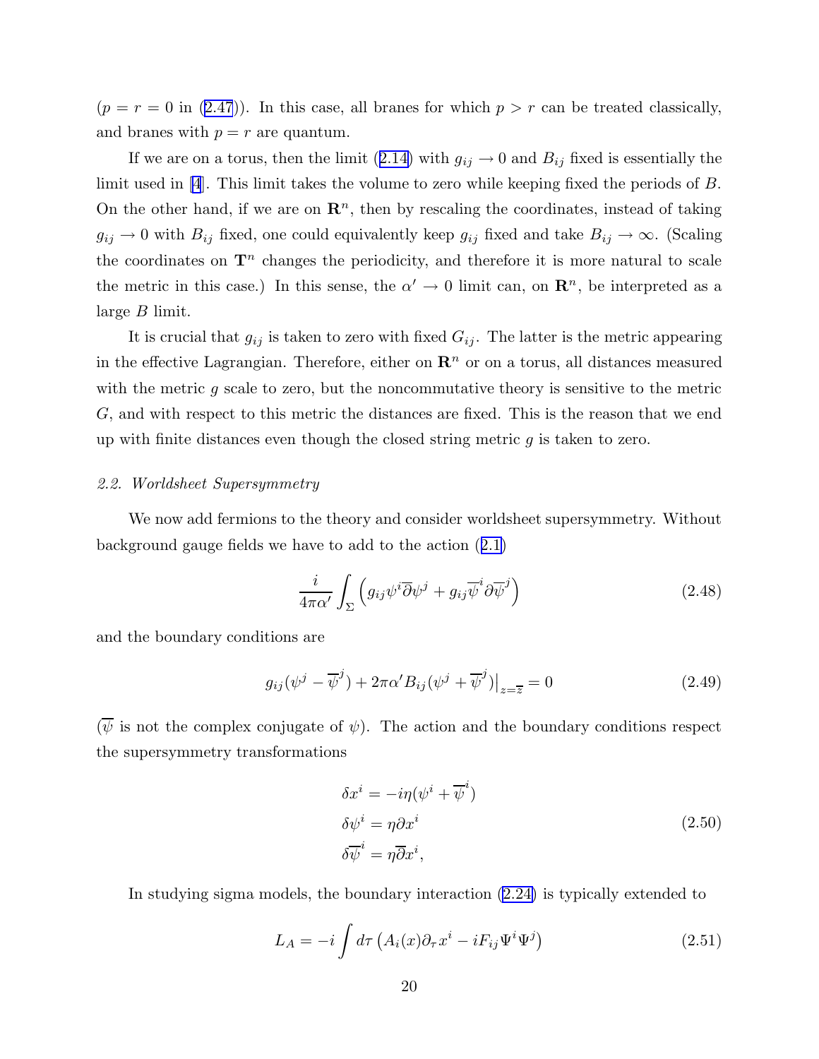($p = r = 0$ in (2.47)). In this case, all branes for which $p > r$ can be treated classically, and branes with $p = r$ are quantum.

If we are on a torus, then the limit (2.14) with $g_{ij} \to 0$ and $B_{ij}$ fixed is essentially the limit used in [4]. This limit takes the volume to zero while keeping fixed the periods of $B$. On the other hand, if we are on $\mathbf{R}^n$, then by rescaling the coordinates, instead of taking $g_{ij} \to 0$ with $B_{ij}$ fixed, one could equivalently keep $g_{ij}$ fixed and take $B_{ij} \to \infty$. (Scaling the coordinates on $\mathbf{T}^n$ changes the periodicity, and therefore it is more natural to scale the metric in this case.) In this sense, the $\alpha' \to 0$ limit can, on $\mathbf{R}^n$, be interpreted as a large $B$ limit.

It is crucial that $g_{ij}$ is taken to zero with fixed $G_{ij}$. The latter is the metric appearing in the effective Lagrangian. Therefore, either on $\mathbf{R}^n$ or on a torus, all distances measured with the metric $g$ scale to zero, but the noncommutative theory is sensitive to the metric $G$, and with respect to this metric the distances are fixed. This is the reason that we end up with finite distances even though the closed string metric $g$ is taken to zero.

### *2.2. Worldsheet Supersymmetry*

We now add fermions to the theory and consider worldsheet supersymmetry. Without background gauge fields we have to add to the action (2.1)

$$
\frac{i}{4\pi\alpha'} \int_\Sigma \left( g_{ij} \psi^i \overline{\partial} \psi^j + g_{ij} \overline{\psi}^i \partial \overline{\psi}^j \right) \tag{2.48}
$$

and the boundary conditions are

$$
g_{ij}(\psi^j - \overline{\psi}^j) + 2\pi\alpha' B_{ij}(\psi^j + \overline{\psi}^j)\big|_{z=\overline{z}} = 0 \tag{2.49}
$$

($\overline{\psi}$ is not the complex conjugate of $\psi$). The action and the boundary conditions respect the supersymmetry transformations

$$
\begin{aligned}
\delta x^i &= -i\eta(\psi^i + \overline{\psi}^i) \\
\delta \psi^i &= \eta \partial x^i \\
\delta \overline{\psi}^i &= \eta \overline{\partial} x^i,
\end{aligned} \tag{2.50}
$$

In studying sigma models, the boundary interaction (2.24) is typically extended to

$$
L_A = -i \int d\tau \left( A_i(x) \partial_\tau x^i - i F_{ij} \Psi^i \Psi^j \right) \tag{2.51}
$$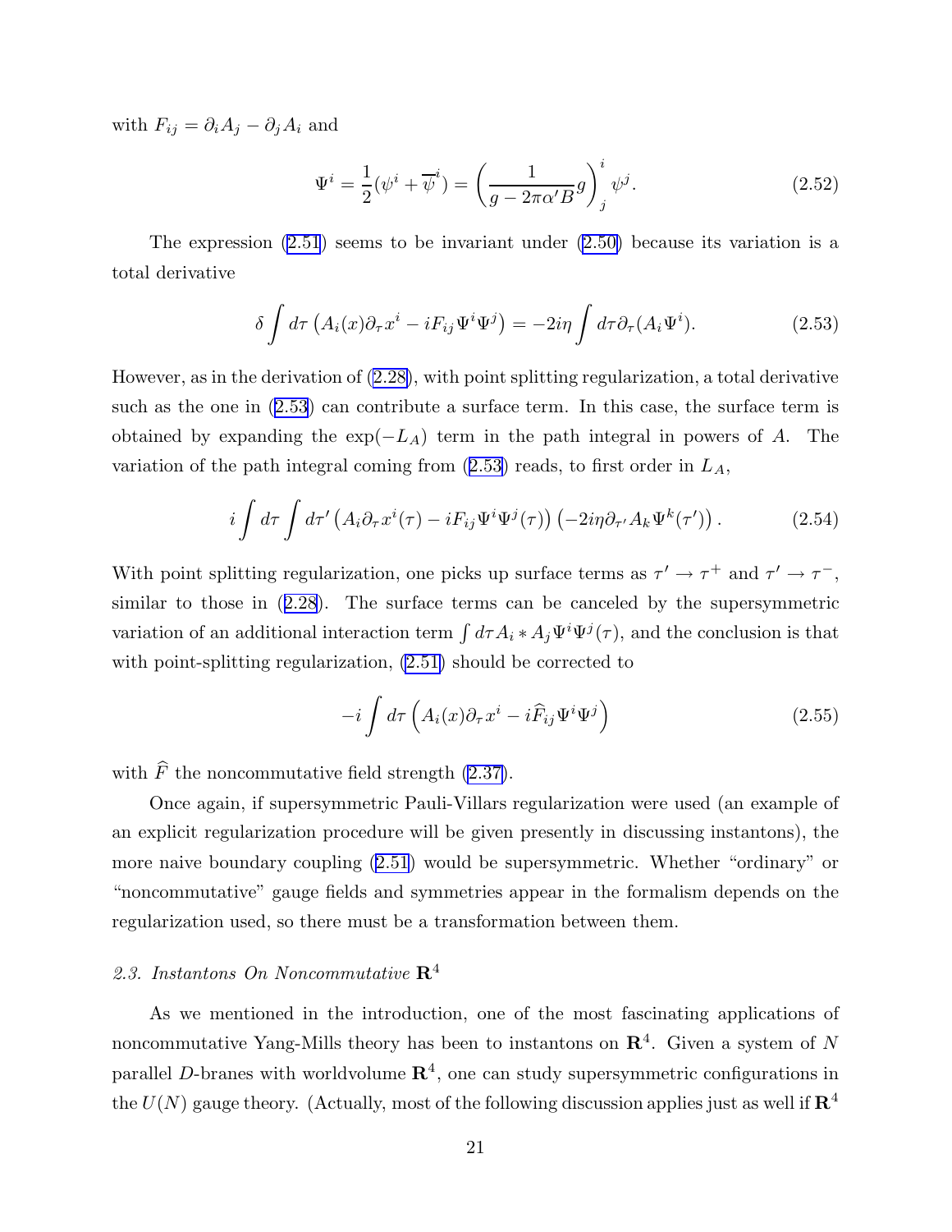with $F_{ij} = \partial_i A_j - \partial_j A_i$ and

$$\Psi^i = \frac{1}{2}(\psi^i + \overline{\psi}^i) = \left(\frac{1}{g - 2\pi\alpha' B} g\right)^i_{\ j} \psi^j. \tag{2.52}$$

The expression (2.51) seems to be invariant under (2.50) because its variation is a total derivative

$$\delta \int d\tau \left(A_i(x)\partial_\tau x^i - iF_{ij}\Psi^i\Psi^j\right) = -2i\eta \int d\tau \partial_\tau (A_i \Psi^i). \tag{2.53}$$

However, as in the derivation of (2.28), with point splitting regularization, a total derivative such as the one in (2.53) can contribute a surface term. In this case, the surface term is obtained by expanding the $\exp(-L_A)$ term in the path integral in powers of $A$. The variation of the path integral coming from (2.53) reads, to first order in $L_A$,

$$i \int d\tau \int d\tau' \left(A_i \partial_\tau x^i(\tau) - iF_{ij}\Psi^i\Psi^j(\tau)\right)\left(-2i\eta \partial_{\tau'} A_k \Psi^k(\tau')\right). \tag{2.54}$$

With point splitting regularization, one picks up surface terms as $\tau' \to \tau^+$ and $\tau' \to \tau^-$, similar to those in (2.28). The surface terms can be canceled by the supersymmetric variation of an additional interaction term $\int d\tau A_i * A_j \Psi^i \Psi^j(\tau)$, and the conclusion is that with point-splitting regularization, (2.51) should be corrected to

$$-i \int d\tau \left(A_i(x)\partial_\tau x^i - i\widehat{F}_{ij}\Psi^i\Psi^j\right) \tag{2.55}$$

with $\widehat{F}$ the noncommutative field strength (2.37).

Once again, if supersymmetric Pauli-Villars regularization were used (an example of an explicit regularization procedure will be given presently in discussing instantons), the more naive boundary coupling (2.51) would be supersymmetric. Whether "ordinary" or "noncommutative" gauge fields and symmetries appear in the formalism depends on the regularization used, so there must be a transformation between them.

### *2.3. Instantons On Noncommutative* $\mathbf{R}^4$

As we mentioned in the introduction, one of the most fascinating applications of noncommutative Yang-Mills theory has been to instantons on $\mathbf{R}^4$. Given a system of $N$ parallel $D$-branes with worldvolume $\mathbf{R}^4$, one can study supersymmetric configurations in the $U(N)$ gauge theory. (Actually, most of the following discussion applies just as well if $\mathbf{R}^4$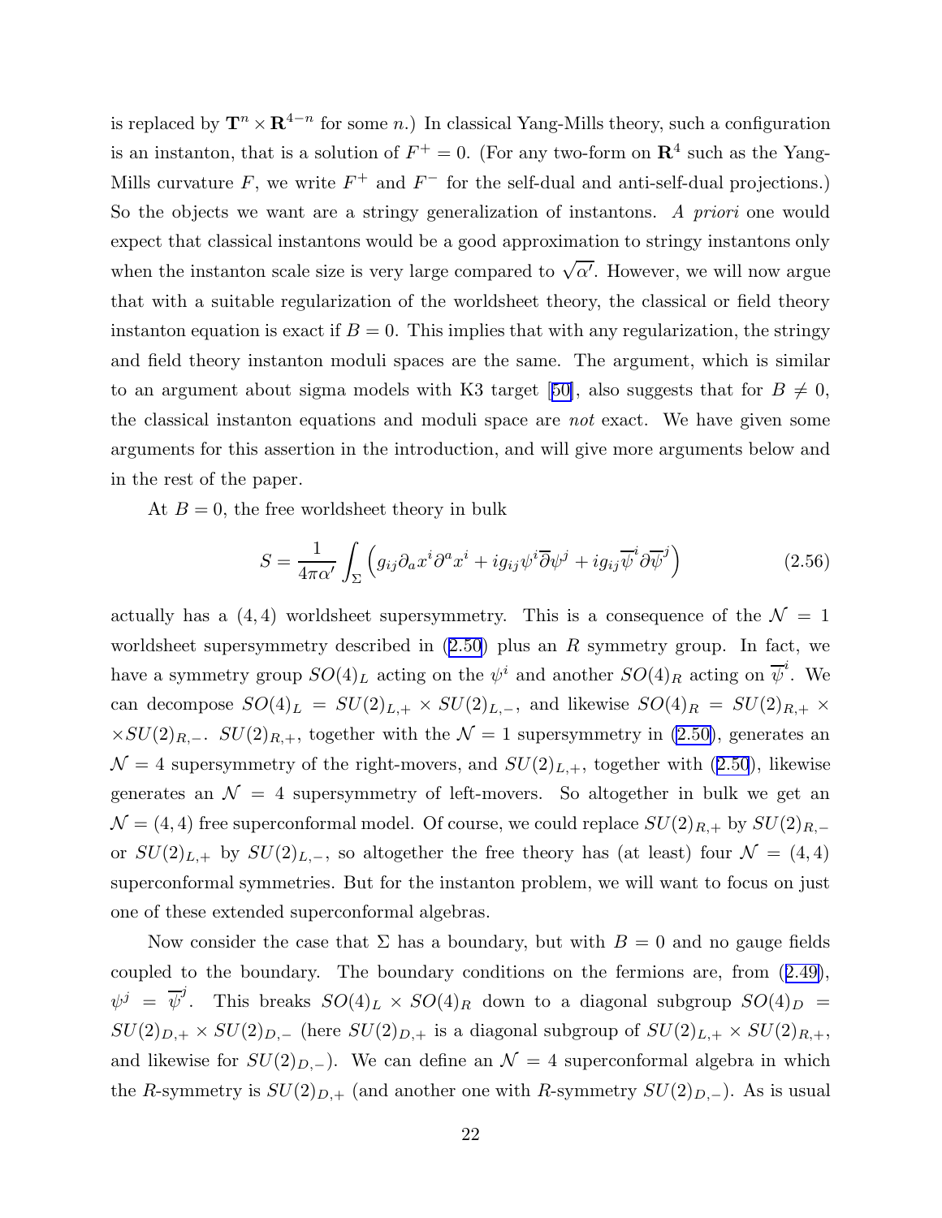is replaced by $\mathbf{T}^n \times \mathbf{R}^{4-n}$ for some $n$.) In classical Yang-Mills theory, such a configuration is an instanton, that is a solution of $F^+ = 0$. (For any two-form on $\mathbf{R}^4$ such as the Yang-Mills curvature $F$, we write $F^+$ and $F^-$ for the self-dual and anti-self-dual projections.) So the objects we want are a stringy generalization of instantons. *A priori* one would expect that classical instantons would be a good approximation to stringy instantons only when the instanton scale size is very large compared to $\sqrt{\alpha'}$. However, we will now argue that with a suitable regularization of the worldsheet theory, the classical or field theory instanton equation is exact if $B = 0$. This implies that with any regularization, the stringy and field theory instanton moduli spaces are the same. The argument, which is similar to an argument about sigma models with K3 target [50], also suggests that for $B \neq 0$, the classical instanton equations and moduli space are *not* exact. We have given some arguments for this assertion in the introduction, and will give more arguments below and in the rest of the paper.

At $B = 0$, the free worldsheet theory in bulk

$$S = \frac{1}{4\pi\alpha'} \int_\Sigma \left( g_{ij}\partial_a x^i \partial^a x^i + i g_{ij}\psi^i \overline{\partial}\psi^j + i g_{ij}\overline{\psi}^i \partial \overline{\psi}^j \right) \tag{2.56}$$

actually has a $(4,4)$ worldsheet supersymmetry. This is a consequence of the $\mathcal{N} = 1$ worldsheet supersymmetry described in (2.50) plus an $R$ symmetry group. In fact, we have a symmetry group $SO(4)_L$ acting on the $\psi^i$ and another $SO(4)_R$ acting on $\overline{\psi}^i$. We can decompose $SO(4)_L = SU(2)_{L,+} \times SU(2)_{L,-}$, and likewise $SO(4)_R = SU(2)_{R,+} \times \times SU(2)_{R,-}$. $SU(2)_{R,+}$, together with the $\mathcal{N} = 1$ supersymmetry in (2.50), generates an $\mathcal{N} = 4$ supersymmetry of the right-movers, and $SU(2)_{L,+}$, together with (2.50), likewise generates an $\mathcal{N} = 4$ supersymmetry of left-movers. So altogether in bulk we get an $\mathcal{N} = (4,4)$ free superconformal model. Of course, we could replace $SU(2)_{R,+}$ by $SU(2)_{R,-}$ or $SU(2)_{L,+}$ by $SU(2)_{L,-}$, so altogether the free theory has (at least) four $\mathcal{N} = (4,4)$ superconformal symmetries. But for the instanton problem, we will want to focus on just one of these extended superconformal algebras.

Now consider the case that $\Sigma$ has a boundary, but with $B = 0$ and no gauge fields coupled to the boundary. The boundary conditions on the fermions are, from (2.49), $\psi^j = \overline{\psi}^j$. This breaks $SO(4)_L \times SO(4)_R$ down to a diagonal subgroup $SO(4)_D = SU(2)_{D,+} \times SU(2)_{D,-}$ (here $SU(2)_{D,+}$ is a diagonal subgroup of $SU(2)_{L,+} \times SU(2)_{R,+}$, and likewise for $SU(2)_{D,-}$). We can define an $\mathcal{N} = 4$ superconformal algebra in which the $R$-symmetry is $SU(2)_{D,+}$ (and another one with $R$-symmetry $SU(2)_{D,-}$). As is usual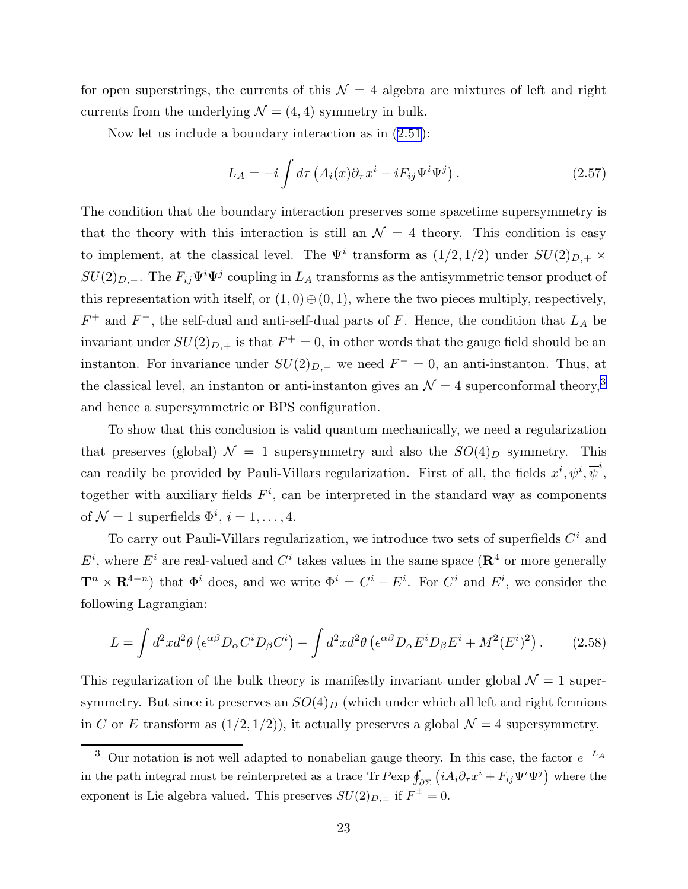for open superstrings, the currents of this $\mathcal{N}=4$ algebra are mixtures of left and right currents from the underlying $\mathcal{N}=(4,4)$ symmetry in bulk.

Now let us include a boundary interaction as in (2.51):

$$L_A = -i\int d\tau \left(A_i(x)\partial_\tau x^i - iF_{ij}\Psi^i\Psi^j\right). \tag{2.57}$$

The condition that the boundary interaction preserves some spacetime supersymmetry is that the theory with this interaction is still an $\mathcal{N}=4$ theory. This condition is easy to implement, at the classical level. The $\Psi^i$ transform as $(1/2,1/2)$ under $SU(2)_{D,+}\times SU(2)_{D,-}$. The $F_{ij}\Psi^i\Psi^j$ coupling in $L_A$ transforms as the antisymmetric tensor product of this representation with itself, or $(1,0)\oplus(0,1)$, where the two pieces multiply, respectively, $F^+$ and $F^-$, the self-dual and anti-self-dual parts of $F$. Hence, the condition that $L_A$ be invariant under $SU(2)_{D,+}$ is that $F^+=0$, in other words that the gauge field should be an instanton. For invariance under $SU(2)_{D,-}$ we need $F^-=0$, an anti-instanton. Thus, at the classical level, an instanton or anti-instanton gives an $\mathcal{N}=4$ superconformal theory,[3] and hence a supersymmetric or BPS configuration.

To show that this conclusion is valid quantum mechanically, we need a regularization that preserves (global) $\mathcal{N}=1$ supersymmetry and also the $SO(4)_D$ symmetry. This can readily be provided by Pauli-Villars regularization. First of all, the fields $x^i,\psi^i,\overline{\psi}^i$, together with auxiliary fields $F^i$, can be interpreted in the standard way as components of $\mathcal{N}=1$ superfields $\Phi^i$, $i=1,\dots,4$.

To carry out Pauli-Villars regularization, we introduce two sets of superfields $C^i$ and $E^i$, where $E^i$ are real-valued and $C^i$ takes values in the same space ($\mathbf{R}^4$ or more generally $\mathbf{T}^n\times\mathbf{R}^{4-n}$) that $\Phi^i$ does, and we write $\Phi^i = C^i - E^i$. For $C^i$ and $E^i$, we consider the following Lagrangian:

$$L = \int d^2x d^2\theta \left(\epsilon^{\alpha\beta}D_\alpha C^i D_\beta C^i\right) - \int d^2x d^2\theta\left(\epsilon^{\alpha\beta}D_\alpha E^i D_\beta E^i + M^2(E^i)^2\right). \tag{2.58}$$

This regularization of the bulk theory is manifestly invariant under global $\mathcal{N}=1$ supersymmetry. But since it preserves an $SO(4)_D$ (which under which all left and right fermions in $C$ or $E$ transform as $(1/2,1/2)$), it actually preserves a global $\mathcal{N}=4$ supersymmetry.

[3] Our notation is not well adapted to nonabelian gauge theory. In this case, the factor $e^{-L_A}$ in the path integral must be reinterpreted as a trace $\mathrm{Tr}\,P\exp\oint_{\partial\Sigma}\left(iA_i\partial_\tau x^i + F_{ij}\Psi^i\Psi^j\right)$ where the exponent is Lie algebra valued. This preserves $SU(2)_{D,\pm}$ if $F^\pm=0$.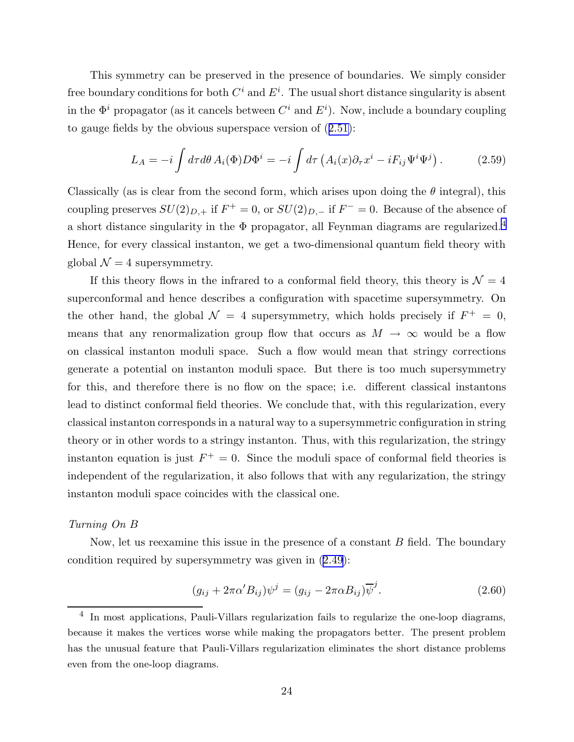This symmetry can be preserved in the presence of boundaries. We simply consider free boundary conditions for both $C^i$ and $E^i$. The usual short distance singularity is absent in the $\Phi^i$ propagator (as it cancels between $C^i$ and $E^i$). Now, include a boundary coupling to gauge fields by the obvious superspace version of (2.51):

$$
L_A = -i\int d\tau d\theta \, A_i(\Phi)D\Phi^i = -i\int d\tau \left(A_i(x)\partial_\tau x^i - iF_{ij}\Psi^i\Psi^j\right). \tag{2.59}
$$

Classically (as is clear from the second form, which arises upon doing the $\theta$ integral), this coupling preserves $SU(2)_{D,+}$ if $F^+ = 0$, or $SU(2)_{D,-}$ if $F^- = 0$. Because of the absence of a short distance singularity in the $\Phi$ propagator, all Feynman diagrams are regularized.[4] Hence, for every classical instanton, we get a two-dimensional quantum field theory with global $\mathcal{N} = 4$ supersymmetry.

If this theory flows in the infrared to a conformal field theory, this theory is $\mathcal{N} = 4$ superconformal and hence describes a configuration with spacetime supersymmetry. On the other hand, the global $\mathcal{N} = 4$ supersymmetry, which holds precisely if $F^+ = 0$, means that any renormalization group flow that occurs as $M \to \infty$ would be a flow on classical instanton moduli space. Such a flow would mean that stringy corrections generate a potential on instanton moduli space. But there is too much supersymmetry for this, and therefore there is no flow on the space; i.e. different classical instantons lead to distinct conformal field theories. We conclude that, with this regularization, every classical instanton corresponds in a natural way to a supersymmetric configuration in string theory or in other words to a stringy instanton. Thus, with this regularization, the stringy instanton equation is just $F^+ = 0$. Since the moduli space of conformal field theories is independent of the regularization, it also follows that with any regularization, the stringy instanton moduli space coincides with the classical one.

*Turning On B*

Now, let us reexamine this issue in the presence of a constant $B$ field. The boundary condition required by supersymmetry was given in (2.49):

$$
(g_{ij} + 2\pi\alpha' B_{ij})\psi^j = (g_{ij} - 2\pi\alpha B_{ij})\overline{\psi}^j. \tag{2.60}
$$

[4] In most applications, Pauli-Villars regularization fails to regularize the one-loop diagrams, because it makes the vertices worse while making the propagators better. The present problem has the unusual feature that Pauli-Villars regularization eliminates the short distance problems even from the one-loop diagrams.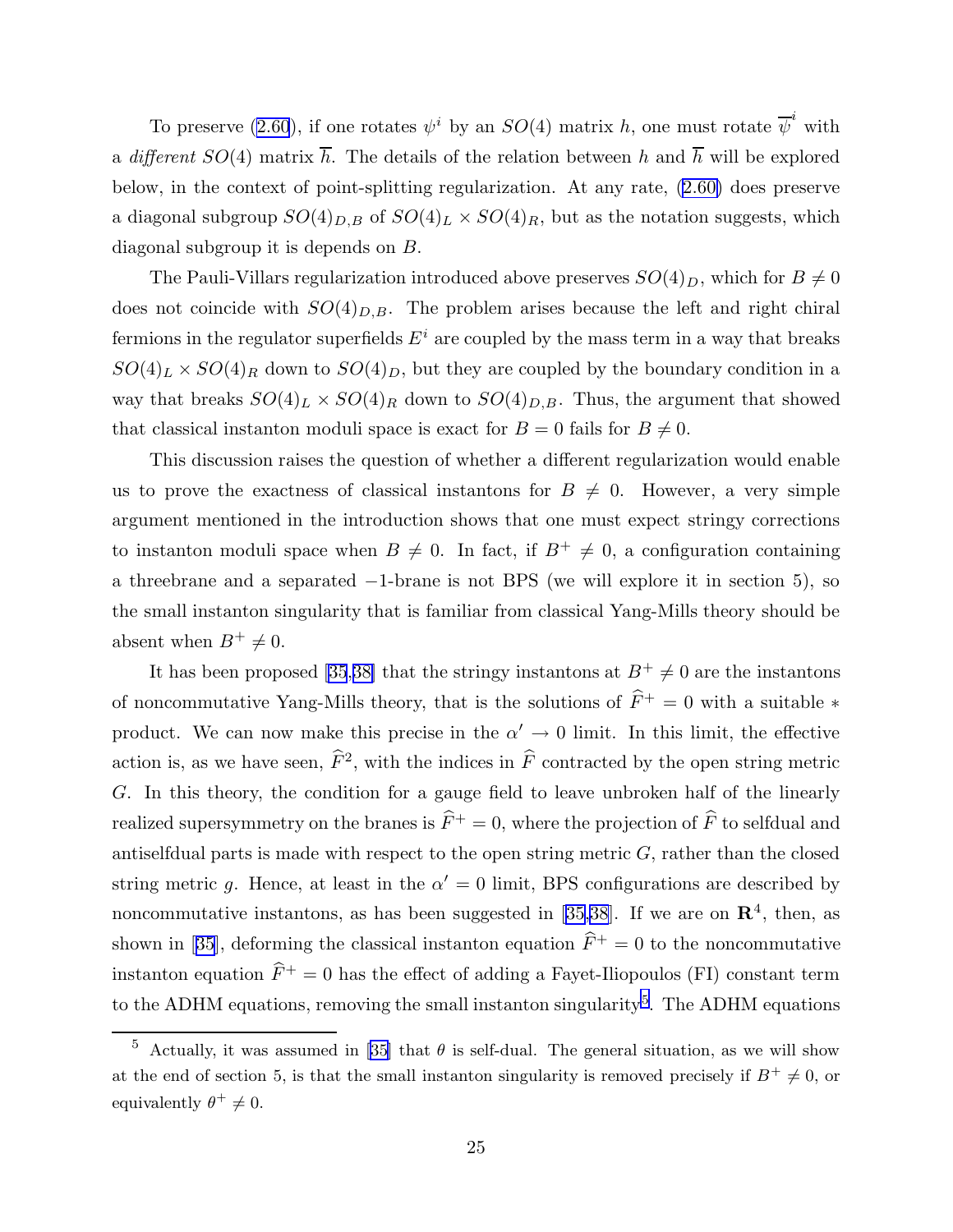To preserve (2.60), if one rotates $\psi^i$ by an $SO(4)$ matrix $h$, one must rotate $\overline{\psi}^i$ with a *different* $SO(4)$ matrix $\overline{h}$. The details of the relation between $h$ and $\overline{h}$ will be explored below, in the context of point-splitting regularization. At any rate, (2.60) does preserve a diagonal subgroup $SO(4)_{D,B}$ of $SO(4)_L \times SO(4)_R$, but as the notation suggests, which diagonal subgroup it is depends on $B$.

The Pauli-Villars regularization introduced above preserves $SO(4)_D$, which for $B \neq 0$ does not coincide with $SO(4)_{D,B}$. The problem arises because the left and right chiral fermions in the regulator superfields $E^i$ are coupled by the mass term in a way that breaks $SO(4)_L \times SO(4)_R$ down to $SO(4)_D$, but they are coupled by the boundary condition in a way that breaks $SO(4)_L \times SO(4)_R$ down to $SO(4)_{D,B}$. Thus, the argument that showed that classical instanton moduli space is exact for $B = 0$ fails for $B \neq 0$.

This discussion raises the question of whether a different regularization would enable us to prove the exactness of classical instantons for $B \neq 0$. However, a very simple argument mentioned in the introduction shows that one must expect stringy corrections to instanton moduli space when $B \neq 0$. In fact, if $B^+ \neq 0$, a configuration containing a threebrane and a separated $-1$-brane is not BPS (we will explore it in section 5), so the small instanton singularity that is familiar from classical Yang-Mills theory should be absent when $B^+ \neq 0$.

It has been proposed [35,38] that the stringy instantons at $B^+ \neq 0$ are the instantons of noncommutative Yang-Mills theory, that is the solutions of $\widehat{F}^+ = 0$ with a suitable $*$ product. We can now make this precise in the $\alpha' \to 0$ limit. In this limit, the effective action is, as we have seen, $\widehat{F}^2$, with the indices in $\widehat{F}$ contracted by the open string metric $G$. In this theory, the condition for a gauge field to leave unbroken half of the linearly realized supersymmetry on the branes is $\widehat{F}^+ = 0$, where the projection of $\widehat{F}$ to selfdual and antiselfdual parts is made with respect to the open string metric $G$, rather than the closed string metric $g$. Hence, at least in the $\alpha' = 0$ limit, BPS configurations are described by noncommutative instantons, as has been suggested in [35,38]. If we are on $\mathbf{R}^4$, then, as shown in [35], deforming the classical instanton equation $\widehat{F}^+ = 0$ to the noncommutative instanton equation $\widehat{F}^+ = 0$ has the effect of adding a Fayet-Iliopoulos (FI) constant term to the ADHM equations, removing the small instanton singularity[5]. The ADHM equations

[5] Actually, it was assumed in [35] that $\theta$ is self-dual. The general situation, as we will show at the end of section 5, is that the small instanton singularity is removed precisely if $B^+ \neq 0$, or equivalently $\theta^+ \neq 0$.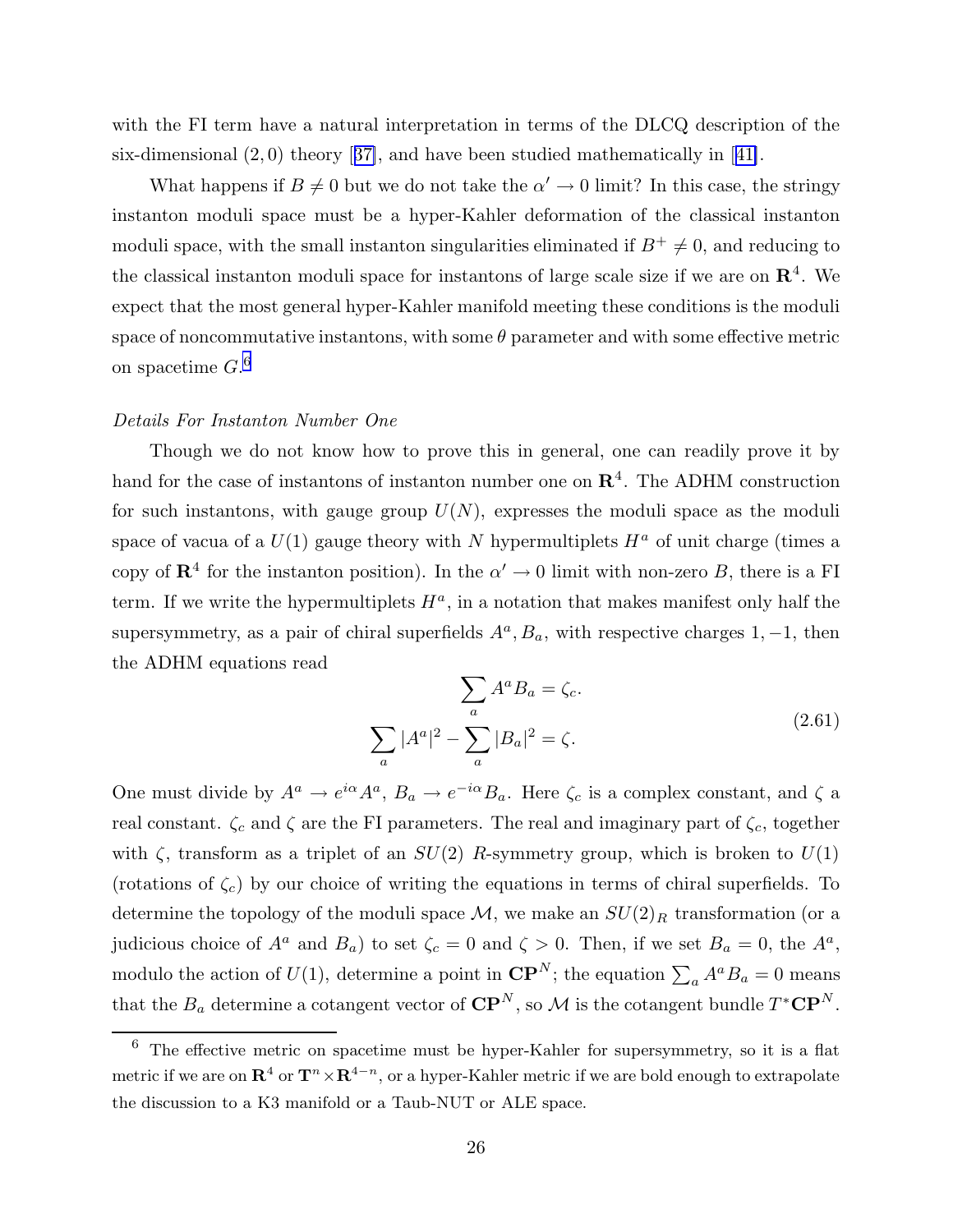with the FI term have a natural interpretation in terms of the DLCQ description of the six-dimensional $(2,0)$ theory [37], and have been studied mathematically in [41].

What happens if $B \neq 0$ but we do not take the $\alpha' \to 0$ limit? In this case, the stringy instanton moduli space must be a hyper-Kahler deformation of the classical instanton moduli space, with the small instanton singularities eliminated if $B^+ \neq 0$, and reducing to the classical instanton moduli space for instantons of large scale size if we are on $\mathbf{R}^4$. We expect that the most general hyper-Kahler manifold meeting these conditions is the moduli space of noncommutative instantons, with some $\theta$ parameter and with some effective metric on spacetime $G$.[6]

*Details For Instanton Number One*

Though we do not know how to prove this in general, one can readily prove it by hand for the case of instantons of instanton number one on $\mathbf{R}^4$. The ADHM construction for such instantons, with gauge group $U(N)$, expresses the moduli space as the moduli space of vacua of a $U(1)$ gauge theory with $N$ hypermultiplets $H^a$ of unit charge (times a copy of $\mathbf{R}^4$ for the instanton position). In the $\alpha' \to 0$ limit with non-zero $B$, there is a FI term. If we write the hypermultiplets $H^a$, in a notation that makes manifest only half the supersymmetry, as a pair of chiral superfields $A^a, B_a$, with respective charges $1, -1$, then the ADHM equations read

$$
\begin{aligned}
\sum_a A^a B_a &= \zeta_c. \\
\sum_a |A^a|^2 - \sum_a |B_a|^2 &= \zeta.
\end{aligned}
\tag{2.61}
$$

One must divide by $A^a \to e^{i\alpha} A^a$, $B_a \to e^{-i\alpha} B_a$. Here $\zeta_c$ is a complex constant, and $\zeta$ a real constant. $\zeta_c$ and $\zeta$ are the FI parameters. The real and imaginary part of $\zeta_c$, together with $\zeta$, transform as a triplet of an $SU(2)$ $R$-symmetry group, which is broken to $U(1)$ (rotations of $\zeta_c$) by our choice of writing the equations in terms of chiral superfields. To determine the topology of the moduli space $\mathcal{M}$, we make an $SU(2)_R$ transformation (or a judicious choice of $A^a$ and $B_a$) to set $\zeta_c = 0$ and $\zeta > 0$. Then, if we set $B_a = 0$, the $A^a$, modulo the action of $U(1)$, determine a point in $\mathbf{CP}^N$; the equation $\sum_a A^a B_a = 0$ means that the $B_a$ determine a cotangent vector of $\mathbf{CP}^N$, so $\mathcal{M}$ is the cotangent bundle $T^*\mathbf{CP}^N$.

[6] The effective metric on spacetime must be hyper-Kahler for supersymmetry, so it is a flat metric if we are on $\mathbf{R}^4$ or $\mathbf{T}^n \times \mathbf{R}^{4-n}$, or a hyper-Kahler metric if we are bold enough to extrapolate the discussion to a K3 manifold or a Taub-NUT or ALE space.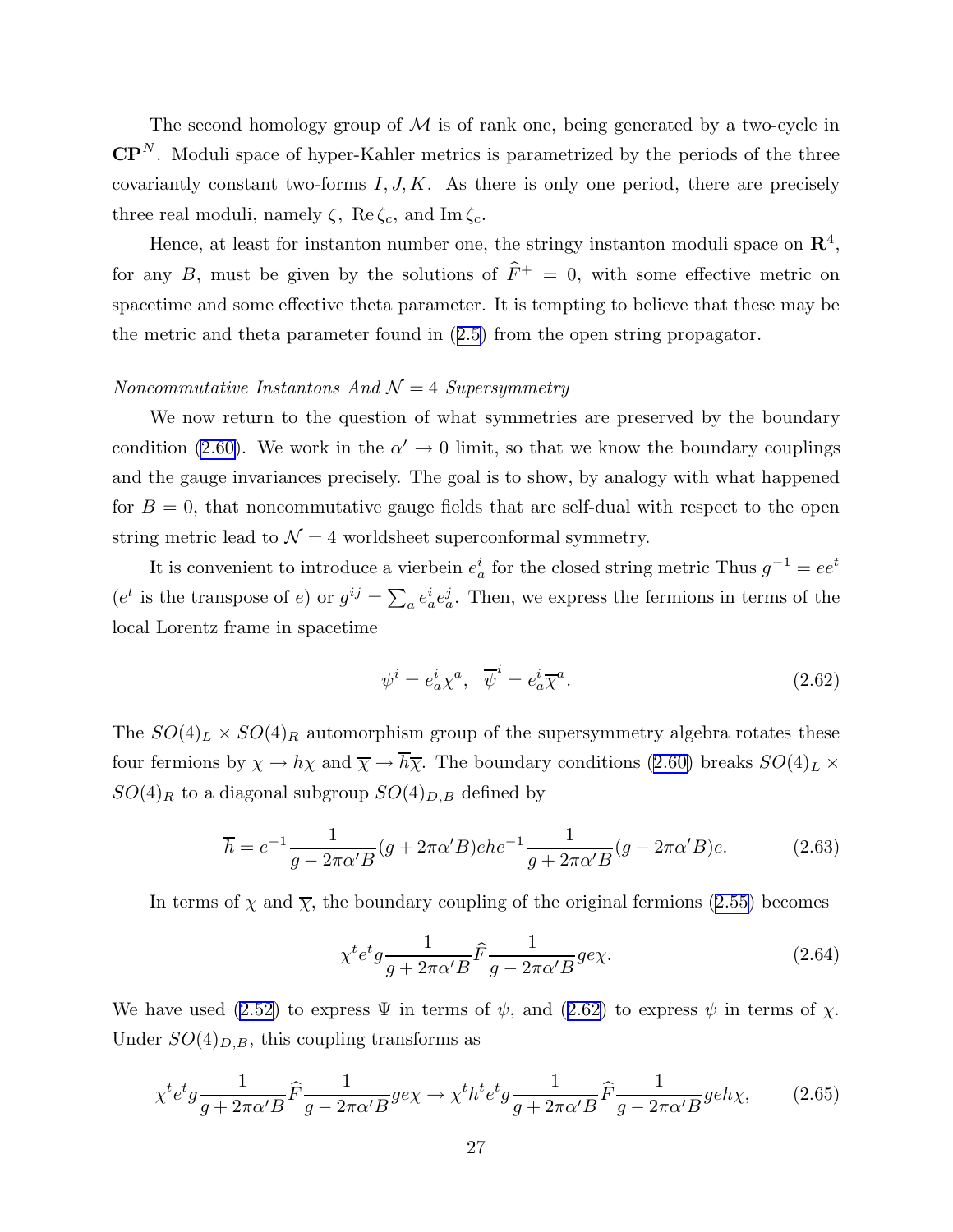The second homology group of $\mathcal{M}$ is of rank one, being generated by a two-cycle in $\mathbf{CP}^N$. Moduli space of hyper-Kahler metrics is parametrized by the periods of the three covariantly constant two-forms $I, J, K$. As there is only one period, there are precisely three real moduli, namely $\zeta$, $\mathrm{Re}\,\zeta_c$, and $\mathrm{Im}\,\zeta_c$.

Hence, at least for instanton number one, the stringy instanton moduli space on $\mathbf{R}^4$, for any $B$, must be given by the solutions of $\widehat{F}^+ = 0$, with some effective metric on spacetime and some effective theta parameter. It is tempting to believe that these may be the metric and theta parameter found in (2.5) from the open string propagator.

*Noncommutative Instantons And $\mathcal{N}=4$ Supersymmetry*

We now return to the question of what symmetries are preserved by the boundary condition (2.60). We work in the $\alpha' \to 0$ limit, so that we know the boundary couplings and the gauge invariances precisely. The goal is to show, by analogy with what happened for $B=0$, that noncommutative gauge fields that are self-dual with respect to the open string metric lead to $\mathcal{N}=4$ worldsheet superconformal symmetry.

It is convenient to introduce a vierbein $e^i_a$ for the closed string metric Thus $g^{-1} = ee^t$ ($e^t$ is the transpose of $e$) or $g^{ij} = \sum_a e^i_a e^j_a$. Then, we express the fermions in terms of the local Lorentz frame in spacetime

$$\psi^i = e^i_a \chi^a, \quad \overline{\psi}^i = e^i_a \overline{\chi}^a. \tag{2.62}$$

The $SO(4)_L \times SO(4)_R$ automorphism group of the supersymmetry algebra rotates these four fermions by $\chi \to h\chi$ and $\overline{\chi} \to \overline{h}\overline{\chi}$. The boundary conditions (2.60) breaks $SO(4)_L \times SO(4)_R$ to a diagonal subgroup $SO(4)_{D,B}$ defined by

$$\overline{h} = e^{-1}\frac{1}{g-2\pi\alpha' B}(g+2\pi\alpha' B)ehe^{-1}\frac{1}{g+2\pi\alpha' B}(g-2\pi\alpha' B)e. \tag{2.63}$$

In terms of $\chi$ and $\overline{\chi}$, the boundary coupling of the original fermions (2.55) becomes

$$\chi^t e^t g \frac{1}{g+2\pi\alpha' B}\widehat{F}\frac{1}{g-2\pi\alpha' B} g e \chi. \tag{2.64}$$

We have used (2.52) to express $\Psi$ in terms of $\psi$, and (2.62) to express $\psi$ in terms of $\chi$. Under $SO(4)_{D,B}$, this coupling transforms as

$$\chi^t e^t g \frac{1}{g+2\pi\alpha' B}\widehat{F}\frac{1}{g-2\pi\alpha' B} g e \chi \to \chi^t h^t e^t g \frac{1}{g+2\pi\alpha' B}\widehat{F}\frac{1}{g-2\pi\alpha' B} g e h \chi, \tag{2.65}$$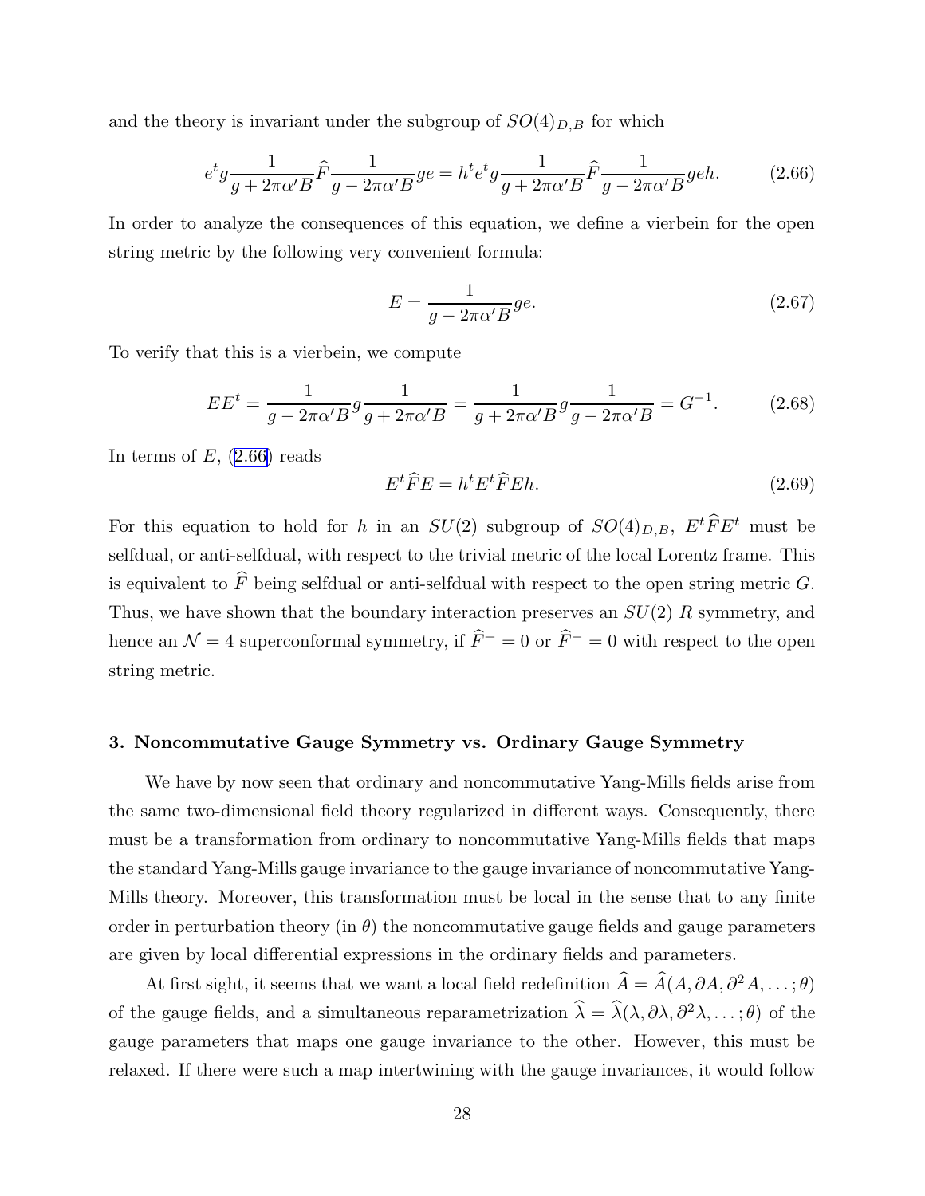and the theory is invariant under the subgroup of $SO(4)_{D,B}$ for which

$$e^t g \frac{1}{g + 2\pi\alpha' B} \widehat{F} \frac{1}{g - 2\pi\alpha' B} g e = h^t e^t g \frac{1}{g + 2\pi\alpha' B} \widehat{F} \frac{1}{g - 2\pi\alpha' B} g e h. \tag{2.66}$$

In order to analyze the consequences of this equation, we define a vierbein for the open string metric by the following very convenient formula:

$$E = \frac{1}{g - 2\pi\alpha' B} g e. \tag{2.67}$$

To verify that this is a vierbein, we compute

$$E E^t = \frac{1}{g - 2\pi\alpha' B} g \frac{1}{g + 2\pi\alpha' B} = \frac{1}{g + 2\pi\alpha' B} g \frac{1}{g - 2\pi\alpha' B} = G^{-1}. \tag{2.68}$$

In terms of $E$, (2.66) reads

$$E^t \widehat{F} E = h^t E^t \widehat{F} E h. \tag{2.69}$$

For this equation to hold for $h$ in an $SU(2)$ subgroup of $SO(4)_{D,B}$, $E^t \widehat{F} E^t$ must be selfdual, or anti-selfdual, with respect to the trivial metric of the local Lorentz frame. This is equivalent to $\widehat{F}$ being selfdual or anti-selfdual with respect to the open string metric $G$. Thus, we have shown that the boundary interaction preserves an $SU(2)$ $R$ symmetry, and hence an $\mathcal{N} = 4$ superconformal symmetry, if $\widehat{F}^+ = 0$ or $\widehat{F}^- = 0$ with respect to the open string metric.

## 3. Noncommutative Gauge Symmetry vs. Ordinary Gauge Symmetry

We have by now seen that ordinary and noncommutative Yang-Mills fields arise from the same two-dimensional field theory regularized in different ways. Consequently, there must be a transformation from ordinary to noncommutative Yang-Mills fields that maps the standard Yang-Mills gauge invariance to the gauge invariance of noncommutative Yang-Mills theory. Moreover, this transformation must be local in the sense that to any finite order in perturbation theory (in $\theta$) the noncommutative gauge fields and gauge parameters are given by local differential expressions in the ordinary fields and parameters.

At first sight, it seems that we want a local field redefinition $\widehat{A} = \widehat{A}(A, \partial A, \partial^2 A, \ldots; \theta)$ of the gauge fields, and a simultaneous reparametrization $\widehat{\lambda} = \widehat{\lambda}(\lambda, \partial\lambda, \partial^2\lambda, \ldots; \theta)$ of the gauge parameters that maps one gauge invariance to the other. However, this must be relaxed. If there were such a map intertwining with the gauge invariances, it would follow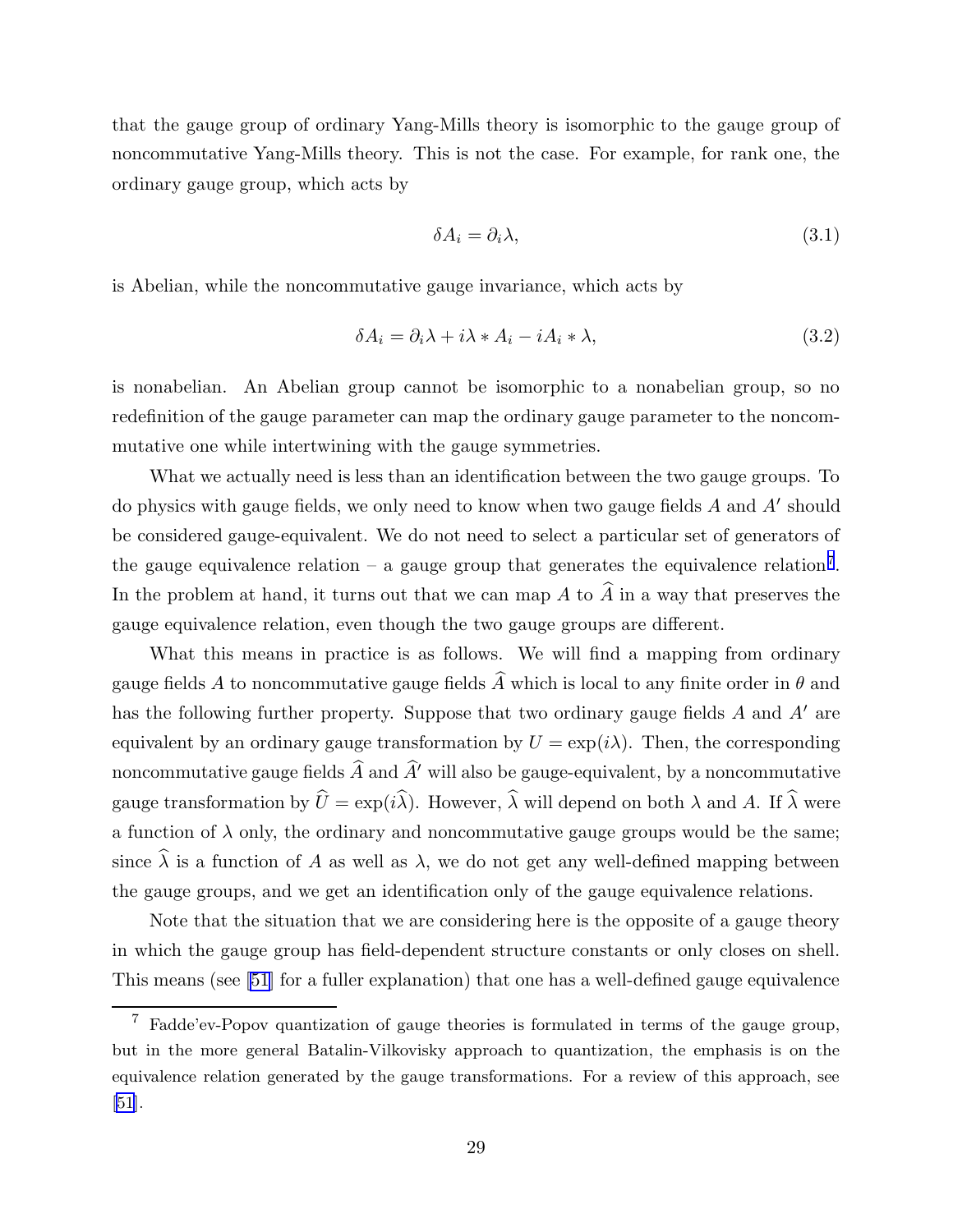that the gauge group of ordinary Yang-Mills theory is isomorphic to the gauge group of noncommutative Yang-Mills theory. This is not the case. For example, for rank one, the ordinary gauge group, which acts by

$$\delta A_i = \partial_i \lambda, \tag{3.1}$$

is Abelian, while the noncommutative gauge invariance, which acts by

$$\delta A_i = \partial_i \lambda + i\lambda * A_i - iA_i * \lambda, \tag{3.2}$$

is nonabelian. An Abelian group cannot be isomorphic to a nonabelian group, so no redefinition of the gauge parameter can map the ordinary gauge parameter to the noncommutative one while intertwining with the gauge symmetries.

What we actually need is less than an identification between the two gauge groups. To do physics with gauge fields, we only need to know when two gauge fields $A$ and $A'$ should be considered gauge-equivalent. We do not need to select a particular set of generators of the gauge equivalence relation – a gauge group that generates the equivalence relation[7]. In the problem at hand, it turns out that we can map $A$ to $\widehat{A}$ in a way that preserves the gauge equivalence relation, even though the two gauge groups are different.

What this means in practice is as follows. We will find a mapping from ordinary gauge fields $A$ to noncommutative gauge fields $\widehat{A}$ which is local to any finite order in $\theta$ and has the following further property. Suppose that two ordinary gauge fields $A$ and $A'$ are equivalent by an ordinary gauge transformation by $U = \exp(i\lambda)$. Then, the corresponding noncommutative gauge fields $\widehat{A}$ and $\widehat{A}'$ will also be gauge-equivalent, by a noncommutative gauge transformation by $\widehat{U} = \exp(i\widehat{\lambda})$. However, $\widehat{\lambda}$ will depend on both $\lambda$ and $A$. If $\widehat{\lambda}$ were a function of $\lambda$ only, the ordinary and noncommutative gauge groups would be the same; since $\widehat{\lambda}$ is a function of $A$ as well as $\lambda$, we do not get any well-defined mapping between the gauge groups, and we get an identification only of the gauge equivalence relations.

Note that the situation that we are considering here is the opposite of a gauge theory in which the gauge group has field-dependent structure constants or only closes on shell. This means (see [51] for a fuller explanation) that one has a well-defined gauge equivalence

---

[7] Fadde'ev-Popov quantization of gauge theories is formulated in terms of the gauge group, but in the more general Batalin-Vilkovisky approach to quantization, the emphasis is on the equivalence relation generated by the gauge transformations. For a review of this approach, see [51].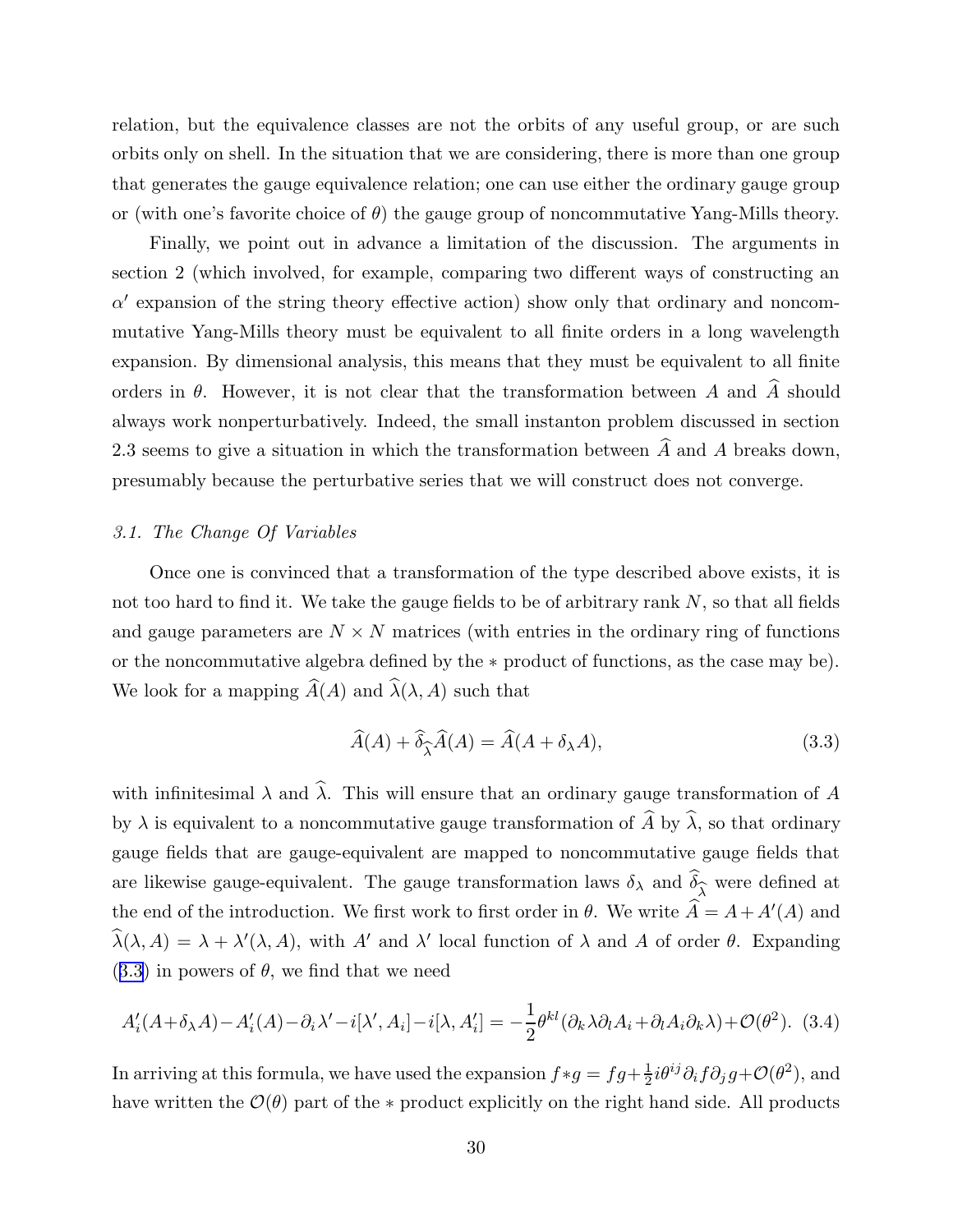relation, but the equivalence classes are not the orbits of any useful group, or are such orbits only on shell. In the situation that we are considering, there is more than one group that generates the gauge equivalence relation; one can use either the ordinary gauge group or (with one's favorite choice of $\theta$) the gauge group of noncommutative Yang-Mills theory.

Finally, we point out in advance a limitation of the discussion. The arguments in section 2 (which involved, for example, comparing two different ways of constructing an $\alpha'$ expansion of the string theory effective action) show only that ordinary and noncommutative Yang-Mills theory must be equivalent to all finite orders in a long wavelength expansion. By dimensional analysis, this means that they must be equivalent to all finite orders in $\theta$. However, it is not clear that the transformation between $A$ and $\widehat{A}$ should always work nonperturbatively. Indeed, the small instanton problem discussed in section 2.3 seems to give a situation in which the transformation between $\widehat{A}$ and $A$ breaks down, presumably because the perturbative series that we will construct does not converge.

### *3.1. The Change Of Variables*

Once one is convinced that a transformation of the type described above exists, it is not too hard to find it. We take the gauge fields to be of arbitrary rank $N$, so that all fields and gauge parameters are $N \times N$ matrices (with entries in the ordinary ring of functions or the noncommutative algebra defined by the $*$ product of functions, as the case may be). We look for a mapping $\widehat{A}(A)$ and $\widehat{\lambda}(\lambda, A)$ such that

$$\widehat{A}(A) + \widehat{\delta}_{\widehat{\lambda}}\widehat{A}(A) = \widehat{A}(A + \delta_\lambda A), \tag{3.3}$$

with infinitesimal $\lambda$ and $\widehat{\lambda}$. This will ensure that an ordinary gauge transformation of $A$ by $\lambda$ is equivalent to a noncommutative gauge transformation of $\widehat{A}$ by $\widehat{\lambda}$, so that ordinary gauge fields that are gauge-equivalent are mapped to noncommutative gauge fields that are likewise gauge-equivalent. The gauge transformation laws $\delta_\lambda$ and $\widehat{\delta}_{\widehat{\lambda}}$ were defined at the end of the introduction. We first work to first order in $\theta$. We write $\widehat{A} = A + A'(A)$ and $\widehat{\lambda}(\lambda, A) = \lambda + \lambda'(\lambda, A)$, with $A'$ and $\lambda'$ local function of $\lambda$ and $A$ of order $\theta$. Expanding (3.3) in powers of $\theta$, we find that we need

$$A'_i(A+\delta_\lambda A) - A'_i(A) - \partial_i \lambda' - i[\lambda', A_i] - i[\lambda, A'_i] = -\frac{1}{2}\theta^{kl}(\partial_k \lambda \partial_l A_i + \partial_l A_i \partial_k \lambda) + \mathcal{O}(\theta^2). \tag{3.4}$$

In arriving at this formula, we have used the expansion $f * g = fg + \frac{1}{2} i\theta^{ij}\partial_i f \partial_j g + \mathcal{O}(\theta^2)$, and have written the $\mathcal{O}(\theta)$ part of the $*$ product explicitly on the right hand side. All products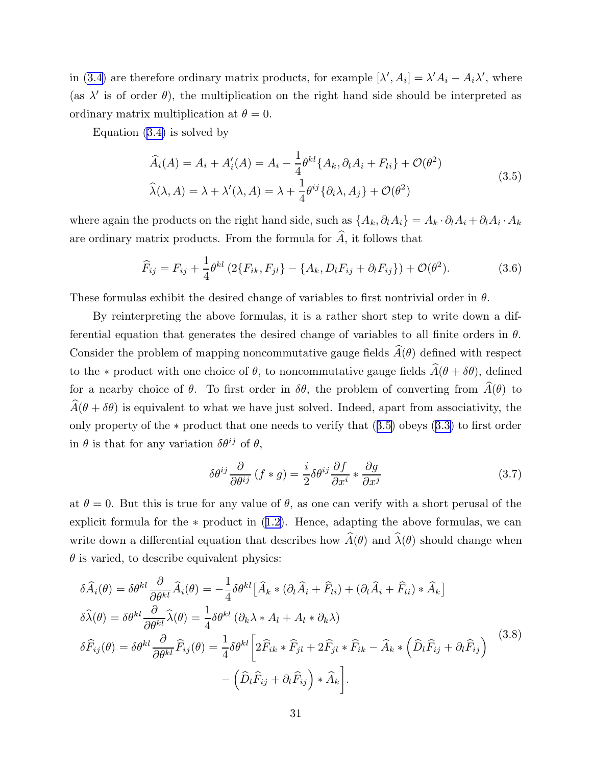in (3.4) are therefore ordinary matrix products, for example $[\lambda', A_i] = \lambda' A_i - A_i \lambda'$, where (as $\lambda'$ is of order $\theta$), the multiplication on the right hand side should be interpreted as ordinary matrix multiplication at $\theta = 0$.

Equation (3.4) is solved by

$$
\begin{aligned}
\widehat{A}_i(A) &= A_i + A'_i(A) = A_i - \frac{1}{4}\theta^{kl}\{A_k, \partial_l A_i + F_{li}\} + \mathcal{O}(\theta^2) \\
\widehat{\lambda}(\lambda, A) &= \lambda + \lambda'(\lambda, A) = \lambda + \frac{1}{4}\theta^{ij}\{\partial_i \lambda, A_j\} + \mathcal{O}(\theta^2)
\end{aligned}
\tag{3.5}
$$

where again the products on the right hand side, such as $\{A_k, \partial_l A_i\} = A_k \cdot \partial_l A_i + \partial_l A_i \cdot A_k$ are ordinary matrix products. From the formula for $\widehat{A}$, it follows that

$$
\widehat{F}_{ij} = F_{ij} + \frac{1}{4}\theta^{kl}\left(2\{F_{ik}, F_{jl}\} - \{A_k, D_l F_{ij} + \partial_l F_{ij}\}\right) + \mathcal{O}(\theta^2). \tag{3.6}
$$

These formulas exhibit the desired change of variables to first nontrivial order in $\theta$.

By reinterpreting the above formulas, it is a rather short step to write down a differential equation that generates the desired change of variables to all finite orders in $\theta$. Consider the problem of mapping noncommutative gauge fields $\widehat{A}(\theta)$ defined with respect to the $*$ product with one choice of $\theta$, to noncommutative gauge fields $\widehat{A}(\theta + \delta\theta)$, defined for a nearby choice of $\theta$. To first order in $\delta\theta$, the problem of converting from $\widehat{A}(\theta)$ to $\widehat{A}(\theta + \delta\theta)$ is equivalent to what we have just solved. Indeed, apart from associativity, the only property of the $*$ product that one needs to verify that (3.5) obeys (3.3) to first order in $\theta$ is that for any variation $\delta\theta^{ij}$ of $\theta$,

$$
\delta\theta^{ij}\frac{\partial}{\partial\theta^{ij}}\left(f * g\right) = \frac{i}{2}\delta\theta^{ij}\frac{\partial f}{\partial x^i} * \frac{\partial g}{\partial x^j} \tag{3.7}
$$

at $\theta = 0$. But this is true for any value of $\theta$, as one can verify with a short perusal of the explicit formula for the $*$ product in (1.2). Hence, adapting the above formulas, we can write down a differential equation that describes how $\widehat{A}(\theta)$ and $\widehat{\lambda}(\theta)$ should change when $\theta$ is varied, to describe equivalent physics:

$$
\begin{aligned}
\delta\widehat{A}_i(\theta) &= \delta\theta^{kl}\frac{\partial}{\partial\theta^{kl}}\widehat{A}_i(\theta) = -\frac{1}{4}\delta\theta^{kl}\left[\widehat{A}_k * (\partial_l \widehat{A}_i + \widehat{F}_{li}) + (\partial_l \widehat{A}_i + \widehat{F}_{li}) * \widehat{A}_k\right] \\
\delta\widehat{\lambda}(\theta) &= \delta\theta^{kl}\frac{\partial}{\partial\theta^{kl}}\widehat{\lambda}(\theta) = \frac{1}{4}\delta\theta^{kl}\left(\partial_k \lambda * A_l + A_l * \partial_k \lambda\right) \\
\delta\widehat{F}_{ij}(\theta) &= \delta\theta^{kl}\frac{\partial}{\partial\theta^{kl}}\widehat{F}_{ij}(\theta) = \frac{1}{4}\delta\theta^{kl}\Big[2\widehat{F}_{ik} * \widehat{F}_{jl} + 2\widehat{F}_{jl} * \widehat{F}_{ik} - \widehat{A}_k * \left(\widehat{D}_l \widehat{F}_{ij} + \partial_l \widehat{F}_{ij}\right) \\
&\qquad - \left(\widehat{D}_l \widehat{F}_{ij} + \partial_l \widehat{F}_{ij}\right) * \widehat{A}_k\Big].
\end{aligned}
\tag{3.8}
$$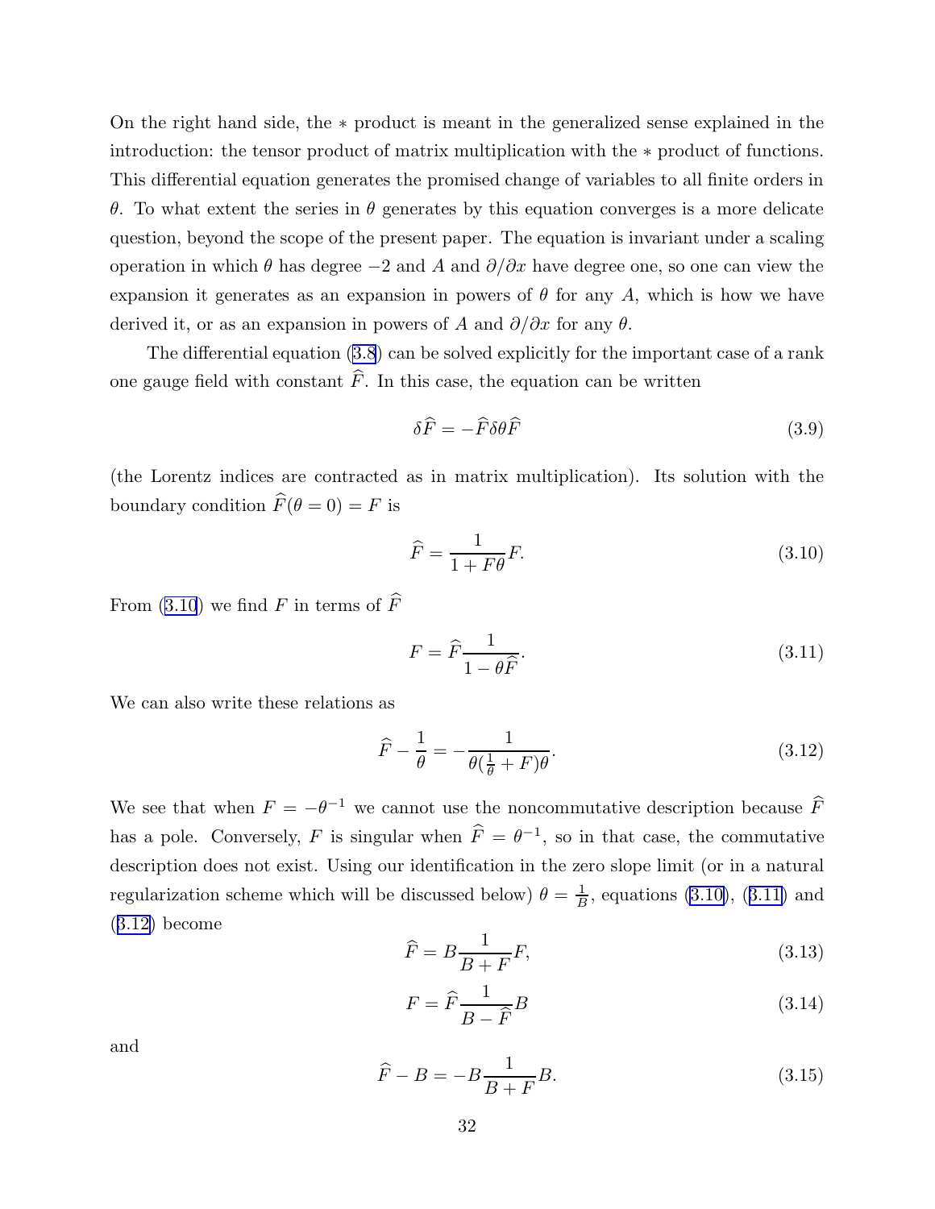On the right hand side, the $*$ product is meant in the generalized sense explained in the introduction: the tensor product of matrix multiplication with the $*$ product of functions. This differential equation generates the promised change of variables to all finite orders in $\theta$. To what extent the series in $\theta$ generates by this equation converges is a more delicate question, beyond the scope of the present paper. The equation is invariant under a scaling operation in which $\theta$ has degree $-2$ and $A$ and $\partial/\partial x$ have degree one, so one can view the expansion it generates as an expansion in powers of $\theta$ for any $A$, which is how we have derived it, or as an expansion in powers of $A$ and $\partial/\partial x$ for any $\theta$.

The differential equation (3.8) can be solved explicitly for the important case of a rank one gauge field with constant $\widehat{F}$. In this case, the equation can be written

$$\delta\widehat{F} = -\widehat{F}\delta\theta\widehat{F} \tag{3.9}$$

(the Lorentz indices are contracted as in matrix multiplication). Its solution with the boundary condition $\widehat{F}(\theta = 0) = F$ is

$$\widehat{F} = \frac{1}{1 + F\theta}F. \tag{3.10}$$

From (3.10) we find $F$ in terms of $\widehat{F}$

$$F = \widehat{F}\frac{1}{1 - \theta\widehat{F}}. \tag{3.11}$$

We can also write these relations as

$$\widehat{F} - \frac{1}{\theta} = -\frac{1}{\theta(\frac{1}{\theta} + F)\theta}. \tag{3.12}$$

We see that when $F = -\theta^{-1}$ we cannot use the noncommutative description because $\widehat{F}$ has a pole. Conversely, $F$ is singular when $\widehat{F} = \theta^{-1}$, so in that case, the commutative description does not exist. Using our identification in the zero slope limit (or in a natural regularization scheme which will be discussed below) $\theta = \frac{1}{B}$, equations (3.10), (3.11) and (3.12) become

$$\widehat{F} = B\frac{1}{B + F}F, \tag{3.13}$$

$$F = \widehat{F}\frac{1}{B - \widehat{F}}B \tag{3.14}$$

and

$$\widehat{F} - B = -B\frac{1}{B + F}B. \tag{3.15}$$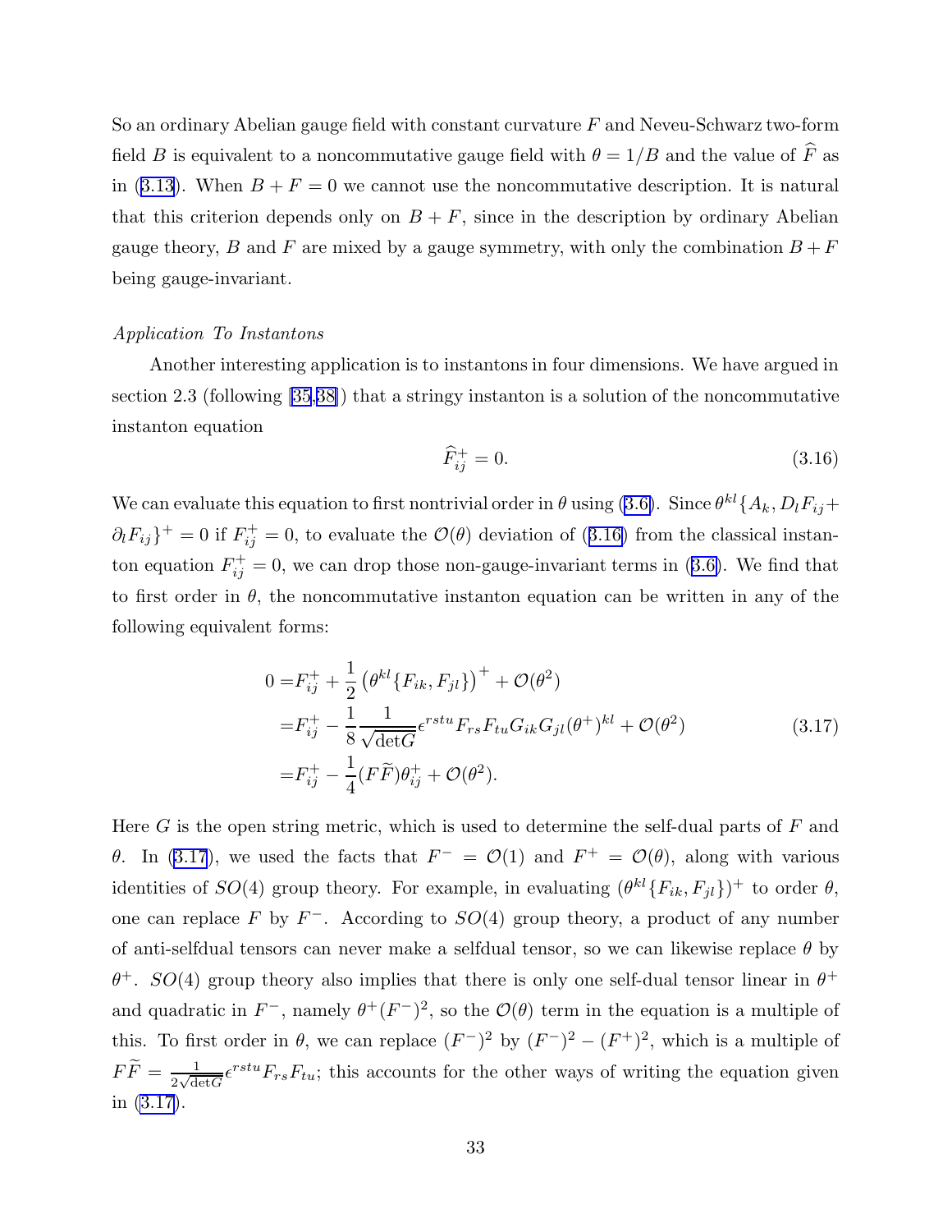So an ordinary Abelian gauge field with constant curvature $F$ and Neveu-Schwarz two-form field $B$ is equivalent to a noncommutative gauge field with $\theta = 1/B$ and the value of $\widehat{F}$ as in (3.13). When $B + F = 0$ we cannot use the noncommutative description. It is natural that this criterion depends only on $B + F$, since in the description by ordinary Abelian gauge theory, $B$ and $F$ are mixed by a gauge symmetry, with only the combination $B + F$ being gauge-invariant.

*Application To Instantons*

Another interesting application is to instantons in four dimensions. We have argued in section 2.3 (following [35,38]) that a stringy instanton is a solution of the noncommutative instanton equation

$$\widehat{F}^+_{ij} = 0. \tag{3.16}$$

We can evaluate this equation to first nontrivial order in $\theta$ using (3.6). Since $\theta^{kl}\{A_k, D_l F_{ij} + \partial_l F_{ij}\}^+ = 0$ if $F^+_{ij} = 0$, to evaluate the $\mathcal{O}(\theta)$ deviation of (3.16) from the classical instanton equation $F^+_{ij} = 0$, we can drop those non-gauge-invariant terms in (3.6). We find that to first order in $\theta$, the noncommutative instanton equation can be written in any of the following equivalent forms:

$$\begin{aligned}
0 =& F^+_{ij} + \frac{1}{2}\left(\theta^{kl}\{F_{ik}, F_{jl}\}\right)^+ + \mathcal{O}(\theta^2) \\
=& F^+_{ij} - \frac{1}{8}\frac{1}{\sqrt{\det G}}\epsilon^{rstu}F_{rs}F_{tu}G_{ik}G_{jl}(\theta^+)^{kl} + \mathcal{O}(\theta^2) \\
=& F^+_{ij} - \frac{1}{4}(F\widetilde{F})\theta^+_{ij} + \mathcal{O}(\theta^2).
\end{aligned} \tag{3.17}$$

Here $G$ is the open string metric, which is used to determine the self-dual parts of $F$ and $\theta$. In (3.17), we used the facts that $F^- = \mathcal{O}(1)$ and $F^+ = \mathcal{O}(\theta)$, along with various identities of $SO(4)$ group theory. For example, in evaluating $(\theta^{kl}\{F_{ik}, F_{jl}\})^+$ to order $\theta$, one can replace $F$ by $F^-$. According to $SO(4)$ group theory, a product of any number of anti-selfdual tensors can never make a selfdual tensor, so we can likewise replace $\theta$ by $\theta^+$. $SO(4)$ group theory also implies that there is only one self-dual tensor linear in $\theta^+$ and quadratic in $F^-$, namely $\theta^+(F^-)^2$, so the $\mathcal{O}(\theta)$ term in the equation is a multiple of this. To first order in $\theta$, we can replace $(F^-)^2$ by $(F^-)^2 - (F^+)^2$, which is a multiple of $F\widetilde{F} = \frac{1}{2\sqrt{\det G}}\epsilon^{rstu}F_{rs}F_{tu}$; this accounts for the other ways of writing the equation given in (3.17).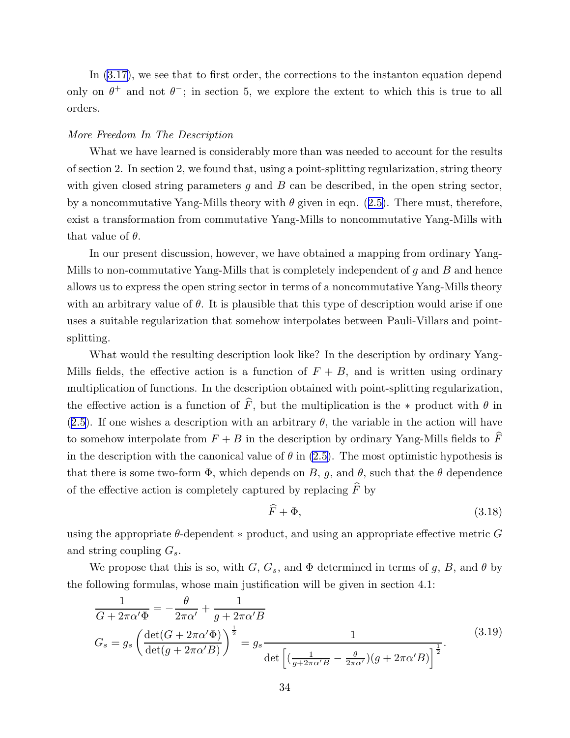In (3.17), we see that to first order, the corrections to the instanton equation depend only on $\theta^+$ and not $\theta^-$; in section 5, we explore the extent to which this is true to all orders.

*More Freedom In The Description*

What we have learned is considerably more than was needed to account for the results of section 2. In section 2, we found that, using a point-splitting regularization, string theory with given closed string parameters $g$ and $B$ can be described, in the open string sector, by a noncommutative Yang-Mills theory with $\theta$ given in eqn. (2.5). There must, therefore, exist a transformation from commutative Yang-Mills to noncommutative Yang-Mills with that value of $\theta$.

In our present discussion, however, we have obtained a mapping from ordinary Yang-Mills to non-commutative Yang-Mills that is completely independent of $g$ and $B$ and hence allows us to express the open string sector in terms of a noncommutative Yang-Mills theory with an arbitrary value of $\theta$. It is plausible that this type of description would arise if one uses a suitable regularization that somehow interpolates between Pauli-Villars and point-splitting.

What would the resulting description look like? In the description by ordinary Yang-Mills fields, the effective action is a function of $F+B$, and is written using ordinary multiplication of functions. In the description obtained with point-splitting regularization, the effective action is a function of $\widehat{F}$, but the multiplication is the $*$ product with $\theta$ in (2.5). If one wishes a description with an arbitrary $\theta$, the variable in the action will have to somehow interpolate from $F+B$ in the description by ordinary Yang-Mills fields to $\widehat{F}$ in the description with the canonical value of $\theta$ in (2.5). The most optimistic hypothesis is that there is some two-form $\Phi$, which depends on $B$, $g$, and $\theta$, such that the $\theta$ dependence of the effective action is completely captured by replacing $\widehat{F}$ by

$$\widehat{F}+\Phi, \tag{3.18}$$

using the appropriate $\theta$-dependent $*$ product, and using an appropriate effective metric $G$ and string coupling $G_s$.

We propose that this is so, with $G$, $G_s$, and $\Phi$ determined in terms of $g$, $B$, and $\theta$ by the following formulas, whose main justification will be given in section 4.1:

$$\begin{aligned}
\frac{1}{G+2\pi\alpha'\Phi} &= -\frac{\theta}{2\pi\alpha'}+\frac{1}{g+2\pi\alpha' B}\\
G_s &= g_s\left(\frac{\det(G+2\pi\alpha'\Phi)}{\det(g+2\pi\alpha' B)}\right)^{\frac{1}{2}} = g_s\frac{1}{\det\left[\left(\frac{1}{g+2\pi\alpha' B}-\frac{\theta}{2\pi\alpha'}\right)(g+2\pi\alpha' B)\right]^{\frac{1}{2}}}.
\end{aligned} \tag{3.19}$$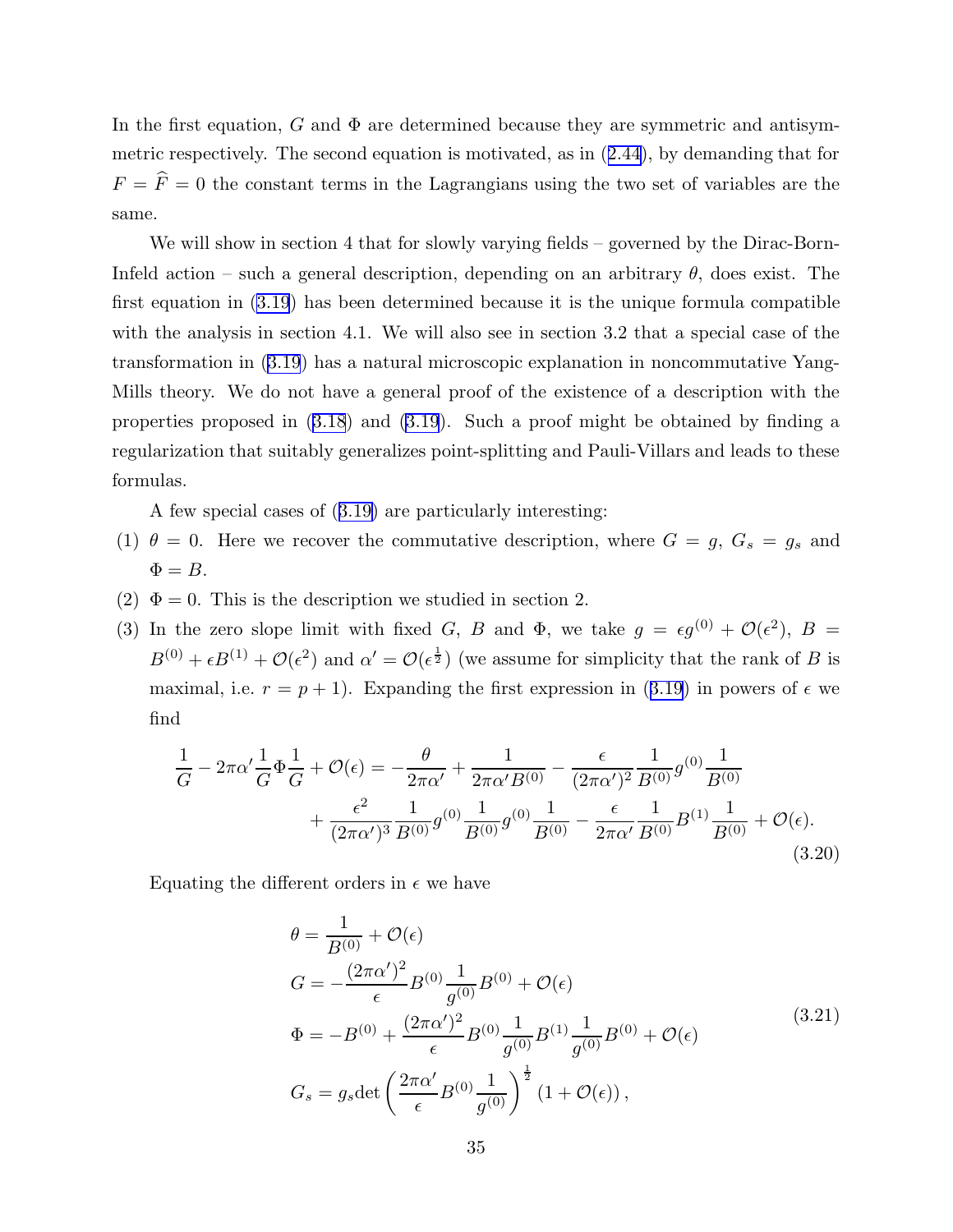In the first equation, $G$ and $\Phi$ are determined because they are symmetric and antisymmetric respectively. The second equation is motivated, as in (2.44), by demanding that for $F = \widehat{F} = 0$ the constant terms in the Lagrangians using the two set of variables are the same.

We will show in section 4 that for slowly varying fields – governed by the Dirac-Born-Infeld action – such a general description, depending on an arbitrary $\theta$, does exist. The first equation in (3.19) has been determined because it is the unique formula compatible with the analysis in section 4.1. We will also see in section 3.2 that a special case of the transformation in (3.19) has a natural microscopic explanation in noncommutative Yang-Mills theory. We do not have a general proof of the existence of a description with the properties proposed in (3.18) and (3.19). Such a proof might be obtained by finding a regularization that suitably generalizes point-splitting and Pauli-Villars and leads to these formulas.

A few special cases of (3.19) are particularly interesting:

(1) $\theta = 0$. Here we recover the commutative description, where $G = g$, $G_s = g_s$ and $\Phi = B$.

(2) $\Phi = 0$. This is the description we studied in section 2.

(3) In the zero slope limit with fixed $G$, $B$ and $\Phi$, we take $g = \epsilon g^{(0)} + \mathcal{O}(\epsilon^2)$, $B = B^{(0)} + \epsilon B^{(1)} + \mathcal{O}(\epsilon^2)$ and $\alpha' = \mathcal{O}(\epsilon^{\frac{1}{2}})$ (we assume for simplicity that the rank of $B$ is maximal, i.e. $r = p+1$). Expanding the first expression in (3.19) in powers of $\epsilon$ we find

$$
\begin{aligned}
\frac{1}{G} - 2\pi\alpha' \frac{1}{G}\Phi\frac{1}{G} + \mathcal{O}(\epsilon) = &-\frac{\theta}{2\pi\alpha'} + \frac{1}{2\pi\alpha' B^{(0)}} - \frac{\epsilon}{(2\pi\alpha')^2}\frac{1}{B^{(0)}}g^{(0)}\frac{1}{B^{(0)}} \\
&+ \frac{\epsilon^2}{(2\pi\alpha')^3}\frac{1}{B^{(0)}}g^{(0)}\frac{1}{B^{(0)}}g^{(0)}\frac{1}{B^{(0)}} - \frac{\epsilon}{2\pi\alpha'}\frac{1}{B^{(0)}}B^{(1)}\frac{1}{B^{(0)}} + \mathcal{O}(\epsilon).
\end{aligned}
\tag{3.20}
$$

Equating the different orders in $\epsilon$ we have

$$
\begin{aligned}
\theta &= \frac{1}{B^{(0)}} + \mathcal{O}(\epsilon) \\
G &= -\frac{(2\pi\alpha')^2}{\epsilon} B^{(0)}\frac{1}{g^{(0)}}B^{(0)} + \mathcal{O}(\epsilon) \\
\Phi &= -B^{(0)} + \frac{(2\pi\alpha')^2}{\epsilon} B^{(0)}\frac{1}{g^{(0)}}B^{(1)}\frac{1}{g^{(0)}}B^{(0)} + \mathcal{O}(\epsilon) \\
G_s &= g_s \mathrm{det}\left(\frac{2\pi\alpha'}{\epsilon}B^{(0)}\frac{1}{g^{(0)}}\right)^{\frac{1}{2}}(1 + \mathcal{O}(\epsilon)),
\end{aligned}
\tag{3.21}
$$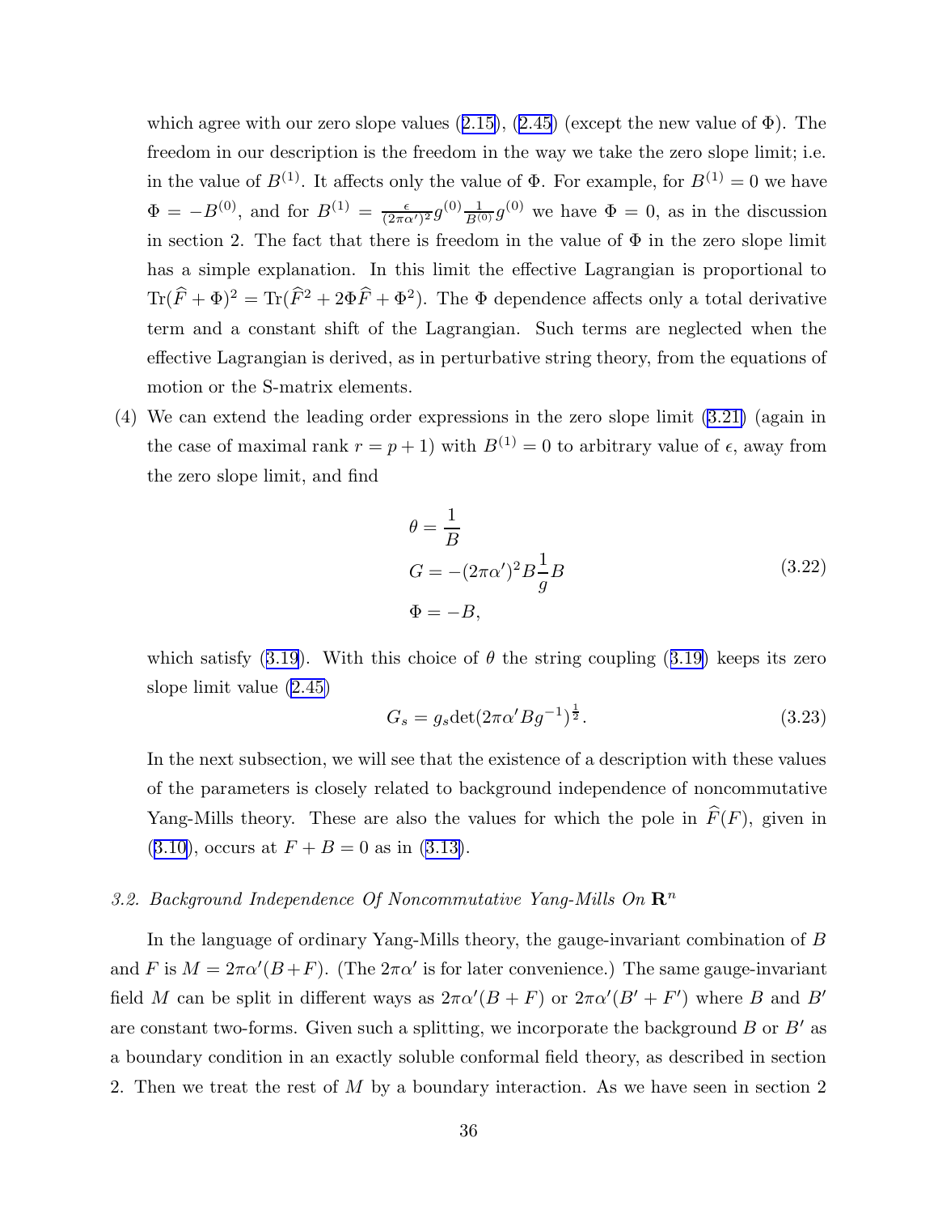which agree with our zero slope values (2.15), (2.45) (except the new value of $\Phi$). The freedom in our description is the freedom in the way we take the zero slope limit; i.e. in the value of $B^{(1)}$. It affects only the value of $\Phi$. For example, for $B^{(1)} = 0$ we have $\Phi = -B^{(0)}$, and for $B^{(1)} = \frac{\epsilon}{(2\pi\alpha')^2} g^{(0)} \frac{1}{B^{(0)}} g^{(0)}$ we have $\Phi = 0$, as in the discussion in section 2. The fact that there is freedom in the value of $\Phi$ in the zero slope limit has a simple explanation. In this limit the effective Lagrangian is proportional to $\mathrm{Tr}(\widehat{F} + \Phi)^2 = \mathrm{Tr}(\widehat{F}^2 + 2\Phi\widehat{F} + \Phi^2)$. The $\Phi$ dependence affects only a total derivative term and a constant shift of the Lagrangian. Such terms are neglected when the effective Lagrangian is derived, as in perturbative string theory, from the equations of motion or the S-matrix elements.

(4) We can extend the leading order expressions in the zero slope limit (3.21) (again in the case of maximal rank $r = p+1$) with $B^{(1)} = 0$ to arbitrary value of $\epsilon$, away from the zero slope limit, and find

$$
\begin{aligned}
&\theta = \frac{1}{B} \\
&G = -(2\pi\alpha')^2 B \frac{1}{g} B \\
&\Phi = -B,
\end{aligned}
\tag{3.22}
$$

which satisfy (3.19). With this choice of $\theta$ the string coupling (3.19) keeps its zero slope limit value (2.45)

$$
G_s = g_s \det(2\pi\alpha' B g^{-1})^{\frac{1}{2}}. \tag{3.23}
$$

In the next subsection, we will see that the existence of a description with these values of the parameters is closely related to background independence of noncommutative Yang-Mills theory. These are also the values for which the pole in $\widehat{F}(F)$, given in (3.10), occurs at $F + B = 0$ as in (3.13).

### *3.2. Background Independence Of Noncommutative Yang-Mills On* $\mathbf{R}^n$

In the language of ordinary Yang-Mills theory, the gauge-invariant combination of $B$ and $F$ is $M = 2\pi\alpha'(B+F)$. (The $2\pi\alpha'$ is for later convenience.) The same gauge-invariant field $M$ can be split in different ways as $2\pi\alpha'(B+F)$ or $2\pi\alpha'(B'+F')$ where $B$ and $B'$ are constant two-forms. Given such a splitting, we incorporate the background $B$ or $B'$ as a boundary condition in an exactly soluble conformal field theory, as described in section 2. Then we treat the rest of $M$ by a boundary interaction. As we have seen in section 2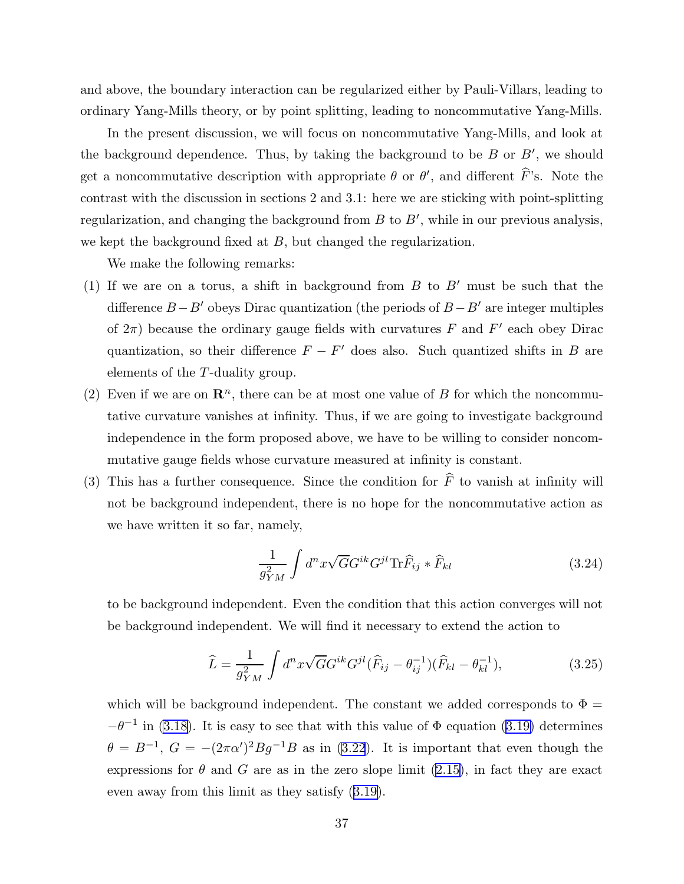and above, the boundary interaction can be regularized either by Pauli-Villars, leading to ordinary Yang-Mills theory, or by point splitting, leading to noncommutative Yang-Mills.

In the present discussion, we will focus on noncommutative Yang-Mills, and look at the background dependence. Thus, by taking the background to be $B$ or $B'$, we should get a noncommutative description with appropriate $\theta$ or $\theta'$, and different $\widehat{F}$'s. Note the contrast with the discussion in sections 2 and 3.1: here we are sticking with point-splitting regularization, and changing the background from $B$ to $B'$, while in our previous analysis, we kept the background fixed at $B$, but changed the regularization.

We make the following remarks:

(1) If we are on a torus, a shift in background from $B$ to $B'$ must be such that the difference $B-B'$ obeys Dirac quantization (the periods of $B-B'$ are integer multiples of $2\pi$) because the ordinary gauge fields with curvatures $F$ and $F'$ each obey Dirac quantization, so their difference $F-F'$ does also. Such quantized shifts in $B$ are elements of the $T$-duality group.

(2) Even if we are on $\mathbf{R}^n$, there can be at most one value of $B$ for which the noncommutative curvature vanishes at infinity. Thus, if we are going to investigate background independence in the form proposed above, we have to be willing to consider noncommutative gauge fields whose curvature measured at infinity is constant.

(3) This has a further consequence. Since the condition for $\widehat{F}$ to vanish at infinity will not be background independent, there is no hope for the noncommutative action as we have written it so far, namely,

$$\frac{1}{g_{YM}^2}\int d^n x\sqrt{G}G^{ik}G^{jl}\mathrm{Tr}\widehat{F}_{ij}*\widehat{F}_{kl} \tag{3.24}$$

to be background independent. Even the condition that this action converges will not be background independent. We will find it necessary to extend the action to

$$\widehat{L}=\frac{1}{g_{YM}^2}\int d^n x\sqrt{G}G^{ik}G^{jl}(\widehat{F}_{ij}-\theta^{-1}_{ij})(\widehat{F}_{kl}-\theta^{-1}_{kl}), \tag{3.25}$$

which will be background independent. The constant we added corresponds to $\Phi=-\theta^{-1}$ in (3.18). It is easy to see that with this value of $\Phi$ equation (3.19) determines $\theta=B^{-1}$, $G=-(2\pi\alpha')^2 Bg^{-1}B$ as in (3.22). It is important that even though the expressions for $\theta$ and $G$ are as in the zero slope limit (2.15), in fact they are exact even away from this limit as they satisfy (3.19).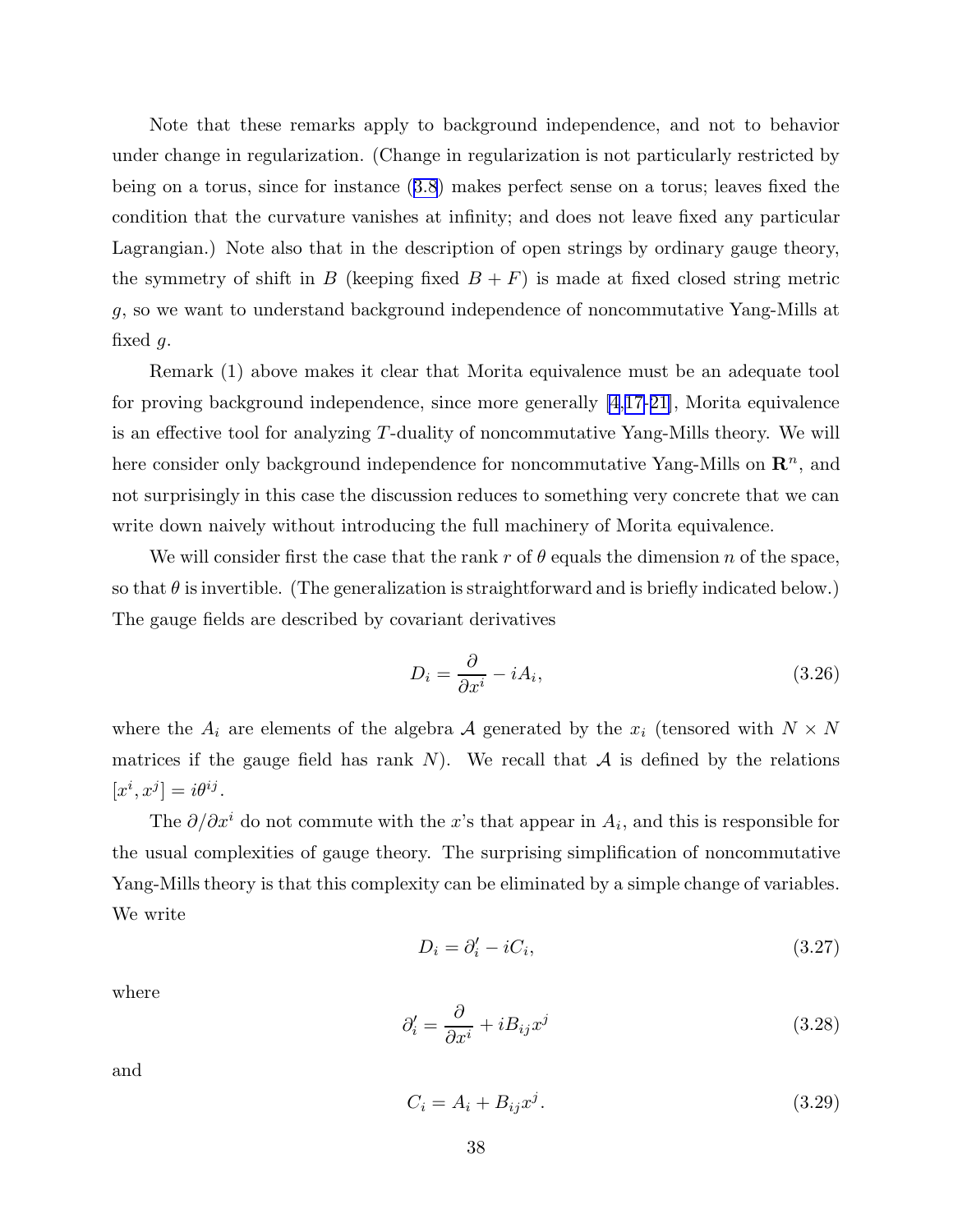Note that these remarks apply to background independence, and not to behavior under change in regularization. (Change in regularization is not particularly restricted by being on a torus, since for instance (3.8) makes perfect sense on a torus; leaves fixed the condition that the curvature vanishes at infinity; and does not leave fixed any particular Lagrangian.) Note also that in the description of open strings by ordinary gauge theory, the symmetry of shift in $B$ (keeping fixed $B + F$) is made at fixed closed string metric $g$, so we want to understand background independence of noncommutative Yang-Mills at fixed $g$.

Remark (1) above makes it clear that Morita equivalence must be an adequate tool for proving background independence, since more generally [4,17-21], Morita equivalence is an effective tool for analyzing $T$-duality of noncommutative Yang-Mills theory. We will here consider only background independence for noncommutative Yang-Mills on $\mathbf{R}^n$, and not surprisingly in this case the discussion reduces to something very concrete that we can write down naively without introducing the full machinery of Morita equivalence.

We will consider first the case that the rank $r$ of $\theta$ equals the dimension $n$ of the space, so that $\theta$ is invertible. (The generalization is straightforward and is briefly indicated below.) The gauge fields are described by covariant derivatives

$$D_i = \frac{\partial}{\partial x^i} - iA_i, \tag{3.26}$$

where the $A_i$ are elements of the algebra $\mathcal{A}$ generated by the $x_i$ (tensored with $N \times N$ matrices if the gauge field has rank $N$). We recall that $\mathcal{A}$ is defined by the relations $[x^i, x^j] = i\theta^{ij}$.

The $\partial/\partial x^i$ do not commute with the $x$'s that appear in $A_i$, and this is responsible for the usual complexities of gauge theory. The surprising simplification of noncommutative Yang-Mills theory is that this complexity can be eliminated by a simple change of variables. We write

$$D_i = \partial'_i - iC_i, \tag{3.27}$$

where

$$\partial'_i = \frac{\partial}{\partial x^i} + iB_{ij}x^j \tag{3.28}$$

and

$$C_i = A_i + B_{ij}x^j. \tag{3.29}$$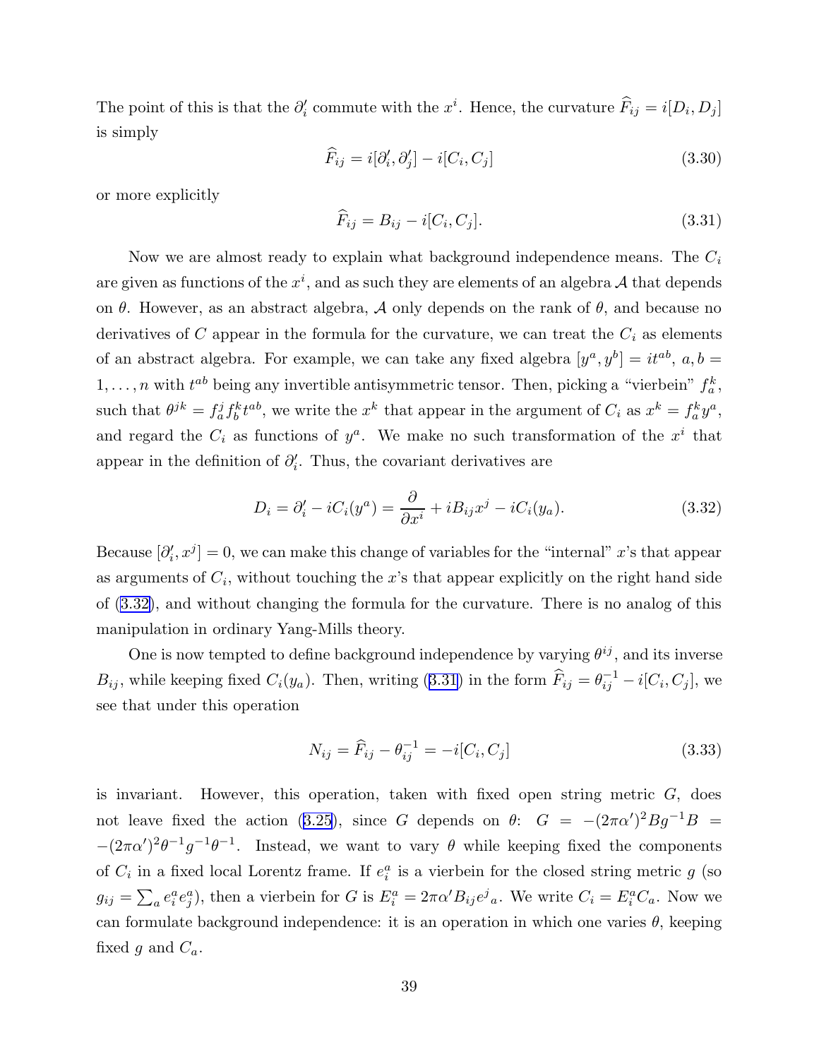The point of this is that the $\partial'_i$ commute with the $x^i$. Hence, the curvature $\widehat{F}_{ij} = i[D_i, D_j]$ is simply

$$\widehat{F}_{ij} = i[\partial'_i, \partial'_j] - i[C_i, C_j] \tag{3.30}$$

or more explicitly

$$\widehat{F}_{ij} = B_{ij} - i[C_i, C_j]. \tag{3.31}$$

Now we are almost ready to explain what background independence means. The $C_i$ are given as functions of the $x^i$, and as such they are elements of an algebra $\mathcal{A}$ that depends on $\theta$. However, as an abstract algebra, $\mathcal{A}$ only depends on the rank of $\theta$, and because no derivatives of $C$ appear in the formula for the curvature, we can treat the $C_i$ as elements of an abstract algebra. For example, we can take any fixed algebra $[y^a, y^b] = it^{ab}$, $a, b = 1, \dots, n$ with $t^{ab}$ being any invertible antisymmetric tensor. Then, picking a "vierbein" $f^k_a$, such that $\theta^{jk} = f^j_a f^k_b t^{ab}$, we write the $x^k$ that appear in the argument of $C_i$ as $x^k = f^k_a y^a$, and regard the $C_i$ as functions of $y^a$. We make no such transformation of the $x^i$ that appear in the definition of $\partial'_i$. Thus, the covariant derivatives are

$$D_i = \partial'_i - iC_i(y^a) = \frac{\partial}{\partial x^i} + iB_{ij}x^j - iC_i(y_a). \tag{3.32}$$

Because $[\partial'_i, x^j] = 0$, we can make this change of variables for the "internal" $x$'s that appear as arguments of $C_i$, without touching the $x$'s that appear explicitly on the right hand side of (3.32), and without changing the formula for the curvature. There is no analog of this manipulation in ordinary Yang-Mills theory.

One is now tempted to define background independence by varying $\theta^{ij}$, and its inverse $B_{ij}$, while keeping fixed $C_i(y_a)$. Then, writing (3.31) in the form $\widehat{F}_{ij} = \theta^{-1}_{ij} - i[C_i, C_j]$, we see that under this operation

$$N_{ij} = \widehat{F}_{ij} - \theta^{-1}_{ij} = -i[C_i, C_j] \tag{3.33}$$

is invariant. However, this operation, taken with fixed open string metric $G$, does not leave fixed the action (3.25), since $G$ depends on $\theta$: $G = -(2\pi\alpha')^2 B g^{-1} B = -(2\pi\alpha')^2 \theta^{-1} g^{-1} \theta^{-1}$. Instead, we want to vary $\theta$ while keeping fixed the components of $C_i$ in a fixed local Lorentz frame. If $e^a_i$ is a vierbein for the closed string metric $g$ (so $g_{ij} = \sum_a e^a_i e^a_j$), then a vierbein for $G$ is $E^a_i = 2\pi\alpha' B_{ij} e^j{}_a$. We write $C_i = E^a_i C_a$. Now we can formulate background independence: it is an operation in which one varies $\theta$, keeping fixed $g$ and $C_a$.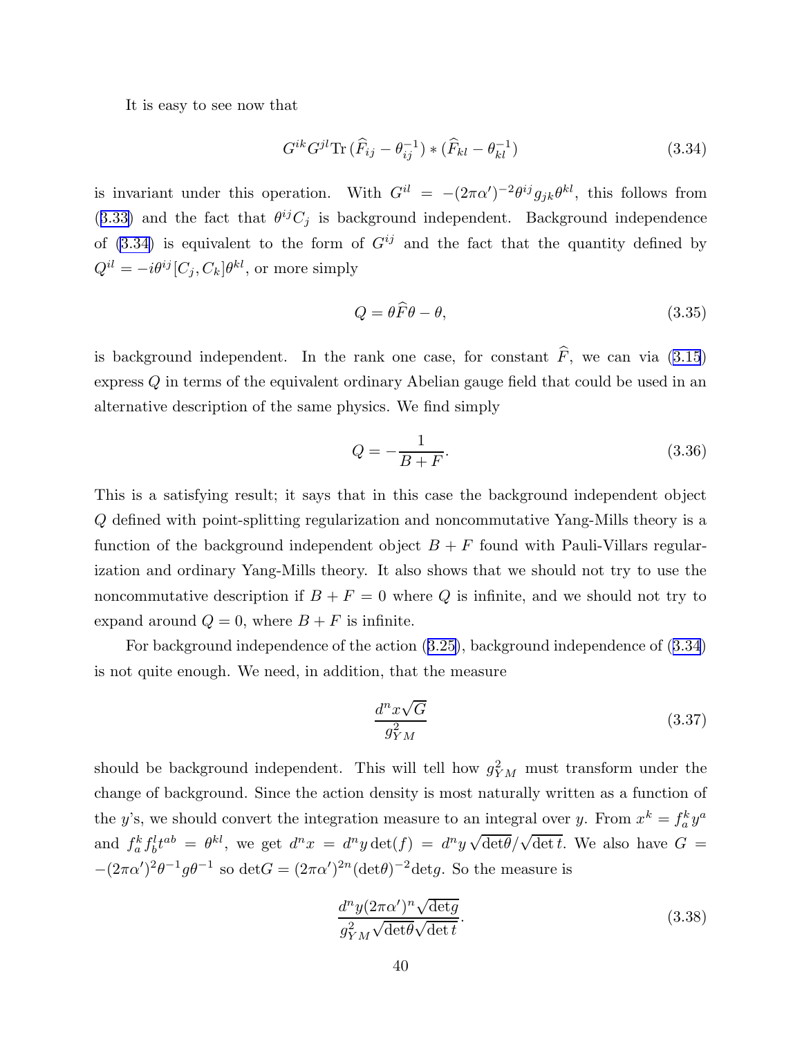It is easy to see now that

$$G^{ik}G^{jl}\mathrm{Tr}\,(\widehat{F}_{ij}-\theta^{-1}_{ij})*(\widehat{F}_{kl}-\theta^{-1}_{kl}) \tag{3.34}$$

is invariant under this operation. With $G^{il} = -(2\pi\alpha')^{-2}\theta^{ij}g_{jk}\theta^{kl}$, this follows from (3.33) and the fact that $\theta^{ij}C_j$ is background independent. Background independence of (3.34) is equivalent to the form of $G^{ij}$ and the fact that the quantity defined by $Q^{il} = -i\theta^{ij}[C_j, C_k]\theta^{kl}$, or more simply

$$Q = \theta\widehat{F}\theta - \theta, \tag{3.35}$$

is background independent. In the rank one case, for constant $\widehat{F}$, we can via (3.15) express $Q$ in terms of the equivalent ordinary Abelian gauge field that could be used in an alternative description of the same physics. We find simply

$$Q = -\frac{1}{B+F}. \tag{3.36}$$

This is a satisfying result; it says that in this case the background independent object $Q$ defined with point-splitting regularization and noncommutative Yang-Mills theory is a function of the background independent object $B+F$ found with Pauli-Villars regularization and ordinary Yang-Mills theory. It also shows that we should not try to use the noncommutative description if $B+F=0$ where $Q$ is infinite, and we should not try to expand around $Q=0$, where $B+F$ is infinite.

For background independence of the action (3.25), background independence of (3.34) is not quite enough. We need, in addition, that the measure

$$\frac{d^nx\sqrt{G}}{g_{YM}^2} \tag{3.37}$$

should be background independent. This will tell how $g_{YM}^2$ must transform under the change of background. Since the action density is most naturally written as a function of the $y$'s, we should convert the integration measure to an integral over $y$. From $x^k = f^k_a y^a$ and $f^k_a f^l_b t^{ab} = \theta^{kl}$, we get $d^nx = d^ny\det(f) = d^ny\sqrt{\det\theta}/\sqrt{\det t}$. We also have $G = -(2\pi\alpha')^2\theta^{-1}g\theta^{-1}$ so $\det G = (2\pi\alpha')^{2n}(\det\theta)^{-2}\det g$. So the measure is

$$\frac{d^ny(2\pi\alpha')^n\sqrt{\det g}}{g_{YM}^2\sqrt{\det\theta}\sqrt{\det t}}. \tag{3.38}$$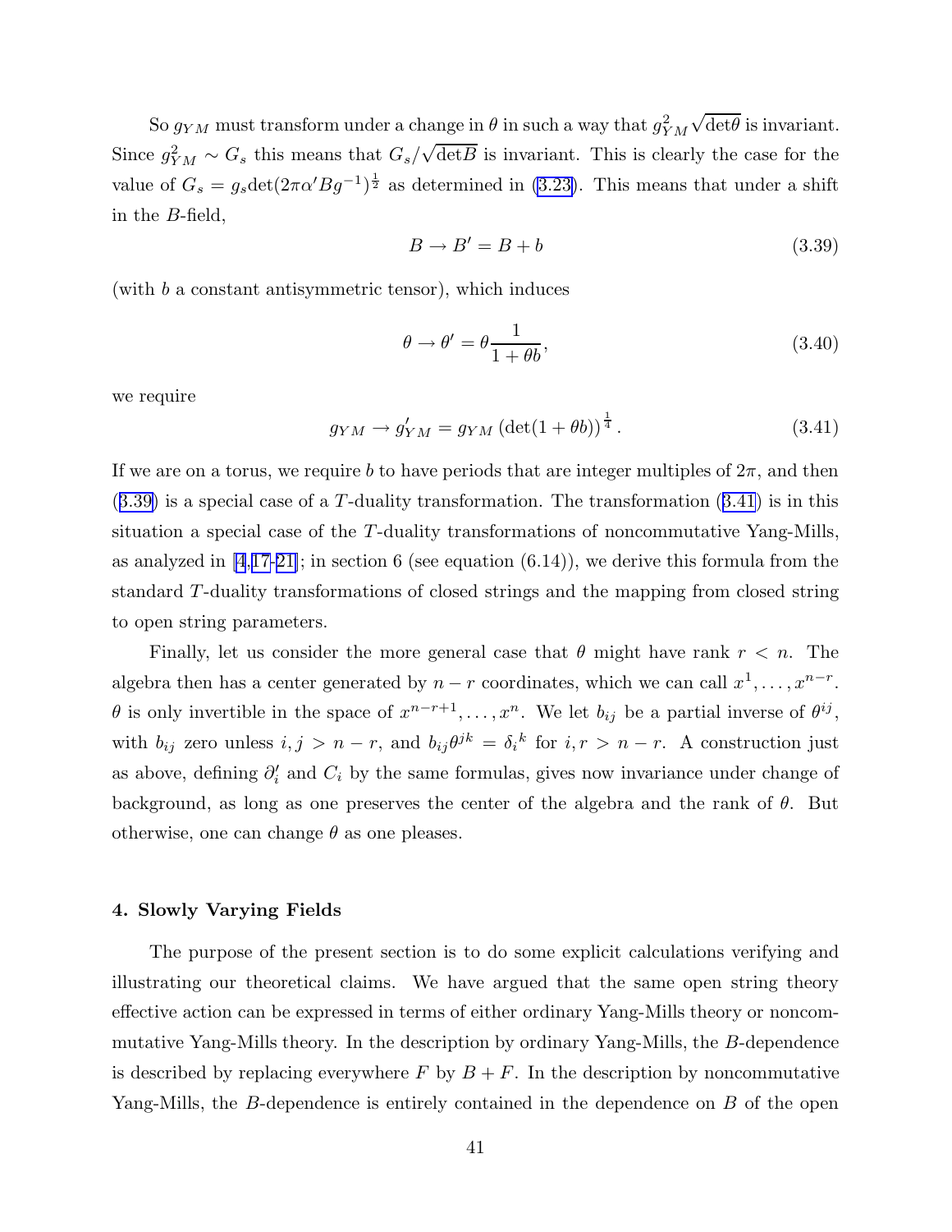So $g_{YM}$ must transform under a change in $\theta$ in such a way that $g_{YM}^2 \sqrt{\det\theta}$ is invariant. Since $g_{YM}^2 \sim G_s$ this means that $G_s/\sqrt{\det B}$ is invariant. This is clearly the case for the value of $G_s = g_s \det(2\pi\alpha' B g^{-1})^{\frac{1}{2}}$ as determined in (3.23). This means that under a shift in the $B$-field,

$$B \to B' = B + b \tag{3.39}$$

(with $b$ a constant antisymmetric tensor), which induces

$$\theta \to \theta' = \theta \frac{1}{1+\theta b}, \tag{3.40}$$

we require

$$g_{YM} \to g'_{YM} = g_{YM} \left(\det(1+\theta b)\right)^{\frac{1}{4}}. \tag{3.41}$$

If we are on a torus, we require $b$ to have periods that are integer multiples of $2\pi$, and then (3.39) is a special case of a $T$-duality transformation. The transformation (3.41) is in this situation a special case of the $T$-duality transformations of noncommutative Yang-Mills, as analyzed in [4,17-21]; in section 6 (see equation (6.14)), we derive this formula from the standard $T$-duality transformations of closed strings and the mapping from closed string to open string parameters.

Finally, let us consider the more general case that $\theta$ might have rank $r < n$. The algebra then has a center generated by $n-r$ coordinates, which we can call $x^1, \ldots, x^{n-r}$. $\theta$ is only invertible in the space of $x^{n-r+1}, \ldots, x^n$. We let $b_{ij}$ be a partial inverse of $\theta^{ij}$, with $b_{ij}$ zero unless $i,j > n-r$, and $b_{ij}\theta^{jk} = \delta_i{}^k$ for $i, r > n-r$. A construction just as above, defining $\partial'_i$ and $C_i$ by the same formulas, gives now invariance under change of background, as long as one preserves the center of the algebra and the rank of $\theta$. But otherwise, one can change $\theta$ as one pleases.

## 4. Slowly Varying Fields

The purpose of the present section is to do some explicit calculations verifying and illustrating our theoretical claims. We have argued that the same open string theory effective action can be expressed in terms of either ordinary Yang-Mills theory or noncommutative Yang-Mills theory. In the description by ordinary Yang-Mills, the $B$-dependence is described by replacing everywhere $F$ by $B+F$. In the description by noncommutative Yang-Mills, the $B$-dependence is entirely contained in the dependence on $B$ of the open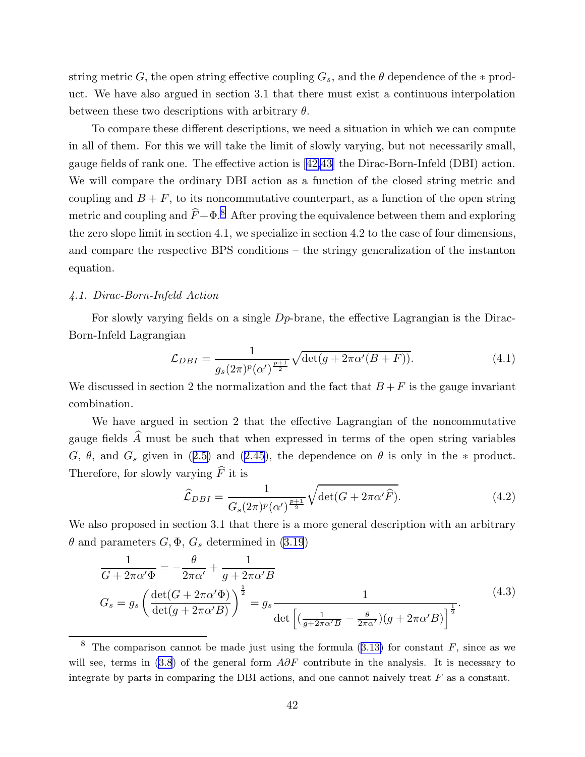string metric $G$, the open string effective coupling $G_s$, and the $\theta$ dependence of the $*$ product. We have also argued in section 3.1 that there must exist a continuous interpolation between these two descriptions with arbitrary $\theta$.

To compare these different descriptions, we need a situation in which we can compute in all of them. For this we will take the limit of slowly varying, but not necessarily small, gauge fields of rank one. The effective action is [42,43] the Dirac-Born-Infeld (DBI) action. We will compare the ordinary DBI action as a function of the closed string metric and coupling and $B+F$, to its noncommutative counterpart, as a function of the open string metric and coupling and $\widehat{F}+\Phi$.[8] After proving the equivalence between them and exploring the zero slope limit in section 4.1, we specialize in section 4.2 to the case of four dimensions, and compare the respective BPS conditions – the stringy generalization of the instanton equation.

### *4.1. Dirac-Born-Infeld Action*

For slowly varying fields on a single $Dp$-brane, the effective Lagrangian is the Dirac-Born-Infeld Lagrangian

$$\mathcal{L}_{DBI} = \frac{1}{g_s (2\pi)^p (\alpha')^{\frac{p+1}{2}}} \sqrt{\det(g + 2\pi\alpha'(B+F))}. \tag{4.1}$$

We discussed in section 2 the normalization and the fact that $B+F$ is the gauge invariant combination.

We have argued in section 2 that the effective Lagrangian of the noncommutative gauge fields $\widehat{A}$ must be such that when expressed in terms of the open string variables $G$, $\theta$, and $G_s$ given in (2.5) and (2.45), the dependence on $\theta$ is only in the $*$ product. Therefore, for slowly varying $\widehat{F}$ it is

$$\widehat{\mathcal{L}}_{DBI} = \frac{1}{G_s (2\pi)^p (\alpha')^{\frac{p+1}{2}}} \sqrt{\det(G + 2\pi\alpha'\widehat{F})}. \tag{4.2}$$

We also proposed in section 3.1 that there is a more general description with an arbitrary $\theta$ and parameters $G, \Phi$, $G_s$ determined in (3.19)

$$\begin{aligned} \frac{1}{G + 2\pi\alpha'\Phi} &= -\frac{\theta}{2\pi\alpha'} + \frac{1}{g + 2\pi\alpha' B} \\ G_s &= g_s \left( \frac{\det(G + 2\pi\alpha'\Phi)}{\det(g + 2\pi\alpha' B)} \right)^{\frac{1}{2}} = g_s \frac{1}{\det\left[ \left(\frac{1}{g + 2\pi\alpha' B} - \frac{\theta}{2\pi\alpha'}\right)(g + 2\pi\alpha' B)\right]^{\frac{1}{2}}}. \end{aligned} \tag{4.3}$$

---

[8] The comparison cannot be made just using the formula (3.13) for constant $F$, since as we will see, terms in (3.8) of the general form $A\partial F$ contribute in the analysis. It is necessary to integrate by parts in comparing the DBI actions, and one cannot naively treat $F$ as a constant.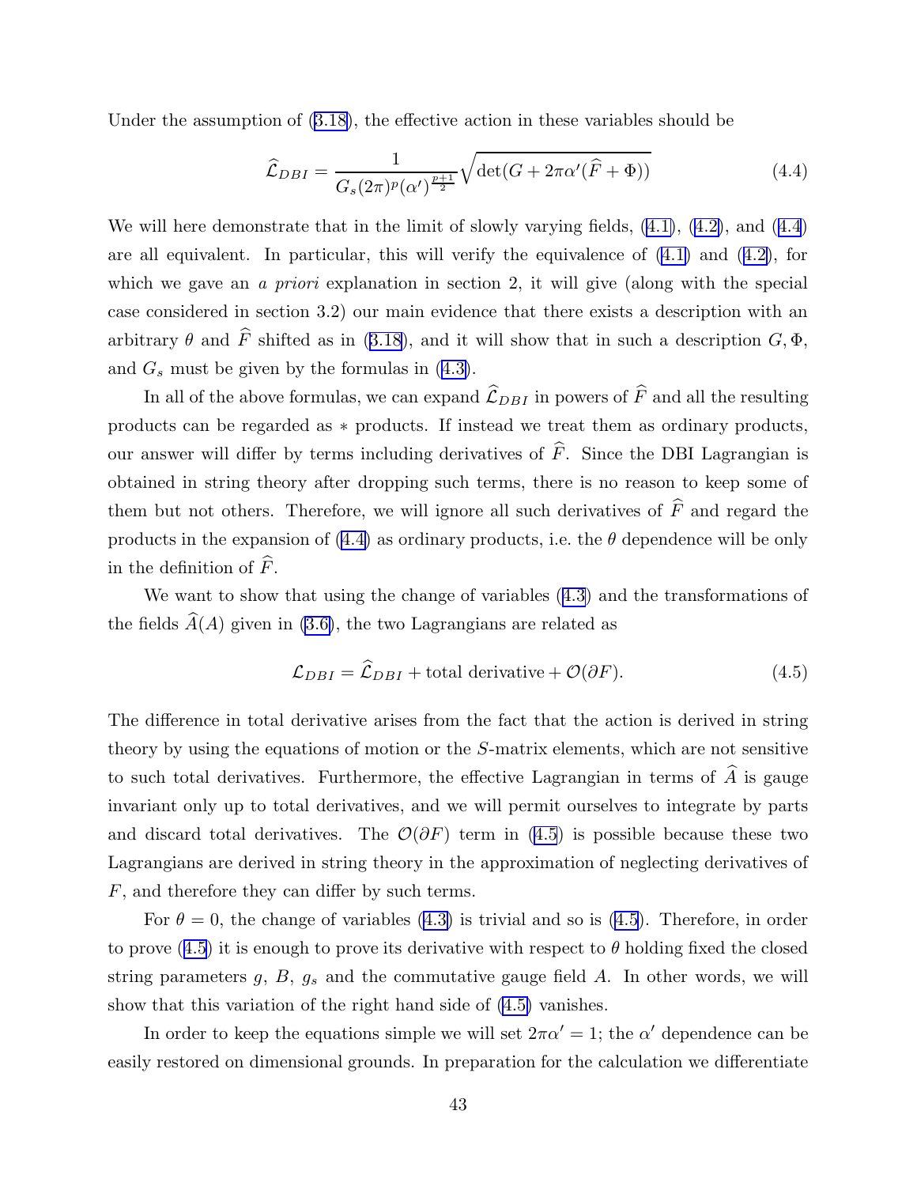Under the assumption of (3.18), the effective action in these variables should be

$$\widehat{\mathcal{L}}_{DBI} = \frac{1}{G_s (2\pi)^p (\alpha')^{\frac{p+1}{2}}} \sqrt{\det(G + 2\pi\alpha'(\widehat{F} + \Phi))} \tag{4.4}$$

We will here demonstrate that in the limit of slowly varying fields, (4.1), (4.2), and (4.4) are all equivalent. In particular, this will verify the equivalence of (4.1) and (4.2), for which we gave an *a priori* explanation in section 2, it will give (along with the special case considered in section 3.2) our main evidence that there exists a description with an arbitrary $\theta$ and $\widehat{F}$ shifted as in (3.18), and it will show that in such a description $G, \Phi$, and $G_s$ must be given by the formulas in (4.3).

In all of the above formulas, we can expand $\widehat{\mathcal{L}}_{DBI}$ in powers of $\widehat{F}$ and all the resulting products can be regarded as $*$ products. If instead we treat them as ordinary products, our answer will differ by terms including derivatives of $\widehat{F}$. Since the DBI Lagrangian is obtained in string theory after dropping such terms, there is no reason to keep some of them but not others. Therefore, we will ignore all such derivatives of $\widehat{F}$ and regard the products in the expansion of (4.4) as ordinary products, i.e. the $\theta$ dependence will be only in the definition of $\widehat{F}$.

We want to show that using the change of variables (4.3) and the transformations of the fields $\widehat{A}(A)$ given in (3.6), the two Lagrangians are related as

$$\mathcal{L}_{DBI} = \widehat{\mathcal{L}}_{DBI} + \text{total derivative} + \mathcal{O}(\partial F). \tag{4.5}$$

The difference in total derivative arises from the fact that the action is derived in string theory by using the equations of motion or the $S$-matrix elements, which are not sensitive to such total derivatives. Furthermore, the effective Lagrangian in terms of $\widehat{A}$ is gauge invariant only up to total derivatives, and we will permit ourselves to integrate by parts and discard total derivatives. The $\mathcal{O}(\partial F)$ term in (4.5) is possible because these two Lagrangians are derived in string theory in the approximation of neglecting derivatives of $F$, and therefore they can differ by such terms.

For $\theta = 0$, the change of variables (4.3) is trivial and so is (4.5). Therefore, in order to prove (4.5) it is enough to prove its derivative with respect to $\theta$ holding fixed the closed string parameters $g$, $B$, $g_s$ and the commutative gauge field $A$. In other words, we will show that this variation of the right hand side of (4.5) vanishes.

In order to keep the equations simple we will set $2\pi\alpha' = 1$; the $\alpha'$ dependence can be easily restored on dimensional grounds. In preparation for the calculation we differentiate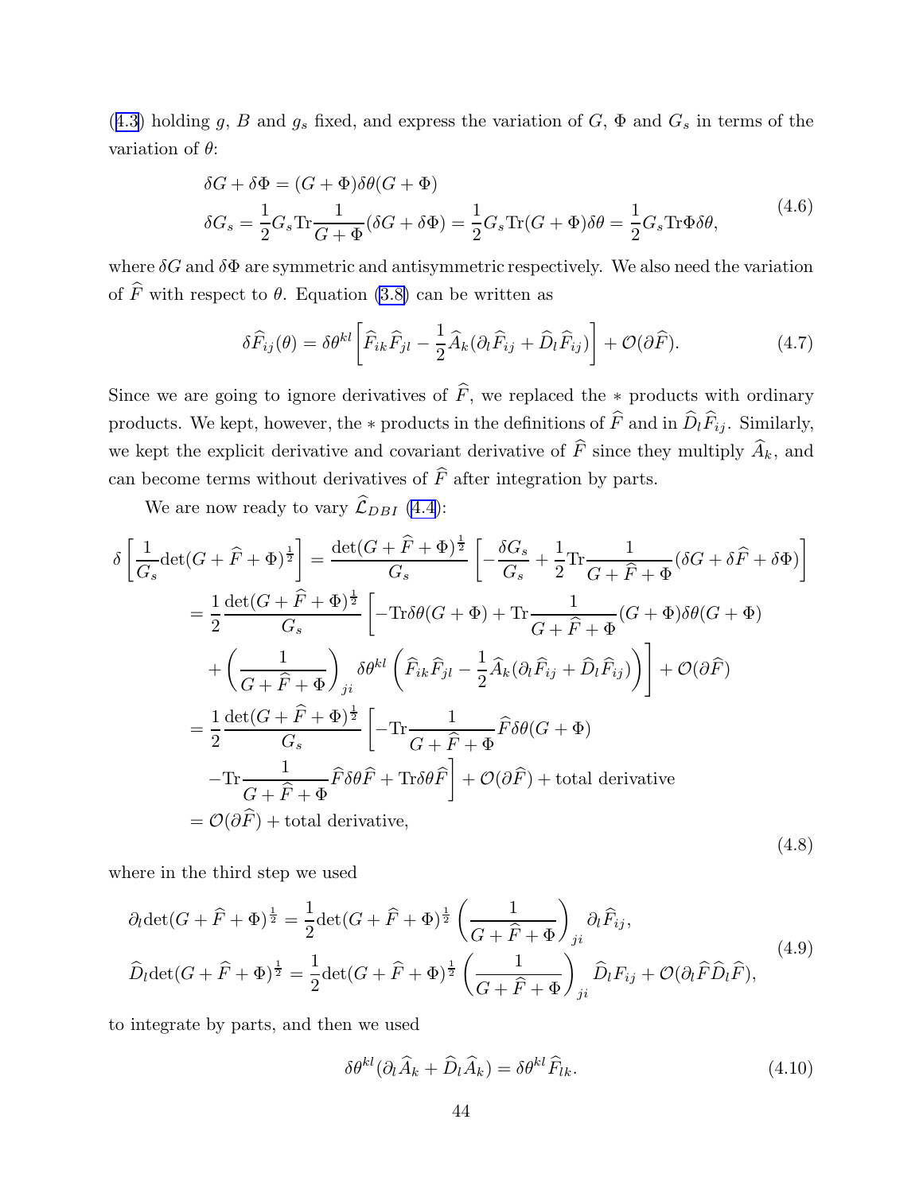(4.3) holding $g$, $B$ and $g_s$ fixed, and express the variation of $G$, $\Phi$ and $G_s$ in terms of the variation of $\theta$:

$$
\begin{aligned}
&\delta G + \delta\Phi = (G+\Phi)\delta\theta(G+\Phi) \\
&\delta G_s = \frac{1}{2}G_s \mathrm{Tr}\frac{1}{G+\Phi}(\delta G + \delta\Phi) = \frac{1}{2}G_s\mathrm{Tr}(G+\Phi)\delta\theta = \frac{1}{2}G_s\mathrm{Tr}\Phi\delta\theta,
\end{aligned}
\tag{4.6}
$$

where $\delta G$ and $\delta\Phi$ are symmetric and antisymmetric respectively. We also need the variation of $\widehat{F}$ with respect to $\theta$. Equation (3.8) can be written as

$$
\delta\widehat{F}_{ij}(\theta) = \delta\theta^{kl}\left[\widehat{F}_{ik}\widehat{F}_{jl} - \frac{1}{2}\widehat{A}_k(\partial_l\widehat{F}_{ij} + \widehat{D}_l\widehat{F}_{ij})\right] + \mathcal{O}(\partial\widehat{F}). \tag{4.7}
$$

Since we are going to ignore derivatives of $\widehat{F}$, we replaced the $*$ products with ordinary products. We kept, however, the $*$ products in the definitions of $\widehat{F}$ and in $\widehat{D}_l\widehat{F}_{ij}$. Similarly, we kept the explicit derivative and covariant derivative of $\widehat{F}$ since they multiply $\widehat{A}_k$, and can become terms without derivatives of $\widehat{F}$ after integration by parts.

We are now ready to vary $\widehat{\mathcal{L}}_{DBI}$ (4.4):

$$
\begin{aligned}
\delta\left[\frac{1}{G_s}\det(G+\widehat{F}+\Phi)^{\frac{1}{2}}\right] &= \frac{\det(G+\widehat{F}+\Phi)^{\frac{1}{2}}}{G_s}\left[-\frac{\delta G_s}{G_s} + \frac{1}{2}\mathrm{Tr}\frac{1}{G+\widehat{F}+\Phi}(\delta G + \delta\widehat{F} + \delta\Phi)\right] \\
&= \frac{1}{2}\frac{\det(G+\widehat{F}+\Phi)^{\frac{1}{2}}}{G_s}\left[-\mathrm{Tr}\delta\theta(G+\Phi) + \mathrm{Tr}\frac{1}{G+\widehat{F}+\Phi}(G+\Phi)\delta\theta(G+\Phi)\right. \\
&\quad \left. + \left(\frac{1}{G+\widehat{F}+\Phi}\right)_{ji}\delta\theta^{kl}\left(\widehat{F}_{ik}\widehat{F}_{jl} - \frac{1}{2}\widehat{A}_k(\partial_l\widehat{F}_{ij} + \widehat{D}_l\widehat{F}_{ij})\right)\right] + \mathcal{O}(\partial\widehat{F}) \\
&= \frac{1}{2}\frac{\det(G+\widehat{F}+\Phi)^{\frac{1}{2}}}{G_s}\left[-\mathrm{Tr}\frac{1}{G+\widehat{F}+\Phi}\widehat{F}\delta\theta(G+\Phi)\right. \\
&\quad \left. -\mathrm{Tr}\frac{1}{G+\widehat{F}+\Phi}\widehat{F}\delta\theta\widehat{F} + \mathrm{Tr}\delta\theta\widehat{F}\right] + \mathcal{O}(\partial\widehat{F}) + \text{total derivative} \\
&= \mathcal{O}(\partial\widehat{F}) + \text{total derivative},
\end{aligned}
\tag{4.8}
$$

where in the third step we used

$$
\begin{aligned}
&\partial_l\det(G+\widehat{F}+\Phi)^{\frac{1}{2}} = \frac{1}{2}\det(G+\widehat{F}+\Phi)^{\frac{1}{2}}\left(\frac{1}{G+\widehat{F}+\Phi}\right)_{ji}\partial_l\widehat{F}_{ij}, \\
&\widehat{D}_l\det(G+\widehat{F}+\Phi)^{\frac{1}{2}} = \frac{1}{2}\det(G+\widehat{F}+\Phi)^{\frac{1}{2}}\left(\frac{1}{G+\widehat{F}+\Phi}\right)_{ji}\widehat{D}_lF_{ij} + \mathcal{O}(\partial_l\widehat{F}\widehat{D}_l\widehat{F}),
\end{aligned}
\tag{4.9}
$$

to integrate by parts, and then we used

$$
\delta\theta^{kl}(\partial_l\widehat{A}_k + \widehat{D}_l\widehat{A}_k) = \delta\theta^{kl}\widehat{F}_{lk}. \tag{4.10}
$$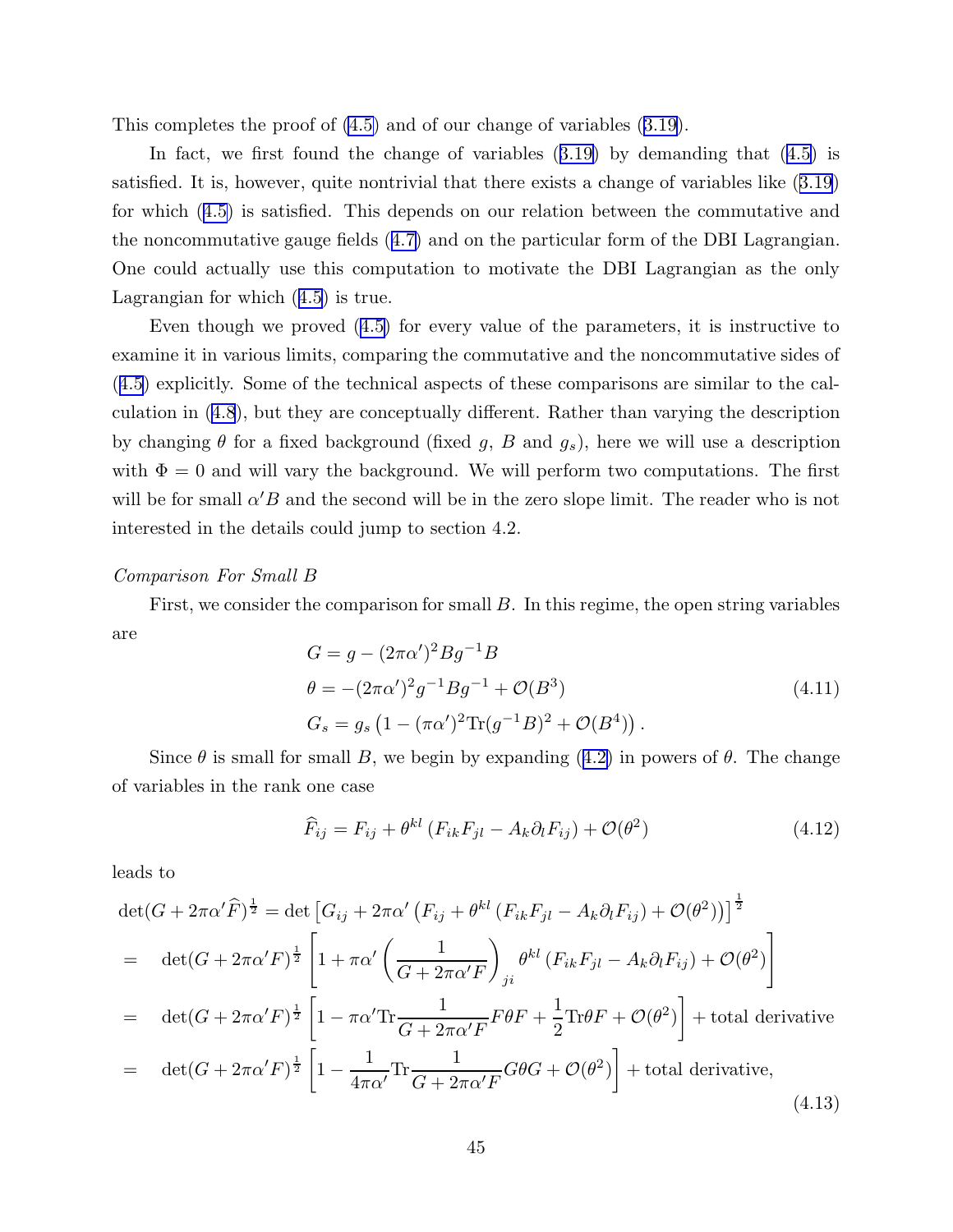This completes the proof of (4.5) and of our change of variables (3.19).

In fact, we first found the change of variables (3.19) by demanding that (4.5) is satisfied. It is, however, quite nontrivial that there exists a change of variables like (3.19) for which (4.5) is satisfied. This depends on our relation between the commutative and the noncommutative gauge fields (4.7) and on the particular form of the DBI Lagrangian. One could actually use this computation to motivate the DBI Lagrangian as the only Lagrangian for which (4.5) is true.

Even though we proved (4.5) for every value of the parameters, it is instructive to examine it in various limits, comparing the commutative and the noncommutative sides of (4.5) explicitly. Some of the technical aspects of these comparisons are similar to the calculation in (4.8), but they are conceptually different. Rather than varying the description by changing $\theta$ for a fixed background (fixed $g$, $B$ and $g_s$), here we will use a description with $\Phi = 0$ and will vary the background. We will perform two computations. The first will be for small $\alpha' B$ and the second will be in the zero slope limit. The reader who is not interested in the details could jump to section 4.2.

*Comparison For Small B*

First, we consider the comparison for small $B$. In this regime, the open string variables are

$$
\begin{aligned}
&G = g - (2\pi\alpha')^2 B g^{-1} B \\
&\theta = -(2\pi\alpha')^2 g^{-1} B g^{-1} + \mathcal{O}(B^3) \\
&G_s = g_s \left(1 - (\pi\alpha')^2 \mathrm{Tr}(g^{-1}B)^2 + \mathcal{O}(B^4)\right).
\end{aligned}
\tag{4.11}
$$

Since $\theta$ is small for small $B$, we begin by expanding (4.2) in powers of $\theta$. The change of variables in the rank one case

$$
\widehat{F}_{ij} = F_{ij} + \theta^{kl}\left(F_{ik}F_{jl} - A_k \partial_l F_{ij}\right) + \mathcal{O}(\theta^2)
\tag{4.12}
$$

leads to

$$
\begin{aligned}
&\det(G + 2\pi\alpha'\widehat{F})^{\frac{1}{2}} = \det\left[G_{ij} + 2\pi\alpha'\left(F_{ij} + \theta^{kl}\left(F_{ik}F_{jl} - A_k\partial_l F_{ij}\right) + \mathcal{O}(\theta^2)\right)\right]^{\frac{1}{2}} \\
&= \quad \det(G + 2\pi\alpha' F)^{\frac{1}{2}}\left[1 + \pi\alpha'\left(\frac{1}{G + 2\pi\alpha' F}\right)_{ji}\theta^{kl}\left(F_{ik}F_{jl} - A_k\partial_l F_{ij}\right) + \mathcal{O}(\theta^2)\right] \\
&= \quad \det(G + 2\pi\alpha' F)^{\frac{1}{2}}\left[1 - \pi\alpha'\mathrm{Tr}\frac{1}{G + 2\pi\alpha' F}F\theta F + \frac{1}{2}\mathrm{Tr}\theta F + \mathcal{O}(\theta^2)\right] + \text{total derivative} \\
&= \quad \det(G + 2\pi\alpha' F)^{\frac{1}{2}}\left[1 - \frac{1}{4\pi\alpha'}\mathrm{Tr}\frac{1}{G + 2\pi\alpha' F}G\theta G + \mathcal{O}(\theta^2)\right] + \text{total derivative,}
\end{aligned}
\tag{4.13}
$$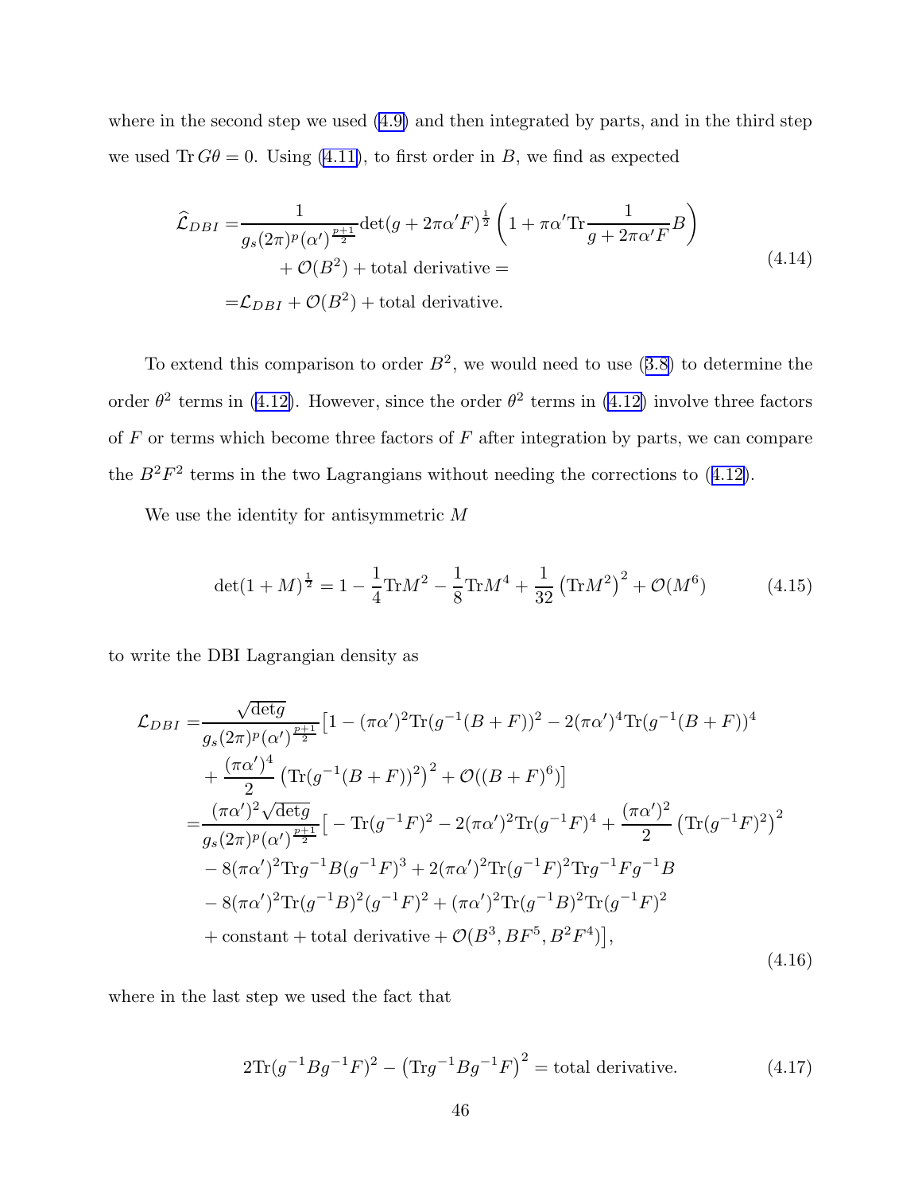where in the second step we used (4.9) and then integrated by parts, and in the third step we used $\mathrm{Tr}\, G\theta = 0$. Using (4.11), to first order in $B$, we find as expected

$$
\begin{aligned}
\widehat{\mathcal{L}}_{DBI} =& \frac{1}{g_s (2\pi)^p (\alpha')^{\frac{p+1}{2}}} \det(g + 2\pi\alpha' F)^{\frac{1}{2}} \left( 1 + \pi\alpha' \mathrm{Tr} \frac{1}{g + 2\pi\alpha' F} B \right) \\
& + \mathcal{O}(B^2) + \text{total derivative} = \\
=& \mathcal{L}_{DBI} + \mathcal{O}(B^2) + \text{total derivative}.
\end{aligned}
\tag{4.14}
$$

To extend this comparison to order $B^2$, we would need to use (3.8) to determine the order $\theta^2$ terms in (4.12). However, since the order $\theta^2$ terms in (4.12) involve three factors of $F$ or terms which become three factors of $F$ after integration by parts, we can compare the $B^2F^2$ terms in the two Lagrangians without needing the corrections to (4.12).

We use the identity for antisymmetric $M$

$$
\det(1+M)^{\frac{1}{2}} = 1 - \frac{1}{4}\mathrm{Tr} M^2 - \frac{1}{8}\mathrm{Tr} M^4 + \frac{1}{32}\left(\mathrm{Tr} M^2\right)^2 + \mathcal{O}(M^6)
\tag{4.15}
$$

to write the DBI Lagrangian density as

$$
\begin{aligned}
\mathcal{L}_{DBI} =& \frac{\sqrt{\det g}}{g_s (2\pi)^p (\alpha')^{\frac{p+1}{2}}} \big[ 1 - (\pi\alpha')^2 \mathrm{Tr}(g^{-1}(B+F))^2 - 2(\pi\alpha')^4 \mathrm{Tr}(g^{-1}(B+F))^4 \\
& + \frac{(\pi\alpha')^4}{2}\left(\mathrm{Tr}(g^{-1}(B+F))^2\right)^2 + \mathcal{O}((B+F)^6) \big] \\
=& \frac{(\pi\alpha')^2\sqrt{\det g}}{g_s (2\pi)^p (\alpha')^{\frac{p+1}{2}}} \big[ - \mathrm{Tr}(g^{-1}F)^2 - 2(\pi\alpha')^2 \mathrm{Tr}(g^{-1}F)^4 + \frac{(\pi\alpha')^2}{2}\left(\mathrm{Tr}(g^{-1}F)^2\right)^2 \\
& - 8(\pi\alpha')^2 \mathrm{Tr} g^{-1}B(g^{-1}F)^3 + 2(\pi\alpha')^2 \mathrm{Tr}(g^{-1}F)^2 \mathrm{Tr} g^{-1}Fg^{-1}B \\
& - 8(\pi\alpha')^2 \mathrm{Tr}(g^{-1}B)^2(g^{-1}F)^2 + (\pi\alpha')^2 \mathrm{Tr}(g^{-1}B)^2 \mathrm{Tr}(g^{-1}F)^2 \\
& + \text{constant} + \text{total derivative} + \mathcal{O}(B^3, BF^5, B^2F^4) \big],
\end{aligned}
\tag{4.16}
$$

where in the last step we used the fact that

$$
2\mathrm{Tr}(g^{-1}Bg^{-1}F)^2 - \left(\mathrm{Tr} g^{-1}Bg^{-1}F\right)^2 = \text{total derivative}.
\tag{4.17}
$$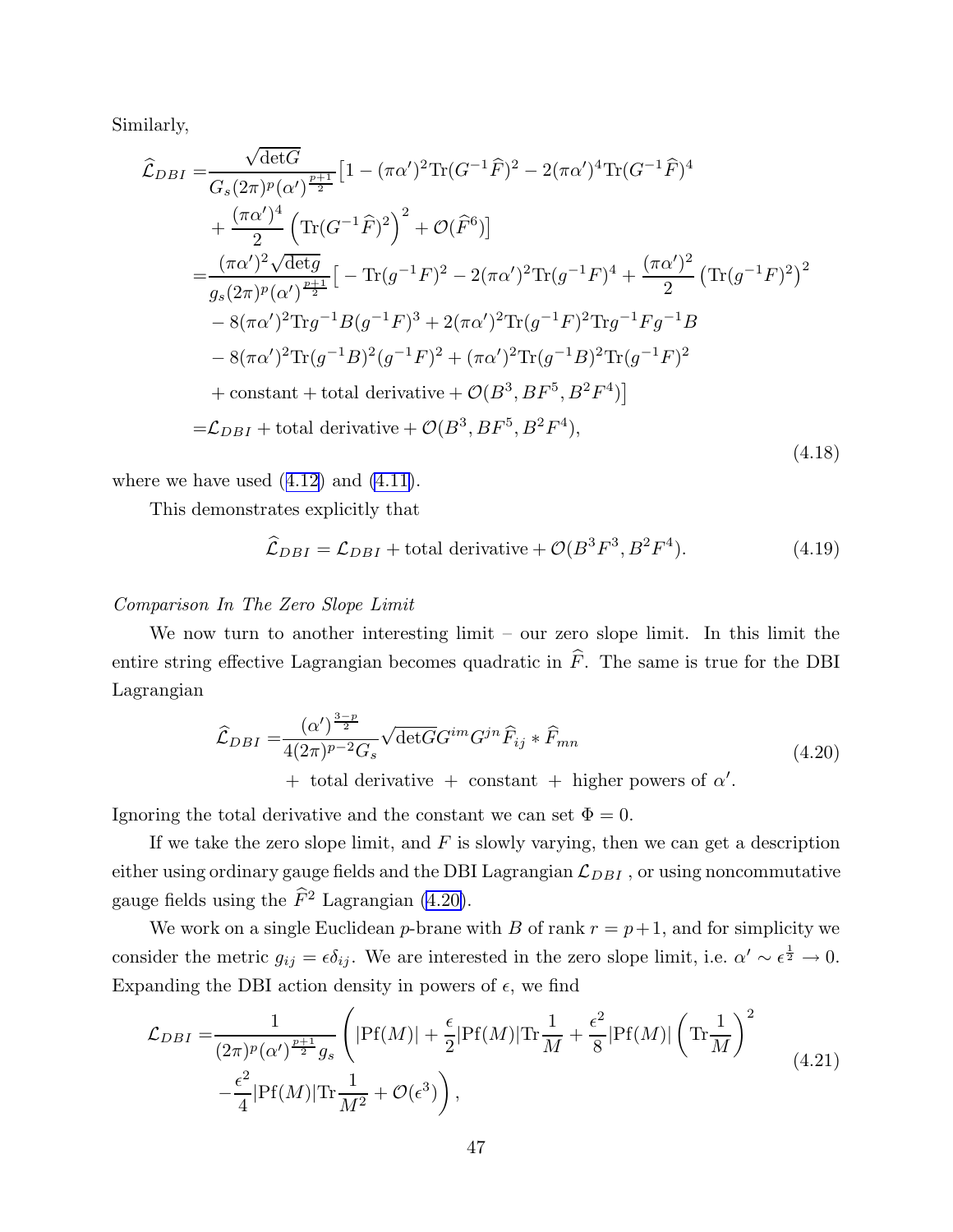Similarly,

$$
\begin{aligned}
\widehat{\mathcal{L}}_{DBI} =& \frac{\sqrt{\det G}}{G_s(2\pi)^p(\alpha')^{\frac{p+1}{2}}}\big[1-(\pi\alpha')^2\mathrm{Tr}(G^{-1}\widehat{F})^2-2(\pi\alpha')^4\mathrm{Tr}(G^{-1}\widehat{F})^4 \\
&+\frac{(\pi\alpha')^4}{2}\left(\mathrm{Tr}(G^{-1}\widehat{F})^2\right)^2+\mathcal{O}(\widehat{F}^6)\big] \\
=& \frac{(\pi\alpha')^2\sqrt{\det g}}{g_s(2\pi)^p(\alpha')^{\frac{p+1}{2}}}\big[-\mathrm{Tr}(g^{-1}F)^2-2(\pi\alpha')^2\mathrm{Tr}(g^{-1}F)^4+\frac{(\pi\alpha')^2}{2}\left(\mathrm{Tr}(g^{-1}F)^2\right)^2 \\
&-8(\pi\alpha')^2\mathrm{Tr}g^{-1}B(g^{-1}F)^3+2(\pi\alpha')^2\mathrm{Tr}(g^{-1}F)^2\mathrm{Tr}g^{-1}Fg^{-1}B \\
&-8(\pi\alpha')^2\mathrm{Tr}(g^{-1}B)^2(g^{-1}F)^2+(\pi\alpha')^2\mathrm{Tr}(g^{-1}B)^2\mathrm{Tr}(g^{-1}F)^2 \\
&+\text{constant}+\text{total derivative}+\mathcal{O}(B^3,BF^5,B^2F^4)\big] \\
=& \mathcal{L}_{DBI}+\text{total derivative}+\mathcal{O}(B^3,BF^5,B^2F^4),
\end{aligned}
\tag{4.18}
$$

where we have used (4.12) and (4.11).

This demonstrates explicitly that

$$
\widehat{\mathcal{L}}_{DBI}=\mathcal{L}_{DBI}+\text{total derivative}+\mathcal{O}(B^3F^3,B^2F^4). \tag{4.19}
$$

*Comparison In The Zero Slope Limit*

We now turn to another interesting limit – our zero slope limit. In this limit the entire string effective Lagrangian becomes quadratic in $\widehat{F}$. The same is true for the DBI Lagrangian

$$
\begin{aligned}
\widehat{\mathcal{L}}_{DBI} =& \frac{(\alpha')^{\frac{3-p}{2}}}{4(2\pi)^{p-2}G_s}\sqrt{\det G}G^{im}G^{jn}\widehat{F}_{ij}*\widehat{F}_{mn} \\
&+\ \text{total derivative}\ +\ \text{constant}\ +\ \text{higher powers of }\alpha'.
\end{aligned}
\tag{4.20}
$$

Ignoring the total derivative and the constant we can set $\Phi=0$.

If we take the zero slope limit, and $F$ is slowly varying, then we can get a description either using ordinary gauge fields and the DBI Lagrangian $\mathcal{L}_{DBI}$ , or using noncommutative gauge fields using the $\widehat{F}^2$ Lagrangian (4.20).

We work on a single Euclidean $p$-brane with $B$ of rank $r=p+1$, and for simplicity we consider the metric $g_{ij}=\epsilon\delta_{ij}$. We are interested in the zero slope limit, i.e. $\alpha'\sim\epsilon^{\frac{1}{2}}\to 0$. Expanding the DBI action density in powers of $\epsilon$, we find

$$
\begin{aligned}
\mathcal{L}_{DBI} =& \frac{1}{(2\pi)^p(\alpha')^{\frac{p+1}{2}}g_s}\left(|\mathrm{Pf}(M)|+\frac{\epsilon}{2}|\mathrm{Pf}(M)|\mathrm{Tr}\frac{1}{M}+\frac{\epsilon^2}{8}|\mathrm{Pf}(M)|\left(\mathrm{Tr}\frac{1}{M}\right)^2\right. \\
&\left.-\frac{\epsilon^2}{4}|\mathrm{Pf}(M)|\mathrm{Tr}\frac{1}{M^2}+\mathcal{O}(\epsilon^3)\right),
\end{aligned}
\tag{4.21}
$$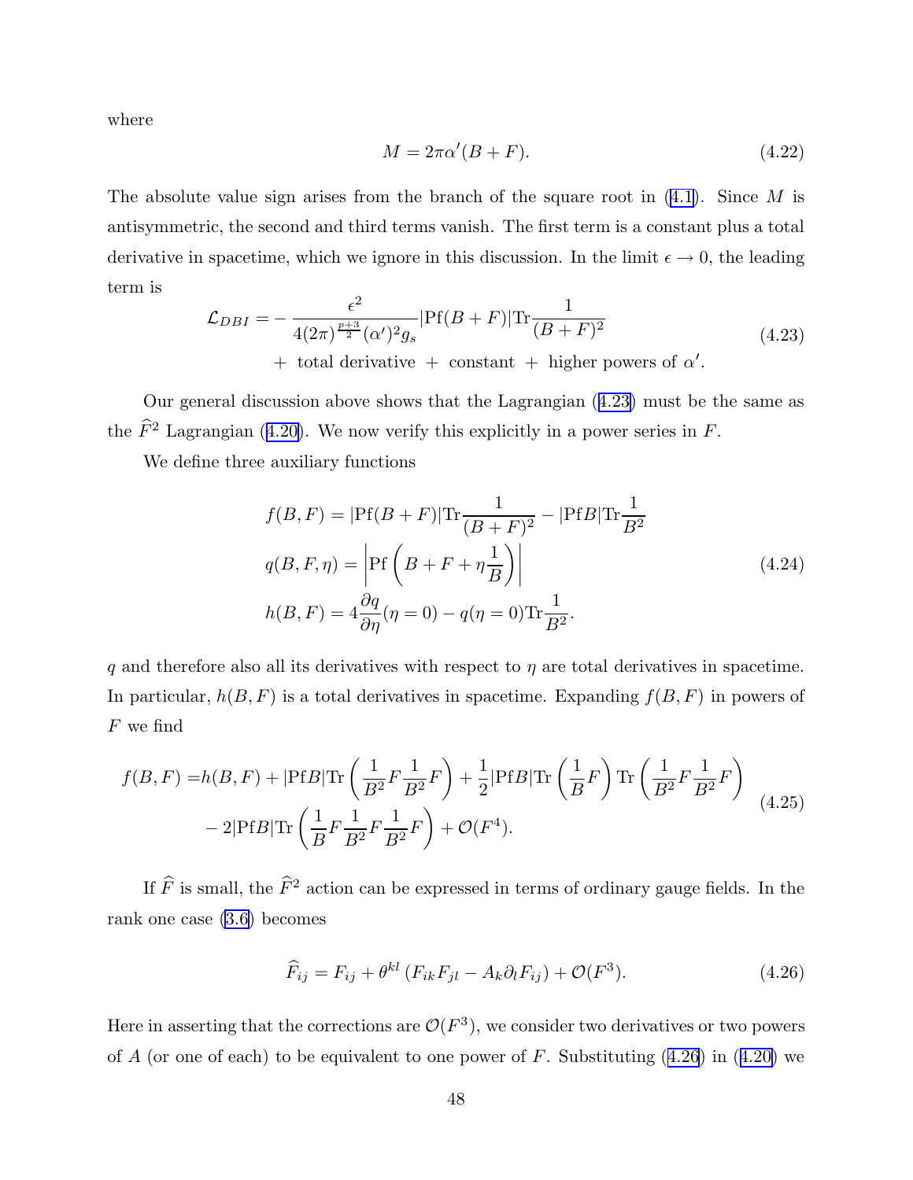where

$$M = 2\pi\alpha'(B+F). \tag{4.22}$$

The absolute value sign arises from the branch of the square root in (4.1). Since $M$ is antisymmetric, the second and third terms vanish. The first term is a constant plus a total derivative in spacetime, which we ignore in this discussion. In the limit $\epsilon \to 0$, the leading term is

$$\begin{aligned}\mathcal{L}_{DBI} = &-\frac{\epsilon^2}{4(2\pi)^{\frac{p+3}{2}}(\alpha')^2 g_s}|\mathrm{Pf}(B+F)|\mathrm{Tr}\frac{1}{(B+F)^2} \\ &+ \text{ total derivative } + \text{ constant } + \text{ higher powers of } \alpha'.\end{aligned} \tag{4.23}$$

Our general discussion above shows that the Lagrangian (4.23) must be the same as the $\widehat{F}^2$ Lagrangian (4.20). We now verify this explicitly in a power series in $F$.

We define three auxiliary functions

$$\begin{aligned} f(B,F) &= |\mathrm{Pf}(B+F)|\mathrm{Tr}\frac{1}{(B+F)^2} - |\mathrm{Pf}B|\mathrm{Tr}\frac{1}{B^2} \\ q(B,F,\eta) &= \left|\mathrm{Pf}\left(B+F+\eta\frac{1}{B}\right)\right| \\ h(B,F) &= 4\frac{\partial q}{\partial \eta}(\eta=0) - q(\eta=0)\mathrm{Tr}\frac{1}{B^2}. \end{aligned} \tag{4.24}$$

$q$ and therefore also all its derivatives with respect to $\eta$ are total derivatives in spacetime. In particular, $h(B,F)$ is a total derivatives in spacetime. Expanding $f(B,F)$ in powers of $F$ we find

$$\begin{aligned} f(B,F) =& h(B,F) + |\mathrm{Pf}B|\mathrm{Tr}\left(\frac{1}{B^2}F\frac{1}{B^2}F\right) + \frac{1}{2}|\mathrm{Pf}B|\mathrm{Tr}\left(\frac{1}{B}F\right)\mathrm{Tr}\left(\frac{1}{B^2}F\frac{1}{B^2}F\right) \\ &- 2|\mathrm{Pf}B|\mathrm{Tr}\left(\frac{1}{B}F\frac{1}{B^2}F\frac{1}{B^2}F\right) + \mathcal{O}(F^4). \end{aligned} \tag{4.25}$$

If $\widehat{F}$ is small, the $\widehat{F}^2$ action can be expressed in terms of ordinary gauge fields. In the rank one case (3.6) becomes

$$\widehat{F}_{ij} = F_{ij} + \theta^{kl}\left(F_{ik}F_{jl} - A_k\partial_l F_{ij}\right) + \mathcal{O}(F^3). \tag{4.26}$$

Here in asserting that the corrections are $\mathcal{O}(F^3)$, we consider two derivatives or two powers of $A$ (or one of each) to be equivalent to one power of $F$. Substituting (4.26) in (4.20) we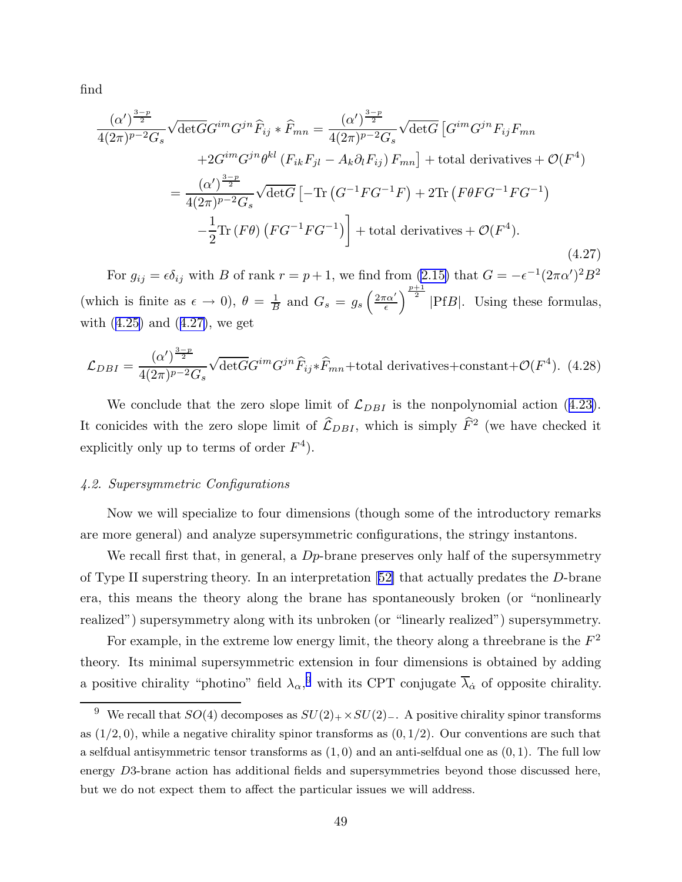find

$$
\begin{aligned}
\frac{(\alpha')^{\frac{3-p}{2}}}{4(2\pi)^{p-2}G_s}\sqrt{\det G}G^{im}G^{jn}\widehat{F}_{ij}*\widehat{F}_{mn} &= \frac{(\alpha')^{\frac{3-p}{2}}}{4(2\pi)^{p-2}G_s}\sqrt{\det G}\left[G^{im}G^{jn}F_{ij}F_{mn}\right. \\
&\left. +2G^{im}G^{jn}\theta^{kl}\left(F_{ik}F_{jl}-A_k\partial_l F_{ij}\right)F_{mn}\right] + \text{total derivatives} + \mathcal{O}(F^4) \\
&= \frac{(\alpha')^{\frac{3-p}{2}}}{4(2\pi)^{p-2}G_s}\sqrt{\det G}\left[-\text{Tr}\left(G^{-1}FG^{-1}F\right)+2\text{Tr}\left(F\theta F G^{-1}FG^{-1}\right)\right. \\
&\left. -\frac{1}{2}\text{Tr}\left(F\theta\right)\left(FG^{-1}FG^{-1}\right)\right] + \text{total derivatives} + \mathcal{O}(F^4).
\end{aligned}
\tag{4.27}
$$

For $g_{ij} = \epsilon\delta_{ij}$ with $B$ of rank $r = p+1$, we find from (2.15) that $G = -\epsilon^{-1}(2\pi\alpha')^2 B^2$ (which is finite as $\epsilon \to 0$), $\theta = \frac{1}{B}$ and $G_s = g_s\left(\frac{2\pi\alpha'}{\epsilon}\right)^{\frac{p+1}{2}}|\text{Pf}B|$. Using these formulas, with (4.25) and (4.27), we get

$$
\mathcal{L}_{DBI} = \frac{(\alpha')^{\frac{3-p}{2}}}{4(2\pi)^{p-2}G_s}\sqrt{\det G}G^{im}G^{jn}\widehat{F}_{ij}*\widehat{F}_{mn} + \text{total derivatives} + \text{constant} + \mathcal{O}(F^4). \tag{4.28}
$$

We conclude that the zero slope limit of $\mathcal{L}_{DBI}$ is the nonpolynomial action (4.23). It conicides with the zero slope limit of $\widehat{\mathcal{L}}_{DBI}$, which is simply $\widehat{F}^2$ (we have checked it explicitly only up to terms of order $F^4$).

### *4.2. Supersymmetric Configurations*

Now we will specialize to four dimensions (though some of the introductory remarks are more general) and analyze supersymmetric configurations, the stringy instantons.

We recall first that, in general, a $Dp$-brane preserves only half of the supersymmetry of Type II superstring theory. In an interpretation [52] that actually predates the $D$-brane era, this means the theory along the brane has spontaneously broken (or "nonlinearly realized") supersymmetry along with its unbroken (or "linearly realized") supersymmetry.

For example, in the extreme low energy limit, the theory along a threebrane is the $F^2$ theory. Its minimal supersymmetric extension in four dimensions is obtained by adding a positive chirality "photino" field $\lambda_\alpha$,[9] with its CPT conjugate $\overline{\lambda}_{\dot{\alpha}}$ of opposite chirality.

---

[9] We recall that $SO(4)$ decomposes as $SU(2)_+ \times SU(2)_-$. A positive chirality spinor transforms as $(1/2, 0)$, while a negative chirality spinor transforms as $(0, 1/2)$. Our conventions are such that a selfdual antisymmetric tensor transforms as $(1, 0)$ and an anti-selfdual one as $(0, 1)$. The full low energy $D3$-brane action has additional fields and supersymmetries beyond those discussed here, but we do not expect them to affect the particular issues we will address.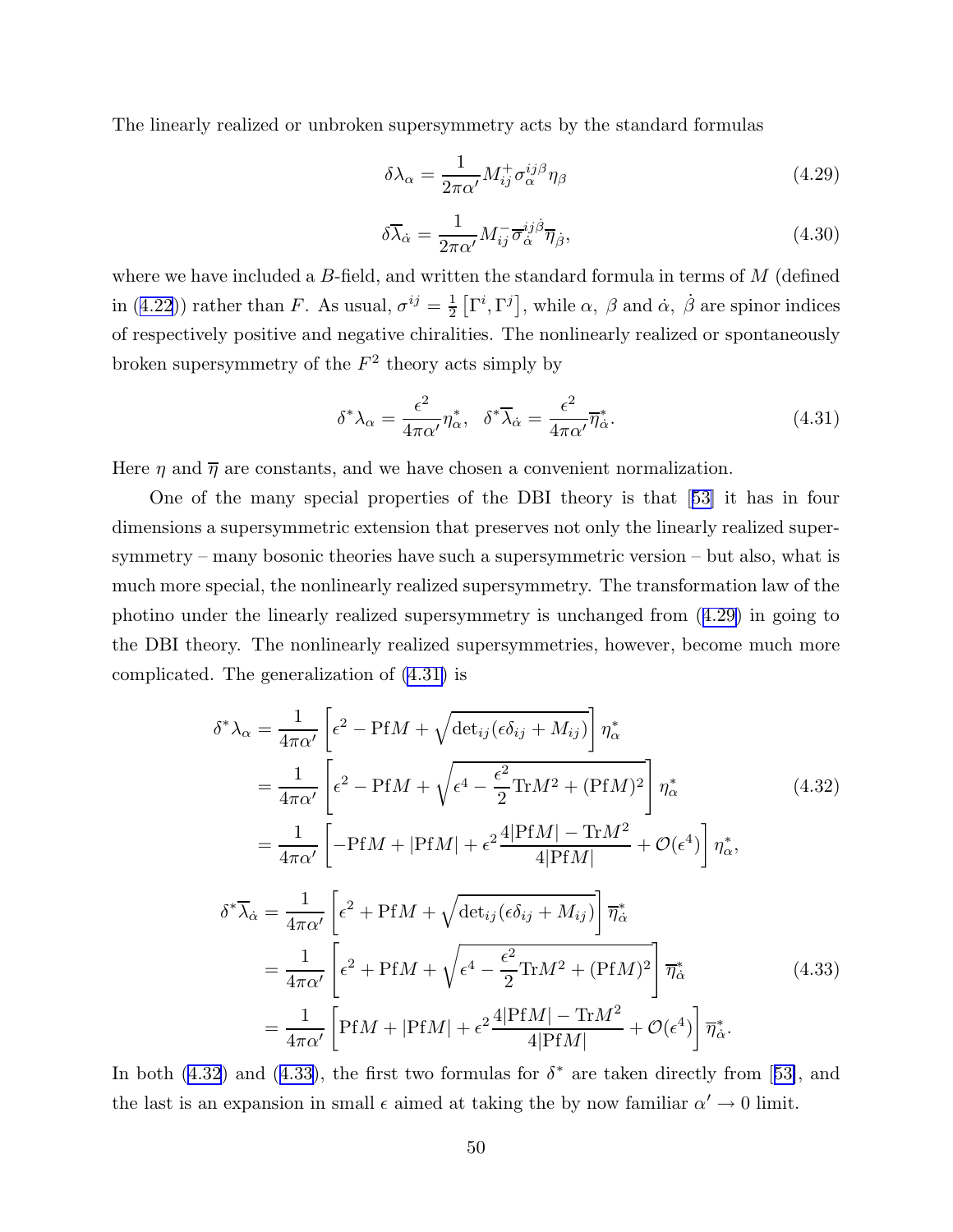The linearly realized or unbroken supersymmetry acts by the standard formulas

$$\delta\lambda_\alpha = \frac{1}{2\pi\alpha'} M^+_{ij} \sigma^{ij\beta}_{\alpha} \eta_\beta \tag{4.29}$$

$$\delta\overline{\lambda}_{\dot\alpha} = \frac{1}{2\pi\alpha'} M^-_{ij} \overline{\sigma}^{ij\dot\beta}_{\dot\alpha} \overline{\eta}_{\dot\beta}, \tag{4.30}$$

where we have included a $B$-field, and written the standard formula in terms of $M$ (defined in (4.22)) rather than $F$. As usual, $\sigma^{ij} = \frac{1}{2}\left[\Gamma^i, \Gamma^j\right]$, while $\alpha,\ \beta$ and $\dot\alpha,\ \dot\beta$ are spinor indices of respectively positive and negative chiralities. The nonlinearly realized or spontaneously broken supersymmetry of the $F^2$ theory acts simply by

$$\delta^*\lambda_\alpha = \frac{\epsilon^2}{4\pi\alpha'}\eta^*_\alpha, \quad \delta^*\overline{\lambda}_{\dot\alpha} = \frac{\epsilon^2}{4\pi\alpha'}\overline{\eta}^*_{\dot\alpha}. \tag{4.31}$$

Here $\eta$ and $\overline{\eta}$ are constants, and we have chosen a convenient normalization.

One of the many special properties of the DBI theory is that [53] it has in four dimensions a supersymmetric extension that preserves not only the linearly realized supersymmetry – many bosonic theories have such a supersymmetric version – but also, what is much more special, the nonlinearly realized supersymmetry. The transformation law of the photino under the linearly realized supersymmetry is unchanged from (4.29) in going to the DBI theory. The nonlinearly realized supersymmetries, however, become much more complicated. The generalization of (4.31) is

$$\begin{aligned}
\delta^*\lambda_\alpha &= \frac{1}{4\pi\alpha'}\left[\epsilon^2 - \mathrm{Pf}M + \sqrt{\det_{ij}(\epsilon\delta_{ij} + M_{ij})}\right]\eta^*_\alpha \\
&= \frac{1}{4\pi\alpha'}\left[\epsilon^2 - \mathrm{Pf}M + \sqrt{\epsilon^4 - \frac{\epsilon^2}{2}\mathrm{Tr}M^2 + (\mathrm{Pf}M)^2}\right]\eta^*_\alpha \\
&= \frac{1}{4\pi\alpha'}\left[-\mathrm{Pf}M + |\mathrm{Pf}M| + \epsilon^2\frac{4|\mathrm{Pf}M| - \mathrm{Tr}M^2}{4|\mathrm{Pf}M|} + \mathcal{O}(\epsilon^4)\right]\eta^*_\alpha,
\end{aligned} \tag{4.32}$$

$$\begin{aligned}
\delta^*\overline{\lambda}_{\dot\alpha} &= \frac{1}{4\pi\alpha'}\left[\epsilon^2 + \mathrm{Pf}M + \sqrt{\det_{ij}(\epsilon\delta_{ij} + M_{ij})}\right]\overline{\eta}^*_{\dot\alpha} \\
&= \frac{1}{4\pi\alpha'}\left[\epsilon^2 + \mathrm{Pf}M + \sqrt{\epsilon^4 - \frac{\epsilon^2}{2}\mathrm{Tr}M^2 + (\mathrm{Pf}M)^2}\right]\overline{\eta}^*_{\dot\alpha} \\
&= \frac{1}{4\pi\alpha'}\left[\mathrm{Pf}M + |\mathrm{Pf}M| + \epsilon^2\frac{4|\mathrm{Pf}M| - \mathrm{Tr}M^2}{4|\mathrm{Pf}M|} + \mathcal{O}(\epsilon^4)\right]\overline{\eta}^*_{\dot\alpha}.
\end{aligned} \tag{4.33}$$

In both (4.32) and (4.33), the first two formulas for $\delta^*$ are taken directly from [53], and the last is an expansion in small $\epsilon$ aimed at taking the by now familiar $\alpha' \to 0$ limit.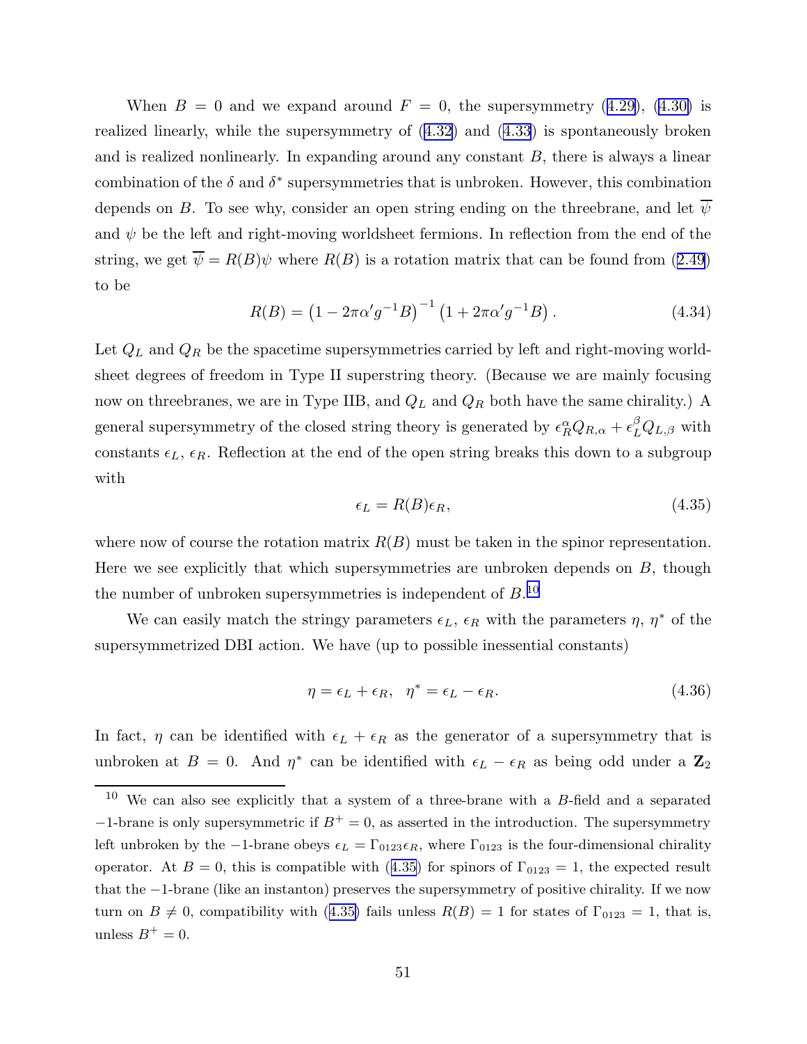When $B = 0$ and we expand around $F = 0$, the supersymmetry (4.29), (4.30) is realized linearly, while the supersymmetry of (4.32) and (4.33) is spontaneously broken and is realized nonlinearly. In expanding around any constant $B$, there is always a linear combination of the $\delta$ and $\delta^*$ supersymmetries that is unbroken. However, this combination depends on $B$. To see why, consider an open string ending on the threebrane, and let $\overline{\psi}$ and $\psi$ be the left and right-moving worldsheet fermions. In reflection from the end of the string, we get $\overline{\psi} = R(B)\psi$ where $R(B)$ is a rotation matrix that can be found from (2.49) to be

$$R(B) = \left(1 - 2\pi\alpha' g^{-1} B\right)^{-1} \left(1 + 2\pi\alpha' g^{-1} B\right). \tag{4.34}$$

Let $Q_L$ and $Q_R$ be the spacetime supersymmetries carried by left and right-moving worldsheet degrees of freedom in Type II superstring theory. (Because we are mainly focusing now on threebranes, we are in Type IIB, and $Q_L$ and $Q_R$ both have the same chirality.) A general supersymmetry of the closed string theory is generated by $\epsilon_R^\alpha Q_{R,\alpha} + \epsilon_L^\beta Q_{L,\beta}$ with constants $\epsilon_L$, $\epsilon_R$. Reflection at the end of the open string breaks this down to a subgroup with

$$\epsilon_L = R(B)\epsilon_R, \tag{4.35}$$

where now of course the rotation matrix $R(B)$ must be taken in the spinor representation. Here we see explicitly that which supersymmetries are unbroken depends on $B$, though the number of unbroken supersymmetries is independent of $B$.[10]

We can easily match the stringy parameters $\epsilon_L$, $\epsilon_R$ with the parameters $\eta$, $\eta^*$ of the supersymmetrized DBI action. We have (up to possible inessential constants)

$$\eta = \epsilon_L + \epsilon_R, \quad \eta^* = \epsilon_L - \epsilon_R. \tag{4.36}$$

In fact, $\eta$ can be identified with $\epsilon_L + \epsilon_R$ as the generator of a supersymmetry that is unbroken at $B = 0$. And $\eta^*$ can be identified with $\epsilon_L - \epsilon_R$ as being odd under a $\mathbf{Z}_2$

---

[10] We can also see explicitly that a system of a three-brane with a $B$-field and a separated $-1$-brane is only supersymmetric if $B^+ = 0$, as asserted in the introduction. The supersymmetry left unbroken by the $-1$-brane obeys $\epsilon_L = \Gamma_{0123}\epsilon_R$, where $\Gamma_{0123}$ is the four-dimensional chirality operator. At $B = 0$, this is compatible with (4.35) for spinors of $\Gamma_{0123} = 1$, the expected result that the $-1$-brane (like an instanton) preserves the supersymmetry of positive chirality. If we now turn on $B \neq 0$, compatibility with (4.35) fails unless $R(B) = 1$ for states of $\Gamma_{0123} = 1$, that is, unless $B^+ = 0$.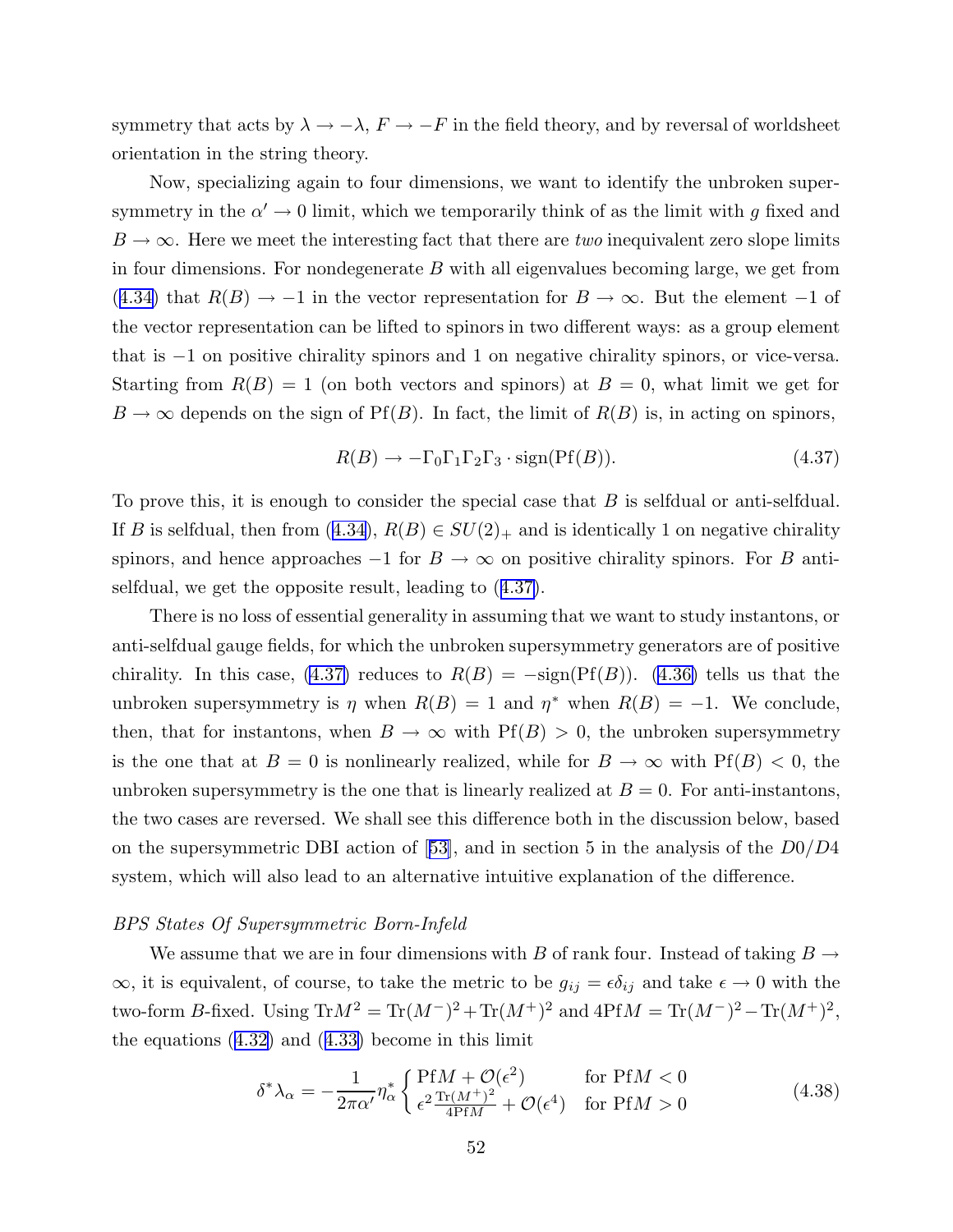symmetry that acts by $\lambda \to -\lambda$, $F \to -F$ in the field theory, and by reversal of worldsheet orientation in the string theory.

Now, specializing again to four dimensions, we want to identify the unbroken supersymmetry in the $\alpha' \to 0$ limit, which we temporarily think of as the limit with $g$ fixed and $B \to \infty$. Here we meet the interesting fact that there are *two* inequivalent zero slope limits in four dimensions. For nondegenerate $B$ with all eigenvalues becoming large, we get from (4.34) that $R(B) \to -1$ in the vector representation for $B \to \infty$. But the element $-1$ of the vector representation can be lifted to spinors in two different ways: as a group element that is $-1$ on positive chirality spinors and 1 on negative chirality spinors, or vice-versa. Starting from $R(B) = 1$ (on both vectors and spinors) at $B = 0$, what limit we get for $B \to \infty$ depends on the sign of $\mathrm{Pf}(B)$. In fact, the limit of $R(B)$ is, in acting on spinors,

$$R(B) \to -\Gamma_0\Gamma_1\Gamma_2\Gamma_3 \cdot \mathrm{sign}(\mathrm{Pf}(B)). \tag{4.37}$$

To prove this, it is enough to consider the special case that $B$ is selfdual or anti-selfdual. If $B$ is selfdual, then from (4.34), $R(B) \in SU(2)_+$ and is identically 1 on negative chirality spinors, and hence approaches $-1$ for $B \to \infty$ on positive chirality spinors. For $B$ anti-selfdual, we get the opposite result, leading to (4.37).

There is no loss of essential generality in assuming that we want to study instantons, or anti-selfdual gauge fields, for which the unbroken supersymmetry generators are of positive chirality. In this case, (4.37) reduces to $R(B) = -\mathrm{sign}(\mathrm{Pf}(B))$. (4.36) tells us that the unbroken supersymmetry is $\eta$ when $R(B) = 1$ and $\eta^*$ when $R(B) = -1$. We conclude, then, that for instantons, when $B \to \infty$ with $\mathrm{Pf}(B) > 0$, the unbroken supersymmetry is the one that at $B = 0$ is nonlinearly realized, while for $B \to \infty$ with $\mathrm{Pf}(B) < 0$, the unbroken supersymmetry is the one that is linearly realized at $B = 0$. For anti-instantons, the two cases are reversed. We shall see this difference both in the discussion below, based on the supersymmetric DBI action of [53], and in section 5 in the analysis of the $D0/D4$ system, which will also lead to an alternative intuitive explanation of the difference.

*BPS States Of Supersymmetric Born-Infeld*

We assume that we are in four dimensions with $B$ of rank four. Instead of taking $B \to \infty$, it is equivalent, of course, to take the metric to be $g_{ij} = \epsilon\delta_{ij}$ and take $\epsilon \to 0$ with the two-form $B$-fixed. Using $\mathrm{Tr}M^2 = \mathrm{Tr}(M^-)^2 + \mathrm{Tr}(M^+)^2$ and $4\mathrm{Pf}M = \mathrm{Tr}(M^-)^2 - \mathrm{Tr}(M^+)^2$, the equations (4.32) and (4.33) become in this limit

$$\delta^*\lambda_\alpha = -\frac{1}{2\pi\alpha'}\eta^*_\alpha \begin{cases} \mathrm{Pf}M + \mathcal{O}(\epsilon^2) & \text{for } \mathrm{Pf}M < 0 \\ \epsilon^2 \frac{\mathrm{Tr}(M^+)^2}{4\mathrm{Pf}M} + \mathcal{O}(\epsilon^4) & \text{for } \mathrm{Pf}M > 0 \end{cases} \tag{4.38}$$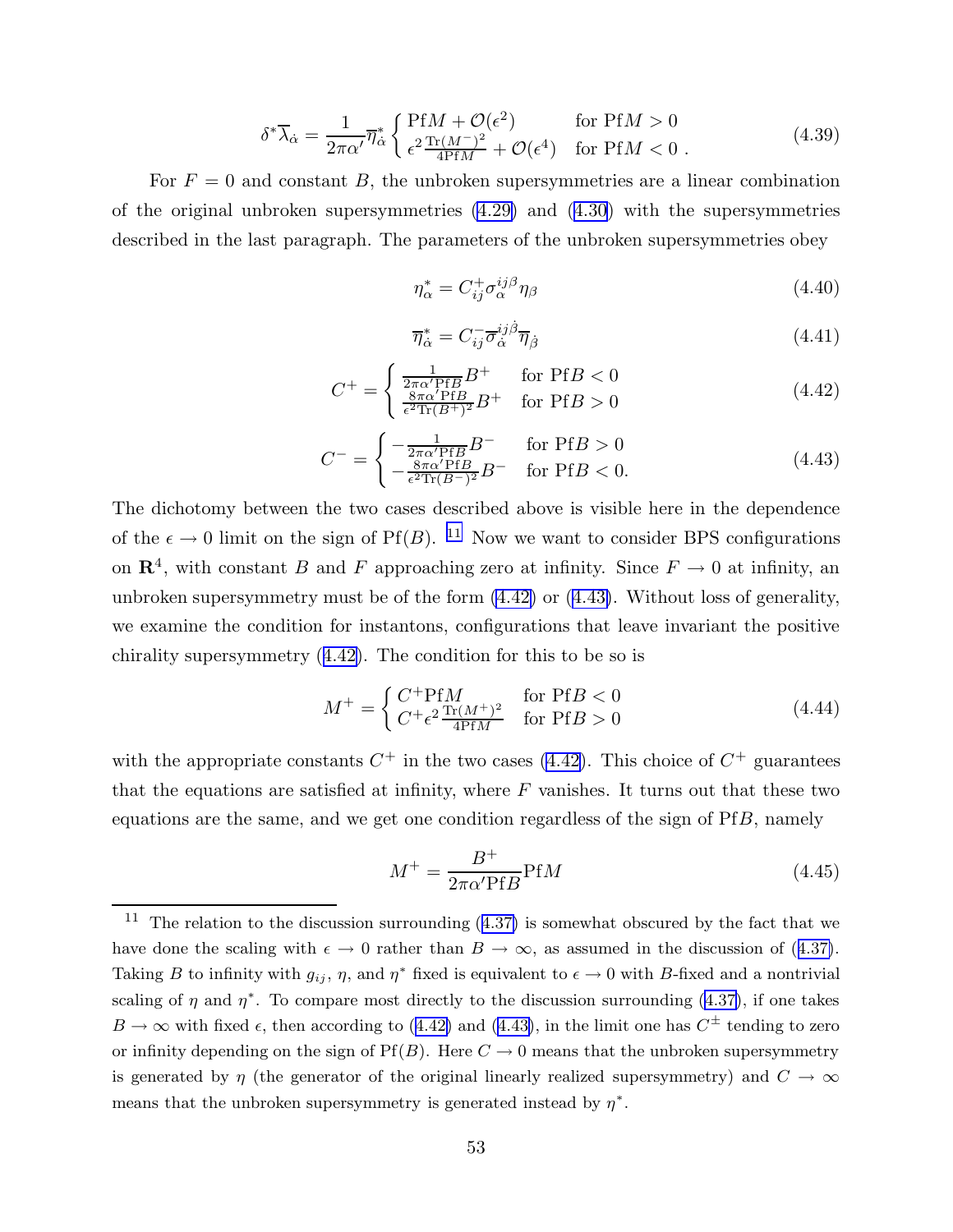$$\delta^* \overline{\lambda}_{\dot{\alpha}} = \frac{1}{2\pi\alpha'} \overline{\eta}^*_{\dot{\alpha}} \begin{cases} \text{Pf}M + \mathcal{O}(\epsilon^2) & \text{for Pf}M > 0 \\ \epsilon^2 \frac{\text{Tr}(M^-)^2}{4\text{Pf}M} + \mathcal{O}(\epsilon^4) & \text{for Pf}M < 0 \ . \end{cases} \tag{4.39}$$

For $F = 0$ and constant $B$, the unbroken supersymmetries are a linear combination of the original unbroken supersymmetries (4.29) and (4.30) with the supersymmetries described in the last paragraph. The parameters of the unbroken supersymmetries obey

$$\eta^*_\alpha = C^+_{ij} \sigma^{ij\beta}_\alpha \eta_\beta \tag{4.40}$$

$$\overline{\eta}^*_{\dot{\alpha}} = C^-_{ij} \overline{\sigma}^{ij\dot{\beta}}_{\dot{\alpha}} \overline{\eta}_{\dot{\beta}} \tag{4.41}$$

$$C^+ = \begin{cases} \frac{1}{2\pi\alpha' \text{Pf}B} B^+ & \text{for Pf}B < 0 \\ \frac{8\pi\alpha' \text{Pf}B}{\epsilon^2 \text{Tr}(B^+)^2} B^+ & \text{for Pf}B > 0 \end{cases} \tag{4.42}$$

$$C^- = \begin{cases} -\frac{1}{2\pi\alpha' \text{Pf}B} B^- & \text{for Pf}B > 0 \\ -\frac{8\pi\alpha' \text{Pf}B}{\epsilon^2 \text{Tr}(B^-)^2} B^- & \text{for Pf}B < 0. \end{cases} \tag{4.43}$$

The dichotomy between the two cases described above is visible here in the dependence of the $\epsilon \to 0$ limit on the sign of $\text{Pf}(B)$. [11] Now we want to consider BPS configurations on $\mathbf{R}^4$, with constant $B$ and $F$ approaching zero at infinity. Since $F \to 0$ at infinity, an unbroken supersymmetry must be of the form (4.42) or (4.43). Without loss of generality, we examine the condition for instantons, configurations that leave invariant the positive chirality supersymmetry (4.42). The condition for this to be so is

$$M^+ = \begin{cases} C^+ \text{Pf}M & \text{for Pf}B < 0 \\ C^+ \epsilon^2 \frac{\text{Tr}(M^+)^2}{4\text{Pf}M} & \text{for Pf}B > 0 \end{cases} \tag{4.44}$$

with the appropriate constants $C^+$ in the two cases (4.42). This choice of $C^+$ guarantees that the equations are satisfied at infinity, where $F$ vanishes. It turns out that these two equations are the same, and we get one condition regardless of the sign of Pf$B$, namely

$$M^+ = \frac{B^+}{2\pi\alpha' \text{Pf}B} \text{Pf}M \tag{4.45}$$

---

[11] The relation to the discussion surrounding (4.37) is somewhat obscured by the fact that we have done the scaling with $\epsilon \to 0$ rather than $B \to \infty$, as assumed in the discussion of (4.37). Taking $B$ to infinity with $g_{ij}$, $\eta$, and $\eta^*$ fixed is equivalent to $\epsilon \to 0$ with $B$-fixed and a nontrivial scaling of $\eta$ and $\eta^*$. To compare most directly to the discussion surrounding (4.37), if one takes $B \to \infty$ with fixed $\epsilon$, then according to (4.42) and (4.43), in the limit one has $C^\pm$ tending to zero or infinity depending on the sign of $\text{Pf}(B)$. Here $C \to 0$ means that the unbroken supersymmetry is generated by $\eta$ (the generator of the original linearly realized supersymmetry) and $C \to \infty$ means that the unbroken supersymmetry is generated instead by $\eta^*$.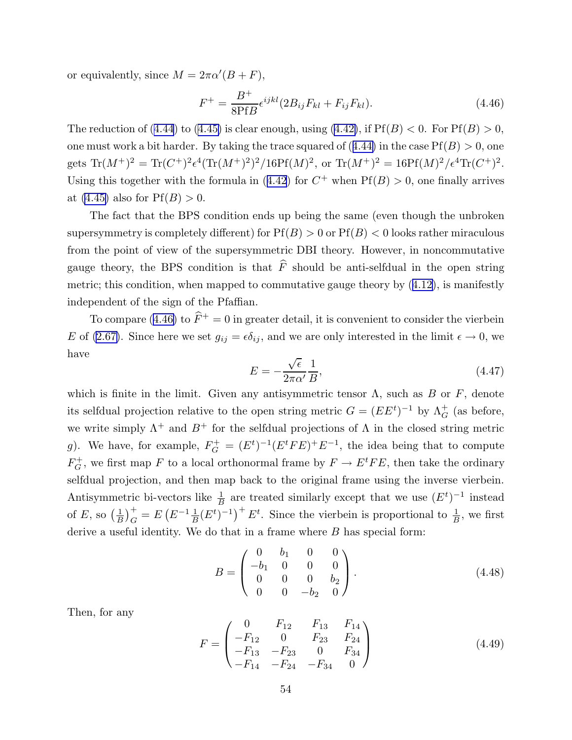or equivalently, since $M = 2\pi\alpha'(B+F)$,

$$F^+ = \frac{B^+}{8\mathrm{Pf}B}\epsilon^{ijkl}(2B_{ij}F_{kl} + F_{ij}F_{kl}). \tag{4.46}$$

The reduction of (4.44) to (4.45) is clear enough, using (4.42), if $\mathrm{Pf}(B) < 0$. For $\mathrm{Pf}(B) > 0$, one must work a bit harder. By taking the trace squared of (4.44) in the case $\mathrm{Pf}(B) > 0$, one gets $\mathrm{Tr}(M^+)^2 = \mathrm{Tr}(C^+)^2\epsilon^4(\mathrm{Tr}(M^+)^2)^2/16\mathrm{Pf}(M)^2$, or $\mathrm{Tr}(M^+)^2 = 16\mathrm{Pf}(M)^2/\epsilon^4\mathrm{Tr}(C^+)^2$. Using this together with the formula in (4.42) for $C^+$ when $\mathrm{Pf}(B) > 0$, one finally arrives at (4.45) also for $\mathrm{Pf}(B) > 0$.

The fact that the BPS condition ends up being the same (even though the unbroken supersymmetry is completely different) for $\mathrm{Pf}(B) > 0$ or $\mathrm{Pf}(B) < 0$ looks rather miraculous from the point of view of the supersymmetric DBI theory. However, in noncommutative gauge theory, the BPS condition is that $\widehat{F}$ should be anti-selfdual in the open string metric; this condition, when mapped to commutative gauge theory by (4.12), is manifestly independent of the sign of the Pfaffian.

To compare (4.46) to $\widehat{F}^+ = 0$ in greater detail, it is convenient to consider the vierbein $E$ of (2.67). Since here we set $g_{ij} = \epsilon\delta_{ij}$, and we are only interested in the limit $\epsilon \to 0$, we have

$$E = -\frac{\sqrt{\epsilon}}{2\pi\alpha'}\frac{1}{B}, \tag{4.47}$$

which is finite in the limit. Given any antisymmetric tensor $\Lambda$, such as $B$ or $F$, denote its selfdual projection relative to the open string metric $G = (EE^t)^{-1}$ by $\Lambda^+_G$ (as before, we write simply $\Lambda^+$ and $B^+$ for the selfdual projections of $\Lambda$ in the closed string metric $g$). We have, for example, $F^+_G = (E^t)^{-1}(E^tFE)^+E^{-1}$, the idea being that to compute $F^+_G$, we first map $F$ to a local orthonormal frame by $F \to E^tFE$, then take the ordinary selfdual projection, and then map back to the original frame using the inverse vierbein. Antisymmetric bi-vectors like $\frac{1}{B}$ are treated similarly except that we use $(E^t)^{-1}$ instead of $E$, so $\left(\frac{1}{B}\right)^+_G = E\left(E^{-1}\frac{1}{B}(E^t)^{-1}\right)^+E^t$. Since the vierbein is proportional to $\frac{1}{B}$, we first derive a useful identity. We do that in a frame where $B$ has special form:

$$B = \begin{pmatrix} 0 & b_1 & 0 & 0 \\ -b_1 & 0 & 0 & 0 \\ 0 & 0 & 0 & b_2 \\ 0 & 0 & -b_2 & 0 \end{pmatrix}. \tag{4.48}$$

Then, for any

$$F = \begin{pmatrix} 0 & F_{12} & F_{13} & F_{14} \\ -F_{12} & 0 & F_{23} & F_{24} \\ -F_{13} & -F_{23} & 0 & F_{34} \\ -F_{14} & -F_{24} & -F_{34} & 0 \end{pmatrix} \tag{4.49}$$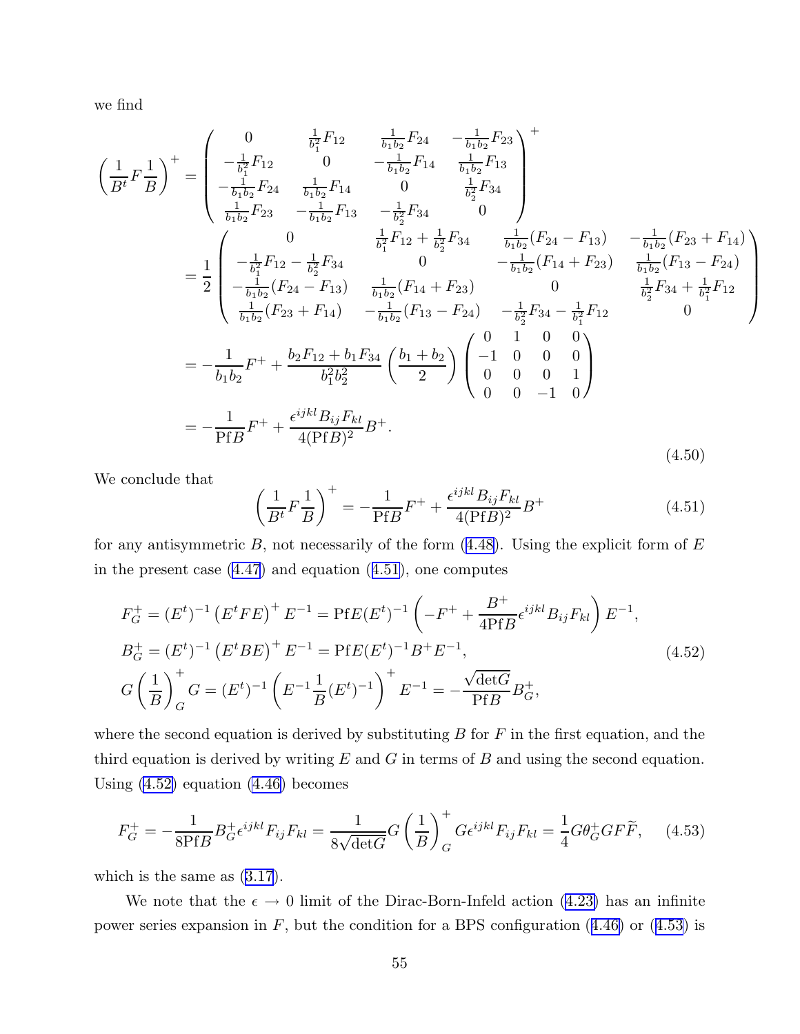we find

$$
\begin{aligned}
\left(\frac{1}{B^t}F\frac{1}{B}\right)^+ &= \begin{pmatrix} 0 & \frac{1}{b_1^2}F_{12} & \frac{1}{b_1 b_2}F_{24} & -\frac{1}{b_1 b_2}F_{23} \\ -\frac{1}{b_1^2}F_{12} & 0 & -\frac{1}{b_1 b_2}F_{14} & \frac{1}{b_1 b_2}F_{13} \\ -\frac{1}{b_1 b_2}F_{24} & \frac{1}{b_1 b_2}F_{14} & 0 & \frac{1}{b_2^2}F_{34} \\ \frac{1}{b_1 b_2}F_{23} & -\frac{1}{b_1 b_2}F_{13} & -\frac{1}{b_2^2}F_{34} & 0 \end{pmatrix}^+ \\
&= \frac{1}{2}\begin{pmatrix} 0 & \frac{1}{b_1^2}F_{12}+\frac{1}{b_2^2}F_{34} & \frac{1}{b_1 b_2}(F_{24}-F_{13}) & -\frac{1}{b_1 b_2}(F_{23}+F_{14}) \\ -\frac{1}{b_1^2}F_{12}-\frac{1}{b_2^2}F_{34} & 0 & -\frac{1}{b_1 b_2}(F_{14}+F_{23}) & \frac{1}{b_1 b_2}(F_{13}-F_{24}) \\ -\frac{1}{b_1 b_2}(F_{24}-F_{13}) & \frac{1}{b_1 b_2}(F_{14}+F_{23}) & 0 & \frac{1}{b_2^2}F_{34}+\frac{1}{b_1^2}F_{12} \\ \frac{1}{b_1 b_2}(F_{23}+F_{14}) & -\frac{1}{b_1 b_2}(F_{13}-F_{24}) & -\frac{1}{b_2^2}F_{34}-\frac{1}{b_1^2}F_{12} & 0 \end{pmatrix} \\
&= -\frac{1}{b_1 b_2}F^+ + \frac{b_2 F_{12}+b_1 F_{34}}{b_1^2 b_2^2}\left(\frac{b_1+b_2}{2}\right)\begin{pmatrix} 0 & 1 & 0 & 0 \\ -1 & 0 & 0 & 0 \\ 0 & 0 & 0 & 1 \\ 0 & 0 & -1 & 0 \end{pmatrix} \\
&= -\frac{1}{\mathrm{Pf}B}F^+ + \frac{\epsilon^{ijkl}B_{ij}F_{kl}}{4(\mathrm{Pf}B)^2}B^+ .
\end{aligned}
\tag{4.50}
$$

We conclude that

$$
\left(\frac{1}{B^t}F\frac{1}{B}\right)^+ = -\frac{1}{\mathrm{Pf}B}F^+ + \frac{\epsilon^{ijkl}B_{ij}F_{kl}}{4(\mathrm{Pf}B)^2}B^+ \tag{4.51}
$$

for any antisymmetric $B$, not necessarily of the form (4.48). Using the explicit form of $E$ in the present case (4.47) and equation (4.51), one computes

$$
\begin{aligned}
F_G^+ &= (E^t)^{-1}\left(E^t F E\right)^+ E^{-1} = \mathrm{Pf}E(E^t)^{-1}\left(-F^+ + \frac{B^+}{4\mathrm{Pf}B}\epsilon^{ijkl}B_{ij}F_{kl}\right)E^{-1}, \\
B_G^+ &= (E^t)^{-1}\left(E^t B E\right)^+ E^{-1} = \mathrm{Pf}E(E^t)^{-1}B^+ E^{-1}, \\
G\left(\frac{1}{B}\right)_G^+ G &= (E^t)^{-1}\left(E^{-1}\frac{1}{B}(E^t)^{-1}\right)^+ E^{-1} = -\frac{\sqrt{\det G}}{\mathrm{Pf}B}B_G^+,
\end{aligned}
\tag{4.52}
$$

where the second equation is derived by substituting $B$ for $F$ in the first equation, and the third equation is derived by writing $E$ and $G$ in terms of $B$ and using the second equation. Using (4.52) equation (4.46) becomes

$$
F_G^+ = -\frac{1}{8\mathrm{Pf}B}B_G^+\epsilon^{ijkl}F_{ij}F_{kl} = \frac{1}{8\sqrt{\det G}}G\left(\frac{1}{B}\right)_G^+ G\epsilon^{ijkl}F_{ij}F_{kl} = \frac{1}{4}G\theta_G^+ G F\widetilde{F}, \tag{4.53}
$$

which the same as (3.17).

We note that the $\epsilon \to 0$ limit of the Dirac-Born-Infeld action (4.23) has an infinite power series expansion in $F$, but the condition for a BPS configuration (4.46) or (4.53) is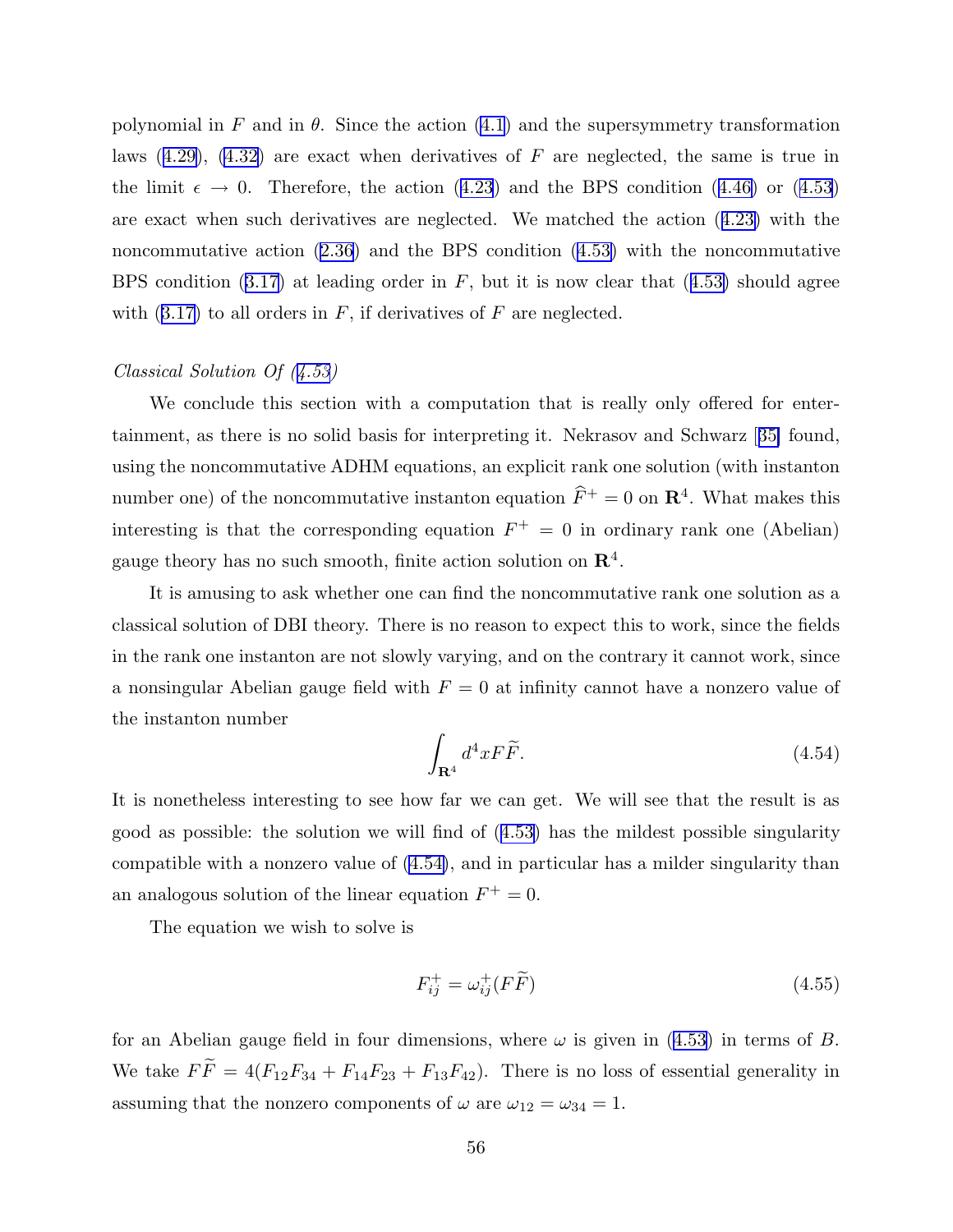polynomial in $F$ and in $\theta$. Since the action (4.1) and the supersymmetry transformation laws (4.29), (4.32) are exact when derivatives of $F$ are neglected, the same is true in the limit $\epsilon \to 0$. Therefore, the action (4.23) and the BPS condition (4.46) or (4.53) are exact when such derivatives are neglected. We matched the action (4.23) with the noncommutative action (2.36) and the BPS condition (4.53) with the noncommutative BPS condition (3.17) at leading order in $F$, but it is now clear that (4.53) should agree with (3.17) to all orders in $F$, if derivatives of $F$ are neglected.

*Classical Solution Of (4.53)*

We conclude this section with a computation that is really only offered for entertainment, as there is no solid basis for interpreting it. Nekrasov and Schwarz [35] found, using the noncommutative ADHM equations, an explicit rank one solution (with instanton number one) of the noncommutative instanton equation $\widehat{F}^+ = 0$ on $\mathbf{R}^4$. What makes this interesting is that the corresponding equation $F^+ = 0$ in ordinary rank one (Abelian) gauge theory has no such smooth, finite action solution on $\mathbf{R}^4$.

It is amusing to ask whether one can find the noncommutative rank one solution as a classical solution of DBI theory. There is no reason to expect this to work, since the fields in the rank one instanton are not slowly varying, and on the contrary it cannot work, since a nonsingular Abelian gauge field with $F = 0$ at infinity cannot have a nonzero value of the instanton number

$$\int_{\mathbf{R}^4} d^4x F\widetilde{F}. \tag{4.54}$$

It is nonetheless interesting to see how far we can get. We will see that the result is as good as possible: the solution we will find of (4.53) has the mildest possible singularity compatible with a nonzero value of (4.54), and in particular has a milder singularity than an analogous solution of the linear equation $F^+ = 0$.

The equation we wish to solve is

$$F^+_{ij} = \omega^+_{ij}(F\widetilde{F}) \tag{4.55}$$

for an Abelian gauge field in four dimensions, where $\omega$ is given in (4.53) in terms of $B$. We take $F\widetilde{F} = 4(F_{12}F_{34} + F_{14}F_{23} + F_{13}F_{42})$. There is no loss of essential generality in assuming that the nonzero components of $\omega$ are $\omega_{12} = \omega_{34} = 1$.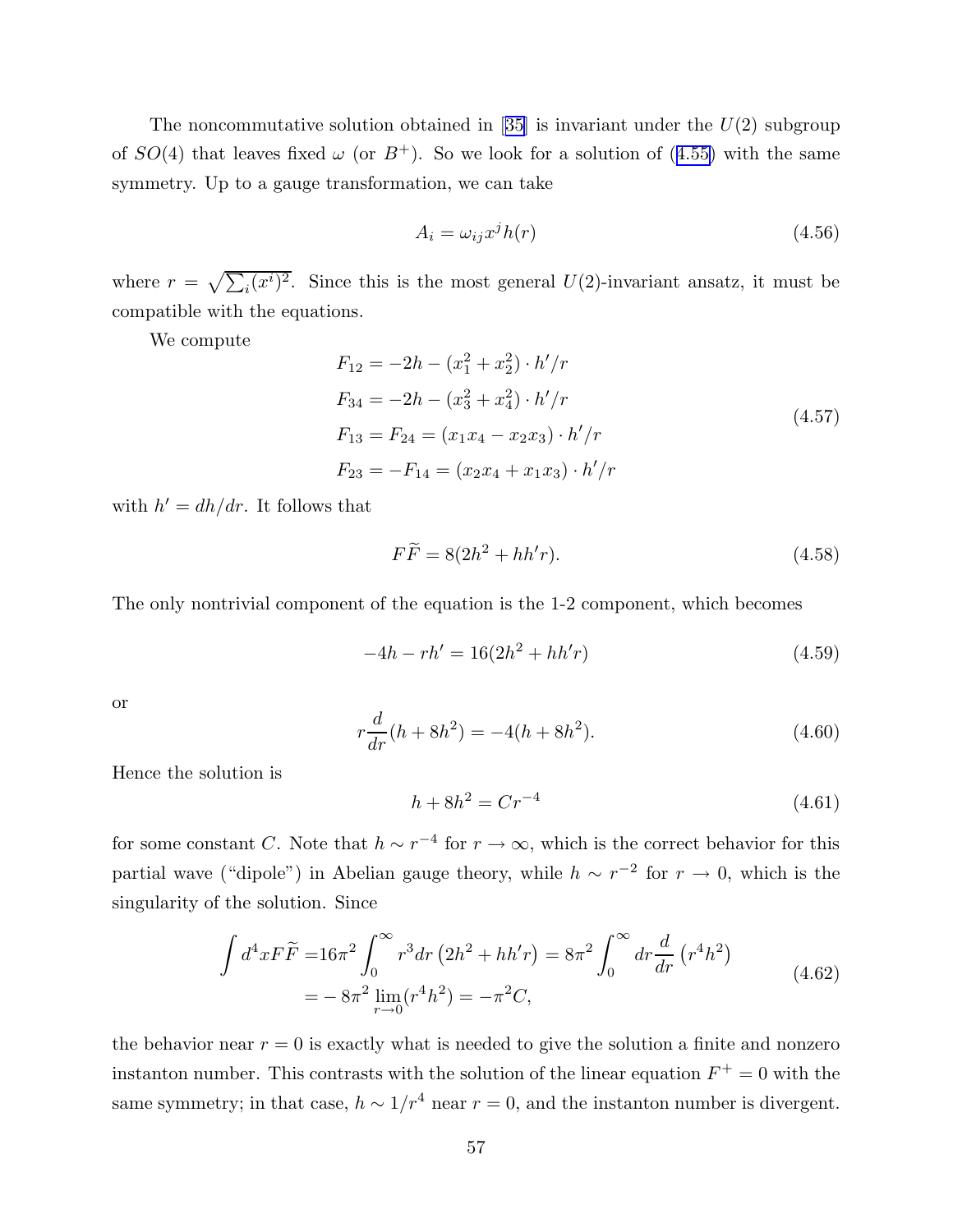The noncommutative solution obtained in [35] is invariant under the $U(2)$ subgroup of $SO(4)$ that leaves fixed $\omega$ (or $B^+$). So we look for a solution of (4.55) with the same symmetry. Up to a gauge transformation, we can take

$$A_i = \omega_{ij} x^j h(r) \tag{4.56}$$

where $r = \sqrt{\sum_i (x^i)^2}$. Since this is the most general $U(2)$-invariant ansatz, it must be compatible with the equations.

We compute

$$\begin{aligned}
F_{12} &= -2h - (x_1^2 + x_2^2) \cdot h'/r \\
F_{34} &= -2h - (x_3^2 + x_4^2) \cdot h'/r \\
F_{13} = F_{24} &= (x_1 x_4 - x_2 x_3) \cdot h'/r \\
F_{23} = -F_{14} &= (x_2 x_4 + x_1 x_3) \cdot h'/r
\end{aligned} \tag{4.57}$$

with $h' = dh/dr$. It follows that

$$F\widetilde{F} = 8(2h^2 + hh'r). \tag{4.58}$$

The only nontrivial component of the equation is the 1-2 component, which becomes

$$-4h - rh' = 16(2h^2 + hh'r) \tag{4.59}$$

or

$$r\frac{d}{dr}(h + 8h^2) = -4(h + 8h^2). \tag{4.60}$$

Hence the solution is

$$h + 8h^2 = Cr^{-4} \tag{4.61}$$

for some constant $C$. Note that $h \sim r^{-4}$ for $r \to \infty$, which is the correct behavior for this partial wave ("dipole") in Abelian gauge theory, while $h \sim r^{-2}$ for $r \to 0$, which is the singularity of the solution. Since

$$\begin{aligned}
\int d^4x F\widetilde{F} =& 16\pi^2 \int_0^\infty r^3 dr \left(2h^2 + hh'r\right) = 8\pi^2 \int_0^\infty dr \frac{d}{dr}\left(r^4 h^2\right) \\
=& -8\pi^2 \lim_{r\to 0}(r^4 h^2) = -\pi^2 C,
\end{aligned} \tag{4.62}$$

the behavior near $r = 0$ is exactly what is needed to give the solution a finite and nonzero instanton number. This contrasts with the solution of the linear equation $F^+ = 0$ with the same symmetry; in that case, $h \sim 1/r^4$ near $r = 0$, and the instanton number is divergent.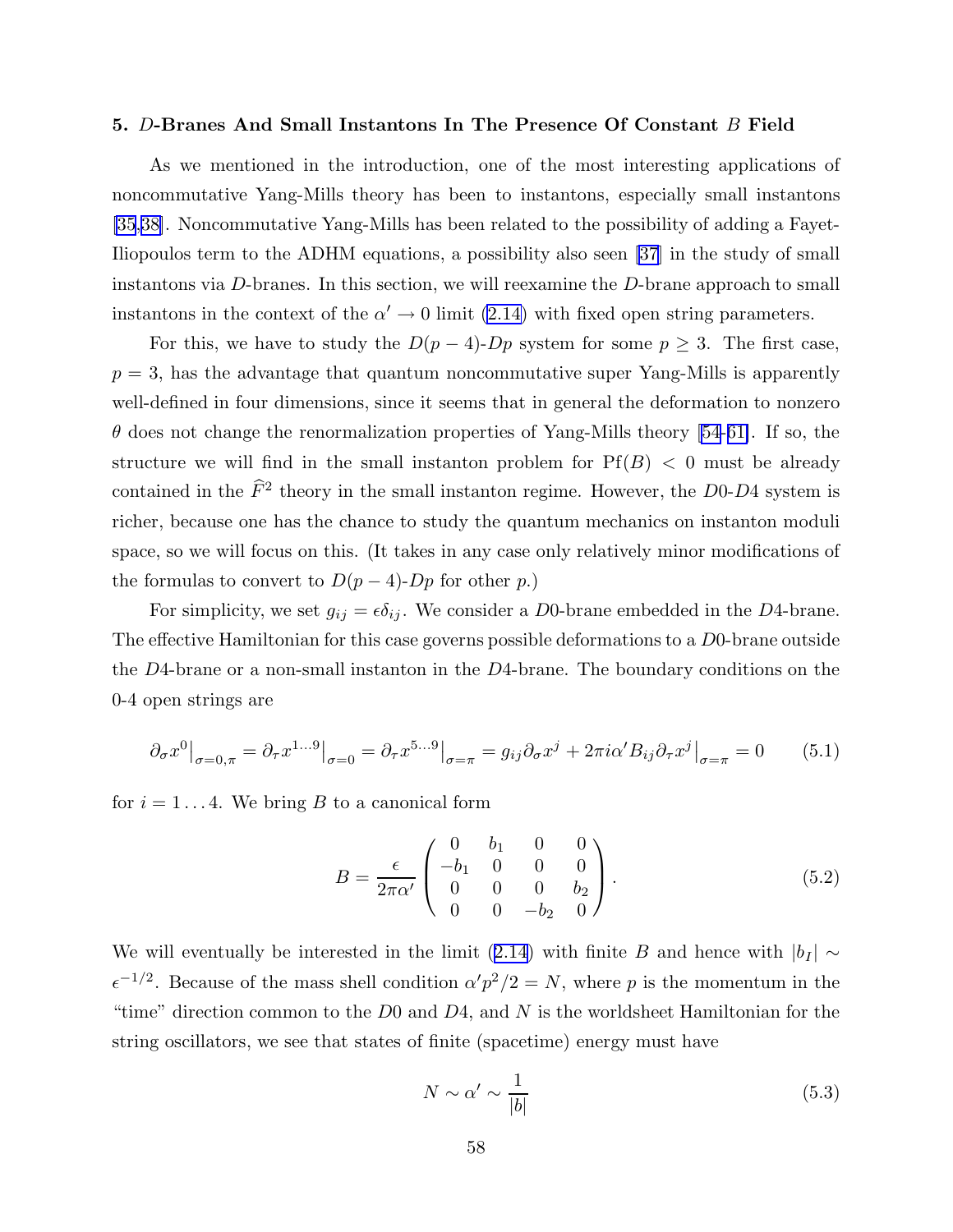## 5. $D$-Branes And Small Instantons In The Presence Of Constant $B$ Field

As we mentioned in the introduction, one of the most interesting applications of noncommutative Yang-Mills theory has been to instantons, especially small instantons [35,38]. Noncommutative Yang-Mills has been related to the possibility of adding a Fayet-Iliopoulos term to the ADHM equations, a possibility also seen [37] in the study of small instantons via $D$-branes. In this section, we will reexamine the $D$-brane approach to small instantons in the context of the $\alpha' \to 0$ limit (2.14) with fixed open string parameters.

For this, we have to study the $D(p-4)$-$Dp$ system for some $p \geq 3$. The first case, $p = 3$, has the advantage that quantum noncommutative super Yang-Mills is apparently well-defined in four dimensions, since it seems that in general the deformation to nonzero $\theta$ does not change the renormalization properties of Yang-Mills theory [54-61]. If so, the structure we will find in the small instanton problem for $\mathrm{Pf}(B) < 0$ must be already contained in the $\widehat{F}^2$ theory in the small instanton regime. However, the $D0$-$D4$ system is richer, because one has the chance to study the quantum mechanics on instanton moduli space, so we will focus on this. (It takes in any case only relatively minor modifications of the formulas to convert to $D(p-4)$-$Dp$ for other $p$.)

For simplicity, we set $g_{ij} = \epsilon \delta_{ij}$. We consider a $D0$-brane embedded in the $D4$-brane. The effective Hamiltonian for this case governs possible deformations to a $D0$-brane outside the $D4$-brane or a non-small instanton in the $D4$-brane. The boundary conditions on the 0-4 open strings are

$$\partial_\sigma x^0\big|_{\sigma=0,\pi} = \partial_\tau x^{1\ldots 9}\big|_{\sigma=0} = \partial_\tau x^{5\ldots 9}\big|_{\sigma=\pi} = g_{ij}\partial_\sigma x^j + 2\pi i\alpha' B_{ij}\partial_\tau x^j\big|_{\sigma=\pi} = 0 \tag{5.1}$$

for $i = 1\ldots 4$. We bring $B$ to a canonical form

$$B = \frac{\epsilon}{2\pi\alpha'}\begin{pmatrix} 0 & b_1 & 0 & 0 \\ -b_1 & 0 & 0 & 0 \\ 0 & 0 & 0 & b_2 \\ 0 & 0 & -b_2 & 0 \end{pmatrix}. \tag{5.2}$$

We will eventually be interested in the limit (2.14) with finite $B$ and hence with $|b_I| \sim \epsilon^{-1/2}$. Because of the mass shell condition $\alpha' p^2/2 = N$, where $p$ is the momentum in the "time" direction common to the $D0$ and $D4$, and $N$ is the worldsheet Hamiltonian for the string oscillators, we see that states of finite (spacetime) energy must have

$$N \sim \alpha' \sim \frac{1}{|b|} \tag{5.3}$$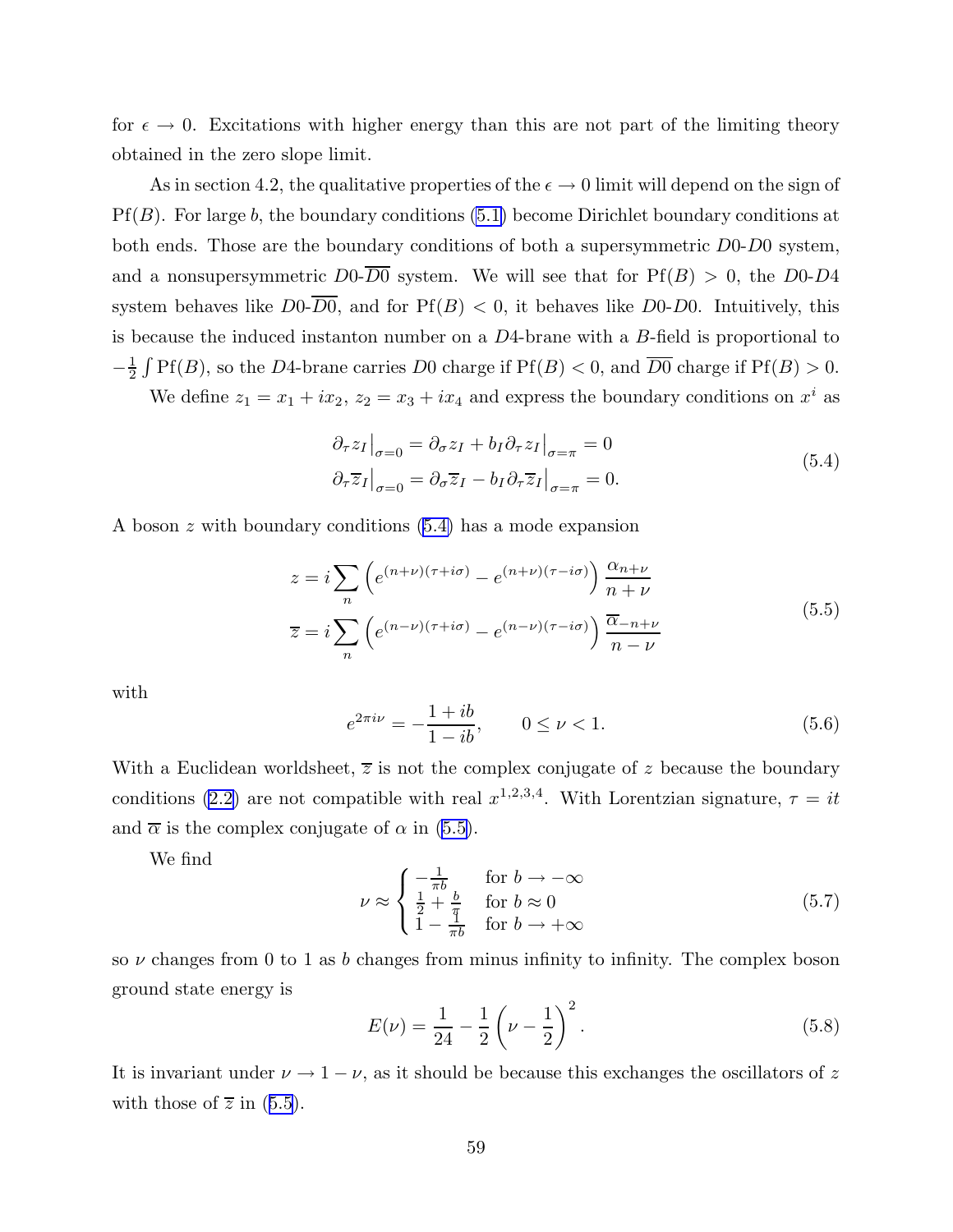for $\epsilon \to 0$. Excitations with higher energy than this are not part of the limiting theory obtained in the zero slope limit.

As in section 4.2, the qualitative properties of the $\epsilon \to 0$ limit will depend on the sign of $\mathrm{Pf}(B)$. For large $b$, the boundary conditions (5.1) become Dirichlet boundary conditions at both ends. Those are the boundary conditions of both a supersymmetric $D0$-$D0$ system, and a nonsupersymmetric $D0$-$\overline{D0}$ system. We will see that for $\mathrm{Pf}(B) > 0$, the $D0$-$D4$ system behaves like $D0$-$\overline{D0}$, and for $\mathrm{Pf}(B) < 0$, it behaves like $D0$-$D0$. Intuitively, this is because the induced instanton number on a $D4$-brane with a $B$-field is proportional to $-\frac{1}{2}\int \mathrm{Pf}(B)$, so the $D4$-brane carries $D0$ charge if $\mathrm{Pf}(B) < 0$, and $\overline{D0}$ charge if $\mathrm{Pf}(B) > 0$.

We define $z_1 = x_1 + ix_2$, $z_2 = x_3 + ix_4$ and express the boundary conditions on $x^i$ as

$$
\begin{aligned}
\partial_\tau z_I\big|_{\sigma=0} &= \partial_\sigma z_I + b_I \partial_\tau z_I\big|_{\sigma=\pi} = 0 \\
\partial_\tau \overline{z}_I\big|_{\sigma=0} &= \partial_\sigma \overline{z}_I - b_I \partial_\tau \overline{z}_I\big|_{\sigma=\pi} = 0.
\end{aligned}
\tag{5.4}
$$

A boson $z$ with boundary conditions (5.4) has a mode expansion

$$
\begin{aligned}
z &= i\sum_n \left(e^{(n+\nu)(\tau+i\sigma)} - e^{(n+\nu)(\tau-i\sigma)}\right)\frac{\alpha_{n+\nu}}{n+\nu} \\
\overline{z} &= i\sum_n \left(e^{(n-\nu)(\tau+i\sigma)} - e^{(n-\nu)(\tau-i\sigma)}\right)\frac{\overline{\alpha}_{-n+\nu}}{n-\nu}
\end{aligned}
\tag{5.5}
$$

with

$$
e^{2\pi i\nu} = -\frac{1+ib}{1-ib}, \qquad 0 \le \nu < 1. \tag{5.6}
$$

With a Euclidean worldsheet, $\overline{z}$ is not the complex conjugate of $z$ because the boundary conditions (2.2) are not compatible with real $x^{1,2,3,4}$. With Lorentzian signature, $\tau = it$ and $\overline{\alpha}$ is the complex conjugate of $\alpha$ in (5.5).

We find

$$
\nu \approx \begin{cases} -\frac{1}{\pi b} & \text{for } b \to -\infty \\ \frac{1}{2} + \frac{b}{\pi} & \text{for } b \approx 0 \\ 1 - \frac{1}{\pi b} & \text{for } b \to +\infty \end{cases} \tag{5.7}
$$

so $\nu$ changes from 0 to 1 as $b$ changes from minus infinity to infinity. The complex boson ground state energy is

$$
E(\nu) = \frac{1}{24} - \frac{1}{2}\left(\nu - \frac{1}{2}\right)^2. \tag{5.8}
$$

It is invariant under $\nu \to 1 - \nu$, as it should be because this exchanges the oscillators of $z$ with those of $\overline{z}$ in (5.5).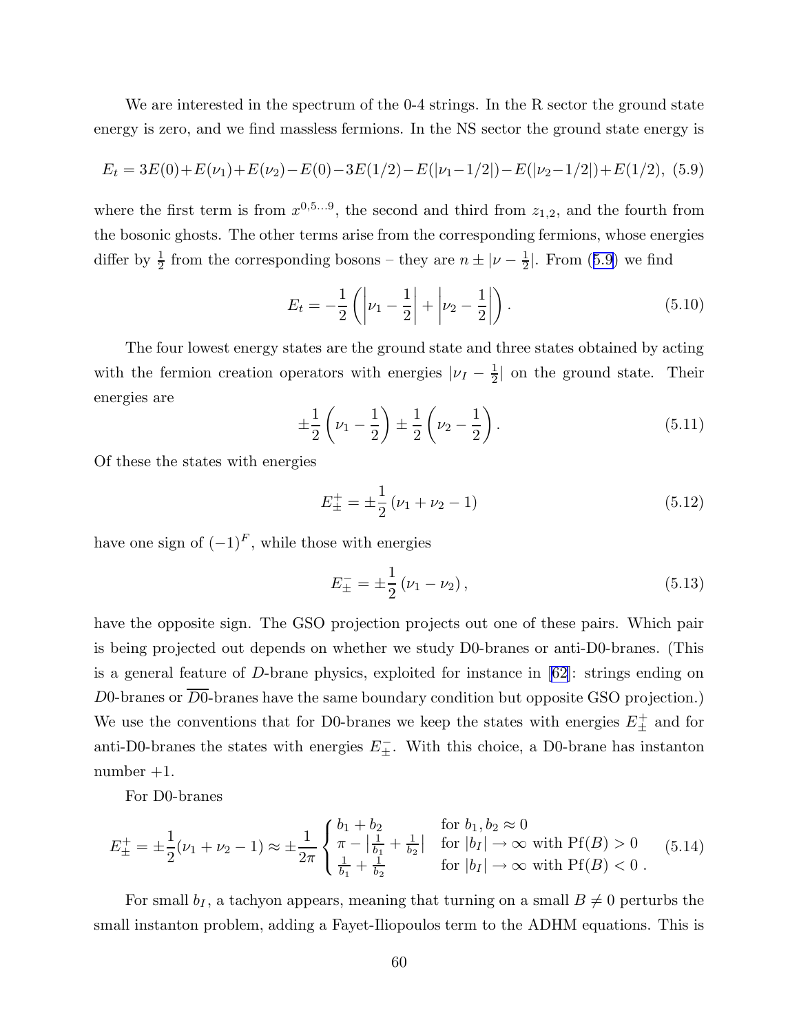We are interested in the spectrum of the 0-4 strings. In the R sector the ground state energy is zero, and we find massless fermions. In the NS sector the ground state energy is

$$E_t = 3E(0)+E(\nu_1)+E(\nu_2)-E(0)-3E(1/2)-E(|\nu_1-1/2|)-E(|\nu_2-1/2|)+E(1/2), \quad (5.9)$$

where the first term is from $x^{0,5\ldots 9}$, the second and third from $z_{1,2}$, and the fourth from the bosonic ghosts. The other terms arise from the corresponding fermions, whose energies differ by $\frac{1}{2}$ from the corresponding bosons – they are $n \pm |\nu - \frac{1}{2}|$. From (5.9) we find

$$E_t = -\frac{1}{2}\left(\left|\nu_1 - \frac{1}{2}\right| + \left|\nu_2 - \frac{1}{2}\right|\right). \quad (5.10)$$

The four lowest energy states are the ground state and three states obtained by acting with the fermion creation operators with energies $|\nu_I - \frac{1}{2}|$ on the ground state. Their energies are

$$\pm\frac{1}{2}\left(\nu_1 - \frac{1}{2}\right) \pm \frac{1}{2}\left(\nu_2 - \frac{1}{2}\right). \quad (5.11)$$

Of these the states with energies

$$E^+_\pm = \pm\frac{1}{2}\left(\nu_1 + \nu_2 - 1\right) \quad (5.12)$$

have one sign of $(-1)^F$, while those with energies

$$E^-_\pm = \pm\frac{1}{2}\left(\nu_1 - \nu_2\right), \quad (5.13)$$

have the opposite sign. The GSO projection projects out one of these pairs. Which pair is being projected out depends on whether we study D0-branes or anti-D0-branes. (This is a general feature of $D$-brane physics, exploited for instance in [62]: strings ending on $D0$-branes or $\overline{D0}$-branes have the same boundary condition but opposite GSO projection.) We use the conventions that for D0-branes we keep the states with energies $E^+_\pm$ and for anti-D0-branes the states with energies $E^-_\pm$. With this choice, a D0-brane has instanton number +1.

For D0-branes

$$E^+_\pm = \pm\frac{1}{2}(\nu_1+\nu_2-1) \approx \pm\frac{1}{2\pi}\begin{cases} b_1 + b_2 & \text{for } b_1, b_2 \approx 0 \\ \pi - \left|\frac{1}{b_1}+\frac{1}{b_2}\right| & \text{for } |b_I| \to \infty \text{ with } \mathrm{Pf}(B) > 0 \\ \frac{1}{b_1}+\frac{1}{b_2} & \text{for } |b_I| \to \infty \text{ with } \mathrm{Pf}(B) < 0\ . \end{cases} \quad (5.14)$$

For small $b_I$, a tachyon appears, meaning that turning on a small $B \neq 0$ perturbs the small instanton problem, adding a Fayet-Iliopoulos term to the ADHM equations. This is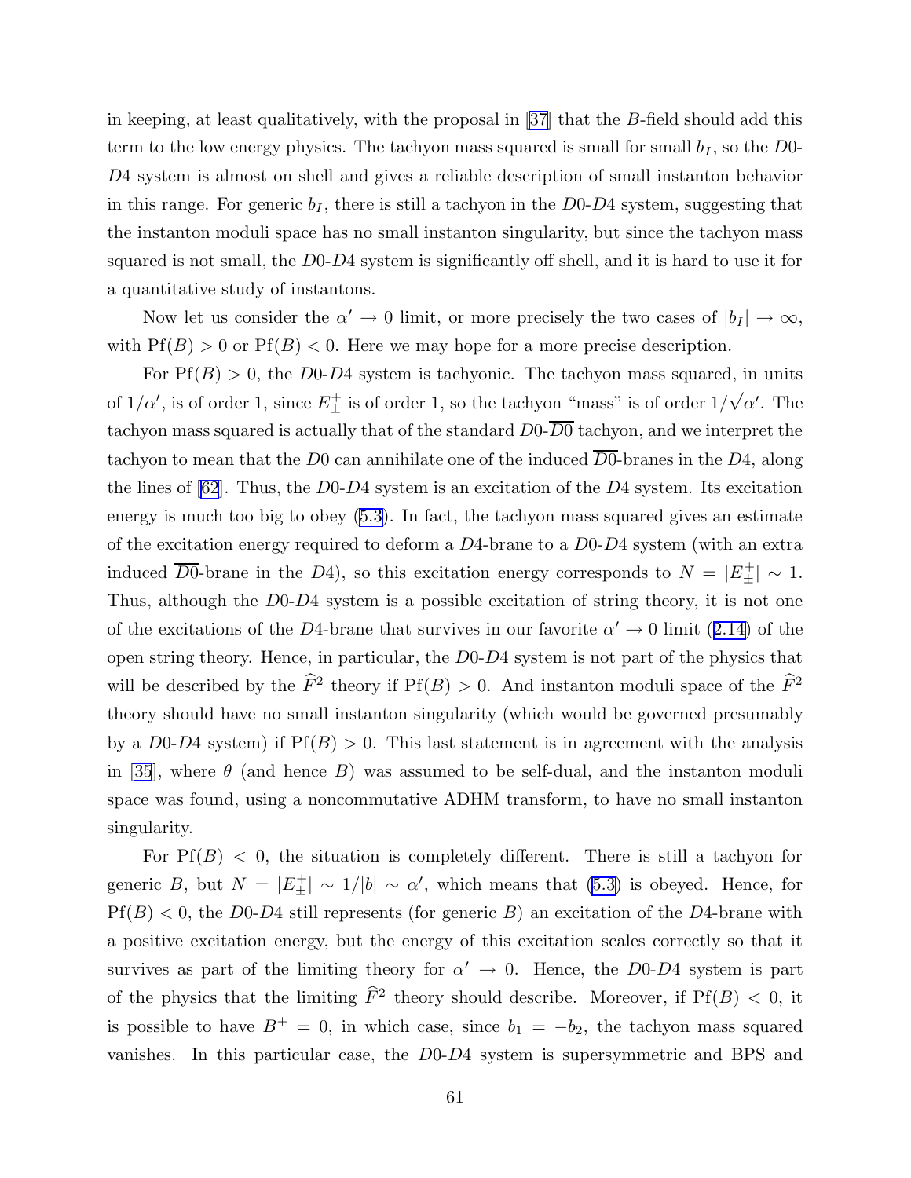in keeping, at least qualitatively, with the proposal in [37] that the $B$-field should add this term to the low energy physics. The tachyon mass squared is small for small $b_I$, so the $D0$-$D4$ system is almost on shell and gives a reliable description of small instanton behavior in this range. For generic $b_I$, there is still a tachyon in the $D0$-$D4$ system, suggesting that the instanton moduli space has no small instanton singularity, but since the tachyon mass squared is not small, the $D0$-$D4$ system is significantly off shell, and it is hard to use it for a quantitative study of instantons.

Now let us consider the $\alpha' \to 0$ limit, or more precisely the two cases of $|b_I| \to \infty$, with $\mathrm{Pf}(B) > 0$ or $\mathrm{Pf}(B) < 0$. Here we may hope for a more precise description.

For $\mathrm{Pf}(B) > 0$, the $D0$-$D4$ system is tachyonic. The tachyon mass squared, in units of $1/\alpha'$, is of order 1, since $E^+_\pm$ is of order 1, so the tachyon "mass" is of order $1/\sqrt{\alpha'}$. The tachyon mass squared is actually that of the standard $D0$-$\overline{D0}$ tachyon, and we interpret the tachyon to mean that the $D0$ can annihilate one of the induced $\overline{D0}$-branes in the $D4$, along the lines of [62]. Thus, the $D0$-$D4$ system is an excitation of the $D4$ system. Its excitation energy is much too big to obey (5.3). In fact, the tachyon mass squared gives an estimate of the excitation energy required to deform a $D4$-brane to a $D0$-$D4$ system (with an extra induced $\overline{D0}$-brane in the $D4$), so this excitation energy corresponds to $N = |E^+_\pm| \sim 1$. Thus, although the $D0$-$D4$ system is a possible excitation of string theory, it is not one of the excitations of the $D4$-brane that survives in our favorite $\alpha' \to 0$ limit (2.14) of the open string theory. Hence, in particular, the $D0$-$D4$ system is not part of the physics that will be described by the $\widehat{F}^2$ theory if $\mathrm{Pf}(B) > 0$. And instanton moduli space of the $\widehat{F}^2$ theory should have no small instanton singularity (which would be governed presumably by a $D0$-$D4$ system) if $\mathrm{Pf}(B) > 0$. This last statement is in agreement with the analysis in [35], where $\theta$ (and hence $B$) was assumed to be self-dual, and the instanton moduli space was found, using a noncommutative ADHM transform, to have no small instanton singularity.

For $\mathrm{Pf}(B) < 0$, the situation is completely different. There is still a tachyon for generic $B$, but $N = |E^+_\pm| \sim 1/|b| \sim \alpha'$, which means that (5.3) is obeyed. Hence, for $\mathrm{Pf}(B) < 0$, the $D0$-$D4$ still represents (for generic $B$) an excitation of the $D4$-brane with a positive excitation energy, but the energy of this excitation scales correctly so that it survives as part of the limiting theory for $\alpha' \to 0$. Hence, the $D0$-$D4$ system is part of the physics that the limiting $\widehat{F}^2$ theory should describe. Moreover, if $\mathrm{Pf}(B) < 0$, it is possible to have $B^+ = 0$, in which case, since $b_1 = -b_2$, the tachyon mass squared vanishes. In this particular case, the $D0$-$D4$ system is supersymmetric and BPS and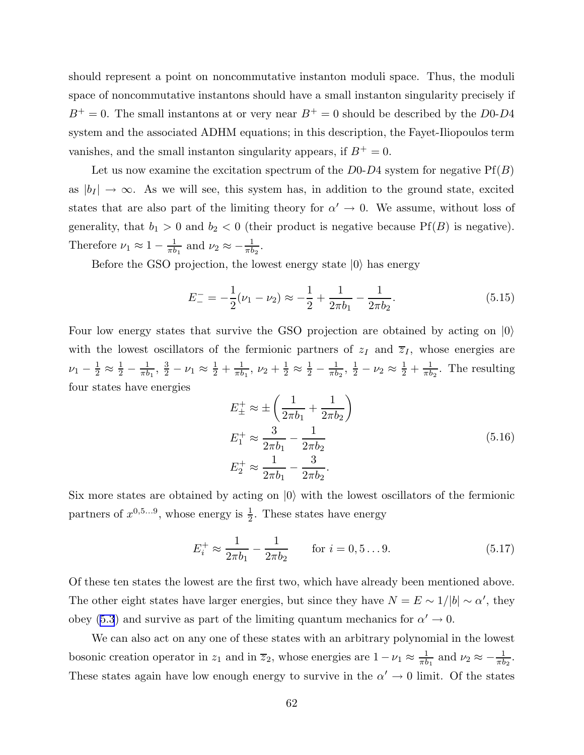should represent a point on noncommutative instanton moduli space. Thus, the moduli space of noncommutative instantons should have a small instanton singularity precisely if $B^+ = 0$. The small instantons at or very near $B^+ = 0$ should be described by the $D0$-$D4$ system and the associated ADHM equations; in this description, the Fayet-Iliopoulos term vanishes, and the small instanton singularity appears, if $B^+ = 0$.

Let us now examine the excitation spectrum of the $D0$-$D4$ system for negative $\mathrm{Pf}(B)$ as $|b_I| \to \infty$. As we will see, this system has, in addition to the ground state, excited states that are also part of the limiting theory for $\alpha' \to 0$. We assume, without loss of generality, that $b_1 > 0$ and $b_2 < 0$ (their product is negative because $\mathrm{Pf}(B)$ is negative). Therefore $\nu_1 \approx 1 - \frac{1}{\pi b_1}$ and $\nu_2 \approx -\frac{1}{\pi b_2}$.

Before the GSO projection, the lowest energy state $|0\rangle$ has energy

$$E^-_- = -\frac{1}{2}(\nu_1 - \nu_2) \approx -\frac{1}{2} + \frac{1}{2\pi b_1} - \frac{1}{2\pi b_2}. \tag{5.15}$$

Four low energy states that survive the GSO projection are obtained by acting on $|0\rangle$ with the lowest oscillators of the fermionic partners of $z_I$ and $\overline{z}_I$, whose energies are $\nu_1 - \frac{1}{2} \approx \frac{1}{2} - \frac{1}{\pi b_1}$, $\frac{3}{2} - \nu_1 \approx \frac{1}{2} + \frac{1}{\pi b_1}$, $\nu_2 + \frac{1}{2} \approx \frac{1}{2} - \frac{1}{\pi b_2}$, $\frac{1}{2} - \nu_2 \approx \frac{1}{2} + \frac{1}{\pi b_2}$. The resulting four states have energies

$$\begin{aligned}
E^+_\pm &\approx \pm\left(\frac{1}{2\pi b_1} + \frac{1}{2\pi b_2}\right) \\
E^+_1 &\approx \frac{3}{2\pi b_1} - \frac{1}{2\pi b_2} \\
E^+_2 &\approx \frac{1}{2\pi b_1} - \frac{3}{2\pi b_2}.
\end{aligned} \tag{5.16}$$

Six more states are obtained by acting on $|0\rangle$ with the lowest oscillators of the fermionic partners of $x^{0,5\dots9}$, whose energy is $\frac{1}{2}$. These states have energy

$$E^+_i \approx \frac{1}{2\pi b_1} - \frac{1}{2\pi b_2} \qquad \text{for } i = 0, 5 \dots 9. \tag{5.17}$$

Of these ten states the lowest are the first two, which have already been mentioned above. The other eight states have larger energies, but since they have $N = E \sim 1/|b| \sim \alpha'$, they obey (5.3) and survive as part of the limiting quantum mechanics for $\alpha' \to 0$.

We can also act on any one of these states with an arbitrary polynomial in the lowest bosonic creation operator in $z_1$ and in $\overline{z}_2$, whose energies are $1 - \nu_1 \approx \frac{1}{\pi b_1}$ and $\nu_2 \approx -\frac{1}{\pi b_2}$. These states again have low enough energy to survive in the $\alpha' \to 0$ limit. Of the states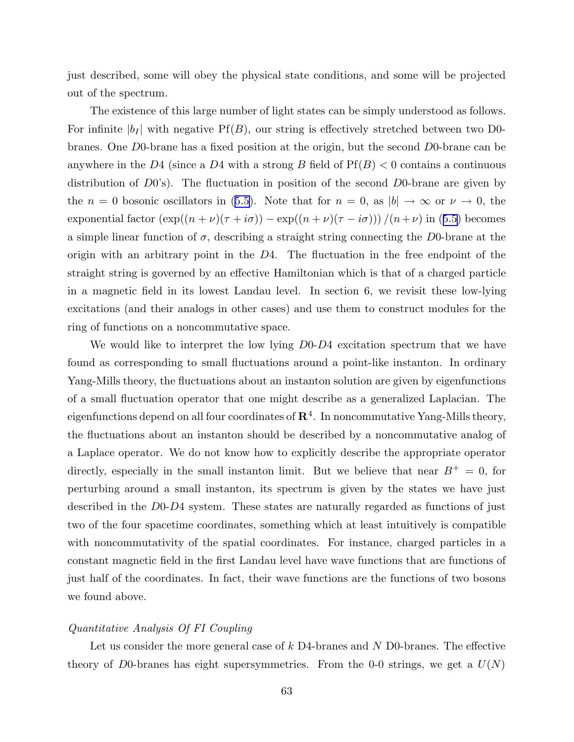just described, some will obey the physical state conditions, and some will be projected out of the spectrum.

The existence of this large number of light states can be simply understood as follows. For infinite $|b_I|$ with negative $\mathrm{Pf}(B)$, our string is effectively stretched between two D0-branes. One $D0$-brane has a fixed position at the origin, but the second $D0$-brane can be anywhere in the $D4$ (since a $D4$ with a strong $B$ field of $\mathrm{Pf}(B) < 0$ contains a continuous distribution of $D0$'s). The fluctuation in position of the second $D0$-brane are given by the $n = 0$ bosonic oscillators in (5.5). Note that for $n = 0$, as $|b| \to \infty$ or $\nu \to 0$, the exponential factor $\left(\exp((n+\nu)(\tau + i\sigma)) - \exp((n+\nu)(\tau - i\sigma))\right)/(n+\nu)$ in (5.5) becomes a simple linear function of $\sigma$, describing a straight string connecting the $D0$-brane at the origin with an arbitrary point in the $D4$. The fluctuation in the free endpoint of the straight string is governed by an effective Hamiltonian which is that of a charged particle in a magnetic field in its lowest Landau level. In section 6, we revisit these low-lying excitations (and their analogs in other cases) and use them to construct modules for the ring of functions on a noncommutative space.

We would like to interpret the low lying $D0$-$D4$ excitation spectrum that we have found as corresponding to small fluctuations around a point-like instanton. In ordinary Yang-Mills theory, the fluctuations about an instanton solution are given by eigenfunctions of a small fluctuation operator that one might describe as a generalized Laplacian. The eigenfunctions depend on all four coordinates of $\mathbf{R}^4$. In noncommutative Yang-Mills theory, the fluctuations about an instanton should be described by a noncommutative analog of a Laplace operator. We do not know how to explicitly describe the appropriate operator directly, especially in the small instanton limit. But we believe that near $B^+ = 0$, for perturbing around a small instanton, its spectrum is given by the states we have just described in the $D0$-$D4$ system. These states are naturally regarded as functions of just two of the four spacetime coordinates, something which at least intuitively is compatible with noncommutativity of the spatial coordinates. For instance, charged particles in a constant magnetic field in the first Landau level have wave functions that are functions of just half of the coordinates. In fact, their wave functions are the functions of two bosons we found above.

*Quantitative Analysis Of FI Coupling*

Let us consider the more general case of $k$ D4-branes and $N$ D0-branes. The effective theory of $D0$-branes has eight supersymmetries. From the 0-0 strings, we get a $U(N)$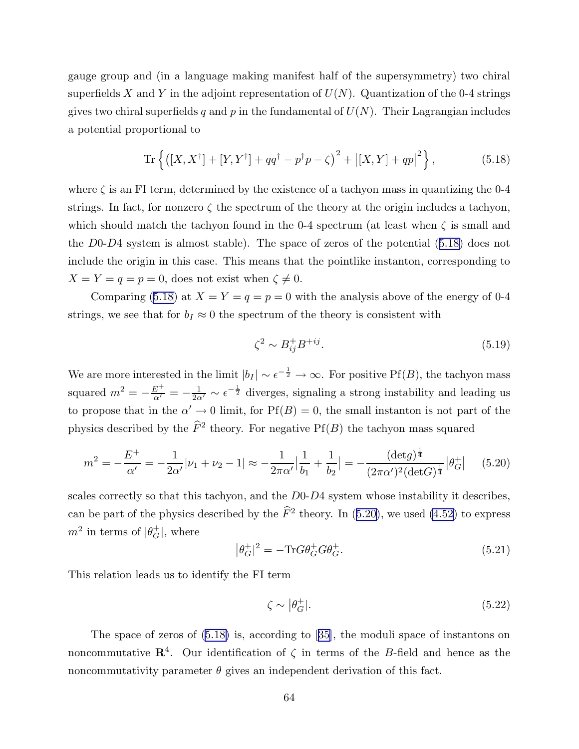gauge group and (in a language making manifest half of the supersymmetry) two chiral superfields $X$ and $Y$ in the adjoint representation of $U(N)$. Quantization of the 0-4 strings gives two chiral superfields $q$ and $p$ in the fundamental of $U(N)$. Their Lagrangian includes a potential proportional to

$$\mathrm{Tr}\left\{\left([X,X^\dagger]+[Y,Y^\dagger]+qq^\dagger-p^\dagger p-\zeta\right)^2+\left|[X,Y]+qp\right|^2\right\}, \tag{5.18}$$

where $\zeta$ is an FI term, determined by the existence of a tachyon mass in quantizing the 0-4 strings. In fact, for nonzero $\zeta$ the spectrum of the theory at the origin includes a tachyon, which should match the tachyon found in the 0-4 spectrum (at least when $\zeta$ is small and the $D0$-$D4$ system is almost stable). The space of zeros of the potential (5.18) does not include the origin in this case. This means that the pointlike instanton, corresponding to $X=Y=q=p=0$, does not exist when $\zeta\neq 0$.

Comparing (5.18) at $X=Y=q=p=0$ with the analysis above of the energy of 0-4 strings, we see that for $b_I\approx 0$ the spectrum of the theory is consistent with

$$\zeta^2\sim B^+_{ij}B^{+ij}. \tag{5.19}$$

We are more interested in the limit $|b_I|\sim\epsilon^{-\frac{1}{2}}\to\infty$. For positive $\mathrm{Pf}(B)$, the tachyon mass squared $m^2=-\frac{E^+}{\alpha'}=-\frac{1}{2\alpha'}\sim\epsilon^{-\frac{1}{2}}$ diverges, signaling a strong instability and leading us to propose that in the $\alpha'\to 0$ limit, for $\mathrm{Pf}(B)=0$, the small instanton is not part of the physics described by the $\widehat{F}^2$ theory. For negative $\mathrm{Pf}(B)$ the tachyon mass squared

$$m^2=-\frac{E^+}{\alpha'}=-\frac{1}{2\alpha'}|\nu_1+\nu_2-1|\approx-\frac{1}{2\pi\alpha'}\Big|\frac{1}{b_1}+\frac{1}{b_2}\Big|=-\frac{(\mathrm{det}g)^{\frac{1}{4}}}{(2\pi\alpha')^2(\mathrm{det}G)^{\frac{1}{4}}}\left|\theta^+_G\right| \tag{5.20}$$

scales correctly so that this tachyon, and the $D0$-$D4$ system whose instability it describes, can be part of the physics described by the $\widehat{F}^2$ theory. In (5.20), we used (4.52) to express $m^2$ in terms of $|\theta^+_G|$, where

$$\left|\theta^+_G\right|^2=-\mathrm{Tr}G\theta^+_G G\theta^+_G. \tag{5.21}$$

This relation leads us to identify the FI term

$$\zeta\sim\left|\theta^+_G\right|. \tag{5.22}$$

The space of zeros of (5.18) is, according to [35], the moduli space of instantons on noncommutative $\mathbf{R}^4$. Our identification of $\zeta$ in terms of the $B$-field and hence as the noncommutativity parameter $\theta$ gives an independent derivation of this fact.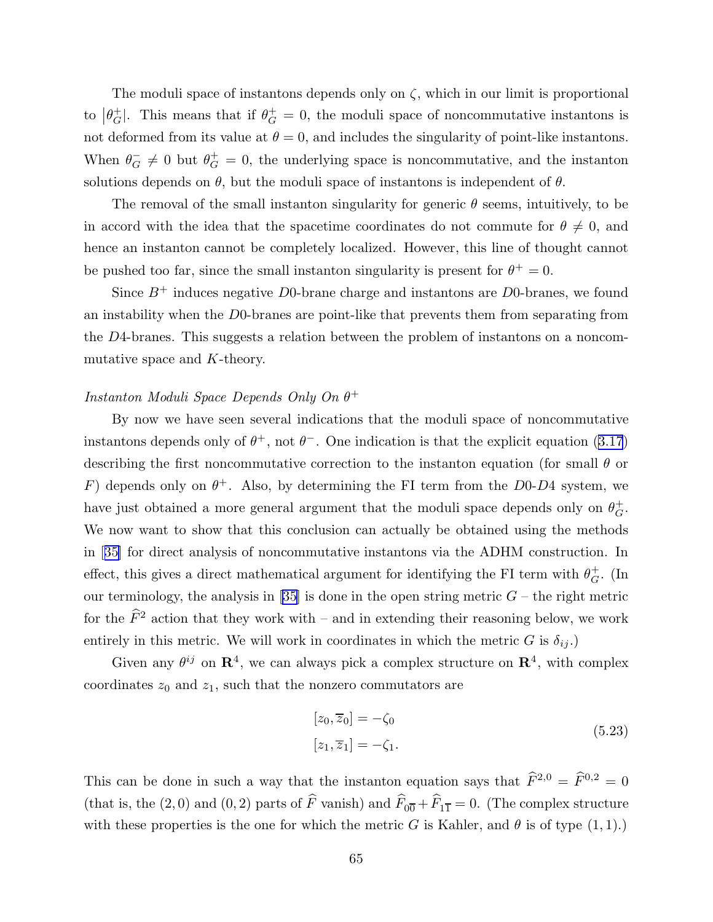The moduli space of instantons depends only on $\zeta$, which in our limit is proportional to $|\theta_G^+|$. This means that if $\theta_G^+ = 0$, the moduli space of noncommutative instantons is not deformed from its value at $\theta = 0$, and includes the singularity of point-like instantons. When $\theta_G^- \neq 0$ but $\theta_G^+ = 0$, the underlying space is noncommutative, and the instanton solutions depends on $\theta$, but the moduli space of instantons is independent of $\theta$.

The removal of the small instanton singularity for generic $\theta$ seems, intuitively, to be in accord with the idea that the spacetime coordinates do not commute for $\theta \neq 0$, and hence an instanton cannot be completely localized. However, this line of thought cannot be pushed too far, since the small instanton singularity is present for $\theta^+ = 0$.

Since $B^+$ induces negative $D0$-brane charge and instantons are $D0$-branes, we found an instability when the $D0$-branes are point-like that prevents them from separating from the $D4$-branes. This suggests a relation between the problem of instantons on a noncommutative space and $K$-theory.

*Instanton Moduli Space Depends Only On $\theta^+$*

By now we have seen several indications that the moduli space of noncommutative instantons depends only of $\theta^+$, not $\theta^-$. One indication is that the explicit equation (3.17) describing the first noncommutative correction to the instanton equation (for small $\theta$ or $F$) depends only on $\theta^+$. Also, by determining the FI term from the $D0$-$D4$ system, we have just obtained a more general argument that the moduli space depends only on $\theta_G^+$. We now want to show that this conclusion can actually be obtained using the methods in [35] for direct analysis of noncommutative instantons via the ADHM construction. In effect, this gives a direct mathematical argument for identifying the FI term with $\theta_G^+$. (In our terminology, the analysis in [35] is done in the open string metric $G$ – the right metric for the $\widehat{F}^2$ action that they work with – and in extending their reasoning below, we work entirely in this metric. We will work in coordinates in which the metric $G$ is $\delta_{ij}$.)

Given any $\theta^{ij}$ on $\mathbf{R}^4$, we can always pick a complex structure on $\mathbf{R}^4$, with complex coordinates $z_0$ and $z_1$, such that the nonzero commutators are

$$
\begin{aligned}
[z_0, \overline{z}_0] &= -\zeta_0 \\
[z_1, \overline{z}_1] &= -\zeta_1.
\end{aligned}
\tag{5.23}
$$

This can be done in such a way that the instanton equation says that $\widehat{F}^{2,0} = \widehat{F}^{0,2} = 0$ (that is, the $(2,0)$ and $(0,2)$ parts of $\widehat{F}$ vanish) and $\widehat{F}_{0\overline{0}} + \widehat{F}_{1\overline{1}} = 0$. (The complex structure with these properties is the one for which the metric $G$ is Kahler, and $\theta$ is of type $(1,1)$.)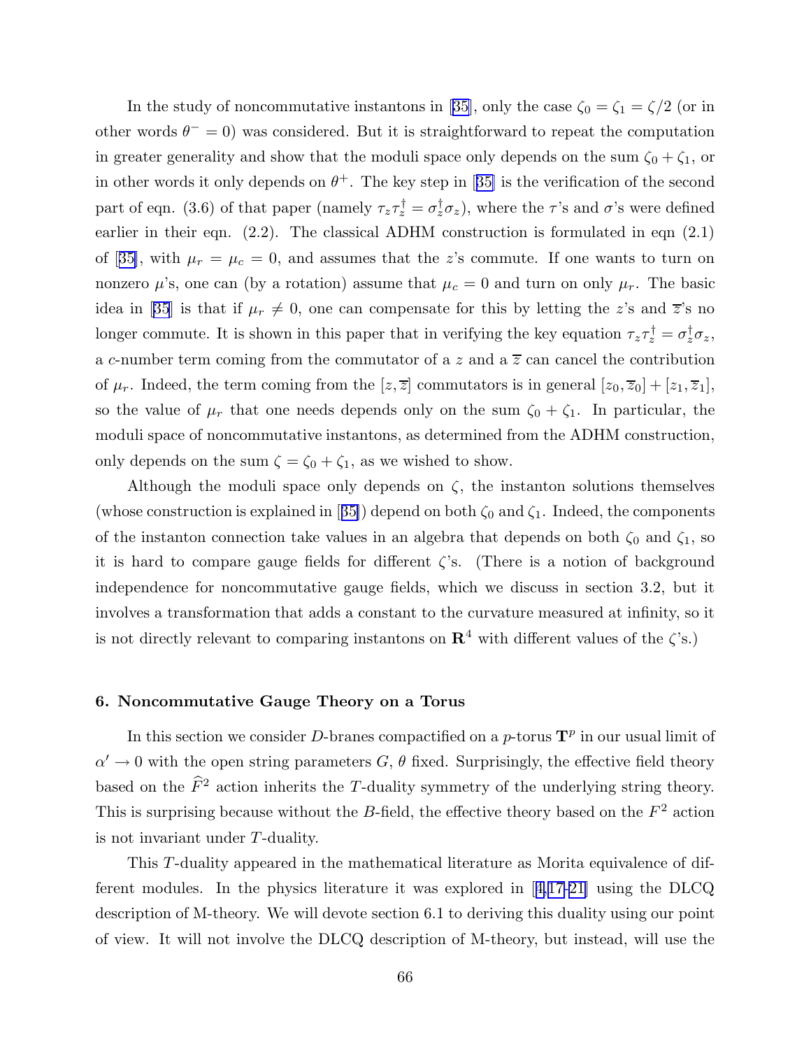In the study of noncommutative instantons in [35], only the case $\zeta_0 = \zeta_1 = \zeta/2$ (or in other words $\theta^- = 0$) was considered. But it is straightforward to repeat the computation in greater generality and show that the moduli space only depends on the sum $\zeta_0 + \zeta_1$, or in other words it only depends on $\theta^+$. The key step in [35] is the verification of the second part of eqn. (3.6) of that paper (namely $\tau_z \tau_z^\dagger = \sigma_z^\dagger \sigma_z$), where the $\tau$'s and $\sigma$'s were defined earlier in their eqn. (2.2). The classical ADHM construction is formulated in eqn (2.1) of [35], with $\mu_r = \mu_c = 0$, and assumes that the $z$'s commute. If one wants to turn on nonzero $\mu$'s, one can (by a rotation) assume that $\mu_c = 0$ and turn on only $\mu_r$. The basic idea in [35] is that if $\mu_r \neq 0$, one can compensate for this by letting the $z$'s and $\overline{z}$'s no longer commute. It is shown in this paper that in verifying the key equation $\tau_z \tau_z^\dagger = \sigma_z^\dagger \sigma_z$, a $c$-number term coming from the commutator of a $z$ and a $\overline{z}$ can cancel the contribution of $\mu_r$. Indeed, the term coming from the $[z, \overline{z}]$ commutators is in general $[z_0, \overline{z}_0] + [z_1, \overline{z}_1]$, so the value of $\mu_r$ that one needs depends only on the sum $\zeta_0 + \zeta_1$. In particular, the moduli space of noncommutative instantons, as determined from the ADHM construction, only depends on the sum $\zeta = \zeta_0 + \zeta_1$, as we wished to show.

Although the moduli space only depends on $\zeta$, the instanton solutions themselves (whose construction is explained in [35]) depend on both $\zeta_0$ and $\zeta_1$. Indeed, the components of the instanton connection take values in an algebra that depends on both $\zeta_0$ and $\zeta_1$, so it is hard to compare gauge fields for different $\zeta$'s. (There is a notion of background independence for noncommutative gauge fields, which we discuss in section 3.2, but it involves a transformation that adds a constant to the curvature measured at infinity, so it is not directly relevant to comparing instantons on $\mathbf{R}^4$ with different values of the $\zeta$'s.)

## 6. Noncommutative Gauge Theory on a Torus

In this section we consider $D$-branes compactified on a $p$-torus $\mathbf{T}^p$ in our usual limit of $\alpha' \to 0$ with the open string parameters $G$, $\theta$ fixed. Surprisingly, the effective field theory based on the $\widehat{F}^2$ action inherits the $T$-duality symmetry of the underlying string theory. This is surprising because without the $B$-field, the effective theory based on the $F^2$ action is not invariant under $T$-duality.

This $T$-duality appeared in the mathematical literature as Morita equivalence of different modules. In the physics literature it was explored in [4,17-21] using the DLCQ description of M-theory. We will devote section 6.1 to deriving this duality using our point of view. It will not involve the DLCQ description of M-theory, but instead, will use the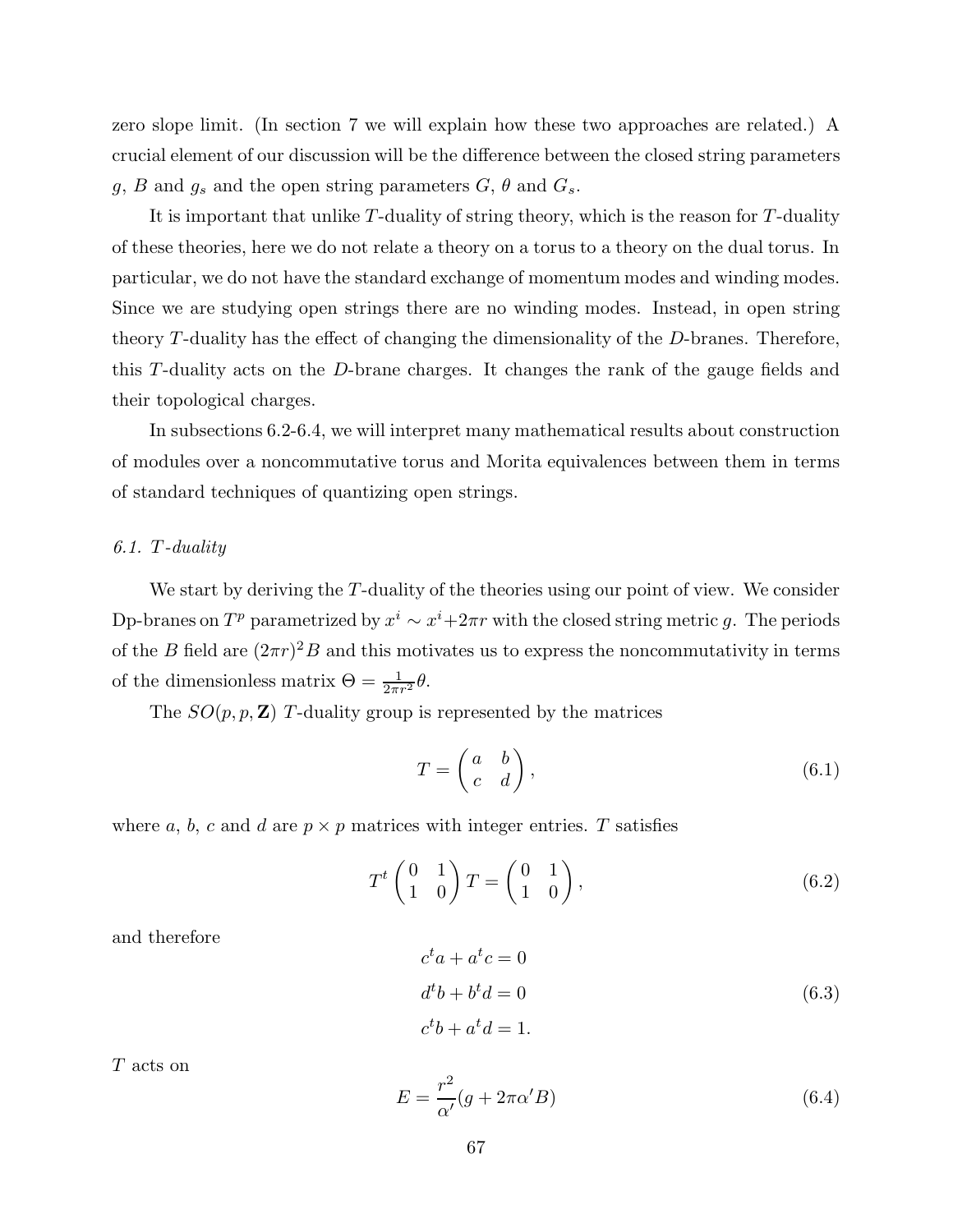zero slope limit. (In section 7 we will explain how these two approaches are related.) A crucial element of our discussion will be the difference between the closed string parameters $g$, $B$ and $g_s$ and the open string parameters $G$, $\theta$ and $G_s$.

It is important that unlike $T$-duality of string theory, which is the reason for $T$-duality of these theories, here we do not relate a theory on a torus to a theory on the dual torus. In particular, we do not have the standard exchange of momentum modes and winding modes. Since we are studying open strings there are no winding modes. Instead, in open string theory $T$-duality has the effect of changing the dimensionality of the $D$-branes. Therefore, this $T$-duality acts on the $D$-brane charges. It changes the rank of the gauge fields and their topological charges.

In subsections 6.2-6.4, we will interpret many mathematical results about construction of modules over a noncommutative torus and Morita equivalences between them in terms of standard techniques of quantizing open strings.

### *6.1. $T$-duality*

We start by deriving the $T$-duality of the theories using our point of view. We consider Dp-branes on $T^p$ parametrized by $x^i \sim x^i + 2\pi r$ with the closed string metric $g$. The periods of the $B$ field are $(2\pi r)^2 B$ and this motivates us to express the noncommutativity in terms of the dimensionless matrix $\Theta = \frac{1}{2\pi r^2}\theta$.

The $SO(p, p, \mathbf{Z})$ $T$-duality group is represented by the matrices

$$T = \begin{pmatrix} a & b \\ c & d \end{pmatrix}, \tag{6.1}$$

where $a$, $b$, $c$ and $d$ are $p \times p$ matrices with integer entries. $T$ satisfies

$$T^t \begin{pmatrix} 0 & 1 \\ 1 & 0 \end{pmatrix} T = \begin{pmatrix} 0 & 1 \\ 1 & 0 \end{pmatrix}, \tag{6.2}$$

and therefore

$$\begin{aligned} c^t a + a^t c &= 0 \\ d^t b + b^t d &= 0 \\ c^t b + a^t d &= 1. \end{aligned} \tag{6.3}$$

$T$ acts on

$$E = \frac{r^2}{\alpha'}(g + 2\pi\alpha' B) \tag{6.4}$$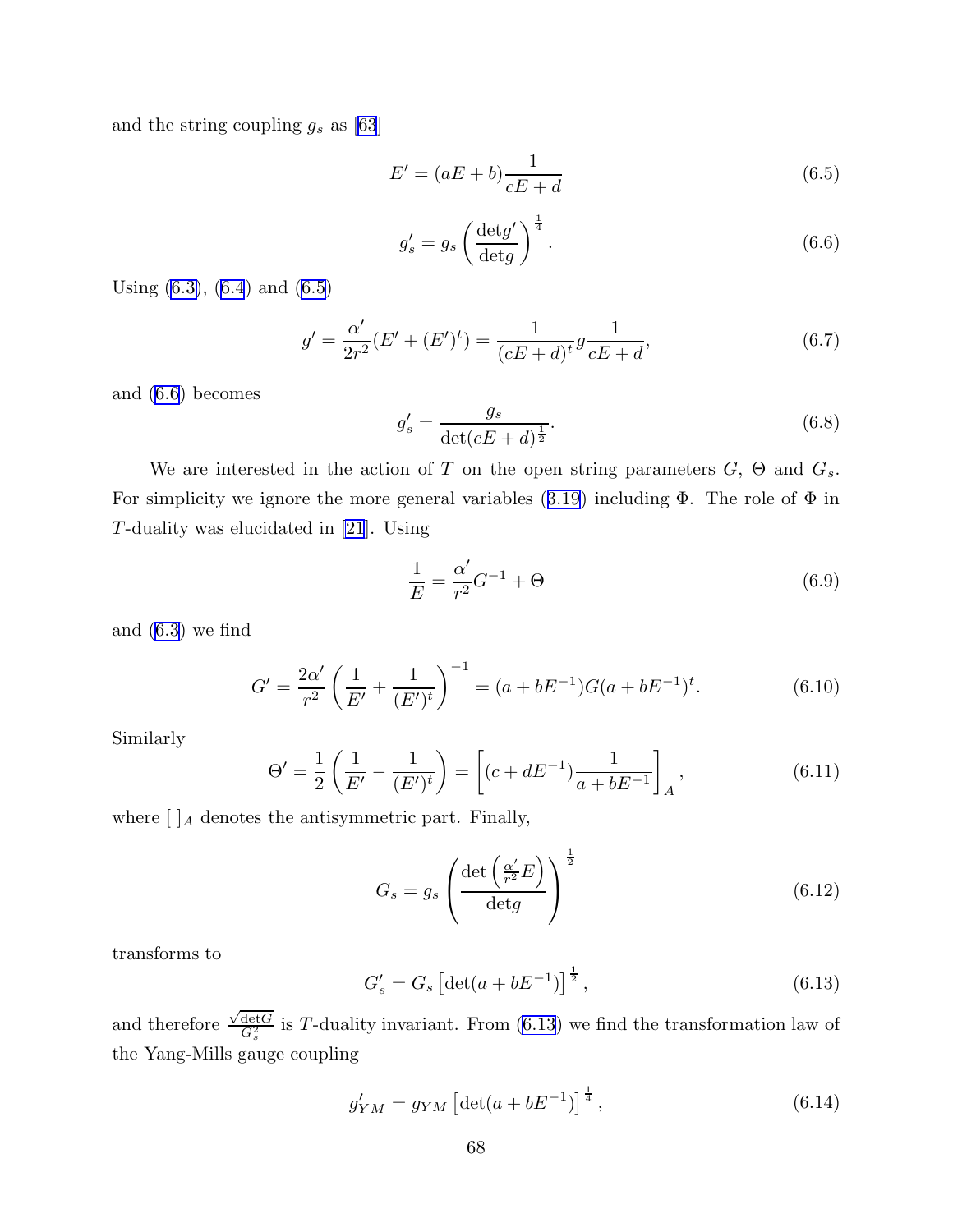and the string coupling $g_s$ as [63]

$$E' = (aE + b)\frac{1}{cE + d} \tag{6.5}$$

$$g'_s = g_s \left(\frac{\det g'}{\det g}\right)^{\frac{1}{4}}. \tag{6.6}$$

Using (6.3), (6.4) and (6.5)

$$g' = \frac{\alpha'}{2r^2}(E' + (E')^t) = \frac{1}{(cE + d)^t} g \frac{1}{cE + d}, \tag{6.7}$$

and (6.6) becomes

$$g'_s = \frac{g_s}{\det(cE + d)^{\frac{1}{2}}}. \tag{6.8}$$

We are interested in the action of $T$ on the open string parameters $G$, $\Theta$ and $G_s$. For simplicity we ignore the more general variables (3.19) including $\Phi$. The role of $\Phi$ in $T$-duality was elucidated in [21]. Using

$$\frac{1}{E} = \frac{\alpha'}{r^2} G^{-1} + \Theta \tag{6.9}$$

and (6.3) we find

$$G' = \frac{2\alpha'}{r^2}\left(\frac{1}{E'} + \frac{1}{(E')^t}\right)^{-1} = (a + bE^{-1})G(a + bE^{-1})^t. \tag{6.10}$$

Similarly

$$\Theta' = \frac{1}{2}\left(\frac{1}{E'} - \frac{1}{(E')^t}\right) = \left[(c + dE^{-1})\frac{1}{a + bE^{-1}}\right]_A, \tag{6.11}$$

where $[\ ]_A$ denotes the antisymmetric part. Finally,

$$G_s = g_s \left(\frac{\det\left(\frac{\alpha'}{r^2}E\right)}{\det g}\right)^{\frac{1}{2}} \tag{6.12}$$

transforms to

$$G'_s = G_s \left[\det(a + bE^{-1})\right]^{\frac{1}{2}}, \tag{6.13}$$

and therefore $\frac{\sqrt{\det G}}{G_s^2}$ is $T$-duality invariant. From (6.13) we find the transformation law of the Yang-Mills gauge coupling

$$g'_{YM} = g_{YM} \left[\det(a + bE^{-1})\right]^{\frac{1}{4}}, \tag{6.14}$$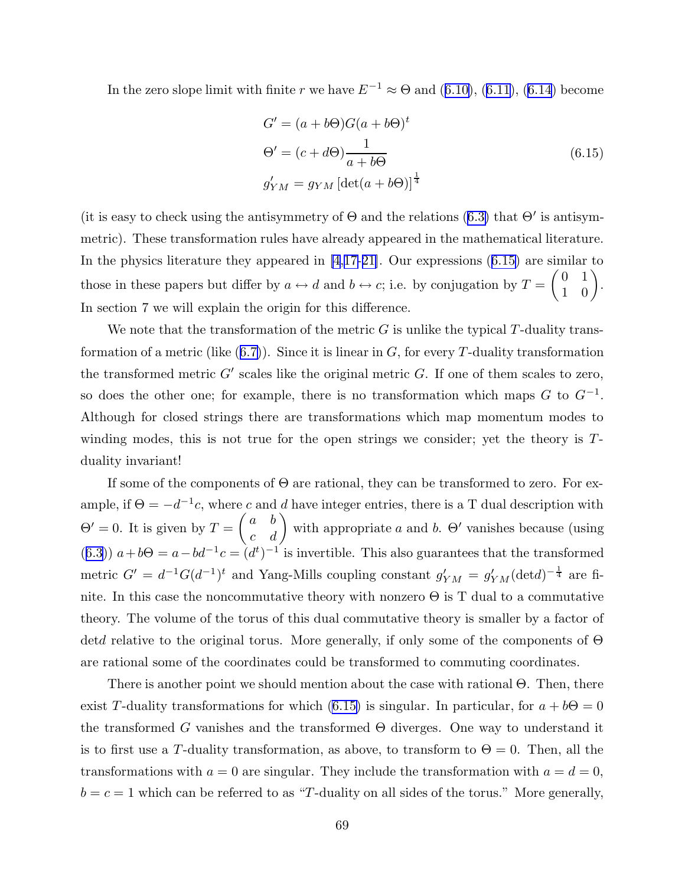In the zero slope limit with finite $r$ we have $E^{-1} \approx \Theta$ and (6.10), (6.11), (6.14) become

$$
\begin{aligned}
G' &= (a + b\Theta)G(a + b\Theta)^t \\
\Theta' &= (c + d\Theta)\frac{1}{a + b\Theta} \\
g'_{YM} &= g_{YM}\left[\det(a + b\Theta)\right]^{\frac{1}{4}}
\end{aligned}
\tag{6.15}
$$

(it is easy to check using the antisymmetry of $\Theta$ and the relations (6.3) that $\Theta'$ is antisymmetric). These transformation rules have already appeared in the mathematical literature. In the physics literature they appeared in [4,17-21]. Our expressions (6.15) are similar to those in these papers but differ by $a \leftrightarrow d$ and $b \leftrightarrow c$; i.e. by conjugation by $T = \begin{pmatrix} 0 & 1 \\ 1 & 0 \end{pmatrix}$. In section 7 we will explain the origin for this difference.

We note that the transformation of the metric $G$ is unlike the typical $T$-duality transformation of a metric (like (6.7)). Since it is linear in $G$, for every $T$-duality transformation the transformed metric $G'$ scales like the original metric $G$. If one of them scales to zero, so does the other one; for example, there is no transformation which maps $G$ to $G^{-1}$. Although for closed strings there are transformations which map momentum modes to winding modes, this is not true for the open strings we consider; yet the theory is $T$-duality invariant!

If some of the components of $\Theta$ are rational, they can be transformed to zero. For example, if $\Theta = -d^{-1}c$, where $c$ and $d$ have integer entries, there is a T dual description with $\Theta' = 0$. It is given by $T = \begin{pmatrix} a & b \\ c & d \end{pmatrix}$ with appropriate $a$ and $b$. $\Theta'$ vanishes because (using (6.3)) $a + b\Theta = a - bd^{-1}c = (d^t)^{-1}$ is invertible. This also guarantees that the transformed metric $G' = d^{-1}G(d^{-1})^t$ and Yang-Mills coupling constant $g'_{YM} = g'_{YM}(\det d)^{-\frac{1}{4}}$ are finite. In this case the noncommutative theory with nonzero $\Theta$ is T dual to a commutative theory. The volume of the torus of this dual commutative theory is smaller by a factor of $\det d$ relative to the original torus. More generally, if only some of the components of $\Theta$ are rational some of the coordinates could be transformed to commuting coordinates.

There is another point we should mention about the case with rational $\Theta$. Then, there exist $T$-duality transformations for which (6.15) is singular. In particular, for $a + b\Theta = 0$ the transformed $G$ vanishes and the transformed $\Theta$ diverges. One way to understand it is to first use a $T$-duality transformation, as above, to transform to $\Theta = 0$. Then, all the transformations with $a = 0$ are singular. They include the transformation with $a = d = 0$, $b = c = 1$ which can be referred to as "$T$-duality on all sides of the torus." More generally,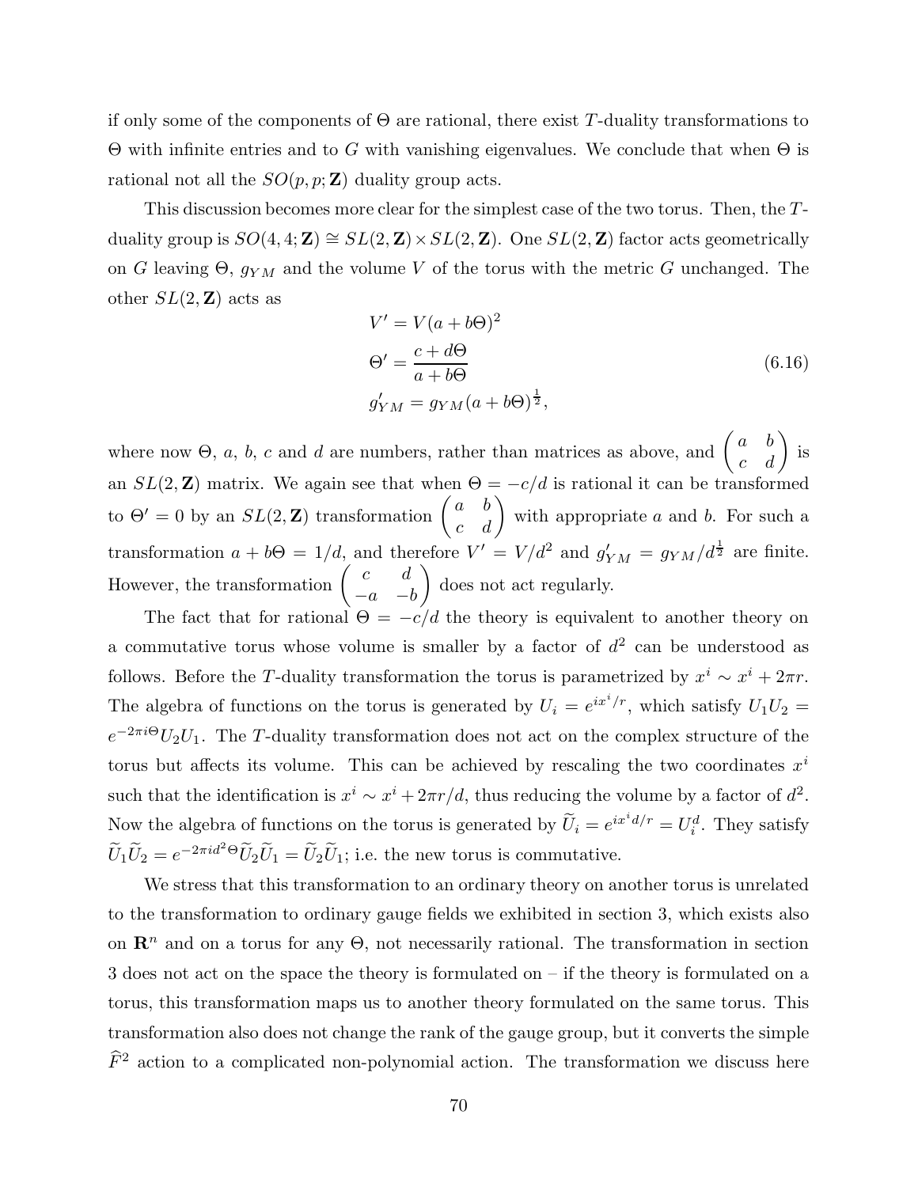if only some of the components of $\Theta$ are rational, there exist $T$-duality transformations to $\Theta$ with infinite entries and to $G$ with vanishing eigenvalues. We conclude that when $\Theta$ is rational not all the $SO(p,p;\mathbf{Z})$ duality group acts.

This discussion becomes more clear for the simplest case of the two torus. Then, the $T$-duality group is $SO(4,4;\mathbf{Z}) \cong SL(2,\mathbf{Z}) \times SL(2,\mathbf{Z})$. One $SL(2,\mathbf{Z})$ factor acts geometrically on $G$ leaving $\Theta$, $g_{YM}$ and the volume $V$ of the torus with the metric $G$ unchanged. The other $SL(2,\mathbf{Z})$ acts as

$$
\begin{aligned}
V' &= V(a+b\Theta)^2 \\
\Theta' &= \frac{c+d\Theta}{a+b\Theta} \\
g'_{YM} &= g_{YM}(a+b\Theta)^{\frac{1}{2}},
\end{aligned}
\tag{6.16}
$$

where now $\Theta$, $a$, $b$, $c$ and $d$ are numbers, rather than matrices as above, and $\begin{pmatrix} a & b \\ c & d \end{pmatrix}$ is an $SL(2,\mathbf{Z})$ matrix. We again see that when $\Theta = -c/d$ is rational it can be transformed to $\Theta' = 0$ by an $SL(2,\mathbf{Z})$ transformation $\begin{pmatrix} a & b \\ c & d \end{pmatrix}$ with appropriate $a$ and $b$. For such a transformation $a + b\Theta = 1/d$, and therefore $V' = V/d^2$ and $g'_{YM} = g_{YM}/d^{\frac{1}{2}}$ are finite. However, the transformation $\begin{pmatrix} c & d \\ -a & -b \end{pmatrix}$ does not act regularly.

The fact that for rational $\Theta = -c/d$ the theory is equivalent to another theory on a commutative torus whose volume is smaller by a factor of $d^2$ can be understood as follows. Before the $T$-duality transformation the torus is parametrized by $x^i \sim x^i + 2\pi r$. The algebra of functions on the torus is generated by $U_i = e^{ix^i/r}$, which satisfy $U_1 U_2 = e^{-2\pi i\Theta} U_2 U_1$. The $T$-duality transformation does not act on the complex structure of the torus but affects its volume. This can be achieved by rescaling the two coordinates $x^i$ such that the identification is $x^i \sim x^i + 2\pi r/d$, thus reducing the volume by a factor of $d^2$. Now the algebra of functions on the torus is generated by $\widetilde{U}_i = e^{ix^i d/r} = U_i^d$. They satisfy $\widetilde{U}_1 \widetilde{U}_2 = e^{-2\pi i d^2 \Theta} \widetilde{U}_2 \widetilde{U}_1 = \widetilde{U}_2 \widetilde{U}_1$; i.e. the new torus is commutative.

We stress that this transformation to an ordinary theory on another torus is unrelated to the transformation to ordinary gauge fields we exhibited in section 3, which exists also on $\mathbf{R}^n$ and on a torus for any $\Theta$, not necessarily rational. The transformation in section 3 does not act on the space the theory is formulated on – if the theory is formulated on a torus, this transformation maps us to another theory formulated on the same torus. This transformation also does not change the rank of the gauge group, but it converts the simple $\widehat{F}^2$ action to a complicated non-polynomial action. The transformation we discuss here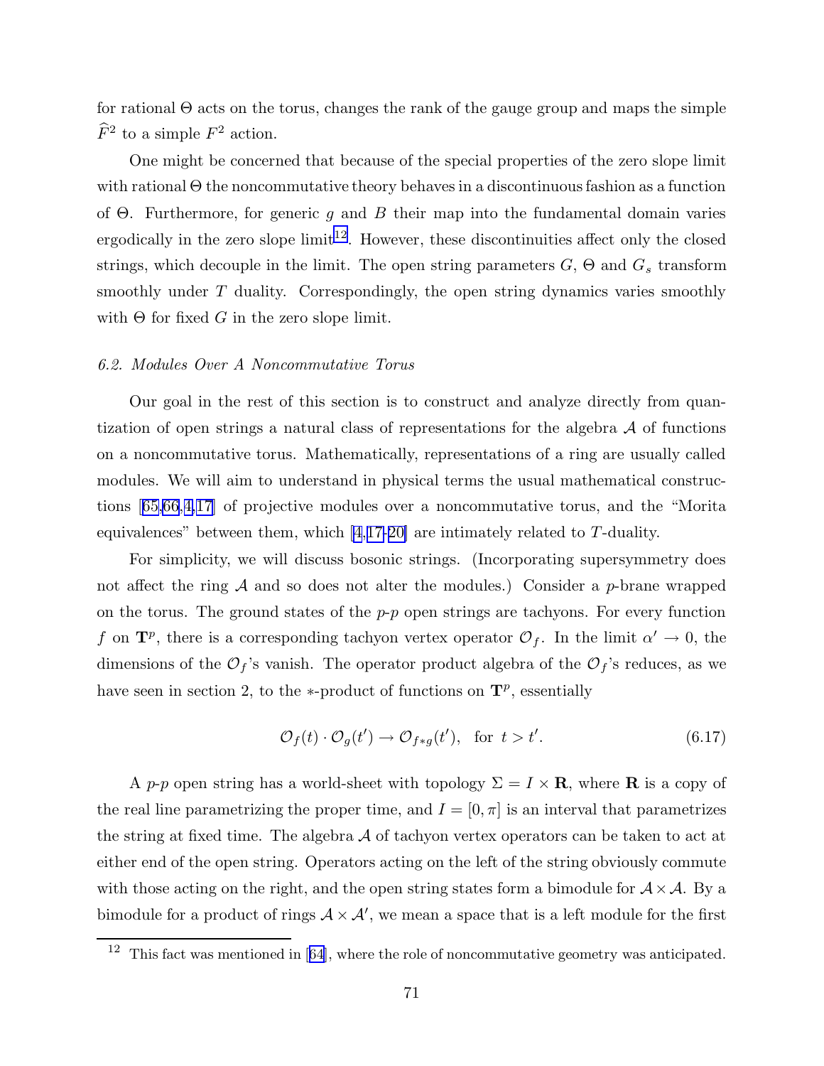for rational $\Theta$ acts on the torus, changes the rank of the gauge group and maps the simple $\widehat{F}^2$ to a simple $F^2$ action.

One might be concerned that because of the special properties of the zero slope limit with rational $\Theta$ the noncommutative theory behaves in a discontinuous fashion as a function of $\Theta$. Furthermore, for generic $g$ and $B$ their map into the fundamental domain varies ergodically in the zero slope limit[12]. However, these discontinuities affect only the closed strings, which decouple in the limit. The open string parameters $G$, $\Theta$ and $G_s$ transform smoothly under $T$ duality. Correspondingly, the open string dynamics varies smoothly with $\Theta$ for fixed $G$ in the zero slope limit.

*6.2. Modules Over A Noncommutative Torus*

Our goal in the rest of this section is to construct and analyze directly from quantization of open strings a natural class of representations for the algebra $\mathcal{A}$ of functions on a noncommutative torus. Mathematically, representations of a ring are usually called modules. We will aim to understand in physical terms the usual mathematical constructions [65,66,4,17] of projective modules over a noncommutative torus, and the "Morita equivalences" between them, which [4,17-20] are intimately related to $T$-duality.

For simplicity, we will discuss bosonic strings. (Incorporating supersymmetry does not affect the ring $\mathcal{A}$ and so does not alter the modules.) Consider a $p$-brane wrapped on the torus. The ground states of the $p$-$p$ open strings are tachyons. For every function $f$ on $\mathbf{T}^p$, there is a corresponding tachyon vertex operator $\mathcal{O}_f$. In the limit $\alpha' \to 0$, the dimensions of the $\mathcal{O}_f$'s vanish. The operator product algebra of the $\mathcal{O}_f$'s reduces, as we have seen in section 2, to the $*$-product of functions on $\mathbf{T}^p$, essentially

$$\mathcal{O}_f(t) \cdot \mathcal{O}_g(t') \to \mathcal{O}_{f*g}(t'), \quad \text{for } t > t'. \tag{6.17}$$

A $p$-$p$ open string has a world-sheet with topology $\Sigma = I \times \mathbf{R}$, where $\mathbf{R}$ is a copy of the real line parametrizing the proper time, and $I = [0, \pi]$ is an interval that parametrizes the string at fixed time. The algebra $\mathcal{A}$ of tachyon vertex operators can be taken to act at either end of the open string. Operators acting on the left of the string obviously commute with those acting on the right, and the open string states form a bimodule for $\mathcal{A} \times \mathcal{A}$. By a bimodule for a product of rings $\mathcal{A} \times \mathcal{A}'$, we mean a space that is a left module for the first

[12] This fact was mentioned in [64], where the role of noncommutative geometry was anticipated.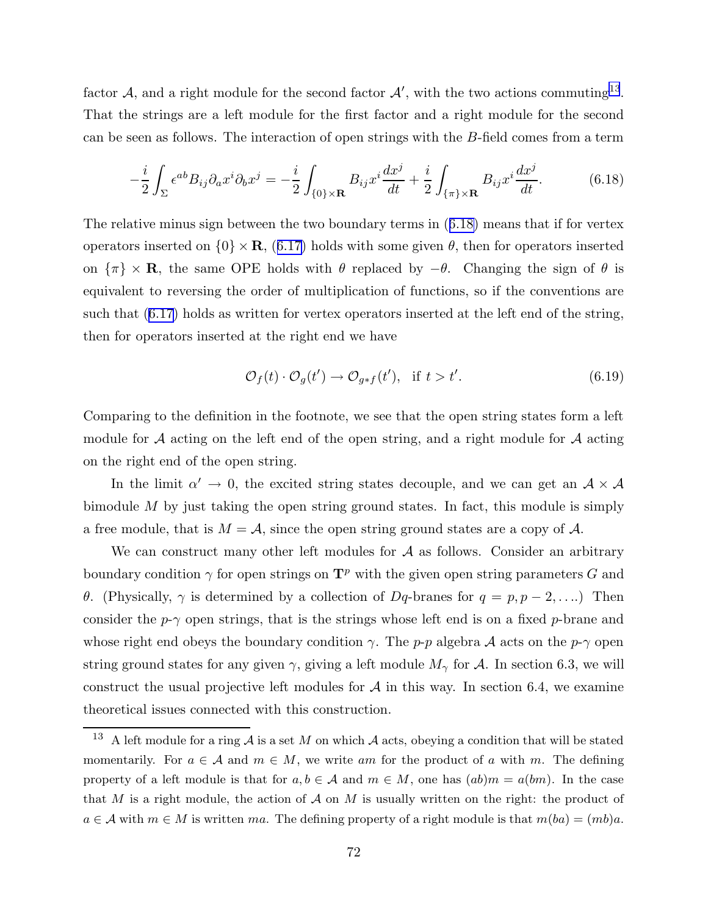factor $\mathcal{A}$, and a right module for the second factor $\mathcal{A}'$, with the two actions commuting[13]. That the strings are a left module for the first factor and a right module for the second can be seen as follows. The interaction of open strings with the $B$-field comes from a term

$$-\frac{i}{2}\int_{\Sigma}\epsilon^{ab}B_{ij}\partial_a x^i\partial_b x^j = -\frac{i}{2}\int_{\{0\}\times\mathbf{R}}B_{ij}x^i\frac{dx^j}{dt} + \frac{i}{2}\int_{\{\pi\}\times\mathbf{R}}B_{ij}x^i\frac{dx^j}{dt}. \tag{6.18}$$

The relative minus sign between the two boundary terms in (6.18) means that if for vertex operators inserted on $\{0\}\times\mathbf{R}$, (6.17) holds with some given $\theta$, then for operators inserted on $\{\pi\}\times\mathbf{R}$, the same OPE holds with $\theta$ replaced by $-\theta$. Changing the sign of $\theta$ is equivalent to reversing the order of multiplication of functions, so if the conventions are such that (6.17) holds as written for vertex operators inserted at the left end of the string, then for operators inserted at the right end we have

$$\mathcal{O}_f(t)\cdot\mathcal{O}_g(t') \to \mathcal{O}_{g*f}(t'), \quad \text{if } t > t'. \tag{6.19}$$

Comparing to the definition in the footnote, we see that the open string states form a left module for $\mathcal{A}$ acting on the left end of the open string, and a right module for $\mathcal{A}$ acting on the right end of the open string.

In the limit $\alpha' \to 0$, the excited string states decouple, and we can get an $\mathcal{A}\times\mathcal{A}$ bimodule $M$ by just taking the open string ground states. In fact, this module is simply a free module, that is $M = \mathcal{A}$, since the open string ground states are a copy of $\mathcal{A}$.

We can construct many other left modules for $\mathcal{A}$ as follows. Consider an arbitrary boundary condition $\gamma$ for open strings on $\mathbf{T}^p$ with the given open string parameters $G$ and $\theta$. (Physically, $\gamma$ is determined by a collection of $Dq$-branes for $q = p, p-2, \ldots$.) Then consider the $p$-$\gamma$ open strings, that is the strings whose left end is on a fixed $p$-brane and whose right end obeys the boundary condition $\gamma$. The $p$-$p$ algebra $\mathcal{A}$ acts on the $p$-$\gamma$ open string ground states for any given $\gamma$, giving a left module $M_\gamma$ for $\mathcal{A}$. In section 6.3, we will construct the usual projective left modules for $\mathcal{A}$ in this way. In section 6.4, we examine theoretical issues connected with this construction.

[13] A left module for a ring $\mathcal{A}$ is a set $M$ on which $\mathcal{A}$ acts, obeying a condition that will be stated momentarily. For $a\in\mathcal{A}$ and $m\in M$, we write $am$ for the product of $a$ with $m$. The defining property of a left module is that for $a,b\in\mathcal{A}$ and $m\in M$, one has $(ab)m = a(bm)$. In the case that $M$ is a right module, the action of $\mathcal{A}$ on $M$ is usually written on the right: the product of $a\in\mathcal{A}$ with $m\in M$ is written $ma$. The defining property of a right module is that $m(ba) = (mb)a$.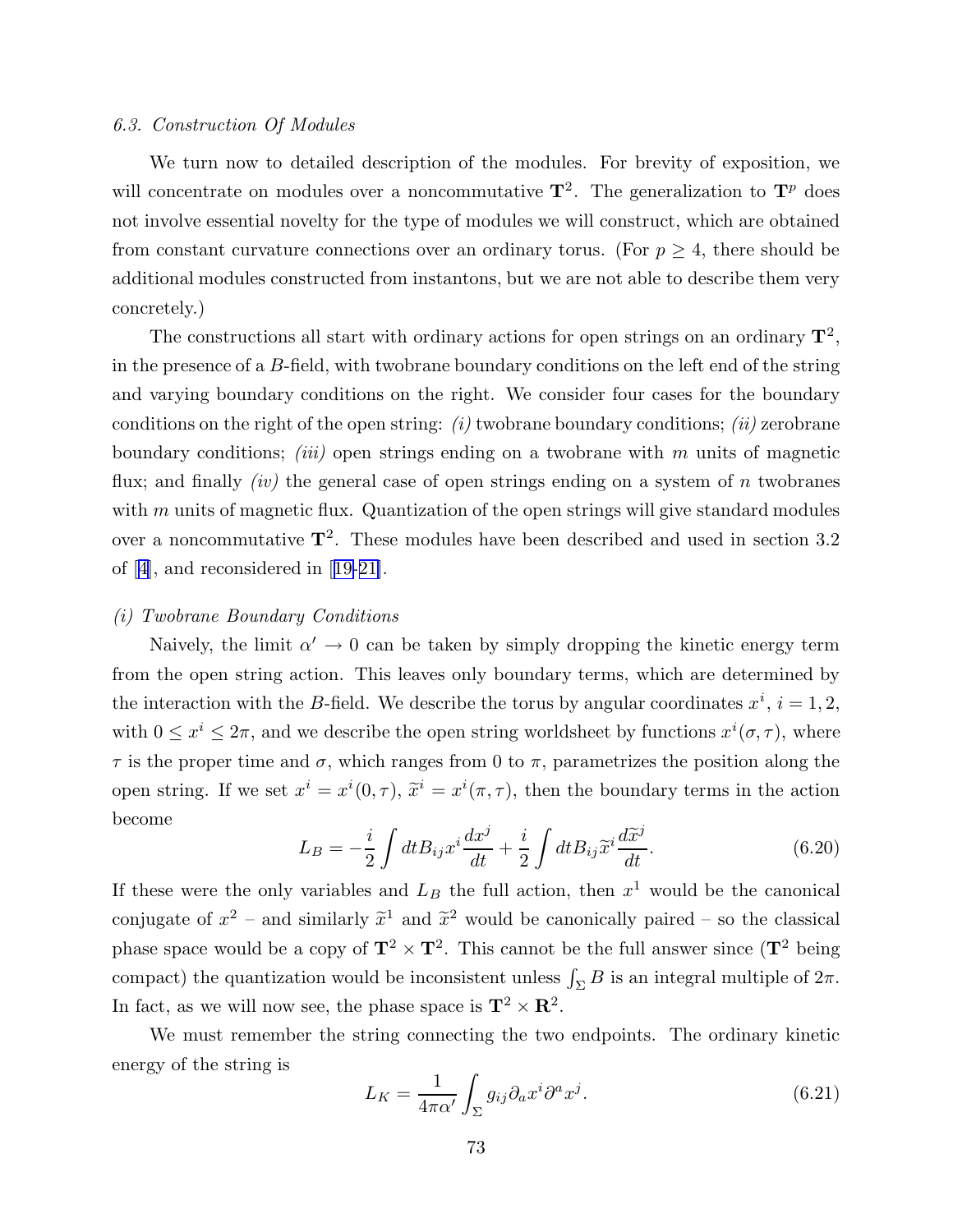### 6.3. Construction Of Modules

We turn now to detailed description of the modules. For brevity of exposition, we will concentrate on modules over a noncommutative $\mathbf{T}^2$. The generalization to $\mathbf{T}^p$ does not involve essential novelty for the type of modules we will construct, which are obtained from constant curvature connections over an ordinary torus. (For $p \geq 4$, there should be additional modules constructed from instantons, but we are not able to describe them very concretely.)

The constructions all start with ordinary actions for open strings on an ordinary $\mathbf{T}^2$, in the presence of a $B$-field, with twobrane boundary conditions on the left end of the string and varying boundary conditions on the right. We consider four cases for the boundary conditions on the right of the open string: *(i)* twobrane boundary conditions; *(ii)* zerobrane boundary conditions; *(iii)* open strings ending on a twobrane with $m$ units of magnetic flux; and finally *(iv)* the general case of open strings ending on a system of $n$ twobranes with $m$ units of magnetic flux. Quantization of the open strings will give standard modules over a noncommutative $\mathbf{T}^2$. These modules have been described and used in section 3.2 of [4], and reconsidered in [19-21].

#### (i) Twobrane Boundary Conditions

Naively, the limit $\alpha' \to 0$ can be taken by simply dropping the kinetic energy term from the open string action. This leaves only boundary terms, which are determined by the interaction with the $B$-field. We describe the torus by angular coordinates $x^i$, $i = 1, 2$, with $0 \leq x^i \leq 2\pi$, and we describe the open string worldsheet by functions $x^i(\sigma, \tau)$, where $\tau$ is the proper time and $\sigma$, which ranges from 0 to $\pi$, parametrizes the position along the open string. If we set $x^i = x^i(0, \tau)$, $\widetilde{x}^i = x^i(\pi, \tau)$, then the boundary terms in the action become

$$L_B = -\frac{i}{2}\int dt B_{ij} x^i \frac{dx^j}{dt} + \frac{i}{2}\int dt B_{ij} \widetilde{x}^i \frac{d\widetilde{x}^j}{dt}. \tag{6.20}$$

If these were the only variables and $L_B$ the full action, then $x^1$ would be the canonical conjugate of $x^2$ – and similarly $\widetilde{x}^1$ and $\widetilde{x}^2$ would be canonically paired – so the classical phase space would be a copy of $\mathbf{T}^2 \times \mathbf{T}^2$. This cannot be the full answer since ($\mathbf{T}^2$ being compact) the quantization would be inconsistent unless $\int_\Sigma B$ is an integral multiple of $2\pi$. In fact, as we will now see, the phase space is $\mathbf{T}^2 \times \mathbf{R}^2$.

We must remember the string connecting the two endpoints. The ordinary kinetic energy of the string is

$$L_K = \frac{1}{4\pi\alpha'}\int_\Sigma g_{ij}\partial_a x^i \partial^a x^j. \tag{6.21}$$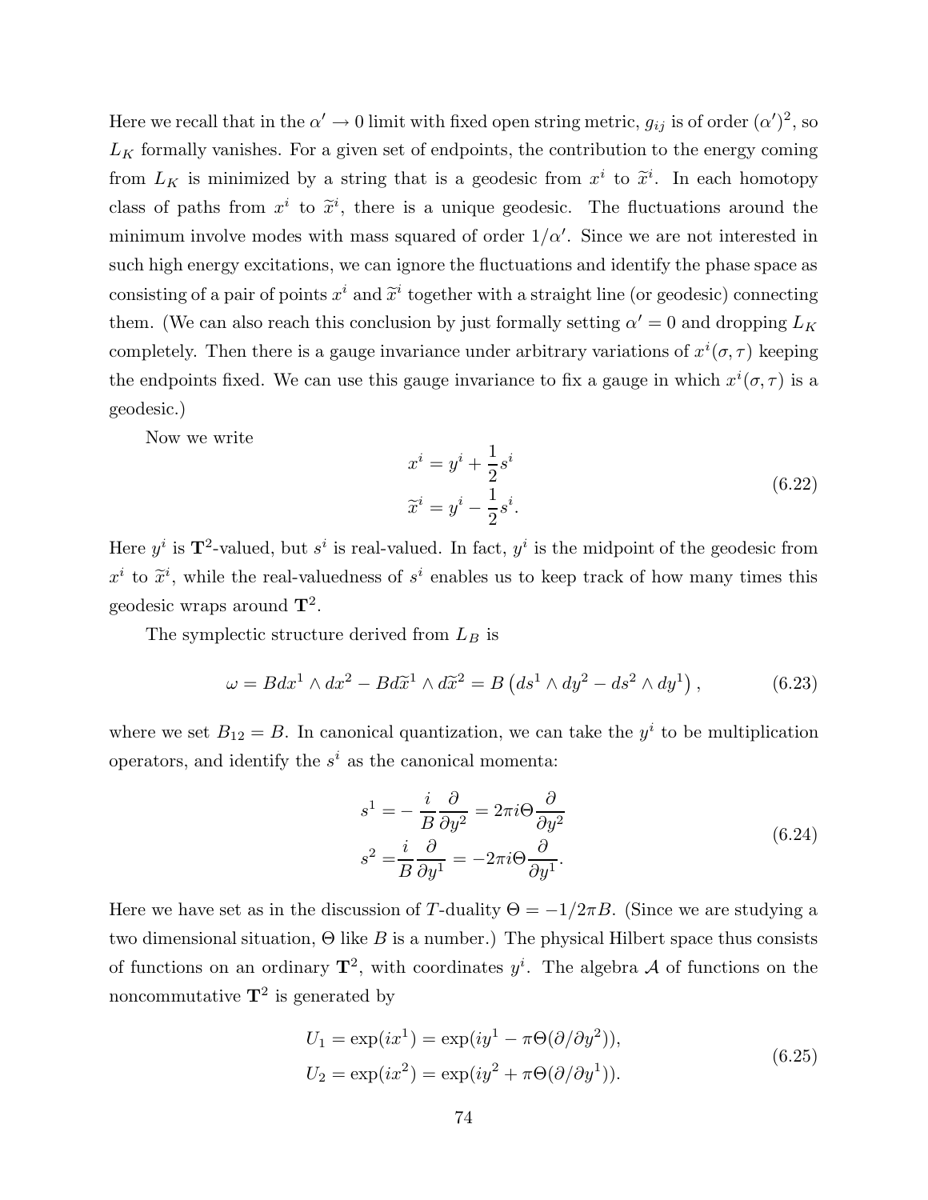Here we recall that in the $\alpha' \to 0$ limit with fixed open string metric, $g_{ij}$ is of order $(\alpha')^2$, so $L_K$ formally vanishes. For a given set of endpoints, the contribution to the energy coming from $L_K$ is minimized by a string that is a geodesic from $x^i$ to $\widetilde{x}^i$. In each homotopy class of paths from $x^i$ to $\widetilde{x}^i$, there is a unique geodesic. The fluctuations around the minimum involve modes with mass squared of order $1/\alpha'$. Since we are not interested in such high energy excitations, we can ignore the fluctuations and identify the phase space as consisting of a pair of points $x^i$ and $\widetilde{x}^i$ together with a straight line (or geodesic) connecting them. (We can also reach this conclusion by just formally setting $\alpha' = 0$ and dropping $L_K$ completely. Then there is a gauge invariance under arbitrary variations of $x^i(\sigma, \tau)$ keeping the endpoints fixed. We can use this gauge invariance to fix a gauge in which $x^i(\sigma, \tau)$ is a geodesic.)

Now we write

$$
\begin{aligned}
x^i &= y^i + \frac{1}{2} s^i \\
\widetilde{x}^i &= y^i - \frac{1}{2} s^i.
\end{aligned}
\tag{6.22}
$$

Here $y^i$ is $\mathbf{T}^2$-valued, but $s^i$ is real-valued. In fact, $y^i$ is the midpoint of the geodesic from $x^i$ to $\widetilde{x}^i$, while the real-valuedness of $s^i$ enables us to keep track of how many times this geodesic wraps around $\mathbf{T}^2$.

The symplectic structure derived from $L_B$ is

$$
\omega = B dx^1 \wedge dx^2 - B d\widetilde{x}^1 \wedge d\widetilde{x}^2 = B \left( ds^1 \wedge dy^2 - ds^2 \wedge dy^1 \right),
\tag{6.23}
$$

where we set $B_{12} = B$. In canonical quantization, we can take the $y^i$ to be multiplication operators, and identify the $s^i$ as the canonical momenta:

$$
\begin{aligned}
s^1 &= -\frac{i}{B} \frac{\partial}{\partial y^2} = 2\pi i \Theta \frac{\partial}{\partial y^2} \\
s^2 &= \frac{i}{B} \frac{\partial}{\partial y^1} = -2\pi i \Theta \frac{\partial}{\partial y^1}.
\end{aligned}
\tag{6.24}
$$

Here we have set as in the discussion of $T$-duality $\Theta = -1/2\pi B$. (Since we are studying a two dimensional situation, $\Theta$ like $B$ is a number.) The physical Hilbert space thus consists of functions on an ordinary $\mathbf{T}^2$, with coordinates $y^i$. The algebra $\mathcal{A}$ of functions on the noncommutative $\mathbf{T}^2$ is generated by

$$
\begin{aligned}
U_1 &= \exp(ix^1) = \exp(iy^1 - \pi\Theta(\partial/\partial y^2)), \\
U_2 &= \exp(ix^2) = \exp(iy^2 + \pi\Theta(\partial/\partial y^1)).
\end{aligned}
\tag{6.25}
$$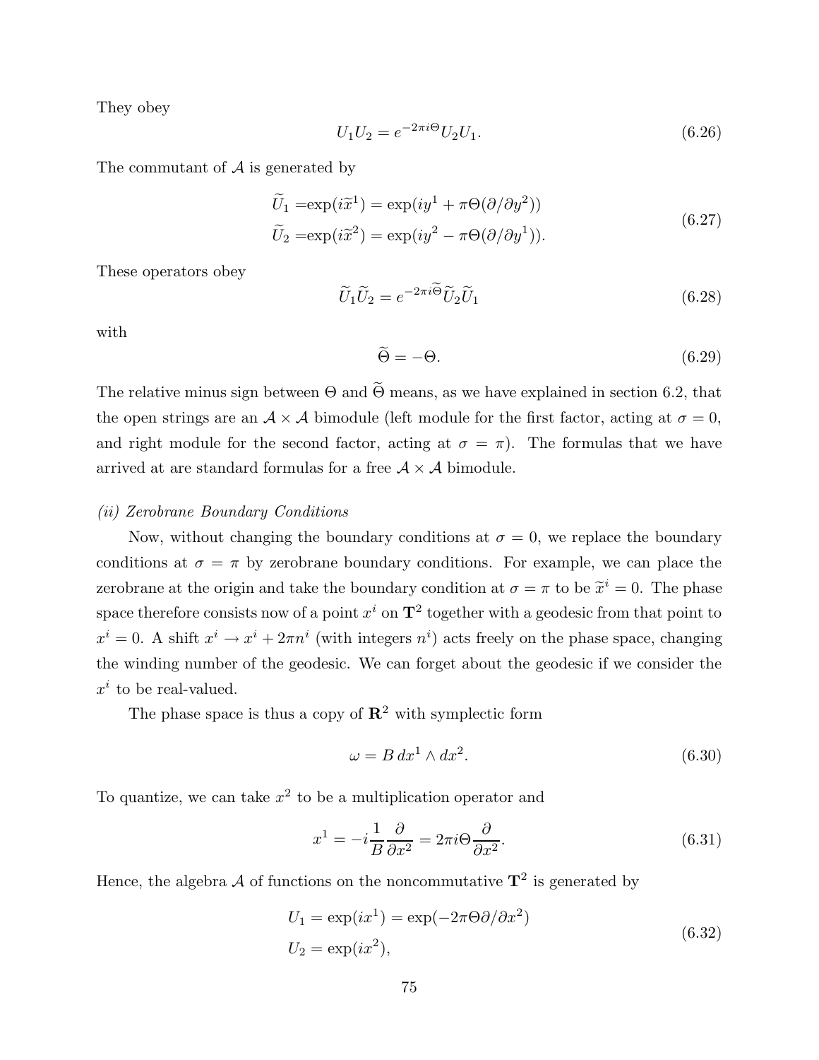They obey

$$U_1 U_2 = e^{-2\pi i\Theta} U_2 U_1. \tag{6.26}$$

The commutant of $\mathcal{A}$ is generated by

$$\begin{aligned}
\widetilde{U}_1 =& \exp(i\widetilde{x}^1) = \exp(iy^1 + \pi\Theta(\partial/\partial y^2)) \\
\widetilde{U}_2 =& \exp(i\widetilde{x}^2) = \exp(iy^2 - \pi\Theta(\partial/\partial y^1)).
\end{aligned} \tag{6.27}$$

These operators obey

$$\widetilde{U}_1 \widetilde{U}_2 = e^{-2\pi i\widetilde{\Theta}} \widetilde{U}_2 \widetilde{U}_1 \tag{6.28}$$

with

$$\widetilde{\Theta} = -\Theta. \tag{6.29}$$

The relative minus sign between $\Theta$ and $\widetilde{\Theta}$ means, as we have explained in section 6.2, that the open strings are an $\mathcal{A}\times\mathcal{A}$ bimodule (left module for the first factor, acting at $\sigma = 0$, and right module for the second factor, acting at $\sigma = \pi$). The formulas that we have arrived at are standard formulas for a free $\mathcal{A}\times\mathcal{A}$ bimodule.

*(ii) Zerobrane Boundary Conditions*

Now, without changing the boundary conditions at $\sigma = 0$, we replace the boundary conditions at $\sigma = \pi$ by zerobrane boundary conditions. For example, we can place the zerobrane at the origin and take the boundary condition at $\sigma = \pi$ to be $\widetilde{x}^i = 0$. The phase space therefore consists now of a point $x^i$ on $\mathbf{T}^2$ together with a geodesic from that point to $x^i = 0$. A shift $x^i \to x^i + 2\pi n^i$ (with integers $n^i$) acts freely on the phase space, changing the winding number of the geodesic. We can forget about the geodesic if we consider the $x^i$ to be real-valued.

The phase space is thus a copy of $\mathbf{R}^2$ with symplectic form

$$\omega = B\, dx^1 \wedge dx^2. \tag{6.30}$$

To quantize, we can take $x^2$ to be a multiplication operator and

$$x^1 = -i\frac{1}{B}\frac{\partial}{\partial x^2} = 2\pi i\Theta\frac{\partial}{\partial x^2}. \tag{6.31}$$

Hence, the algebra $\mathcal{A}$ of functions on the noncommutative $\mathbf{T}^2$ is generated by

$$\begin{aligned}
U_1 &= \exp(ix^1) = \exp(-2\pi\Theta\partial/\partial x^2) \\
U_2 &= \exp(ix^2),
\end{aligned} \tag{6.32}$$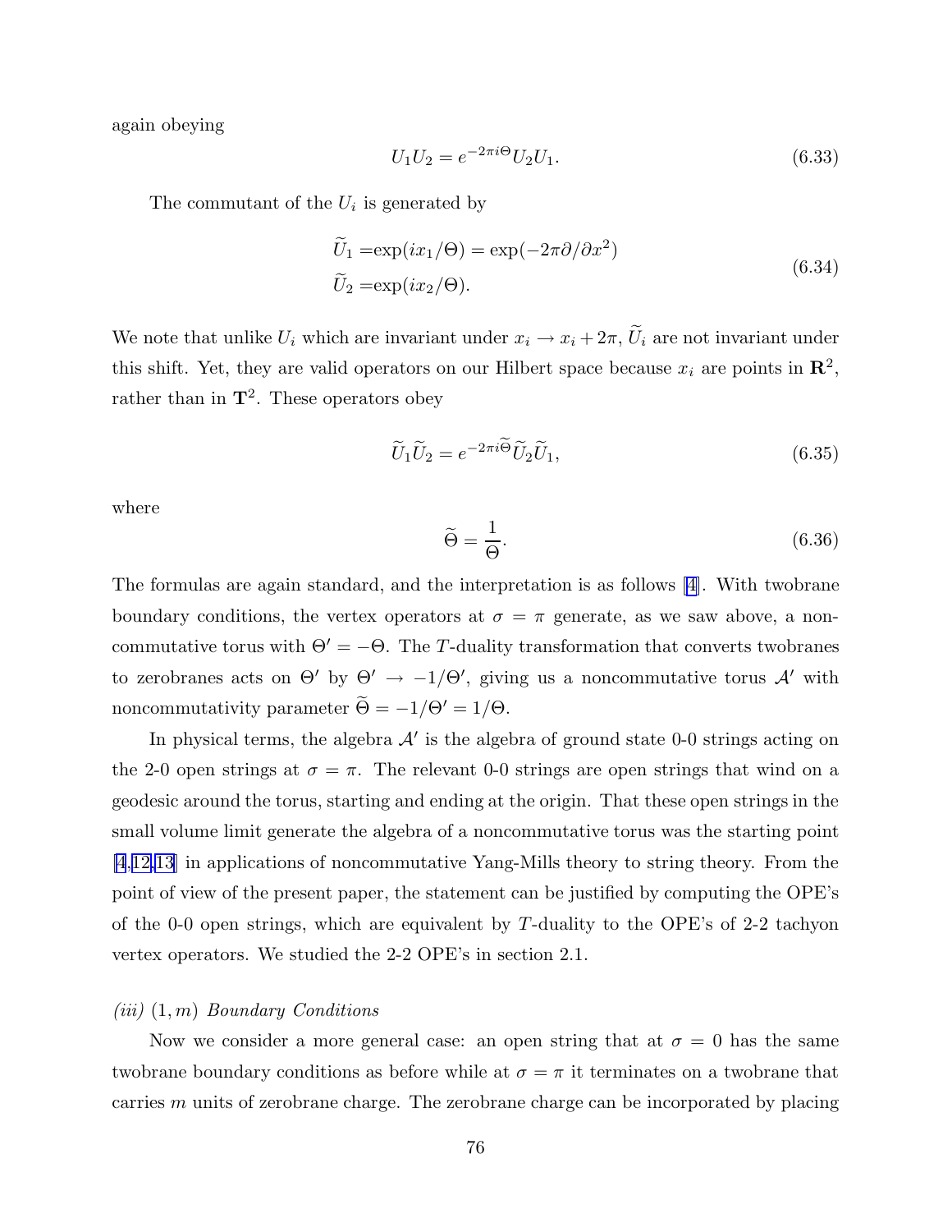again obeying

$$U_1 U_2 = e^{-2\pi i\Theta} U_2 U_1. \tag{6.33}$$

The commutant of the $U_i$ is generated by

$$\begin{aligned}
\widetilde{U}_1 =& \exp(ix_1/\Theta) = \exp(-2\pi\partial/\partial x^2) \\
\widetilde{U}_2 =& \exp(ix_2/\Theta).
\end{aligned} \tag{6.34}$$

We note that unlike $U_i$ which are invariant under $x_i \to x_i + 2\pi$, $\widetilde{U}_i$ are not invariant under this shift. Yet, they are valid operators on our Hilbert space because $x_i$ are points in $\mathbf{R}^2$, rather than in $\mathbf{T}^2$. These operators obey

$$\widetilde{U}_1 \widetilde{U}_2 = e^{-2\pi i \widetilde{\Theta}} \widetilde{U}_2 \widetilde{U}_1, \tag{6.35}$$

where

$$\widetilde{\Theta} = \frac{1}{\Theta}. \tag{6.36}$$

The formulas are again standard, and the interpretation is as follows [4]. With twobrane boundary conditions, the vertex operators at $\sigma = \pi$ generate, as we saw above, a noncommutative torus with $\Theta' = -\Theta$. The $T$-duality transformation that converts twobranes to zerobranes acts on $\Theta'$ by $\Theta' \to -1/\Theta'$, giving us a noncommutative torus $\mathcal{A}'$ with noncommutativity parameter $\widetilde{\Theta} = -1/\Theta' = 1/\Theta$.

In physical terms, the algebra $\mathcal{A}'$ is the algebra of ground state 0-0 strings acting on the 2-0 open strings at $\sigma = \pi$. The relevant 0-0 strings are open strings that wind on a geodesic around the torus, starting and ending at the origin. That these open strings in the small volume limit generate the algebra of a noncommutative torus was the starting point [4,12,13] in applications of noncommutative Yang-Mills theory to string theory. From the point of view of the present paper, the statement can be justified by computing the OPE's of the 0-0 open strings, which are equivalent by $T$-duality to the OPE's of 2-2 tachyon vertex operators. We studied the 2-2 OPE's in section 2.1.

*(iii)* $(1, m)$ *Boundary Conditions*

Now we consider a more general case: an open string that at $\sigma = 0$ has the same twobrane boundary conditions as before while at $\sigma = \pi$ it terminates on a twobrane that carries $m$ units of zerobrane charge. The zerobrane charge can be incorporated by placing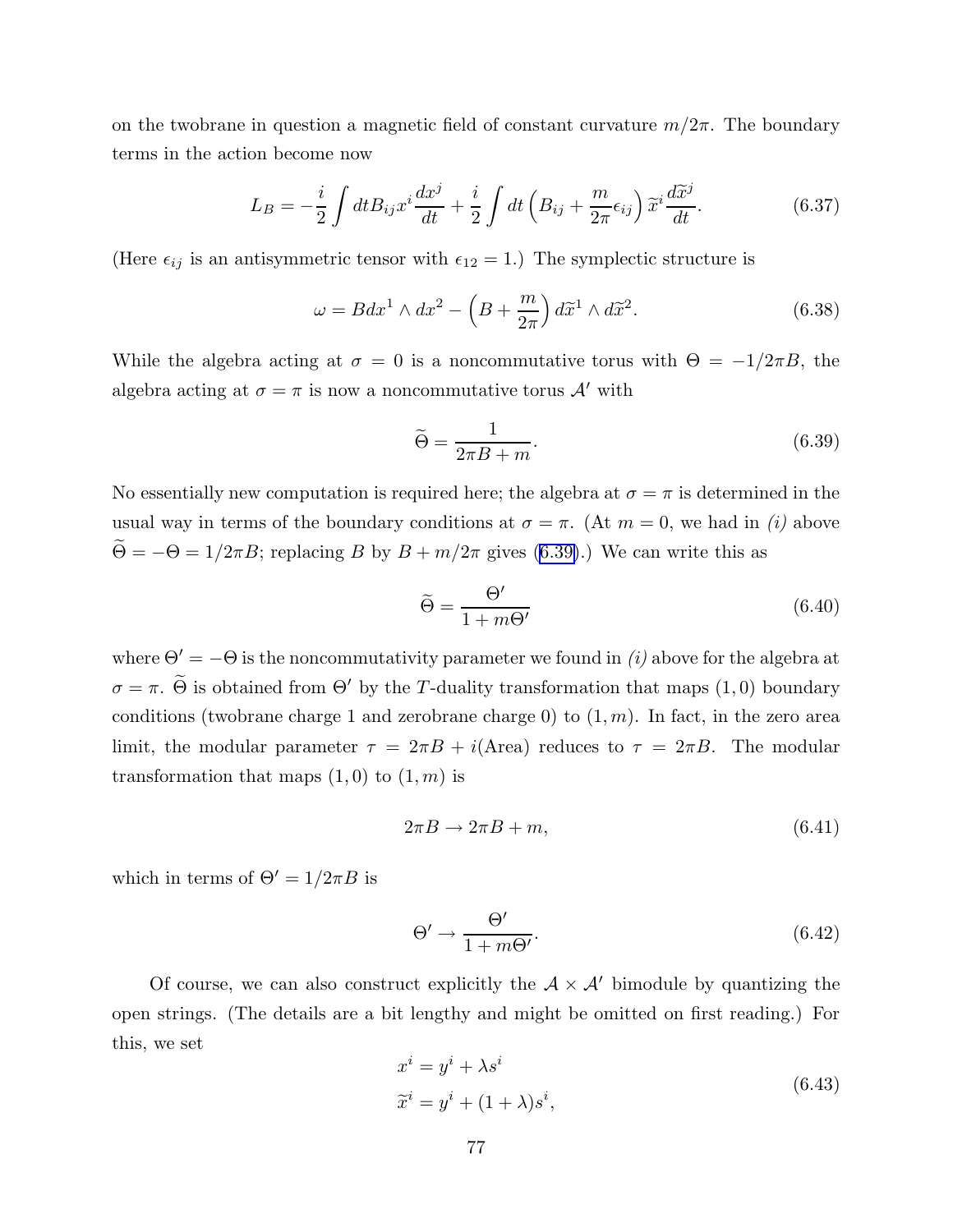on the twobrane in question a magnetic field of constant curvature $m/2\pi$. The boundary terms in the action become now

$$L_B = -\frac{i}{2}\int dt B_{ij} x^i \frac{dx^j}{dt} + \frac{i}{2}\int dt \left(B_{ij} + \frac{m}{2\pi}\epsilon_{ij}\right)\widetilde{x}^i \frac{d\widetilde{x}^j}{dt}. \tag{6.37}$$

(Here $\epsilon_{ij}$ is an antisymmetric tensor with $\epsilon_{12} = 1$.) The symplectic structure is

$$\omega = B dx^1 \wedge dx^2 - \left(B + \frac{m}{2\pi}\right) d\widetilde{x}^1 \wedge d\widetilde{x}^2. \tag{6.38}$$

While the algebra acting at $\sigma = 0$ is a noncommutative torus with $\Theta = -1/2\pi B$, the algebra acting at $\sigma = \pi$ is now a noncommutative torus $\mathcal{A}'$ with

$$\widetilde{\Theta} = \frac{1}{2\pi B + m}. \tag{6.39}$$

No essentially new computation is required here; the algebra at $\sigma = \pi$ is determined in the usual way in terms of the boundary conditions at $\sigma = \pi$. (At $m = 0$, we had in *(i)* above $\widetilde{\Theta} = -\Theta = 1/2\pi B$; replacing $B$ by $B + m/2\pi$ gives (6.39).) We can write this as

$$\widetilde{\Theta} = \frac{\Theta'}{1 + m\Theta'} \tag{6.40}$$

where $\Theta' = -\Theta$ is the noncommutativity parameter we found in *(i)* above for the algebra at $\sigma = \pi$. $\widetilde{\Theta}$ is obtained from $\Theta'$ by the $T$-duality transformation that maps $(1, 0)$ boundary conditions (twobrane charge 1 and zerobrane charge 0) to $(1, m)$. In fact, in the zero area limit, the modular parameter $\tau = 2\pi B + i(\text{Area})$ reduces to $\tau = 2\pi B$. The modular transformation that maps $(1, 0)$ to $(1, m)$ is

$$2\pi B \to 2\pi B + m, \tag{6.41}$$

which in terms of $\Theta' = 1/2\pi B$ is

$$\Theta' \to \frac{\Theta'}{1 + m\Theta'}. \tag{6.42}$$

Of course, we can also construct explicitly the $\mathcal{A} \times \mathcal{A}'$ bimodule by quantizing the open strings. (The details are a bit lengthy and might be omitted on first reading.) For this, we set

$$\begin{aligned} x^i &= y^i + \lambda s^i \\ \widetilde{x}^i &= y^i + (1 + \lambda) s^i, \end{aligned} \tag{6.43}$$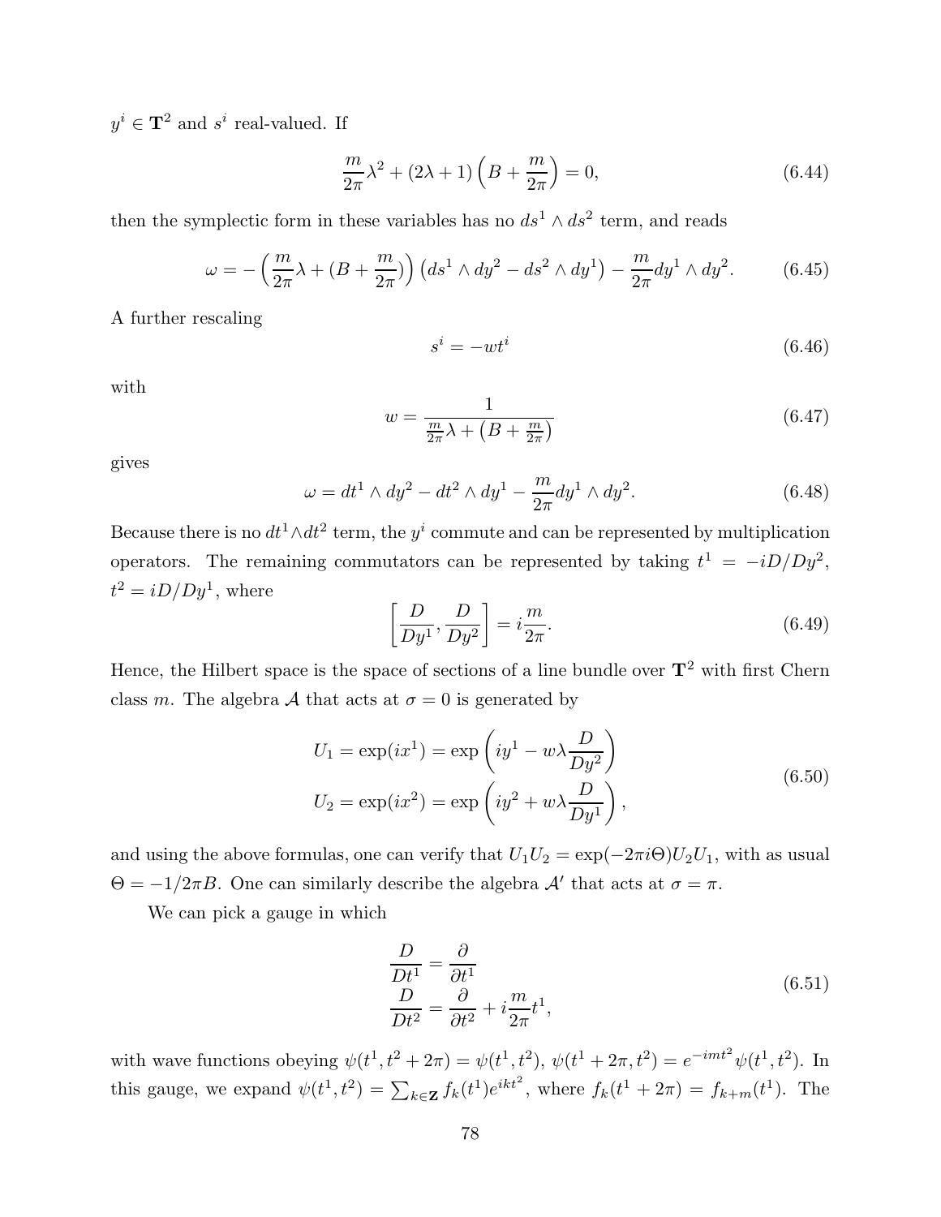$y^i \in \mathbf{T}^2$ and $s^i$ real-valued. If

$$\frac{m}{2\pi}\lambda^2 + (2\lambda + 1)\left(B + \frac{m}{2\pi}\right) = 0, \tag{6.44}$$

then the symplectic form in these variables has no $ds^1 \wedge ds^2$ term, and reads

$$\omega = -\left(\frac{m}{2\pi}\lambda + (B + \frac{m}{2\pi})\right)\left(ds^1 \wedge dy^2 - ds^2 \wedge dy^1\right) - \frac{m}{2\pi}dy^1 \wedge dy^2. \tag{6.45}$$

A further rescaling

$$s^i = -wt^i \tag{6.46}$$

with

$$w = \frac{1}{\frac{m}{2\pi}\lambda + \left(B + \frac{m}{2\pi}\right)} \tag{6.47}$$

gives

$$\omega = dt^1 \wedge dy^2 - dt^2 \wedge dy^1 - \frac{m}{2\pi}dy^1 \wedge dy^2. \tag{6.48}$$

Because there is no $dt^1 \wedge dt^2$ term, the $y^i$ commute and can be represented by multiplication operators. The remaining commutators can be represented by taking $t^1 = -iD/Dy^2$, $t^2 = iD/Dy^1$, where

$$\left[\frac{D}{Dy^1}, \frac{D}{Dy^2}\right] = i\frac{m}{2\pi}. \tag{6.49}$$

Hence, the Hilbert space is the space of sections of a line bundle over $\mathbf{T}^2$ with first Chern class $m$. The algebra $\mathcal{A}$ that acts at $\sigma = 0$ is generated by

$$\begin{aligned} U_1 &= \exp(ix^1) = \exp\left(iy^1 - w\lambda\frac{D}{Dy^2}\right) \\ U_2 &= \exp(ix^2) = \exp\left(iy^2 + w\lambda\frac{D}{Dy^1}\right), \end{aligned} \tag{6.50}$$

and using the above formulas, one can verify that $U_1U_2 = \exp(-2\pi i\Theta)U_2U_1$, with as usual $\Theta = -1/2\pi B$. One can similarly describe the algebra $\mathcal{A}'$ that acts at $\sigma = \pi$.

We can pick a gauge in which

$$\begin{aligned} \frac{D}{Dt^1} &= \frac{\partial}{\partial t^1} \\ \frac{D}{Dt^2} &= \frac{\partial}{\partial t^2} + i\frac{m}{2\pi}t^1, \end{aligned} \tag{6.51}$$

with wave functions obeying $\psi(t^1, t^2 + 2\pi) = \psi(t^1, t^2)$, $\psi(t^1 + 2\pi, t^2) = e^{-imt^2}\psi(t^1, t^2)$. In this gauge, we expand $\psi(t^1, t^2) = \sum_{k\in\mathbf{Z}} f_k(t^1)e^{ikt^2}$, where $f_k(t^1 + 2\pi) = f_{k+m}(t^1)$. The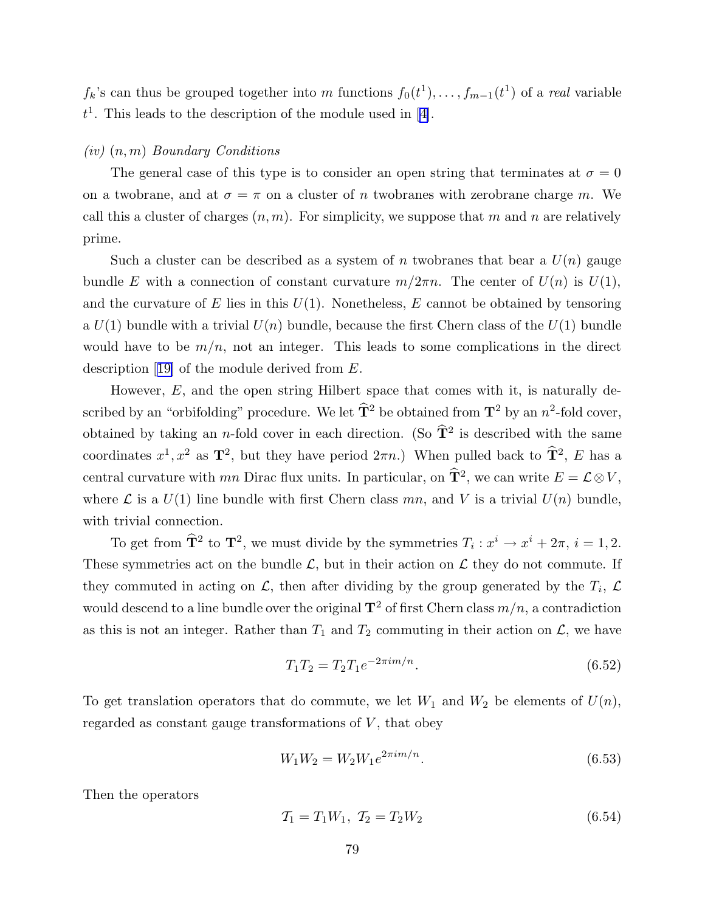$f_k$'s can thus be grouped together into $m$ functions $f_0(t^1), \ldots, f_{m-1}(t^1)$ of a *real* variable $t^1$. This leads to the description of the module used in [4].

*(iv) $(n,m)$ Boundary Conditions*

The general case of this type is to consider an open string that terminates at $\sigma = 0$ on a twobrane, and at $\sigma = \pi$ on a cluster of $n$ twobranes with zerobrane charge $m$. We call this a cluster of charges $(n,m)$. For simplicity, we suppose that $m$ and $n$ are relatively prime.

Such a cluster can be described as a system of $n$ twobranes that bear a $U(n)$ gauge bundle $E$ with a connection of constant curvature $m/2\pi n$. The center of $U(n)$ is $U(1)$, and the curvature of $E$ lies in this $U(1)$. Nonetheless, $E$ cannot be obtained by tensoring a $U(1)$ bundle with a trivial $U(n)$ bundle, because the first Chern class of the $U(1)$ bundle would have to be $m/n$, not an integer. This leads to some complications in the direct description [19] of the module derived from $E$.

However, $E$, and the open string Hilbert space that comes with it, is naturally described by an "orbifolding" procedure. We let $\widehat{\mathbf{T}}^2$ be obtained from $\mathbf{T}^2$ by an $n^2$-fold cover, obtained by taking an $n$-fold cover in each direction. (So $\widehat{\mathbf{T}}^2$ is described with the same coordinates $x^1, x^2$ as $\mathbf{T}^2$, but they have period $2\pi n$.) When pulled back to $\widehat{\mathbf{T}}^2$, $E$ has a central curvature with $mn$ Dirac flux units. In particular, on $\widehat{\mathbf{T}}^2$, we can write $E = \mathcal{L} \otimes V$, where $\mathcal{L}$ is a $U(1)$ line bundle with first Chern class $mn$, and $V$ is a trivial $U(n)$ bundle, with trivial connection.

To get from $\widehat{\mathbf{T}}^2$ to $\mathbf{T}^2$, we must divide by the symmetries $T_i : x^i \to x^i + 2\pi$, $i = 1, 2$. These symmetries act on the bundle $\mathcal{L}$, but in their action on $\mathcal{L}$ they do not commute. If they commuted in acting on $\mathcal{L}$, then after dividing by the group generated by the $T_i$, $\mathcal{L}$ would descend to a line bundle over the original $\mathbf{T}^2$ of first Chern class $m/n$, a contradiction as this is not an integer. Rather than $T_1$ and $T_2$ commuting in their action on $\mathcal{L}$, we have

$$T_1 T_2 = T_2 T_1 e^{-2\pi i m/n}. \tag{6.52}$$

To get translation operators that do commute, we let $W_1$ and $W_2$ be elements of $U(n)$, regarded as constant gauge transformations of $V$, that obey

$$W_1 W_2 = W_2 W_1 e^{2\pi i m/n}. \tag{6.53}$$

Then the operators

$$\mathcal{T}_1 = T_1 W_1, \; \mathcal{T}_2 = T_2 W_2 \tag{6.54}$$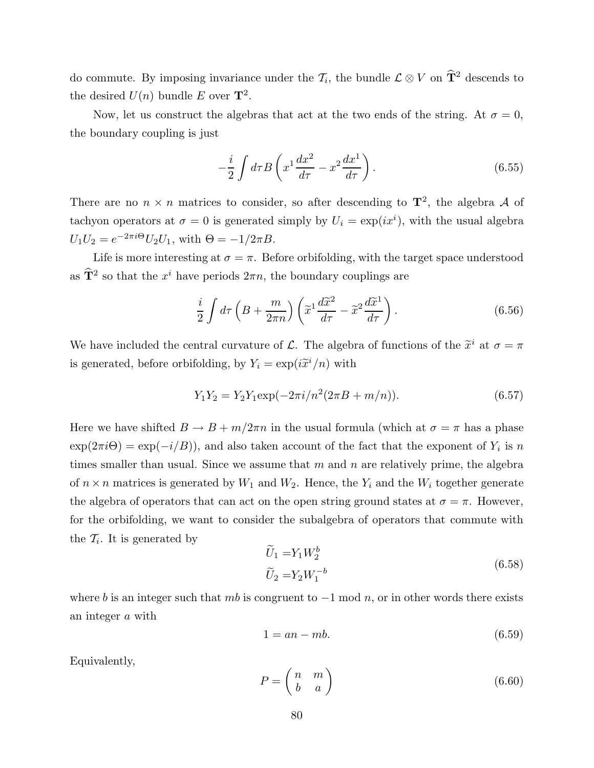do commute. By imposing invariance under the $\mathcal{T}_i$, the bundle $\mathcal{L} \otimes V$ on $\widehat{\mathbf{T}}^2$ descends to the desired $U(n)$ bundle $E$ over $\mathbf{T}^2$.

Now, let us construct the algebras that act at the two ends of the string. At $\sigma = 0$, the boundary coupling is just

$$-\frac{i}{2} \int d\tau B \left( x^1 \frac{dx^2}{d\tau} - x^2 \frac{dx^1}{d\tau} \right). \tag{6.55}$$

There are no $n \times n$ matrices to consider, so after descending to $\mathbf{T}^2$, the algebra $\mathcal{A}$ of tachyon operators at $\sigma = 0$ is generated simply by $U_i = \exp(ix^i)$, with the usual algebra $U_1 U_2 = e^{-2\pi i \Theta} U_2 U_1$, with $\Theta = -1/2\pi B$.

Life is more interesting at $\sigma = \pi$. Before orbifolding, with the target space understood as $\widehat{\mathbf{T}}^2$ so that the $x^i$ have periods $2\pi n$, the boundary couplings are

$$\frac{i}{2} \int d\tau \left( B + \frac{m}{2\pi n} \right) \left( \widetilde{x}^1 \frac{d\widetilde{x}^2}{d\tau} - \widetilde{x}^2 \frac{d\widetilde{x}^1}{d\tau} \right). \tag{6.56}$$

We have included the central curvature of $\mathcal{L}$. The algebra of functions of the $\widetilde{x}^i$ at $\sigma = \pi$ is generated, before orbifolding, by $Y_i = \exp(i\widetilde{x}^i/n)$ with

$$Y_1 Y_2 = Y_2 Y_1 \exp(-2\pi i/n^2(2\pi B + m/n)). \tag{6.57}$$

Here we have shifted $B \to B + m/2\pi n$ in the usual formula (which at $\sigma = \pi$ has a phase $\exp(2\pi i \Theta) = \exp(-i/B)$), and also taken account of the fact that the exponent of $Y_i$ is $n$ times smaller than usual. Since we assume that $m$ and $n$ are relatively prime, the algebra of $n \times n$ matrices is generated by $W_1$ and $W_2$. Hence, the $Y_i$ and the $W_i$ together generate the algebra of operators that can act on the open string ground states at $\sigma = \pi$. However, for the orbifolding, we want to consider the subalgebra of operators that commute with the $\mathcal{T}_i$. It is generated by

$$\begin{aligned} \widetilde{U}_1 &= Y_1 W_2^b \\ \widetilde{U}_2 &= Y_2 W_1^{-b} \end{aligned} \tag{6.58}$$

where $b$ is an integer such that $mb$ is congruent to $-1$ mod $n$, or in other words there exists an integer $a$ with

$$1 = an - mb. \tag{6.59}$$

Equivalently,

$$P = \begin{pmatrix} n & m \\ b & a \end{pmatrix} \tag{6.60}$$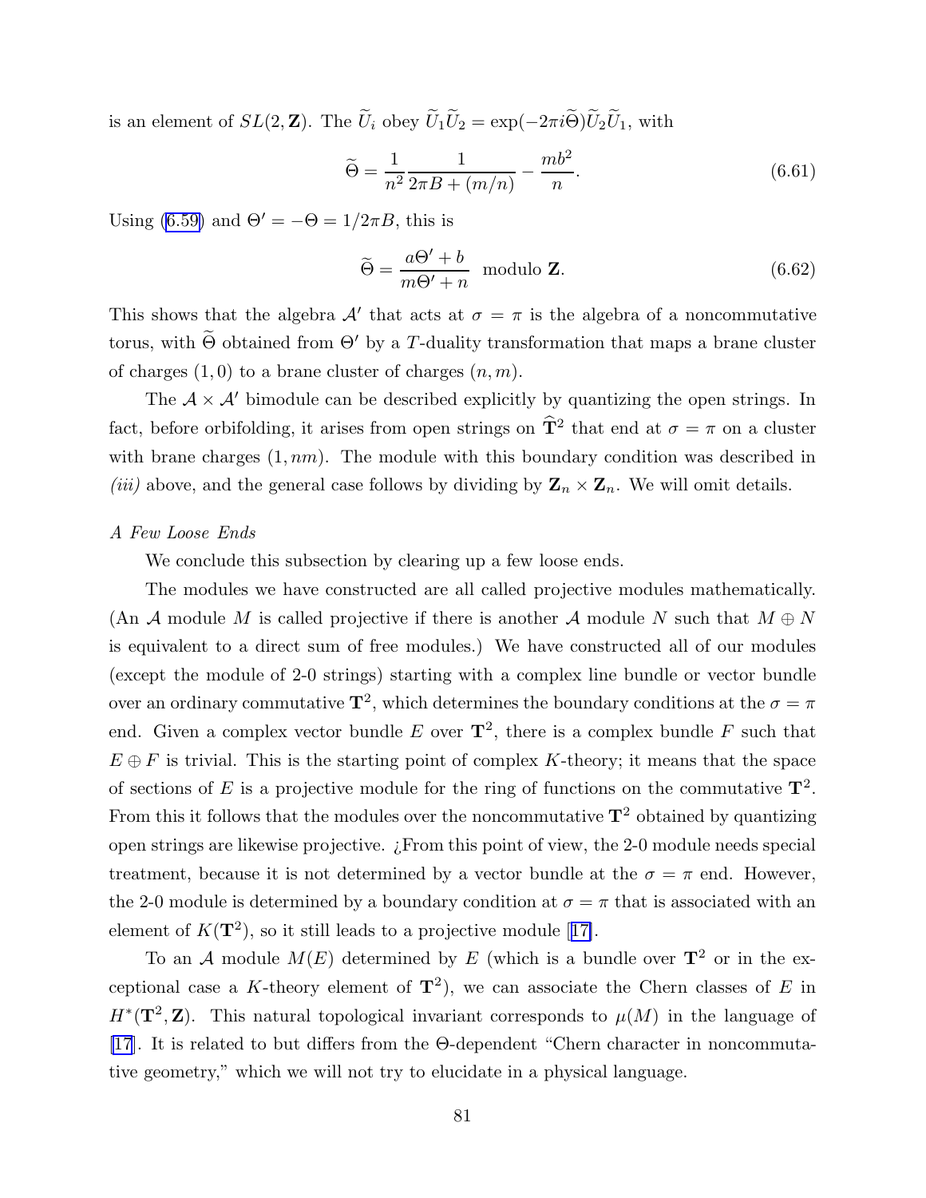is an element of $SL(2,\mathbf{Z})$. The $\widetilde{U}_i$ obey $\widetilde{U}_1\widetilde{U}_2 = \exp(-2\pi i\widetilde{\Theta})\widetilde{U}_2\widetilde{U}_1$, with

$$\widetilde{\Theta} = \frac{1}{n^2}\frac{1}{2\pi B + (m/n)} - \frac{mb^2}{n}. \tag{6.61}$$

Using (6.59) and $\Theta' = -\Theta = 1/2\pi B$, this is

$$\widetilde{\Theta} = \frac{a\Theta' + b}{m\Theta' + n} \text{ modulo } \mathbf{Z}. \tag{6.62}$$

This shows that the algebra $\mathcal{A}'$ that acts at $\sigma = \pi$ is the algebra of a noncommutative torus, with $\widetilde{\Theta}$ obtained from $\Theta'$ by a $T$-duality transformation that maps a brane cluster of charges $(1,0)$ to a brane cluster of charges $(n,m)$.

The $\mathcal{A}\times\mathcal{A}'$ bimodule can be described explicitly by quantizing the open strings. In fact, before orbifolding, it arises from open strings on $\widehat{\mathbf{T}}^2$ that end at $\sigma = \pi$ on a cluster with brane charges $(1,nm)$. The module with this boundary condition was described in *(iii)* above, and the general case follows by dividing by $\mathbf{Z}_n\times\mathbf{Z}_n$. We will omit details.

*A Few Loose Ends*

We conclude this subsection by clearing up a few loose ends.

The modules we have constructed are all called projective modules mathematically. (An $\mathcal{A}$ module $M$ is called projective if there is another $\mathcal{A}$ module $N$ such that $M\oplus N$ is equivalent to a direct sum of free modules.) We have constructed all of our modules (except the module of 2-0 strings) starting with a complex line bundle or vector bundle over an ordinary commutative $\mathbf{T}^2$, which determines the boundary conditions at the $\sigma = \pi$ end. Given a complex vector bundle $E$ over $\mathbf{T}^2$, there is a complex bundle $F$ such that $E\oplus F$ is trivial. This is the starting point of complex $K$-theory; it means that the space of sections of $E$ is a projective module for the ring of functions on the commutative $\mathbf{T}^2$. From this it follows that the modules over the noncommutative $\mathbf{T}^2$ obtained by quantizing open strings are likewise projective. ¿From this point of view, the 2-0 module needs special treatment, because it is not determined by a vector bundle at the $\sigma = \pi$ end. However, the 2-0 module is determined by a boundary condition at $\sigma = \pi$ that is associated with an element of $K(\mathbf{T}^2)$, so it still leads to a projective module [17].

To an $\mathcal{A}$ module $M(E)$ determined by $E$ (which is a bundle over $\mathbf{T}^2$ or in the exceptional case a $K$-theory element of $\mathbf{T}^2$), we can associate the Chern classes of $E$ in $H^*(\mathbf{T}^2,\mathbf{Z})$. This natural topological invariant corresponds to $\mu(M)$ in the language of [17]. It is related to but differs from the $\Theta$-dependent "Chern character in noncommutative geometry," which we will not try to elucidate in a physical language.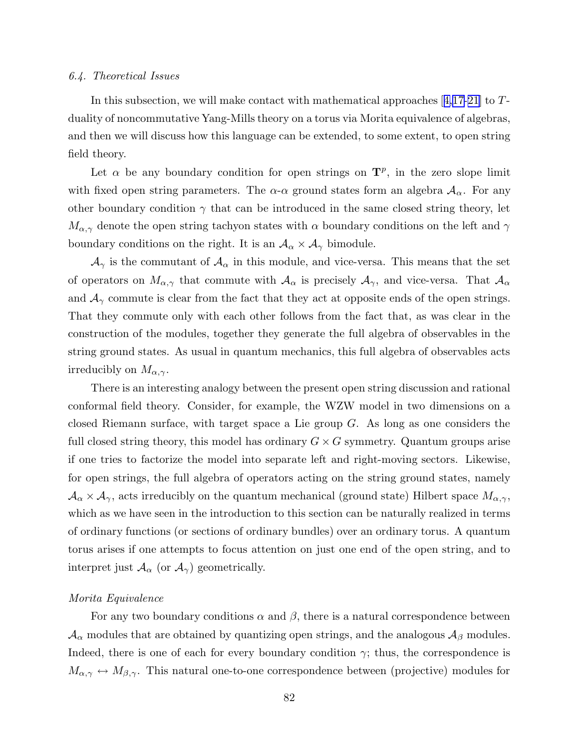### *6.4. Theoretical Issues*

In this subsection, we will make contact with mathematical approaches [4,17-21] to $T$-duality of noncommutative Yang-Mills theory on a torus via Morita equivalence of algebras, and then we will discuss how this language can be extended, to some extent, to open string field theory.

Let $\alpha$ be any boundary condition for open strings on $\mathbf{T}^p$, in the zero slope limit with fixed open string parameters. The $\alpha$-$\alpha$ ground states form an algebra $\mathcal{A}_\alpha$. For any other boundary condition $\gamma$ that can be introduced in the same closed string theory, let $M_{\alpha,\gamma}$ denote the open string tachyon states with $\alpha$ boundary conditions on the left and $\gamma$ boundary conditions on the right. It is an $\mathcal{A}_\alpha \times \mathcal{A}_\gamma$ bimodule.

$\mathcal{A}_\gamma$ is the commutant of $\mathcal{A}_\alpha$ in this module, and vice-versa. This means that the set of operators on $M_{\alpha,\gamma}$ that commute with $\mathcal{A}_\alpha$ is precisely $\mathcal{A}_\gamma$, and vice-versa. That $\mathcal{A}_\alpha$ and $\mathcal{A}_\gamma$ commute is clear from the fact that they act at opposite ends of the open strings. That they commute only with each other follows from the fact that, as was clear in the construction of the modules, together they generate the full algebra of observables in the string ground states. As usual in quantum mechanics, this full algebra of observables acts irreducibly on $M_{\alpha,\gamma}$.

There is an interesting analogy between the present open string discussion and rational conformal field theory. Consider, for example, the WZW model in two dimensions on a closed Riemann surface, with target space a Lie group $G$. As long as one considers the full closed string theory, this model has ordinary $G \times G$ symmetry. Quantum groups arise if one tries to factorize the model into separate left and right-moving sectors. Likewise, for open strings, the full algebra of operators acting on the string ground states, namely $\mathcal{A}_\alpha \times \mathcal{A}_\gamma$, acts irreducibly on the quantum mechanical (ground state) Hilbert space $M_{\alpha,\gamma}$, which as we have seen in the introduction to this section can be naturally realized in terms of ordinary functions (or sections of ordinary bundles) over an ordinary torus. A quantum torus arises if one attempts to focus attention on just one end of the open string, and to interpret just $\mathcal{A}_\alpha$ (or $\mathcal{A}_\gamma$) geometrically.

*Morita Equivalence*

For any two boundary conditions $\alpha$ and $\beta$, there is a natural correspondence between $\mathcal{A}_\alpha$ modules that are obtained by quantizing open strings, and the analogous $\mathcal{A}_\beta$ modules. Indeed, there is one of each for every boundary condition $\gamma$; thus, the correspondence is $M_{\alpha,\gamma} \leftrightarrow M_{\beta,\gamma}$. This natural one-to-one correspondence between (projective) modules for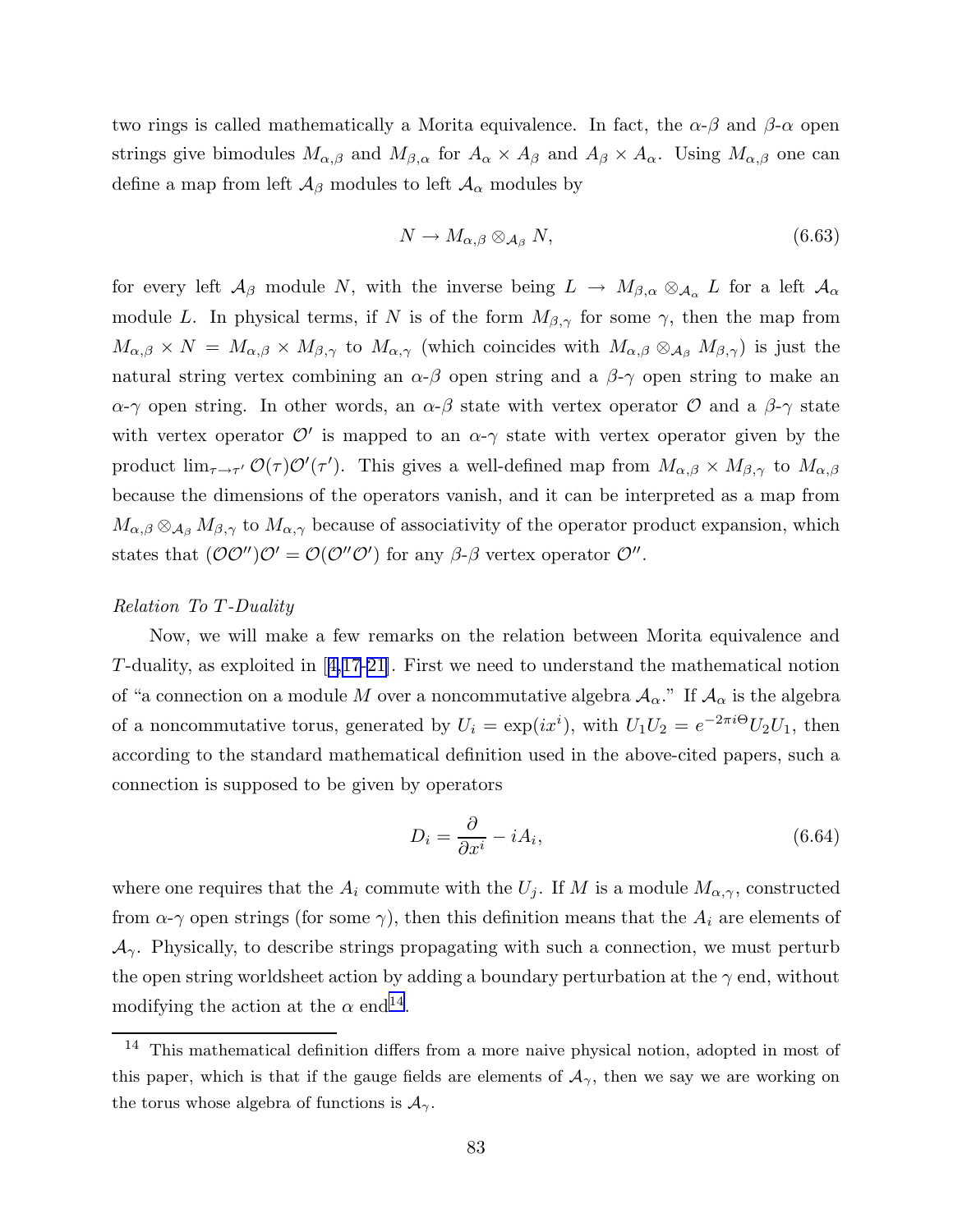two rings is called mathematically a Morita equivalence. In fact, the $\alpha$-$\beta$ and $\beta$-$\alpha$ open strings give bimodules $M_{\alpha,\beta}$ and $M_{\beta,\alpha}$ for $A_\alpha \times A_\beta$ and $A_\beta \times A_\alpha$. Using $M_{\alpha,\beta}$ one can define a map from left $\mathcal{A}_\beta$ modules to left $\mathcal{A}_\alpha$ modules by

$$N \to M_{\alpha,\beta} \otimes_{\mathcal{A}_\beta} N, \tag{6.63}$$

for every left $\mathcal{A}_\beta$ module $N$, with the inverse being $L \to M_{\beta,\alpha} \otimes_{\mathcal{A}_\alpha} L$ for a left $\mathcal{A}_\alpha$ module $L$. In physical terms, if $N$ is of the form $M_{\beta,\gamma}$ for some $\gamma$, then the map from $M_{\alpha,\beta} \times N = M_{\alpha,\beta} \times M_{\beta,\gamma}$ to $M_{\alpha,\gamma}$ (which coincides with $M_{\alpha,\beta} \otimes_{\mathcal{A}_\beta} M_{\beta,\gamma}$) is just the natural string vertex combining an $\alpha$-$\beta$ open string and a $\beta$-$\gamma$ open string to make an $\alpha$-$\gamma$ open string. In other words, an $\alpha$-$\beta$ state with vertex operator $\mathcal{O}$ and a $\beta$-$\gamma$ state with vertex operator $\mathcal{O}'$ is mapped to an $\alpha$-$\gamma$ state with vertex operator given by the product $\lim_{\tau\to\tau'} \mathcal{O}(\tau)\mathcal{O}'(\tau')$. This gives a well-defined map from $M_{\alpha,\beta} \times M_{\beta,\gamma}$ to $M_{\alpha,\beta}$ because the dimensions of the operators vanish, and it can be interpreted as a map from $M_{\alpha,\beta} \otimes_{\mathcal{A}_\beta} M_{\beta,\gamma}$ to $M_{\alpha,\gamma}$ because of associativity of the operator product expansion, which states that $(\mathcal{O}\mathcal{O}'')\mathcal{O}' = \mathcal{O}(\mathcal{O}''\mathcal{O}')$ for any $\beta$-$\beta$ vertex operator $\mathcal{O}''$.

*Relation To T-Duality*

Now, we will make a few remarks on the relation between Morita equivalence and $T$-duality, as exploited in [4,17–21]. First we need to understand the mathematical notion of "a connection on a module $M$ over a noncommutative algebra $\mathcal{A}_\alpha$." If $\mathcal{A}_\alpha$ is the algebra of a noncommutative torus, generated by $U_i = \exp(ix^i)$, with $U_1 U_2 = e^{-2\pi i\Theta} U_2 U_1$, then according to the standard mathematical definition used in the above-cited papers, such a connection is supposed to be given by operators

$$D_i = \frac{\partial}{\partial x^i} - iA_i, \tag{6.64}$$

where one requires that the $A_i$ commute with the $U_j$. If $M$ is a module $M_{\alpha,\gamma}$, constructed from $\alpha$-$\gamma$ open strings (for some $\gamma$), then this definition means that the $A_i$ are elements of $\mathcal{A}_\gamma$. Physically, to describe strings propagating with such a connection, we must perturb the open string worldsheet action by adding a boundary perturbation at the $\gamma$ end, without modifying the action at the $\alpha$ end[14].

[14] This mathematical definition differs from a more naive physical notion, adopted in most of this paper, which is that if the gauge fields are elements of $\mathcal{A}_\gamma$, then we say we are working on the torus whose algebra of functions is $\mathcal{A}_\gamma$.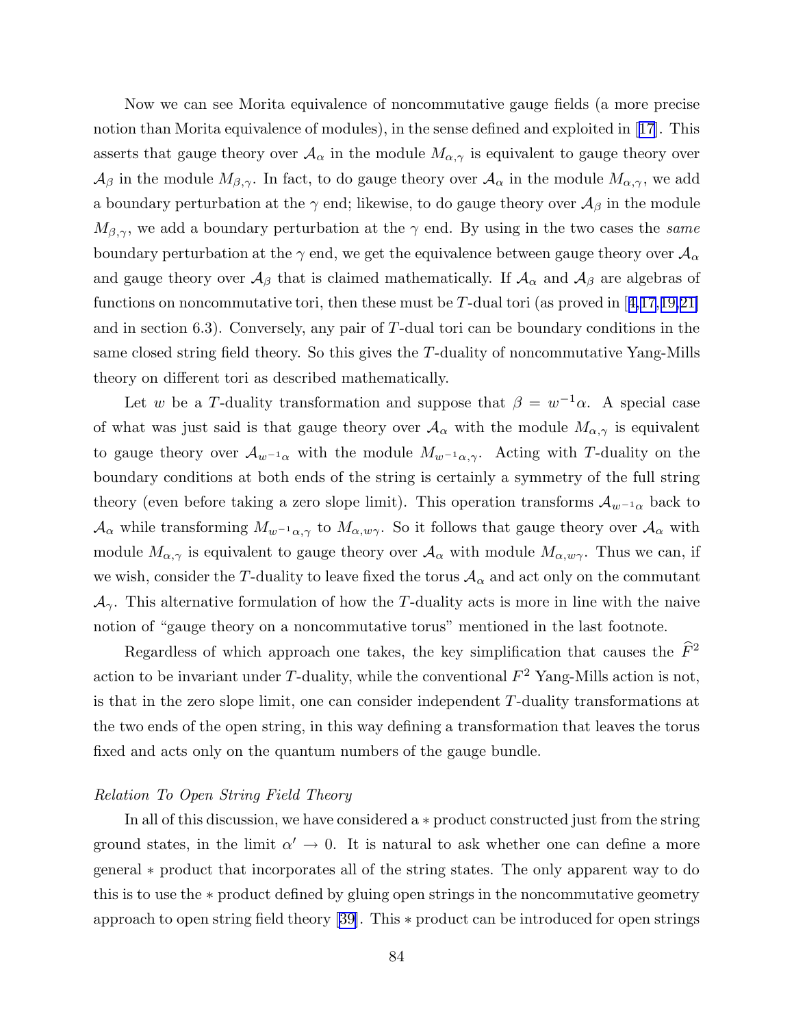Now we can see Morita equivalence of noncommutative gauge fields (a more precise notion than Morita equivalence of modules), in the sense defined and exploited in [17]. This asserts that gauge theory over $\mathcal{A}_\alpha$ in the module $M_{\alpha,\gamma}$ is equivalent to gauge theory over $\mathcal{A}_\beta$ in the module $M_{\beta,\gamma}$. In fact, to do gauge theory over $\mathcal{A}_\alpha$ in the module $M_{\alpha,\gamma}$, we add a boundary perturbation at the $\gamma$ end; likewise, to do gauge theory over $\mathcal{A}_\beta$ in the module $M_{\beta,\gamma}$, we add a boundary perturbation at the $\gamma$ end. By using in the two cases the *same* boundary perturbation at the $\gamma$ end, we get the equivalence between gauge theory over $\mathcal{A}_\alpha$ and gauge theory over $\mathcal{A}_\beta$ that is claimed mathematically. If $\mathcal{A}_\alpha$ and $\mathcal{A}_\beta$ are algebras of functions on noncommutative tori, then these must be $T$-dual tori (as proved in [4,17,19,21] and in section 6.3). Conversely, any pair of $T$-dual tori can be boundary conditions in the same closed string field theory. So this gives the $T$-duality of noncommutative Yang-Mills theory on different tori as described mathematically.

Let $w$ be a $T$-duality transformation and suppose that $\beta = w^{-1}\alpha$. A special case of what was just said is that gauge theory over $\mathcal{A}_\alpha$ with the module $M_{\alpha,\gamma}$ is equivalent to gauge theory over $\mathcal{A}_{w^{-1}\alpha}$ with the module $M_{w^{-1}\alpha,\gamma}$. Acting with $T$-duality on the boundary conditions at both ends of the string is certainly a symmetry of the full string theory (even before taking a zero slope limit). This operation transforms $\mathcal{A}_{w^{-1}\alpha}$ back to $\mathcal{A}_\alpha$ while transforming $M_{w^{-1}\alpha,\gamma}$ to $M_{\alpha,w\gamma}$. So it follows that gauge theory over $\mathcal{A}_\alpha$ with module $M_{\alpha,\gamma}$ is equivalent to gauge theory over $\mathcal{A}_\alpha$ with module $M_{\alpha,w\gamma}$. Thus we can, if we wish, consider the $T$-duality to leave fixed the torus $\mathcal{A}_\alpha$ and act only on the commutant $\mathcal{A}_\gamma$. This alternative formulation of how the $T$-duality acts is more in line with the naive notion of "gauge theory on a noncommutative torus" mentioned in the last footnote.

Regardless of which approach one takes, the key simplification that causes the $\widehat{F}^2$ action to be invariant under $T$-duality, while the conventional $F^2$ Yang-Mills action is not, is that in the zero slope limit, one can consider independent $T$-duality transformations at the two ends of the open string, in this way defining a transformation that leaves the torus fixed and acts only on the quantum numbers of the gauge bundle.

*Relation To Open String Field Theory*

In all of this discussion, we have considered a $*$ product constructed just from the string ground states, in the limit $\alpha' \to 0$. It is natural to ask whether one can define a more general $*$ product that incorporates all of the string states. The only apparent way to do this is to use the $*$ product defined by gluing open strings in the noncommutative geometry approach to open string field theory [39]. This $*$ product can be introduced for open strings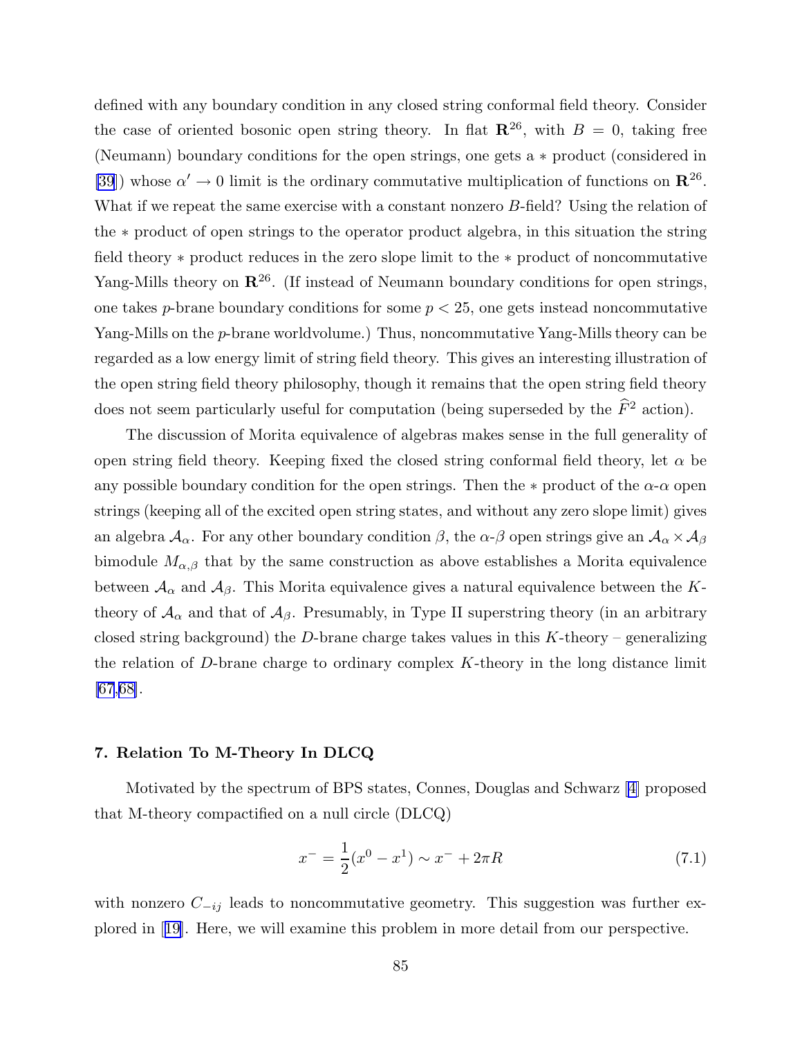defined with any boundary condition in any closed string conformal field theory. Consider the case of oriented bosonic open string theory. In flat $\mathbf{R}^{26}$, with $B = 0$, taking free (Neumann) boundary conditions for the open strings, one gets a $*$ product (considered in [39]) whose $\alpha' \to 0$ limit is the ordinary commutative multiplication of functions on $\mathbf{R}^{26}$. What if we repeat the same exercise with a constant nonzero $B$-field? Using the relation of the $*$ product of open strings to the operator product algebra, in this situation the string field theory $*$ product reduces in the zero slope limit to the $*$ product of noncommutative Yang-Mills theory on $\mathbf{R}^{26}$. (If instead of Neumann boundary conditions for open strings, one takes $p$-brane boundary conditions for some $p < 25$, one gets instead noncommutative Yang-Mills on the $p$-brane worldvolume.) Thus, noncommutative Yang-Mills theory can be regarded as a low energy limit of string field theory. This gives an interesting illustration of the open string field theory philosophy, though it remains that the open string field theory does not seem particularly useful for computation (being superseded by the $\widehat{F}^2$ action).

The discussion of Morita equivalence of algebras makes sense in the full generality of open string field theory. Keeping fixed the closed string conformal field theory, let $\alpha$ be any possible boundary condition for the open strings. Then the $*$ product of the $\alpha$-$\alpha$ open strings (keeping all of the excited open string states, and without any zero slope limit) gives an algebra $\mathcal{A}_\alpha$. For any other boundary condition $\beta$, the $\alpha$-$\beta$ open strings give an $\mathcal{A}_\alpha \times \mathcal{A}_\beta$ bimodule $M_{\alpha,\beta}$ that by the same construction as above establishes a Morita equivalence between $\mathcal{A}_\alpha$ and $\mathcal{A}_\beta$. This Morita equivalence gives a natural equivalence between the $K$-theory of $\mathcal{A}_\alpha$ and that of $\mathcal{A}_\beta$. Presumably, in Type II superstring theory (in an arbitrary closed string background) the $D$-brane charge takes values in this $K$-theory – generalizing the relation of $D$-brane charge to ordinary complex $K$-theory in the long distance limit [67,68].

## 7. Relation To M-Theory In DLCQ

Motivated by the spectrum of BPS states, Connes, Douglas and Schwarz [4] proposed that M-theory compactified on a null circle (DLCQ)

$$x^- = \frac{1}{2}(x^0 - x^1) \sim x^- + 2\pi R \tag{7.1}$$

with nonzero $C_{-ij}$ leads to noncommutative geometry. This suggestion was further explored in [19]. Here, we will examine this problem in more detail from our perspective.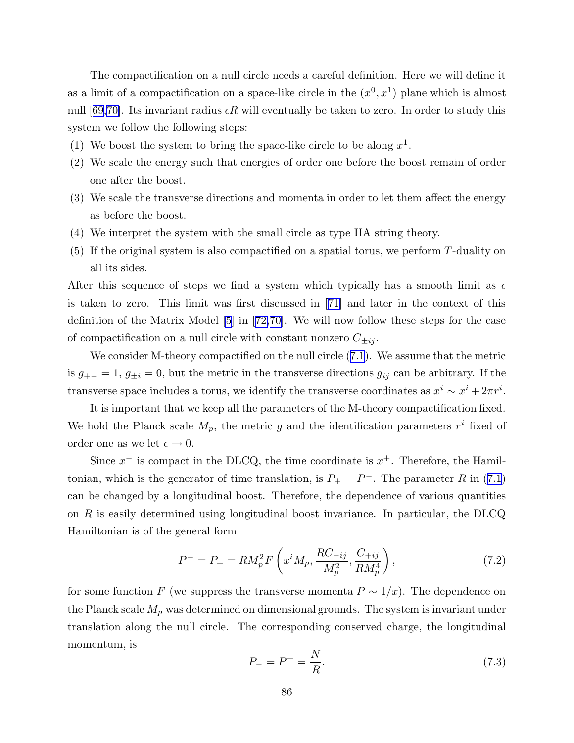The compactification on a null circle needs a careful definition. Here we will define it as a limit of a compactification on a space-like circle in the $(x^0, x^1)$ plane which is almost null [69,70]. Its invariant radius $\epsilon R$ will eventually be taken to zero. In order to study this system we follow the following steps:

(1) We boost the system to bring the space-like circle to be along $x^1$.

(2) We scale the energy such that energies of order one before the boost remain of order one after the boost.

(3) We scale the transverse directions and momenta in order to let them affect the energy as before the boost.

(4) We interpret the system with the small circle as type IIA string theory.

(5) If the original system is also compactified on a spatial torus, we perform $T$-duality on all its sides.

After this sequence of steps we find a system which typically has a smooth limit as $\epsilon$ is taken to zero. This limit was first discussed in [71] and later in the context of this definition of the Matrix Model [5] in [72,70]. We will now follow these steps for the case of compactification on a null circle with constant nonzero $C_{\pm ij}$.

We consider M-theory compactified on the null circle (7.1). We assume that the metric is $g_{+-} = 1$, $g_{\pm i} = 0$, but the metric in the transverse directions $g_{ij}$ can be arbitrary. If the transverse space includes a torus, we identify the transverse coordinates as $x^i \sim x^i + 2\pi r^i$.

It is important that we keep all the parameters of the M-theory compactification fixed. We hold the Planck scale $M_p$, the metric $g$ and the identification parameters $r^i$ fixed of order one as we let $\epsilon \to 0$.

Since $x^-$ is compact in the DLCQ, the time coordinate is $x^+$. Therefore, the Hamiltonian, which is the generator of time translation, is $P_+ = P^-$. The parameter $R$ in (7.1) can be changed by a longitudinal boost. Therefore, the dependence of various quantities on $R$ is easily determined using longitudinal boost invariance. In particular, the DLCQ Hamiltonian is of the general form

$$P^- = P_+ = RM_p^2 F\left(x^i M_p, \frac{RC_{-ij}}{M_p^2}, \frac{C_{+ij}}{RM_p^4}\right), \tag{7.2}$$

for some function $F$ (we suppress the transverse momenta $P \sim 1/x$). The dependence on the Planck scale $M_p$ was determined on dimensional grounds. The system is invariant under translation along the null circle. The corresponding conserved charge, the longitudinal momentum, is

$$P_- = P^+ = \frac{N}{R}. \tag{7.3}$$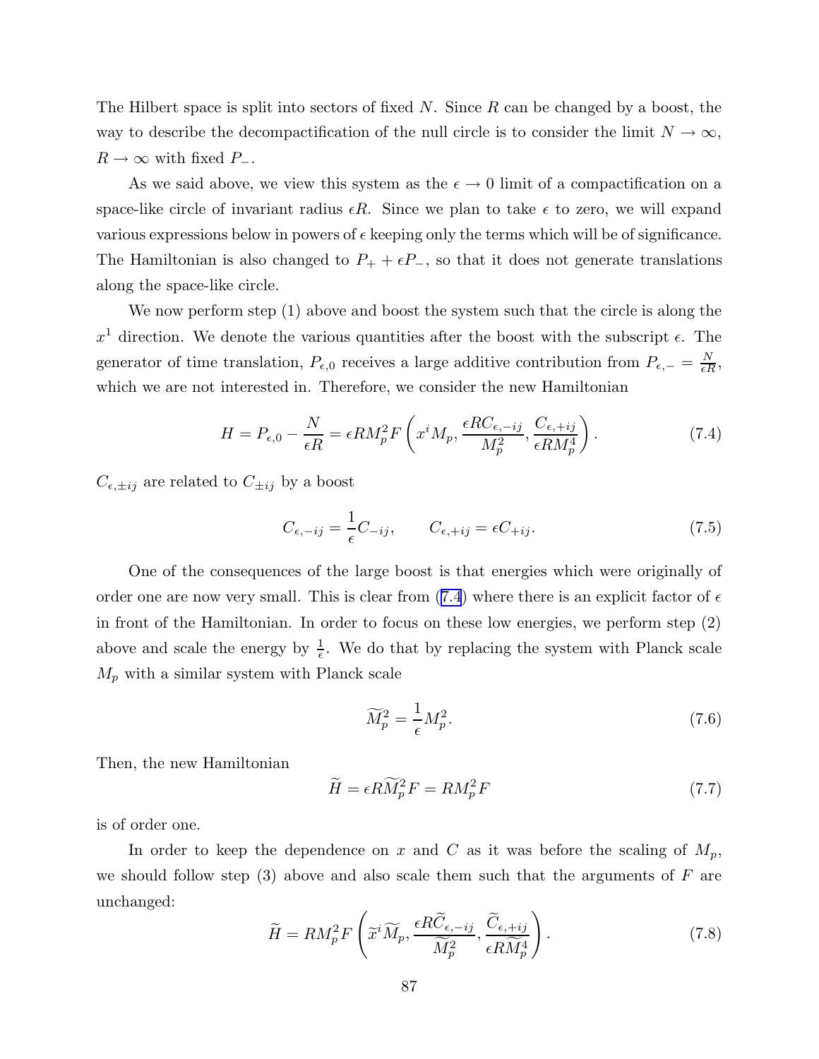The Hilbert space is split into sectors of fixed $N$. Since $R$ can be changed by a boost, the way to describe the decompactification of the null circle is to consider the limit $N \to \infty$, $R \to \infty$ with fixed $P_-$.

As we said above, we view this system as the $\epsilon \to 0$ limit of a compactification on a space-like circle of invariant radius $\epsilon R$. Since we plan to take $\epsilon$ to zero, we will expand various expressions below in powers of $\epsilon$ keeping only the terms which will be of significance. The Hamiltonian is also changed to $P_+ + \epsilon P_-$, so that it does not generate translations along the space-like circle.

We now perform step (1) above and boost the system such that the circle is along the $x^1$ direction. We denote the various quantities after the boost with the subscript $\epsilon$. The generator of time translation, $P_{\epsilon,0}$ receives a large additive contribution from $P_{\epsilon,-} = \frac{N}{\epsilon R}$, which we are not interested in. Therefore, we consider the new Hamiltonian

$$H = P_{\epsilon,0} - \frac{N}{\epsilon R} = \epsilon R M_p^2 F\left(x^i M_p, \frac{\epsilon R C_{\epsilon,-ij}}{M_p^2}, \frac{C_{\epsilon,+ij}}{\epsilon R M_p^4}\right). \tag{7.4}$$

$C_{\epsilon,\pm ij}$ are related to $C_{\pm ij}$ by a boost

$$C_{\epsilon,-ij} = \frac{1}{\epsilon} C_{-ij}, \qquad C_{\epsilon,+ij} = \epsilon C_{+ij}. \tag{7.5}$$

One of the consequences of the large boost is that energies which were originally of order one are now very small. This is clear from (7.4) where there is an explicit factor of $\epsilon$ in front of the Hamiltonian. In order to focus on these low energies, we perform step (2) above and scale the energy by $\frac{1}{\epsilon}$. We do that by replacing the system with Planck scale $M_p$ with a similar system with Planck scale

$$\widetilde{M}_p^2 = \frac{1}{\epsilon} M_p^2. \tag{7.6}$$

Then, the new Hamiltonian

$$\widetilde{H} = \epsilon R \widetilde{M}_p^2 F = R M_p^2 F \tag{7.7}$$

is of order one.

In order to keep the dependence on $x$ and $C$ as it was before the scaling of $M_p$, we should follow step (3) above and also scale them such that the arguments of $F$ are unchanged:

$$\widetilde{H} = R M_p^2 F\left(\widetilde{x}^i \widetilde{M}_p, \frac{\epsilon R \widetilde{C}_{\epsilon,-ij}}{\widetilde{M}_p^2}, \frac{\widetilde{C}_{\epsilon,+ij}}{\epsilon R \widetilde{M}_p^4}\right). \tag{7.8}$$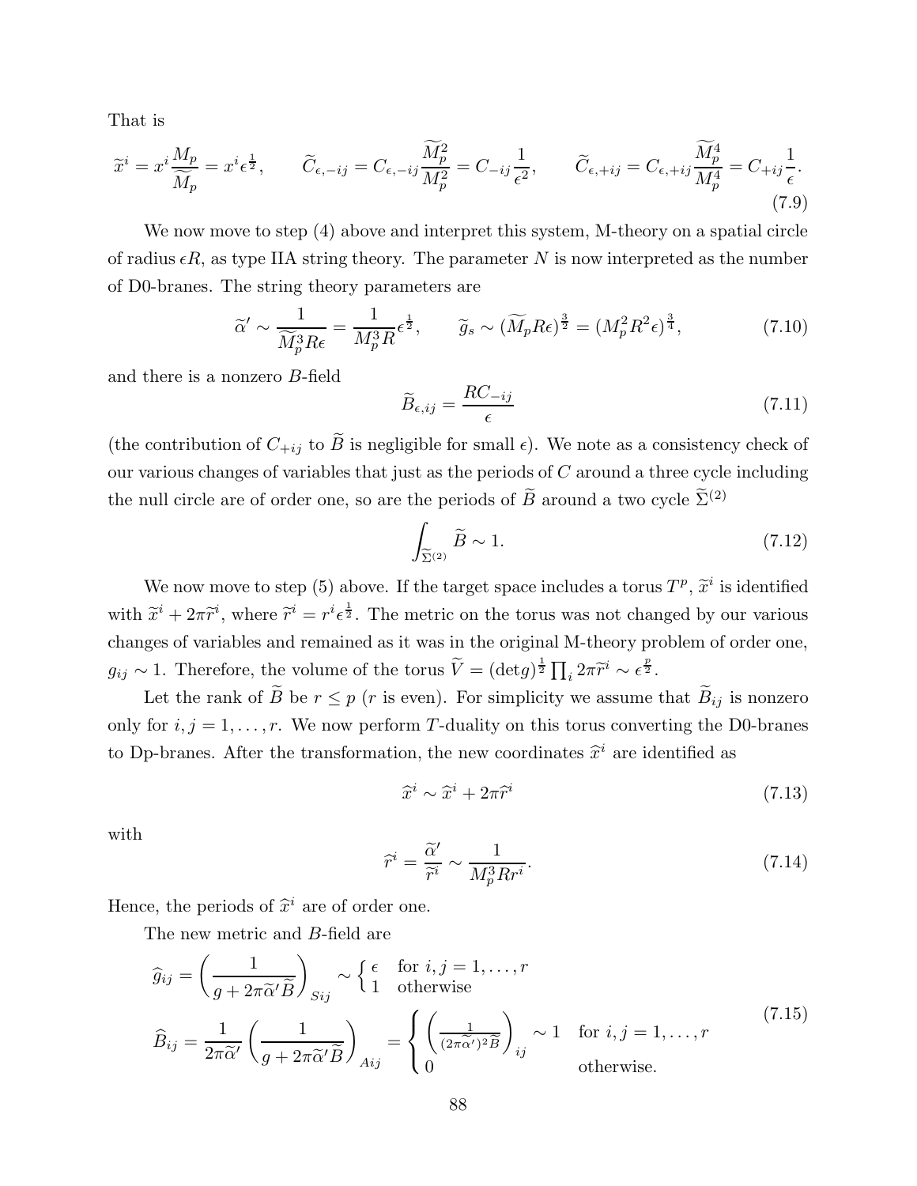That is

$$\widetilde{x}^i = x^i \frac{M_p}{\widetilde{M}_p} = x^i \epsilon^{\frac{1}{2}}, \qquad \widetilde{C}_{\epsilon,-ij} = C_{\epsilon,-ij} \frac{\widetilde{M}_p^2}{M_p^2} = C_{-ij}\frac{1}{\epsilon^2}, \qquad \widetilde{C}_{\epsilon,+ij} = C_{\epsilon,+ij}\frac{\widetilde{M}_p^4}{M_p^4} = C_{+ij}\frac{1}{\epsilon}. \tag{7.9}$$

We now move to step (4) above and interpret this system, M-theory on a spatial circle of radius $\epsilon R$, as type IIA string theory. The parameter $N$ is now interpreted as the number of D0-branes. The string theory parameters are

$$\widetilde{\alpha}' \sim \frac{1}{\widetilde{M}_p^3 R\epsilon} = \frac{1}{M_p^3 R}\epsilon^{\frac{1}{2}}, \qquad \widetilde{g}_s \sim (\widetilde{M}_p R\epsilon)^{\frac{3}{2}} = (M_p^2 R^2 \epsilon)^{\frac{3}{4}}, \tag{7.10}$$

and there is a nonzero $B$-field

$$\widetilde{B}_{\epsilon,ij} = \frac{RC_{-ij}}{\epsilon} \tag{7.11}$$

(the contribution of $C_{+ij}$ to $\widetilde{B}$ is negligible for small $\epsilon$). We note as a consistency check of our various changes of variables that just as the periods of $C$ around a three cycle including the null circle are of order one, so are the periods of $\widetilde{B}$ around a two cycle $\widetilde{\Sigma}^{(2)}$

$$\int_{\widetilde{\Sigma}^{(2)}} \widetilde{B} \sim 1. \tag{7.12}$$

We now move to step (5) above. If the target space includes a torus $T^p$, $\widetilde{x}^i$ is identified with $\widetilde{x}^i + 2\pi\widetilde{r}^i$, where $\widetilde{r}^i = r^i\epsilon^{\frac{1}{2}}$. The metric on the torus was not changed by our various changes of variables and remained as it was in the original M-theory problem of order one, $g_{ij} \sim 1$. Therefore, the volume of the torus $\widetilde{V} = (\det g)^{\frac{1}{2}} \prod_i 2\pi\widetilde{r}^i \sim \epsilon^{\frac{p}{2}}$.

Let the rank of $\widetilde{B}$ be $r \leq p$ ($r$ is even). For simplicity we assume that $\widetilde{B}_{ij}$ is nonzero only for $i,j = 1,\ldots,r$. We now perform $T$-duality on this torus converting the D0-branes to Dp-branes. After the transformation, the new coordinates $\widehat{x}^i$ are identified as

$$\widehat{x}^i \sim \widehat{x}^i + 2\pi\widehat{r}^i \tag{7.13}$$

with

$$\widehat{r}^i = \frac{\widetilde{\alpha}'}{\widetilde{r}^i} \sim \frac{1}{M_p^3 R r^i}. \tag{7.14}$$

Hence, the periods of $\widehat{x}^i$ are of order one.

The new metric and $B$-field are

$$\begin{aligned}
\widehat{g}_{ij} &= \left(\frac{1}{g + 2\pi\widetilde{\alpha}'\widetilde{B}}\right)_{Sij} \sim \begin{cases} \epsilon & \text{for } i,j = 1,\ldots,r \\ 1 & \text{otherwise} \end{cases} \\
\widehat{B}_{ij} &= \frac{1}{2\pi\widetilde{\alpha}'}\left(\frac{1}{g + 2\pi\widetilde{\alpha}'\widetilde{B}}\right)_{Aij} = \begin{cases} \left(\frac{1}{(2\pi\widetilde{\alpha}')^2\widetilde{B}}\right)_{ij} \sim 1 & \text{for } i,j = 1,\ldots,r \\ 0 & \text{otherwise.} \end{cases}
\end{aligned} \tag{7.15}$$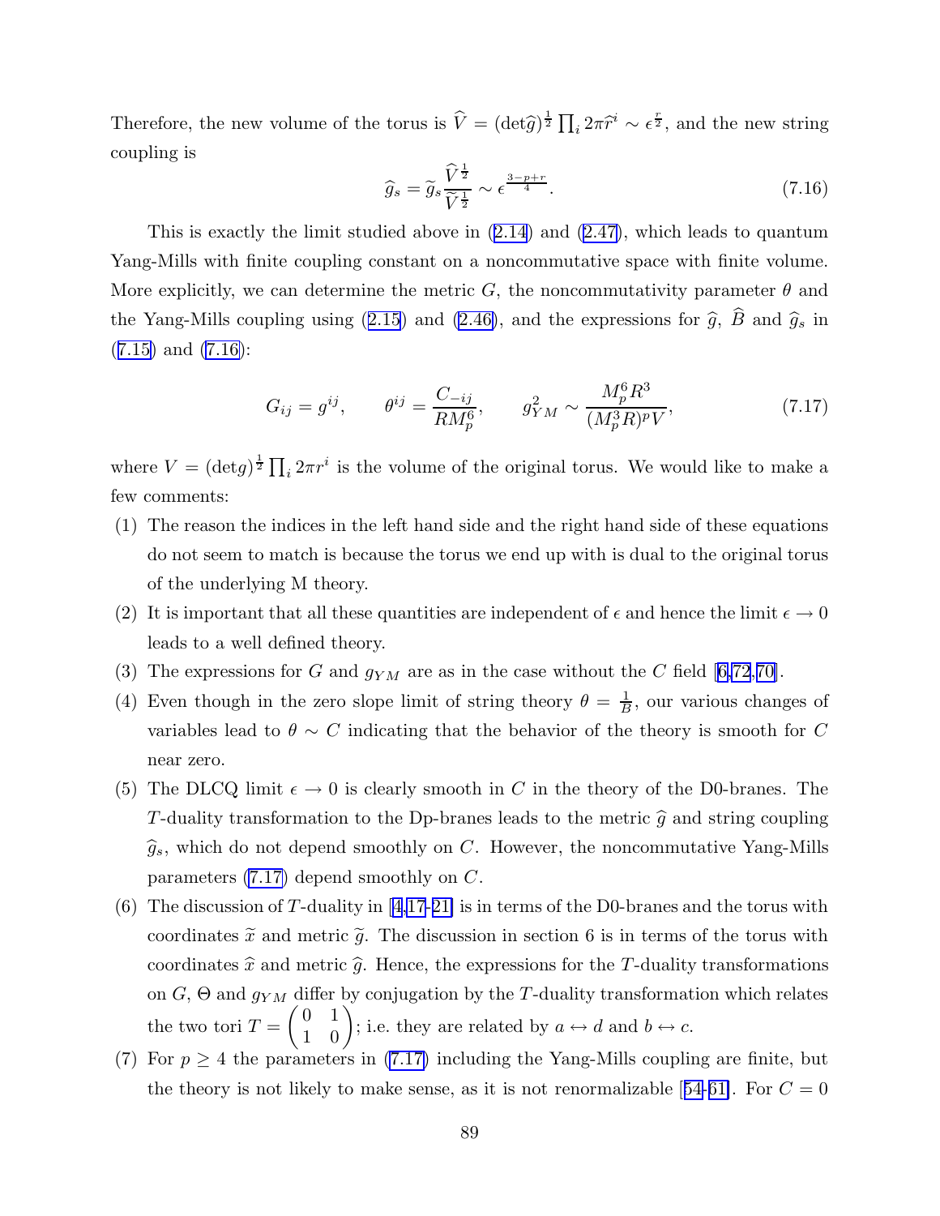Therefore, the new volume of the torus is $\widehat{V} = (\det \widehat{g})^{\frac{1}{2}} \prod_i 2\pi \widehat{r}^i \sim \epsilon^{\frac{r}{2}}$, and the new string coupling is

$$\widehat{g}_s = \widetilde{g}_s \frac{\widehat{V}^{\frac{1}{2}}}{\widetilde{V}^{\frac{1}{2}}} \sim \epsilon^{\frac{3-p+r}{4}}. \tag{7.16}$$

This is exactly the limit studied above in (2.14) and (2.47), which leads to quantum Yang-Mills with finite coupling constant on a noncommutative space with finite volume. More explicitly, we can determine the metric $G$, the noncommutativity parameter $\theta$ and the Yang-Mills coupling using (2.15) and (2.46), and the expressions for $\widehat{g}$, $\widehat{B}$ and $\widehat{g}_s$ in (7.15) and (7.16):

$$G_{ij} = g^{ij}, \qquad \theta^{ij} = \frac{C_{-ij}}{RM_p^6}, \qquad g_{YM}^2 \sim \frac{M_p^6 R^3}{(M_p^3 R)^p V}, \tag{7.17}$$

where $V = (\det g)^{\frac{1}{2}} \prod_i 2\pi r^i$ is the volume of the original torus. We would like to make a few comments:

(1) The reason the indices in the left hand side and the right hand side of these equations do not seem to match is because the torus we end up with is dual to the original torus of the underlying M theory.

(2) It is important that all these quantities are independent of $\epsilon$ and hence the limit $\epsilon \to 0$ leads to a well defined theory.

(3) The expressions for $G$ and $g_{YM}$ are as in the case without the $C$ field [6,72,70].

(4) Even though in the zero slope limit of string theory $\theta = \frac{1}{B}$, our various changes of variables lead to $\theta \sim C$ indicating that the behavior of the theory is smooth for $C$ near zero.

(5) The DLCQ limit $\epsilon \to 0$ is clearly smooth in $C$ in the theory of the D0-branes. The $T$-duality transformation to the Dp-branes leads to the metric $\widehat{g}$ and string coupling $\widehat{g}_s$, which do not depend smoothly on $C$. However, the noncommutative Yang-Mills parameters (7.17) depend smoothly on $C$.

(6) The discussion of $T$-duality in [4,17-21] is in terms of the D0-branes and the torus with coordinates $\widetilde{x}$ and metric $\widetilde{g}$. The discussion in section 6 is in terms of the torus with coordinates $\widehat{x}$ and metric $\widehat{g}$. Hence, the expressions for the $T$-duality transformations on $G$, $\Theta$ and $g_{YM}$ differ by conjugation by the $T$-duality transformation which relates the two tori $T = \begin{pmatrix} 0 & 1 \\ 1 & 0 \end{pmatrix}$; i.e. they are related by $a \leftrightarrow d$ and $b \leftrightarrow c$.

(7) For $p \geq 4$ the parameters in (7.17) including the Yang-Mills coupling are finite, but the theory is not likely to make sense, as it is not renormalizable [54-61]. For $C = 0$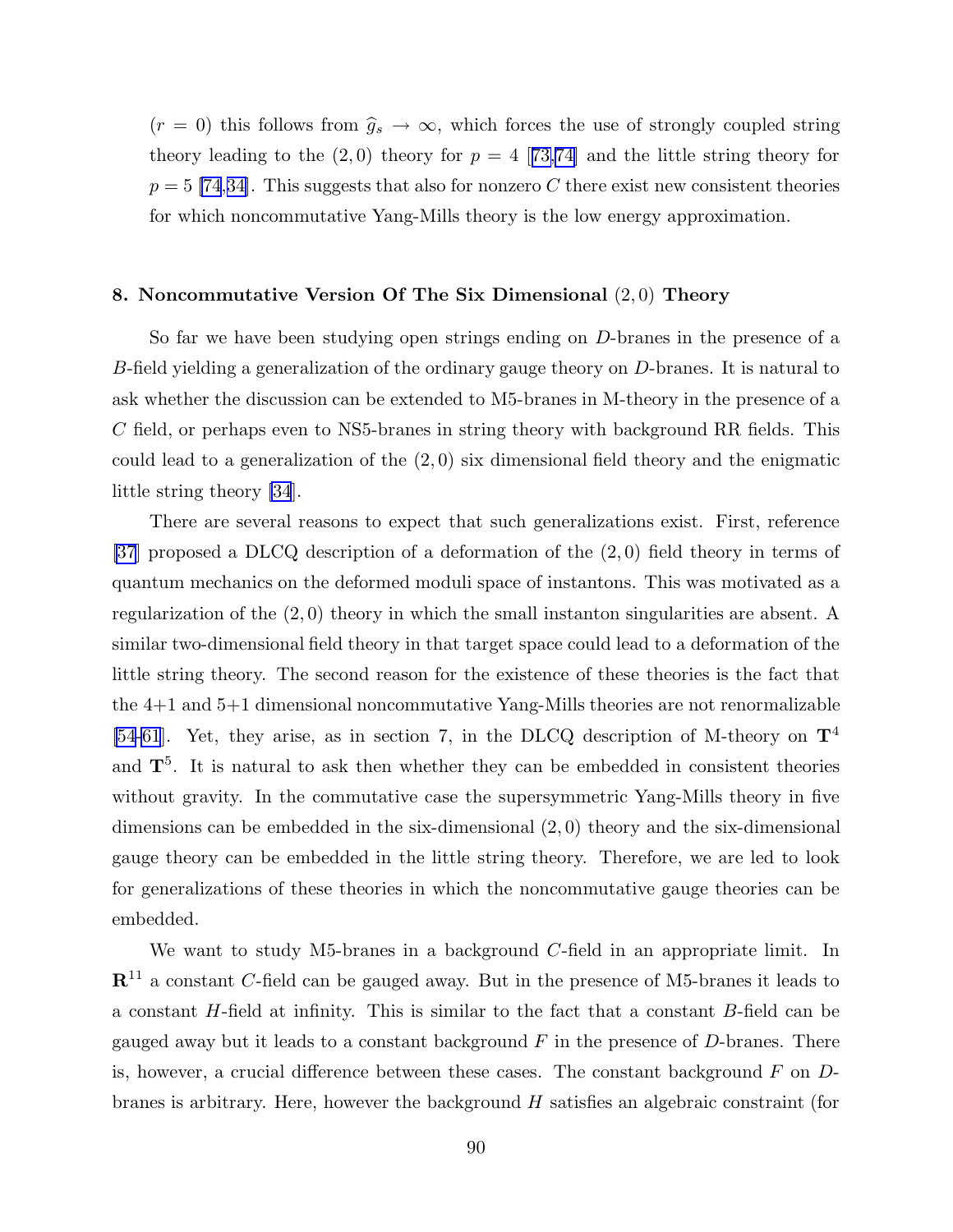($r = 0$) this follows from $\widehat{g}_s \to \infty$, which forces the use of strongly coupled string theory leading to the $(2,0)$ theory for $p = 4$ [73,74] and the little string theory for $p = 5$ [74,34]. This suggests that also for nonzero $C$ there exist new consistent theories for which noncommutative Yang-Mills theory is the low energy approximation.

## 8. Noncommutative Version Of The Six Dimensional $(2,0)$ Theory

So far we have been studying open strings ending on $D$-branes in the presence of a $B$-field yielding a generalization of the ordinary gauge theory on $D$-branes. It is natural to ask whether the discussion can be extended to M5-branes in M-theory in the presence of a $C$ field, or perhaps even to NS5-branes in string theory with background RR fields. This could lead to a generalization of the $(2,0)$ six dimensional field theory and the enigmatic little string theory [34].

There are several reasons to expect that such generalizations exist. First, reference [37] proposed a DLCQ description of a deformation of the $(2,0)$ field theory in terms of quantum mechanics on the deformed moduli space of instantons. This was motivated as a regularization of the $(2,0)$ theory in which the small instanton singularities are absent. A similar two-dimensional field theory in that target space could lead to a deformation of the little string theory. The second reason for the existence of these theories is the fact that the 4+1 and 5+1 dimensional noncommutative Yang-Mills theories are not renormalizable [54-61]. Yet, they arise, as in section 7, in the DLCQ description of M-theory on $\mathbf{T}^4$ and $\mathbf{T}^5$. It is natural to ask then whether they can be embedded in consistent theories without gravity. In the commutative case the supersymmetric Yang-Mills theory in five dimensions can be embedded in the six-dimensional $(2,0)$ theory and the six-dimensional gauge theory can be embedded in the little string theory. Therefore, we are led to look for generalizations of these theories in which the noncommutative gauge theories can be embedded.

We want to study M5-branes in a background $C$-field in an appropriate limit. In $\mathbf{R}^{11}$ a constant $C$-field can be gauged away. But in the presence of M5-branes it leads to a constant $H$-field at infinity. This is similar to the fact that a constant $B$-field can be gauged away but it leads to a constant background $F$ in the presence of $D$-branes. There is, however, a crucial difference between these cases. The constant background $F$ on $D$-branes is arbitrary. Here, however the background $H$ satisfies an algebraic constraint (for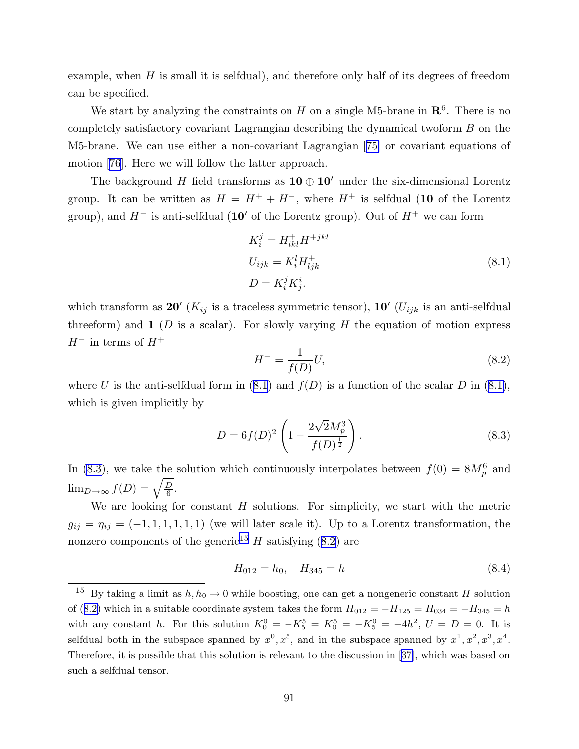example, when $H$ is small it is selfdual), and therefore only half of its degrees of freedom can be specified.

We start by analyzing the constraints on $H$ on a single M5-brane in $\mathbf{R}^6$. There is no completely satisfactory covariant Lagrangian describing the dynamical twoform $B$ on the M5-brane. We can use either a non-covariant Lagrangian [75] or covariant equations of motion [76]. Here we will follow the latter approach.

The background $H$ field transforms as $\mathbf{10} \oplus \mathbf{10'}$ under the six-dimensional Lorentz group. It can be written as $H = H^+ + H^-$, where $H^+$ is selfdual ($\mathbf{10}$ of the Lorentz group), and $H^-$ is anti-selfdual ($\mathbf{10'}$ of the Lorentz group). Out of $H^+$ we can form

$$
\begin{aligned}
K_i^j &= H^+_{ikl} H^{+jkl} \\
U_{ijk} &= K_i^l H^+_{ljk} \\
D &= K_i^j K_j^i.
\end{aligned}
\tag{8.1}
$$

which transform as $\mathbf{20'}$ ($K_{ij}$ is a traceless symmetric tensor), $\mathbf{10'}$ ($U_{ijk}$ is an anti-selfdual threeform) and $\mathbf{1}$ ($D$ is a scalar). For slowly varying $H$ the equation of motion express $H^-$ in terms of $H^+$

$$
H^- = \frac{1}{f(D)} U,
\tag{8.2}
$$

where $U$ is the anti-selfdual form in (8.1) and $f(D)$ is a function of the scalar $D$ in (8.1), which is given implicitly by

$$
D = 6 f(D)^2 \left( 1 - \frac{2\sqrt{2} M_p^3}{f(D)^{\frac{1}{2}}} \right).
\tag{8.3}
$$

In (8.3), we take the solution which continuously interpolates between $f(0) = 8M_p^6$ and $\lim_{D\to\infty} f(D) = \sqrt{\frac{D}{6}}$.

We are looking for constant $H$ solutions. For simplicity, we start with the metric $g_{ij} = \eta_{ij} = (-1, 1, 1, 1, 1, 1)$ (we will later scale it). Up to a Lorentz transformation, the nonzero components of the generic[15] $H$ satisfying (8.2) are

$$
H_{012} = h_0, \quad H_{345} = h
\tag{8.4}
$$

[15] By taking a limit as $h, h_0 \to 0$ while boosting, one can get a nongeneric constant $H$ solution of (8.2) which in a suitable coordinate system takes the form $H_{012} = -H_{125} = H_{034} = -H_{345} = h$ with any constant $h$. For this solution $K_0^0 = -K_5^5 = K_0^5 = -K_5^0 = -4h^2$, $U = D = 0$. It is selfdual both in the subspace spanned by $x^0, x^5$, and in the subspace spanned by $x^1, x^2, x^3, x^4$. Therefore, it is possible that this solution is relevant to the discussion in [37], which was based on such a selfdual tensor.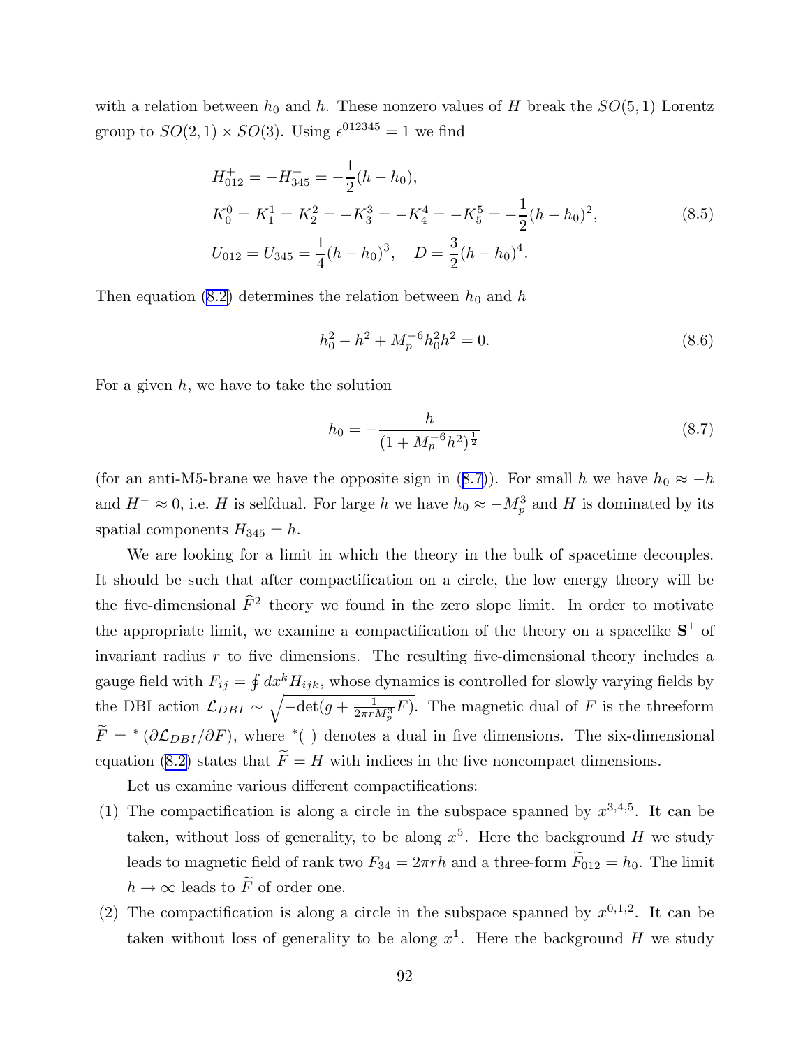with a relation between $h_0$ and $h$. These nonzero values of $H$ break the $SO(5,1)$ Lorentz group to $SO(2,1) \times SO(3)$. Using $\epsilon^{012345} = 1$ we find

$$
\begin{aligned}
&H^+_{012} = -H^+_{345} = -\frac{1}{2}(h - h_0), \\
&K^0_0 = K^1_1 = K^2_2 = -K^3_3 = -K^4_4 = -K^5_5 = -\frac{1}{2}(h - h_0)^2, \\
&U_{012} = U_{345} = \frac{1}{4}(h - h_0)^3, \quad D = \frac{3}{2}(h - h_0)^4.
\end{aligned} \tag{8.5}
$$

Then equation (8.2) determines the relation between $h_0$ and $h$

$$
h_0^2 - h^2 + M_p^{-6} h_0^2 h^2 = 0. \tag{8.6}
$$

For a given $h$, we have to take the solution

$$
h_0 = -\frac{h}{(1 + M_p^{-6} h^2)^{\frac{1}{2}}} \tag{8.7}
$$

(for an anti-M5-brane we have the opposite sign in (8.7)). For small $h$ we have $h_0 \approx -h$ and $H^- \approx 0$, i.e. $H$ is selfdual. For large $h$ we have $h_0 \approx -M_p^3$ and $H$ is dominated by its spatial components $H_{345} = h$.

We are looking for a limit in which the theory in the bulk of spacetime decouples. It should be such that after compactification on a circle, the low energy theory will be the five-dimensional $\widehat{F}^2$ theory we found in the zero slope limit. In order to motivate the appropriate limit, we examine a compactification of the theory on a spacelike $\mathbf{S}^1$ of invariant radius $r$ to five dimensions. The resulting five-dimensional theory includes a gauge field with $F_{ij} = \oint dx^k H_{ijk}$, whose dynamics is controlled for slowly varying fields by the DBI action $\mathcal{L}_{DBI} \sim \sqrt{-\det(g + \frac{1}{2\pi r M_p^3} F)}$. The magnetic dual of $F$ is the threeform $\widetilde{F} = {}^*(\partial \mathcal{L}_{DBI}/\partial F)$, where ${}^*(\ )$ denotes a dual in five dimensions. The six-dimensional equation (8.2) states that $\widetilde{F} = H$ with indices in the five noncompact dimensions.

Let us examine various different compactifications:

(1) The compactification is along a circle in the subspace spanned by $x^{3,4,5}$. It can be taken, without loss of generality, to be along $x^5$. Here the background $H$ we study leads to magnetic field of rank two $F_{34} = 2\pi r h$ and a three-form $\widetilde{F}_{012} = h_0$. The limit $h \to \infty$ leads to $\widetilde{F}$ of order one.

(2) The compactification is along a circle in the subspace spanned by $x^{0,1,2}$. It can be taken without loss of generality to be along $x^1$. Here the background $H$ we study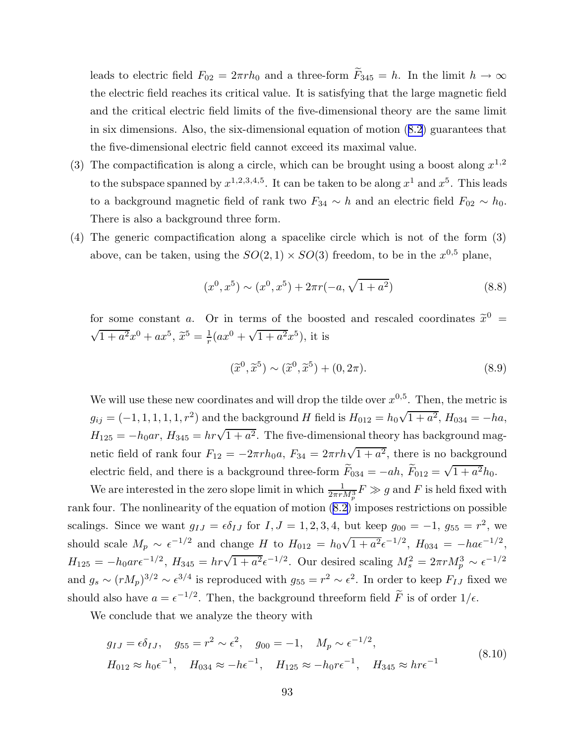leads to electric field $F_{02} = 2\pi r h_0$ and a three-form $\widetilde{F}_{345} = h$. In the limit $h \to \infty$ the electric field reaches its critical value. It is satisfying that the large magnetic field and the critical electric field limits of the five-dimensional theory are the same limit in six dimensions. Also, the six-dimensional equation of motion (8.2) guarantees that the five-dimensional electric field cannot exceed its maximal value.

(3) The compactification is along a circle, which can be brought using a boost along $x^{1,2}$ to the subspace spanned by $x^{1,2,3,4,5}$. It can be taken to be along $x^1$ and $x^5$. This leads to a background magnetic field of rank two $F_{34} \sim h$ and an electric field $F_{02} \sim h_0$. There is also a background three form.

(4) The generic compactification along a spacelike circle which is not of the form (3) above, can be taken, using the $SO(2,1) \times SO(3)$ freedom, to be in the $x^{0,5}$ plane,

$$(x^0, x^5) \sim (x^0, x^5) + 2\pi r(-a, \sqrt{1+a^2}) \tag{8.8}$$

for some constant $a$. Or in terms of the boosted and rescaled coordinates $\widetilde{x}^0 = \sqrt{1+a^2}x^0 + ax^5$, $\widetilde{x}^5 = \frac{1}{r}(ax^0 + \sqrt{1+a^2}x^5)$, it is

$$(\widetilde{x}^0, \widetilde{x}^5) \sim (\widetilde{x}^0, \widetilde{x}^5) + (0, 2\pi). \tag{8.9}$$

We will use these new coordinates and will drop the tilde over $x^{0,5}$. Then, the metric is $g_{ij} = (-1, 1, 1, 1, 1, r^2)$ and the background $H$ field is $H_{012} = h_0\sqrt{1+a^2}$, $H_{034} = -ha$, $H_{125} = -h_0 ar$, $H_{345} = hr\sqrt{1+a^2}$. The five-dimensional theory has background magnetic field of rank four $F_{12} = -2\pi r h_0 a$, $F_{34} = 2\pi r h\sqrt{1+a^2}$, there is no background electric field, and there is a background three-form $\widetilde{F}_{034} = -ah$, $\widetilde{F}_{012} = \sqrt{1+a^2}h_0$.

We are interested in the zero slope limit in which $\frac{1}{2\pi r M_p^3}F \gg g$ and $F$ is held fixed with rank four. The nonlinearity of the equation of motion (8.2) imposes restrictions on possible scalings. Since we want $g_{IJ} = \epsilon\delta_{IJ}$ for $I, J = 1, 2, 3, 4$, but keep $g_{00} = -1$, $g_{55} = r^2$, we should scale $M_p \sim \epsilon^{-1/2}$ and change $H$ to $H_{012} = h_0\sqrt{1+a^2}\epsilon^{-1/2}$, $H_{034} = -ha\epsilon^{-1/2}$, $H_{125} = -h_0 ar\epsilon^{-1/2}$, $H_{345} = hr\sqrt{1+a^2}\epsilon^{-1/2}$. Our desired scaling $M_s^2 = 2\pi r M_p^3 \sim \epsilon^{-1/2}$ and $g_s \sim (rM_p)^{3/2} \sim \epsilon^{3/4}$ is reproduced with $g_{55} = r^2 \sim \epsilon^2$. In order to keep $F_{IJ}$ fixed we should also have $a = \epsilon^{-1/2}$. Then, the background threeform field $\widetilde{F}$ is of order $1/\epsilon$.

We conclude that we analyze the theory with

$$\begin{aligned} &g_{IJ} = \epsilon\delta_{IJ}, \quad g_{55} = r^2 \sim \epsilon^2, \quad g_{00} = -1, \quad M_p \sim \epsilon^{-1/2}, \\ &H_{012} \approx h_0\epsilon^{-1}, \quad H_{034} \approx -h\epsilon^{-1}, \quad H_{125} \approx -h_0 r\epsilon^{-1}, \quad H_{345} \approx hr\epsilon^{-1} \end{aligned} \tag{8.10}$$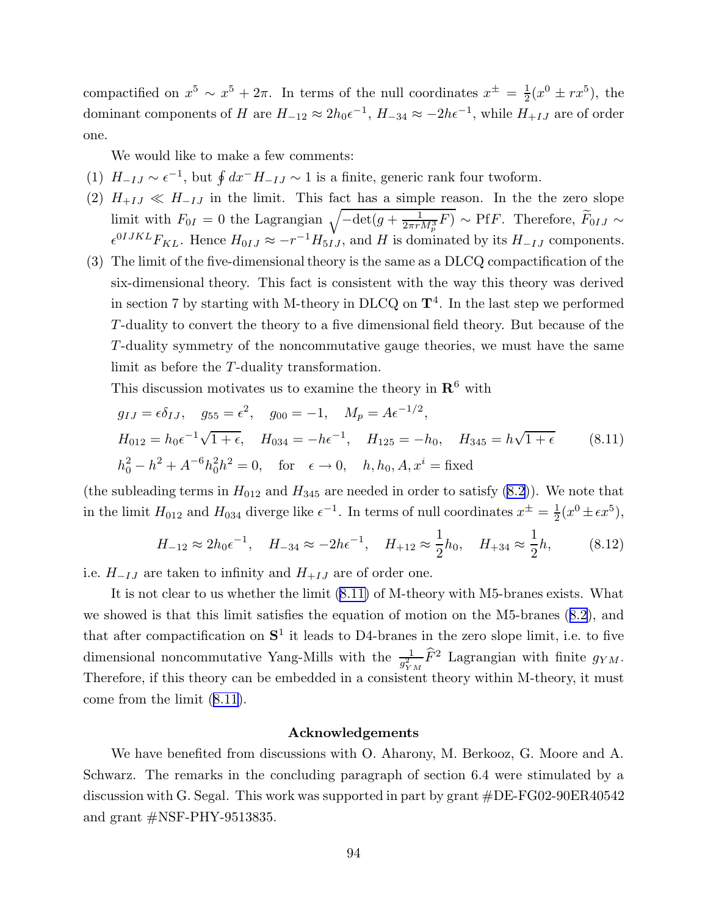compactified on $x^5 \sim x^5 + 2\pi$. In terms of the null coordinates $x^\pm = \frac{1}{2}(x^0 \pm r x^5)$, the dominant components of $H$ are $H_{-12} \approx 2h_0\epsilon^{-1}$, $H_{-34} \approx -2h\epsilon^{-1}$, while $H_{+IJ}$ are of order one.

We would like to make a few comments:

(1) $H_{-IJ} \sim \epsilon^{-1}$, but $\oint dx^- H_{-IJ} \sim 1$ is a finite, generic rank four twoform.

(2) $H_{+IJ} \ll H_{-IJ}$ in the limit. This fact has a simple reason. In the the zero slope limit with $F_{0I} = 0$ the Lagrangian $\sqrt{-\det(g + \frac{1}{2\pi r M_p^3} F)} \sim \mathrm{Pf} F$. Therefore, $\widetilde{F}_{0IJ} \sim \epsilon^{0IJKL} F_{KL}$. Hence $H_{0IJ} \approx -r^{-1} H_{5IJ}$, and $H$ is dominated by its $H_{-IJ}$ components.

(3) The limit of the five-dimensional theory is the same as a DLCQ compactification of the six-dimensional theory. This fact is consistent with the way this theory was derived in section 7 by starting with M-theory in DLCQ on $\mathbf{T}^4$. In the last step we performed $T$-duality to convert the theory to a five dimensional field theory. But because of the $T$-duality symmetry of the noncommutative gauge theories, we must have the same limit as before the $T$-duality transformation.

This discussion motivates us to examine the theory in $\mathbf{R}^6$ with

$$
\begin{aligned}
&g_{IJ} = \epsilon \delta_{IJ}, \quad g_{55} = \epsilon^2, \quad g_{00} = -1, \quad M_p = A\epsilon^{-1/2}, \\
&H_{012} = h_0 \epsilon^{-1}\sqrt{1+\epsilon}, \quad H_{034} = -h\epsilon^{-1}, \quad H_{125} = -h_0, \quad H_{345} = h\sqrt{1+\epsilon} \\
&h_0^2 - h^2 + A^{-6} h_0^2 h^2 = 0, \quad \text{for} \quad \epsilon \to 0, \quad h, h_0, A, x^i = \text{fixed}
\end{aligned}
\tag{8.11}
$$

(the subleading terms in $H_{012}$ and $H_{345}$ are needed in order to satisfy (8.2)). We note that in the limit $H_{012}$ and $H_{034}$ diverge like $\epsilon^{-1}$. In terms of null coordinates $x^\pm = \frac{1}{2}(x^0 \pm \epsilon x^5)$,

$$
H_{-12} \approx 2h_0\epsilon^{-1}, \quad H_{-34} \approx -2h\epsilon^{-1}, \quad H_{+12} \approx \frac{1}{2} h_0, \quad H_{+34} \approx \frac{1}{2} h, \tag{8.12}
$$

i.e. $H_{-IJ}$ are taken to infinity and $H_{+IJ}$ are of order one.

It is not clear to us whether the limit (8.11) of M-theory with M5-branes exists. What we showed is that this limit satisfies the equation of motion on the M5-branes (8.2), and that after compactification on $\mathbf{S}^1$ it leads to D4-branes in the zero slope limit, i.e. to five dimensional noncommutative Yang-Mills with the $\frac{1}{g_{YM}^2}\widehat{F}^2$ Lagrangian with finite $g_{YM}$. Therefore, if this theory can be embedded in a consistent theory within M-theory, it must come from the limit (8.11).

### Acknowledgements

We have benefited from discussions with O. Aharony, M. Berkooz, G. Moore and A. Schwarz. The remarks in the concluding paragraph of section 6.4 were stimulated by a discussion with G. Segal. This work was supported in part by grant #DE-FG02-90ER40542 and grant #NSF-PHY-9513835.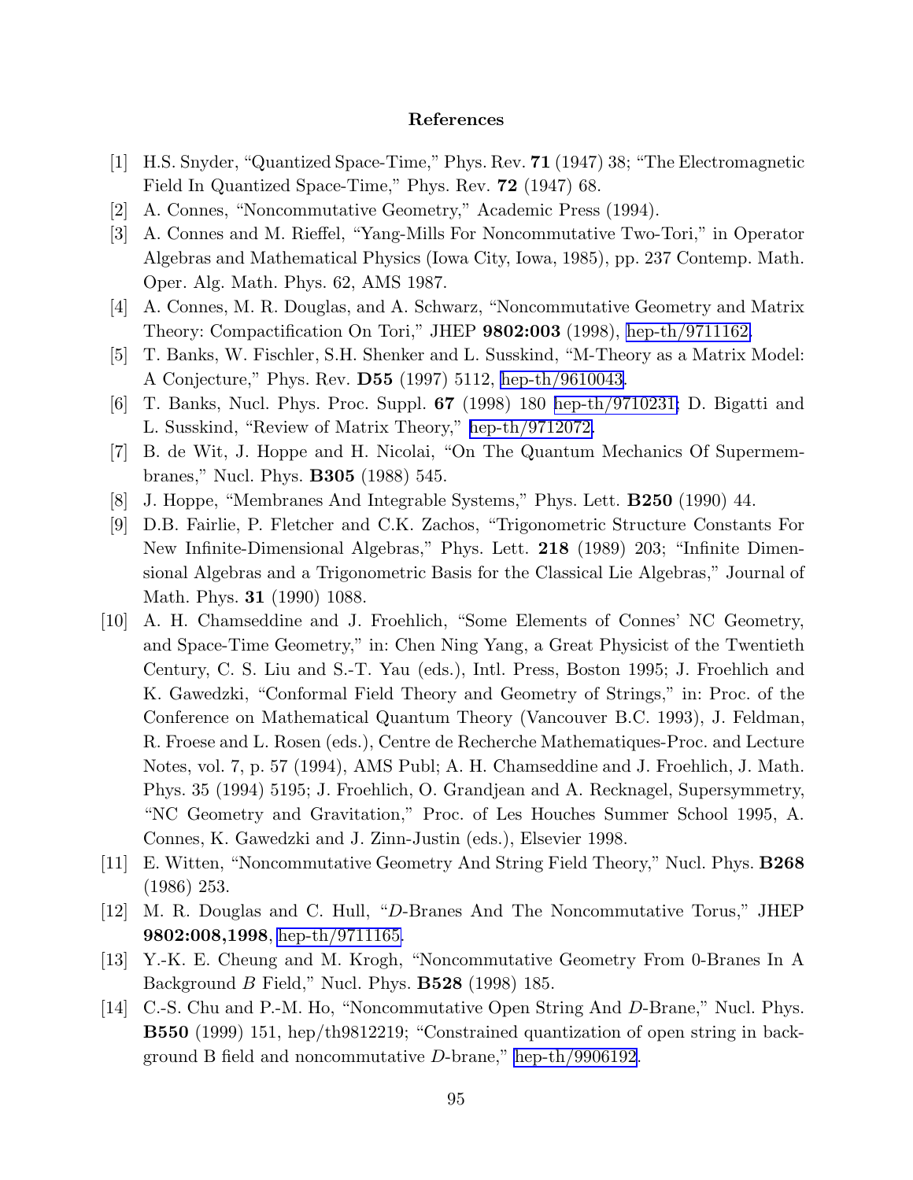## References

[1] H.S. Snyder, "Quantized Space-Time," Phys. Rev. **71** (1947) 38; "The Electromagnetic Field In Quantized Space-Time," Phys. Rev. **72** (1947) 68.

[2] A. Connes, "Noncommutative Geometry," Academic Press (1994).

[3] A. Connes and M. Rieffel, "Yang-Mills For Noncommutative Two-Tori," in Operator Algebras and Mathematical Physics (Iowa City, Iowa, 1985), pp. 237 Contemp. Math. Oper. Alg. Math. Phys. 62, AMS 1987.

[4] A. Connes, M. R. Douglas, and A. Schwarz, "Noncommutative Geometry and Matrix Theory: Compactification On Tori," JHEP **9802:003** (1998), hep-th/9711162.

[5] T. Banks, W. Fischler, S.H. Shenker and L. Susskind, "M-Theory as a Matrix Model: A Conjecture," Phys. Rev. **D55** (1997) 5112, hep-th/9610043.

[6] T. Banks, Nucl. Phys. Proc. Suppl. **67** (1998) 180 hep-th/9710231; D. Bigatti and L. Susskind, "Review of Matrix Theory," hep-th/9712072.

[7] B. de Wit, J. Hoppe and H. Nicolai, "On The Quantum Mechanics Of Supermembranes," Nucl. Phys. **B305** (1988) 545.

[8] J. Hoppe, "Membranes And Integrable Systems," Phys. Lett. **B250** (1990) 44.

[9] D.B. Fairlie, P. Fletcher and C.K. Zachos, "Trigonometric Structure Constants For New Infinite-Dimensional Algebras," Phys. Lett. **218** (1989) 203; "Infinite Dimensional Algebras and a Trigonometric Basis for the Classical Lie Algebras," Journal of Math. Phys. **31** (1990) 1088.

[10] A. H. Chamseddine and J. Froehlich, "Some Elements of Connes' NC Geometry, and Space-Time Geometry," in: Chen Ning Yang, a Great Physicist of the Twentieth Century, C. S. Liu and S.-T. Yau (eds.), Intl. Press, Boston 1995; J. Froehlich and K. Gawedzki, "Conformal Field Theory and Geometry of Strings," in: Proc. of the Conference on Mathematical Quantum Theory (Vancouver B.C. 1993), J. Feldman, R. Froese and L. Rosen (eds.), Centre de Recherche Mathematiques-Proc. and Lecture Notes, vol. 7, p. 57 (1994), AMS Publ; A. H. Chamseddine and J. Froehlich, J. Math. Phys. 35 (1994) 5195; J. Froehlich, O. Grandjean and A. Recknagel, Supersymmetry, "NC Geometry and Gravitation," Proc. of Les Houches Summer School 1995, A. Connes, K. Gawedzki and J. Zinn-Justin (eds.), Elsevier 1998.

[11] E. Witten, "Noncommutative Geometry And String Field Theory," Nucl. Phys. **B268** (1986) 253.

[12] M. R. Douglas and C. Hull, "*D*-Branes And The Noncommutative Torus," JHEP **9802:008,1998**, hep-th/9711165.

[13] Y.-K. E. Cheung and M. Krogh, "Noncommutative Geometry From 0-Branes In A Background *B* Field," Nucl. Phys. **B528** (1998) 185.

[14] C.-S. Chu and P.-M. Ho, "Noncommutative Open String And *D*-Brane," Nucl. Phys. **B550** (1999) 151, hep/th9812219; "Constrained quantization of open string in background B field and noncommutative *D*-brane," hep-th/9906192.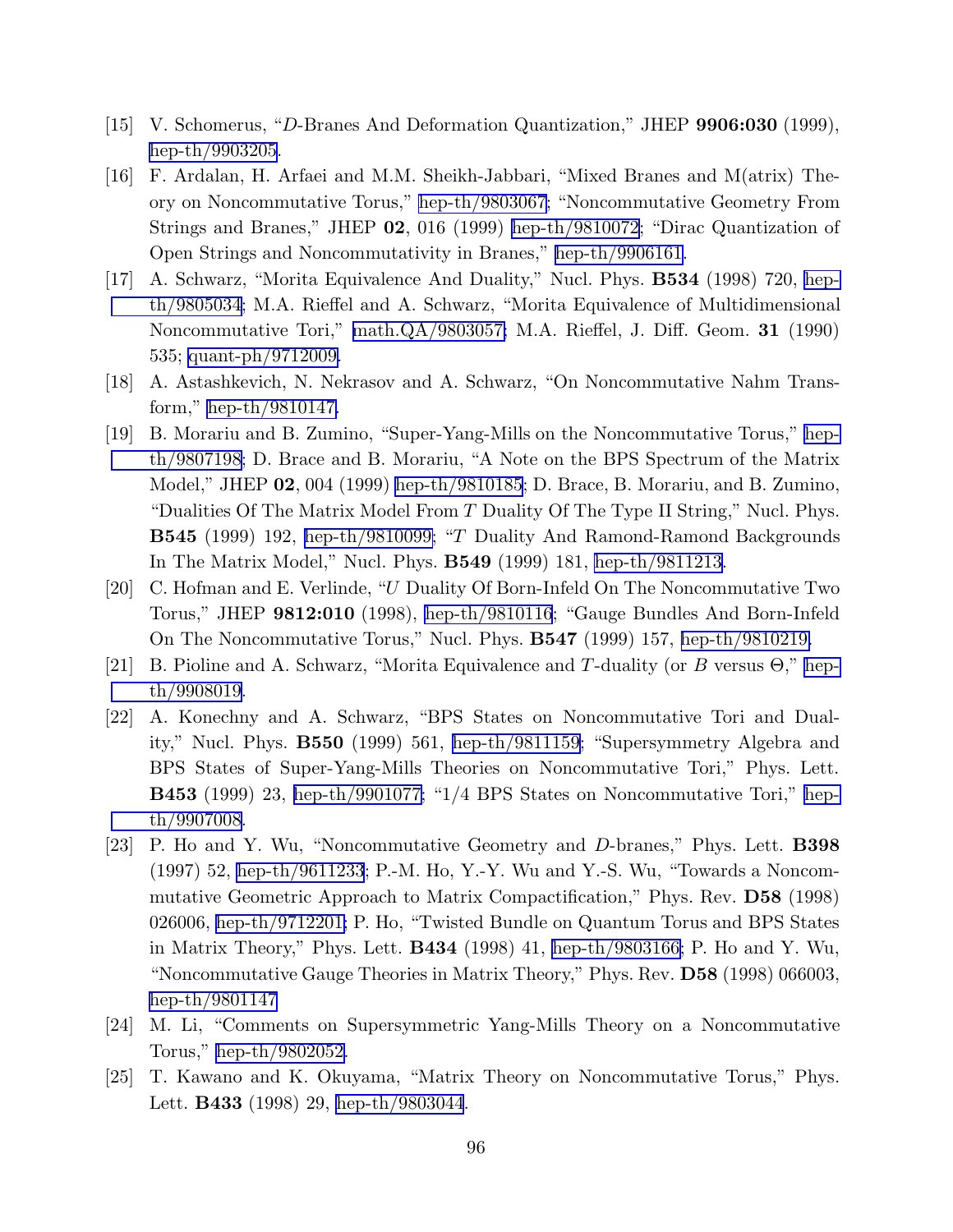[15] V. Schomerus, "$D$-Branes And Deformation Quantization," JHEP **9906:030** (1999), hep-th/9903205.

[16] F. Ardalan, H. Arfaei and M.M. Sheikh-Jabbari, "Mixed Branes and M(atrix) Theory on Noncommutative Torus," hep-th/9803067; "Noncommutative Geometry From Strings and Branes," JHEP **02**, 016 (1999) hep-th/9810072; "Dirac Quantization of Open Strings and Noncommutativity in Branes," hep-th/9906161.

[17] A. Schwarz, "Morita Equivalence And Duality," Nucl. Phys. **B534** (1998) 720, hep-th/9805034; M.A. Rieffel and A. Schwarz, "Morita Equivalence of Multidimensional Noncommutative Tori," math.QA/9803057; M.A. Rieffel, J. Diff. Geom. **31** (1990) 535; quant-ph/9712009.

[18] A. Astashkevich, N. Nekrasov and A. Schwarz, "On Noncommutative Nahm Transform," hep-th/9810147.

[19] B. Morariu and B. Zumino, "Super-Yang-Mills on the Noncommutative Torus," hep-th/9807198; D. Brace and B. Morariu, "A Note on the BPS Spectrum of the Matrix Model," JHEP **02**, 004 (1999) hep-th/9810185; D. Brace, B. Morariu, and B. Zumino, "Dualities Of The Matrix Model From $T$ Duality Of The Type II String," Nucl. Phys. **B545** (1999) 192, hep-th/9810099; "$T$ Duality And Ramond-Ramond Backgrounds In The Matrix Model," Nucl. Phys. **B549** (1999) 181, hep-th/9811213.

[20] C. Hofman and E. Verlinde, "$U$ Duality Of Born-Infeld On The Noncommutative Two Torus," JHEP **9812:010** (1998), hep-th/9810116; "Gauge Bundles And Born-Infeld On The Noncommutative Torus," Nucl. Phys. **B547** (1999) 157, hep-th/9810219.

[21] B. Pioline and A. Schwarz, "Morita Equivalence and $T$-duality (or $B$ versus $\Theta$," hep-th/9908019.

[22] A. Konechny and A. Schwarz, "BPS States on Noncommutative Tori and Duality," Nucl. Phys. **B550** (1999) 561, hep-th/9811159; "Supersymmetry Algebra and BPS States of Super-Yang-Mills Theories on Noncommutative Tori," Phys. Lett. **B453** (1999) 23, hep-th/9901077; "1/4 BPS States on Noncommutative Tori," hep-th/9907008.

[23] P. Ho and Y. Wu, "Noncommutative Geometry and $D$-branes," Phys. Lett. **B398** (1997) 52, hep-th/9611233; P.-M. Ho, Y.-Y. Wu and Y.-S. Wu, "Towards a Noncommutative Geometric Approach to Matrix Compactification," Phys. Rev. **D58** (1998) 026006, hep-th/9712201; P. Ho, "Twisted Bundle on Quantum Torus and BPS States in Matrix Theory," Phys. Lett. **B434** (1998) 41, hep-th/9803166; P. Ho and Y. Wu, "Noncommutative Gauge Theories in Matrix Theory," Phys. Rev. **D58** (1998) 066003, hep-th/9801147

[24] M. Li, "Comments on Supersymmetric Yang-Mills Theory on a Noncommutative Torus," hep-th/9802052.

[25] T. Kawano and K. Okuyama, "Matrix Theory on Noncommutative Torus," Phys. Lett. **B433** (1998) 29, hep-th/9803044.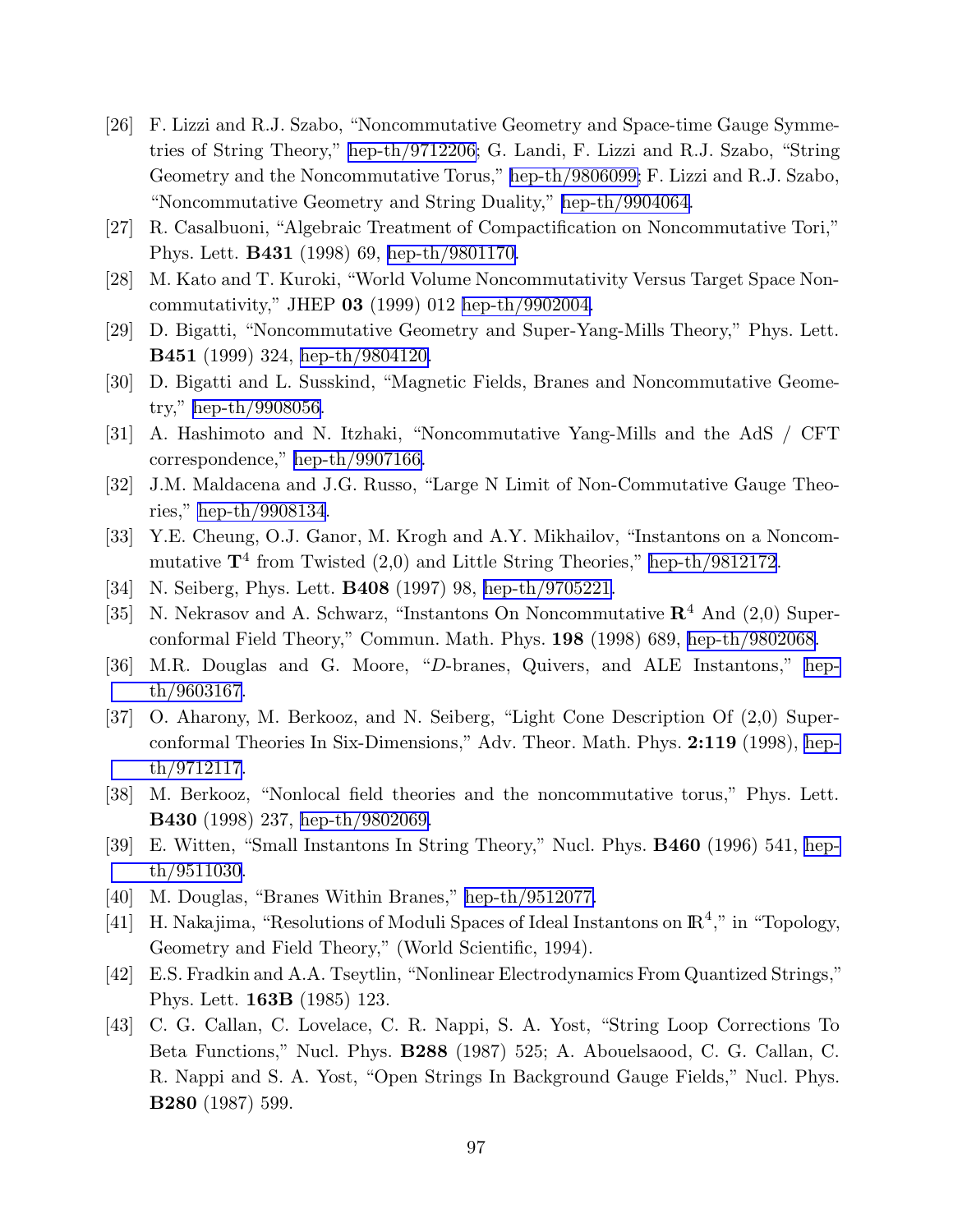[26] F. Lizzi and R.J. Szabo, "Noncommutative Geometry and Space-time Gauge Symmetries of String Theory," hep-th/9712206; G. Landi, F. Lizzi and R.J. Szabo, "String Geometry and the Noncommutative Torus," hep-th/9806099; F. Lizzi and R.J. Szabo, "Noncommutative Geometry and String Duality," hep-th/9904064.

[27] R. Casalbuoni, "Algebraic Treatment of Compactification on Noncommutative Tori," Phys. Lett. **B431** (1998) 69, hep-th/9801170.

[28] M. Kato and T. Kuroki, "World Volume Noncommutativity Versus Target Space Noncommutativity," JHEP **03** (1999) 012 hep-th/9902004.

[29] D. Bigatti, "Noncommutative Geometry and Super-Yang-Mills Theory," Phys. Lett. **B451** (1999) 324, hep-th/9804120.

[30] D. Bigatti and L. Susskind, "Magnetic Fields, Branes and Noncommutative Geometry," hep-th/9908056.

[31] A. Hashimoto and N. Itzhaki, "Noncommutative Yang-Mills and the AdS / CFT correspondence," hep-th/9907166.

[32] J.M. Maldacena and J.G. Russo, "Large N Limit of Non-Commutative Gauge Theories," hep-th/9908134.

[33] Y.E. Cheung, O.J. Ganor, M. Krogh and A.Y. Mikhailov, "Instantons on a Noncommutative $\mathbf{T}^4$ from Twisted (2,0) and Little String Theories," hep-th/9812172.

[34] N. Seiberg, Phys. Lett. **B408** (1997) 98, hep-th/9705221.

[35] N. Nekrasov and A. Schwarz, "Instantons On Noncommutative $\mathbf{R}^4$ And (2,0) Superconformal Field Theory," Commun. Math. Phys. **198** (1998) 689, hep-th/9802068.

[36] M.R. Douglas and G. Moore, "*D*-branes, Quivers, and ALE Instantons," hep-th/9603167.

[37] O. Aharony, M. Berkooz, and N. Seiberg, "Light Cone Description Of (2,0) Superconformal Theories In Six-Dimensions," Adv. Theor. Math. Phys. **2:119** (1998), hep-th/9712117.

[38] M. Berkooz, "Nonlocal field theories and the noncommutative torus," Phys. Lett. **B430** (1998) 237, hep-th/9802069.

[39] E. Witten, "Small Instantons In String Theory," Nucl. Phys. **B460** (1996) 541, hep-th/9511030.

[40] M. Douglas, "Branes Within Branes," hep-th/9512077.

[41] H. Nakajima, "Resolutions of Moduli Spaces of Ideal Instantons on $\mathbb{R}^4$," in "Topology, Geometry and Field Theory," (World Scientific, 1994).

[42] E.S. Fradkin and A.A. Tseytlin, "Nonlinear Electrodynamics From Quantized Strings," Phys. Lett. **163B** (1985) 123.

[43] C. G. Callan, C. Lovelace, C. R. Nappi, S. A. Yost, "String Loop Corrections To Beta Functions," Nucl. Phys. **B288** (1987) 525; A. Abouelsaood, C. G. Callan, C. R. Nappi and S. A. Yost, "Open Strings In Background Gauge Fields," Nucl. Phys. **B280** (1987) 599.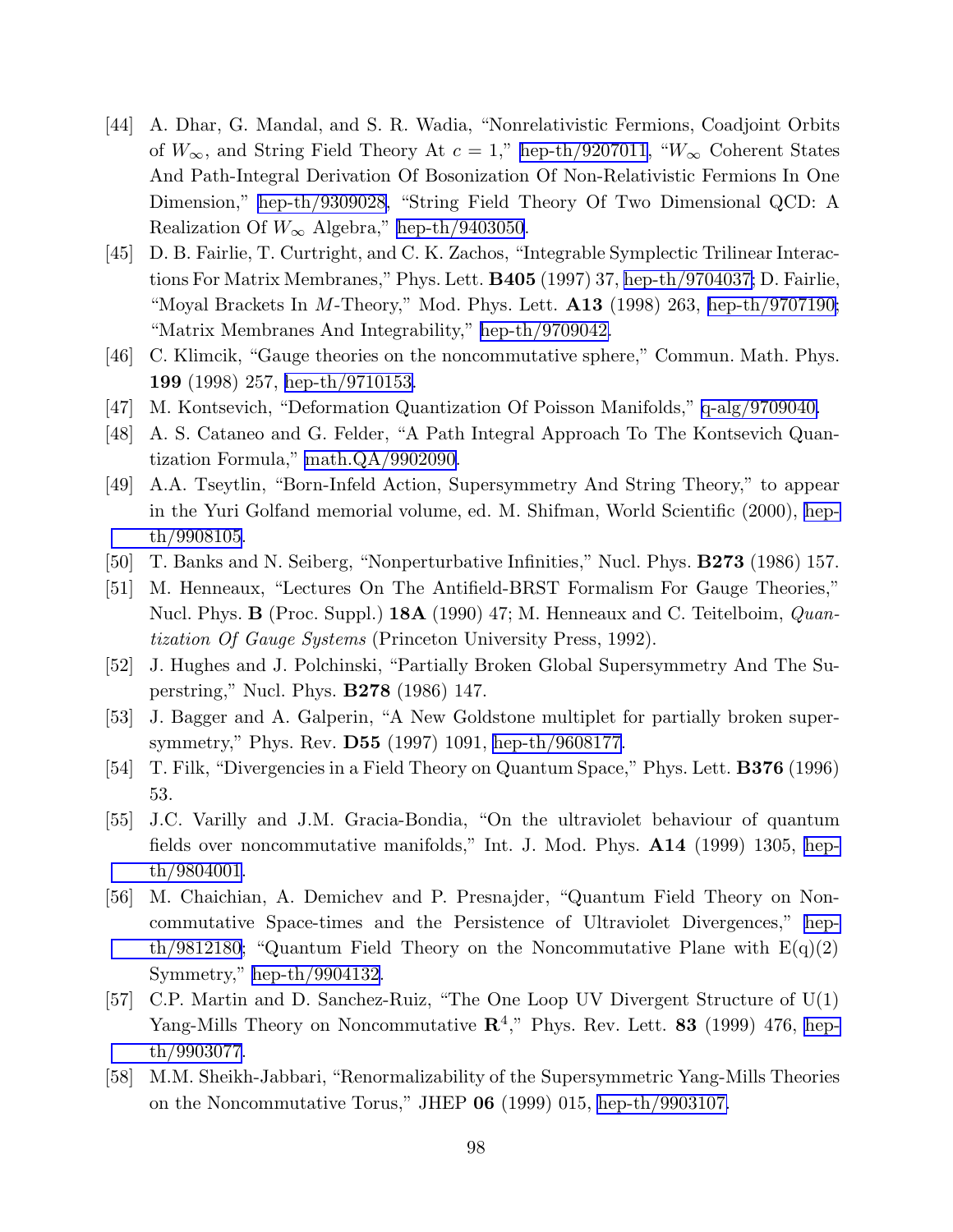[44] A. Dhar, G. Mandal, and S. R. Wadia, "Nonrelativistic Fermions, Coadjoint Orbits of $W_\infty$, and String Field Theory At $c = 1$," hep-th/9207011, "$W_\infty$ Coherent States And Path-Integral Derivation Of Bosonization Of Non-Relativistic Fermions In One Dimension," hep-th/9309028, "String Field Theory Of Two Dimensional QCD: A Realization Of $W_\infty$ Algebra," hep-th/9403050.

[45] D. B. Fairlie, T. Curtright, and C. K. Zachos, "Integrable Symplectic Trilinear Interactions For Matrix Membranes," Phys. Lett. **B405** (1997) 37, hep-th/9704037; D. Fairlie, "Moyal Brackets In $M$-Theory," Mod. Phys. Lett. **A13** (1998) 263, hep-th/9707190; "Matrix Membranes And Integrability," hep-th/9709042.

[46] C. Klimcik, "Gauge theories on the noncommutative sphere," Commun. Math. Phys. **199** (1998) 257, hep-th/9710153.

[47] M. Kontsevich, "Deformation Quantization Of Poisson Manifolds," q-alg/9709040.

[48] A. S. Cataneo and G. Felder, "A Path Integral Approach To The Kontsevich Quantization Formula," math.QA/9902090.

[49] A.A. Tseytlin, "Born-Infeld Action, Supersymmetry And String Theory," to appear in the Yuri Golfand memorial volume, ed. M. Shifman, World Scientific (2000), hep-th/9908105.

[50] T. Banks and N. Seiberg, "Nonperturbative Infinities," Nucl. Phys. **B273** (1986) 157.

[51] M. Henneaux, "Lectures On The Antifield-BRST Formalism For Gauge Theories," Nucl. Phys. **B** (Proc. Suppl.) **18A** (1990) 47; M. Henneaux and C. Teitelboim, *Quantization Of Gauge Systems* (Princeton University Press, 1992).

[52] J. Hughes and J. Polchinski, "Partially Broken Global Supersymmetry And The Superstring," Nucl. Phys. **B278** (1986) 147.

[53] J. Bagger and A. Galperin, "A New Goldstone multiplet for partially broken supersymmetry," Phys. Rev. **D55** (1997) 1091, hep-th/9608177.

[54] T. Filk, "Divergencies in a Field Theory on Quantum Space," Phys. Lett. **B376** (1996) 53.

[55] J.C. Varilly and J.M. Gracia-Bondia, "On the ultraviolet behaviour of quantum fields over noncommutative manifolds," Int. J. Mod. Phys. **A14** (1999) 1305, hep-th/9804001.

[56] M. Chaichian, A. Demichev and P. Presnajder, "Quantum Field Theory on Noncommutative Space-times and the Persistence of Ultraviolet Divergences," hep-th/9812180; "Quantum Field Theory on the Noncommutative Plane with E(q)(2) Symmetry," hep-th/9904132.

[57] C.P. Martin and D. Sanchez-Ruiz, "The One Loop UV Divergent Structure of U(1) Yang-Mills Theory on Noncommutative $\mathbf{R}^4$," Phys. Rev. Lett. **83** (1999) 476, hep-th/9903077.

[58] M.M. Sheikh-Jabbari, "Renormalizability of the Supersymmetric Yang-Mills Theories on the Noncommutative Torus," JHEP **06** (1999) 015, hep-th/9903107.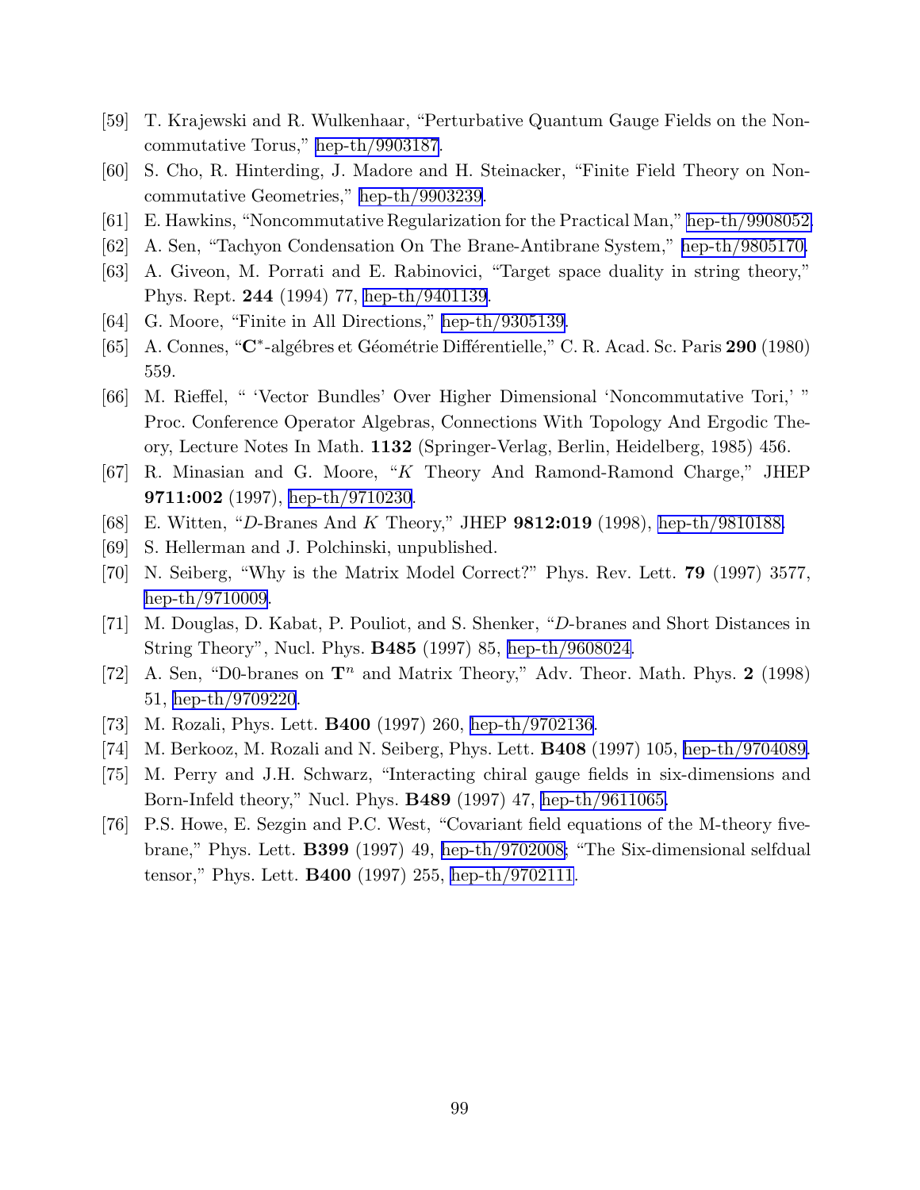[59] T. Krajewski and R. Wulkenhaar, "Perturbative Quantum Gauge Fields on the Noncommutative Torus," hep-th/9903187.

[60] S. Cho, R. Hinterding, J. Madore and H. Steinacker, "Finite Field Theory on Noncommutative Geometries," hep-th/9903239.

[61] E. Hawkins, "Noncommutative Regularization for the Practical Man," hep-th/9908052.

[62] A. Sen, "Tachyon Condensation On The Brane-Antibrane System," hep-th/9805170.

[63] A. Giveon, M. Porrati and E. Rabinovici, "Target space duality in string theory," Phys. Rept. **244** (1994) 77, hep-th/9401139.

[64] G. Moore, "Finite in All Directions," hep-th/9305139.

[65] A. Connes, "$\mathbf{C}^*$-algébres et Géométrie Différentielle," C. R. Acad. Sc. Paris **290** (1980) 559.

[66] M. Rieffel, " 'Vector Bundles' Over Higher Dimensional 'Noncommutative Tori,' " Proc. Conference Operator Algebras, Connections With Topology And Ergodic Theory, Lecture Notes In Math. **1132** (Springer-Verlag, Berlin, Heidelberg, 1985) 456.

[67] R. Minasian and G. Moore, "$K$ Theory And Ramond-Ramond Charge," JHEP **9711:002** (1997), hep-th/9710230.

[68] E. Witten, "$D$-Branes And $K$ Theory," JHEP **9812:019** (1998), hep-th/9810188.

[69] S. Hellerman and J. Polchinski, unpublished.

[70] N. Seiberg, "Why is the Matrix Model Correct?" Phys. Rev. Lett. **79** (1997) 3577, hep-th/9710009.

[71] M. Douglas, D. Kabat, P. Pouliot, and S. Shenker, "$D$-branes and Short Distances in String Theory", Nucl. Phys. **B485** (1997) 85, hep-th/9608024.

[72] A. Sen, "D0-branes on $\mathbf{T}^n$ and Matrix Theory," Adv. Theor. Math. Phys. **2** (1998) 51, hep-th/9709220.

[73] M. Rozali, Phys. Lett. **B400** (1997) 260, hep-th/9702136.

[74] M. Berkooz, M. Rozali and N. Seiberg, Phys. Lett. **B408** (1997) 105, hep-th/9704089.

[75] M. Perry and J.H. Schwarz, "Interacting chiral gauge fields in six-dimensions and Born-Infeld theory," Nucl. Phys. **B489** (1997) 47, hep-th/9611065.

[76] P.S. Howe, E. Sezgin and P.C. West, "Covariant field equations of the M-theory fivebrane," Phys. Lett. **B399** (1997) 49, hep-th/9702008; "The Six-dimensional selfdual tensor," Phys. Lett. **B400** (1997) 255, hep-th/9702111.